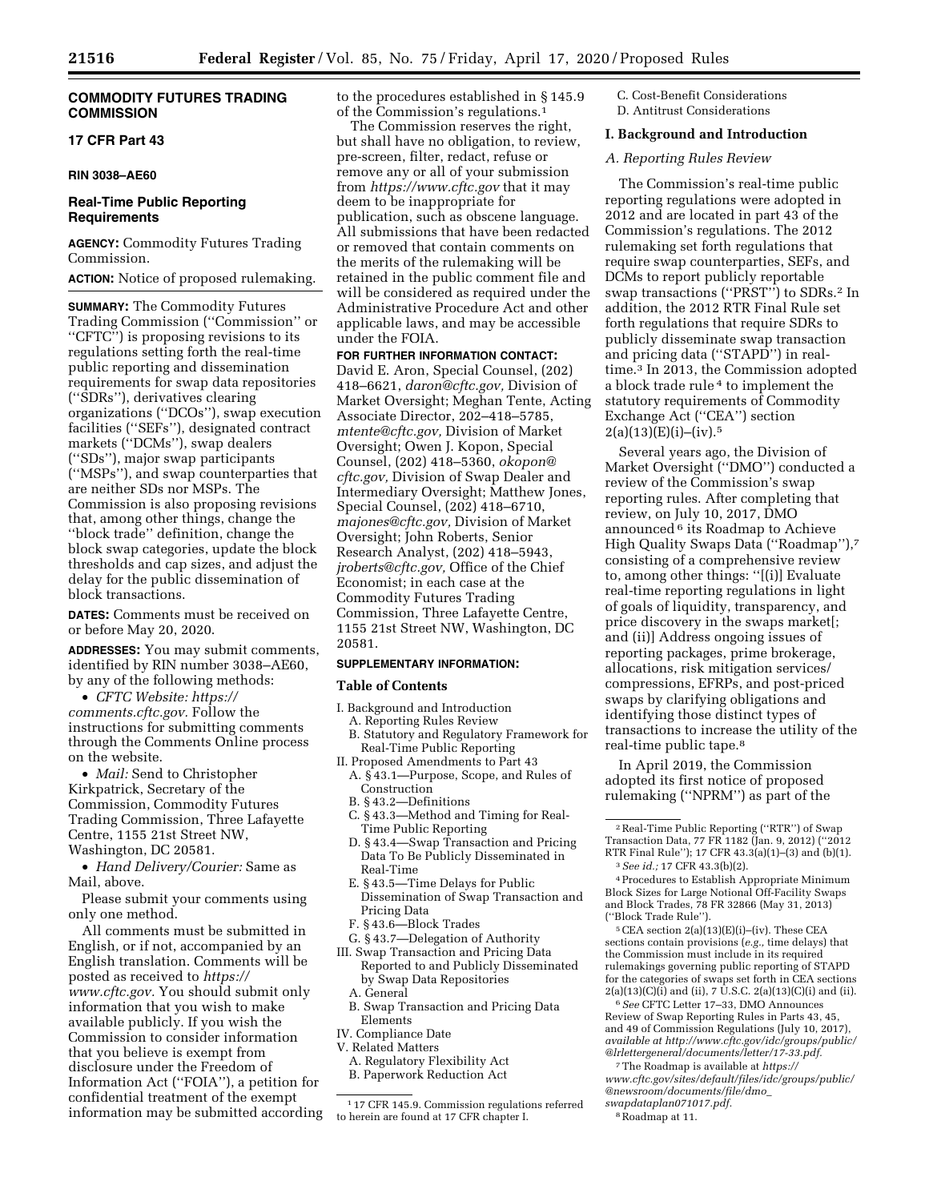**COMMODITY FUTURES TRADING COMMISSION**

**17 CFR Part 43**

**RIN 3038–AE60**

## Real-Time Public Reporting Requirements

**AGENCY:** Commodity Futures Trading Commission.

**ACTION:** Notice of proposed rulemaking.

**SUMMARY:** The Commodity Futures Trading Commission (''Commission'' or ''CFTC'') is proposing revisions to its regulations setting forth the real-time public reporting and dissemination requirements for swap data repositories (''SDRs''), derivatives clearing organizations (''DCOs''), swap execution facilities (''SEFs''), designated contract markets (''DCMs''), swap dealers (''SDs''), major swap participants (''MSPs''), and swap counterparties that are neither SDs nor MSPs. The Commission is also proposing revisions that, among other things, change the ''block trade'' definition, change the block swap categories, update the block thresholds and cap sizes, and adjust the delay for the public dissemination of block transactions.

**DATES:** Comments must be received on or before May 20, 2020.

**ADDRESSES:** You may submit comments, identified by RIN number 3038–AE60, by any of the following methods:

- *CFTC Website: https://comments.cftc.gov.* Follow the instructions for submitting comments through the Comments Online process on the website.
- *Mail:* Send to Christopher Kirkpatrick, Secretary of the Commission, Commodity Futures Trading Commission, Three Lafayette Centre, 1155 21st Street NW, Washington, DC 20581.
- *Hand Delivery/Courier:* Same as Mail, above.

Please submit your comments using only one method.

All comments must be submitted in English, or if not, accompanied by an English translation. Comments will be posted as received to *https://www.cftc.gov.* You should submit only information that you wish to make available publicly. If you wish the Commission to consider information that you believe is exempt from disclosure under the Freedom of Information Act (''FOIA''), a petition for confidential treatment of the exempt information may be submitted according to the procedures established in § 145.9 of the Commission's regulations.[1]

The Commission reserves the right, but shall have no obligation, to review, pre-screen, filter, redact, refuse or remove any or all of your submission from *https://www.cftc.gov* that it may deem to be inappropriate for publication, such as obscene language. All submissions that have been redacted or removed that contain comments on the merits of the rulemaking will be retained in the public comment file and will be considered as required under the Administrative Procedure Act and other applicable laws, and may be accessible under the FOIA.

**FOR FURTHER INFORMATION CONTACT:** David E. Aron, Special Counsel, (202) 418–6621, *daron@cftc.gov,* Division of Market Oversight; Meghan Tente, Acting Associate Director, 202–418–5785, *mtente@cftc.gov,* Division of Market Oversight; Owen J. Kopon, Special Counsel, (202) 418–5360, *okopon@cftc.gov,* Division of Swap Dealer and Intermediary Oversight; Matthew Jones, Special Counsel, (202) 418–6710, *majones@cftc.gov,* Division of Market Oversight; John Roberts, Senior Research Analyst, (202) 418–5943, *jroberts@cftc.gov,* Office of the Chief Economist; in each case at the Commodity Futures Trading Commission, Three Lafayette Centre, 1155 21st Street NW, Washington, DC 20581.

**SUPPLEMENTARY INFORMATION:**

**Table of Contents**

I. Background and Introduction
  A. Reporting Rules Review
  B. Statutory and Regulatory Framework for Real-Time Public Reporting
II. Proposed Amendments to Part 43
  A. § 43.1—Purpose, Scope, and Rules of Construction
  B. § 43.2—Definitions
  C. § 43.3—Method and Timing for Real-Time Public Reporting
  D. § 43.4—Swap Transaction and Pricing Data To Be Publicly Disseminated in Real-Time
  E. § 43.5—Time Delays for Public Dissemination of Swap Transaction and Pricing Data
  F. § 43.6—Block Trades
  G. § 43.7—Delegation of Authority
III. Swap Transaction and Pricing Data Reported to and Publicly Disseminated by Swap Data Repositories
  A. General
  B. Swap Transaction and Pricing Data Elements
IV. Compliance Date
V. Related Matters
  A. Regulatory Flexibility Act
  B. Paperwork Reduction Act
  C. Cost-Benefit Considerations
  D. Antitrust Considerations

## I. Background and Introduction

### A. Reporting Rules Review

The Commission's real-time public reporting regulations were adopted in 2012 and are located in part 43 of the Commission's regulations. The 2012 rulemaking set forth regulations that require swap counterparties, SEFs, and DCMs to report publicly reportable swap transactions (''PRST'') to SDRs.[2] In addition, the 2012 RTR Final Rule set forth regulations that require SDRs to publicly disseminate swap transaction and pricing data (''STAPD'') in real-time.[3] In 2013, the Commission adopted a block trade rule[4] to implement the statutory requirements of Commodity Exchange Act (''CEA'') section 2(a)(13)(E)(i)–(iv).[5]

Several years ago, the Division of Market Oversight (''DMO'') conducted a review of the Commission's swap reporting rules. After completing that review, on July 10, 2017, DMO announced[6] its Roadmap to Achieve High Quality Swaps Data (''Roadmap''),[7] consisting of a comprehensive review to, among other things: ''[(i)] Evaluate real-time reporting regulations in light of goals of liquidity, transparency, and price discovery in the swaps market[; and (ii)] Address ongoing issues of reporting packages, prime brokerage, allocations, risk mitigation services/compressions, EFRPs, and post-priced swaps by clarifying obligations and identifying those distinct types of transactions to increase the utility of the real-time public tape.[8]

In April 2019, the Commission adopted its first notice of proposed rulemaking (''NPRM'') as part of the

---

[1] 17 CFR 145.9. Commission regulations referred to herein are found at 17 CFR chapter I.

[2] Real-Time Public Reporting (''RTR'') of Swap Transaction Data, 77 FR 1182 (Jan. 9, 2012) (''2012 RTR Final Rule''); 17 CFR 43.3(a)(1)–(3) and (b)(1).

[3] *See id.;* 17 CFR 43.3(b)(2).

[4] Procedures to Establish Appropriate Minimum Block Sizes for Large Notional Off-Facility Swaps and Block Trades, 78 FR 32866 (May 31, 2013) (''Block Trade Rule'').

[5] CEA section 2(a)(13)(E)(i)–(iv). These CEA sections contain provisions (*e.g.,* time delays) that the Commission must include in its required rulemakings governing public reporting of STAPD for the categories of swaps set forth in CEA sections 2(a)(13)(C)(i) and (ii), 7 U.S.C. 2(a)(13)(C)(i) and (ii).

[6] *See* CFTC Letter 17–33, DMO Announces Review of Swap Reporting Rules in Parts 43, 45, and 49 of Commission Regulations (July 10, 2017), *available at http://www.cftc.gov/idc/groups/public/@lrlettergeneral/documents/letter/17-33.pdf.*

[7] The Roadmap is available at *https://www.cftc.gov/sites/default/files/idc/groups/public/@newsroom/documents/file/dmo_swapdataplan071017.pdf.*

[8] Roadmap at 11.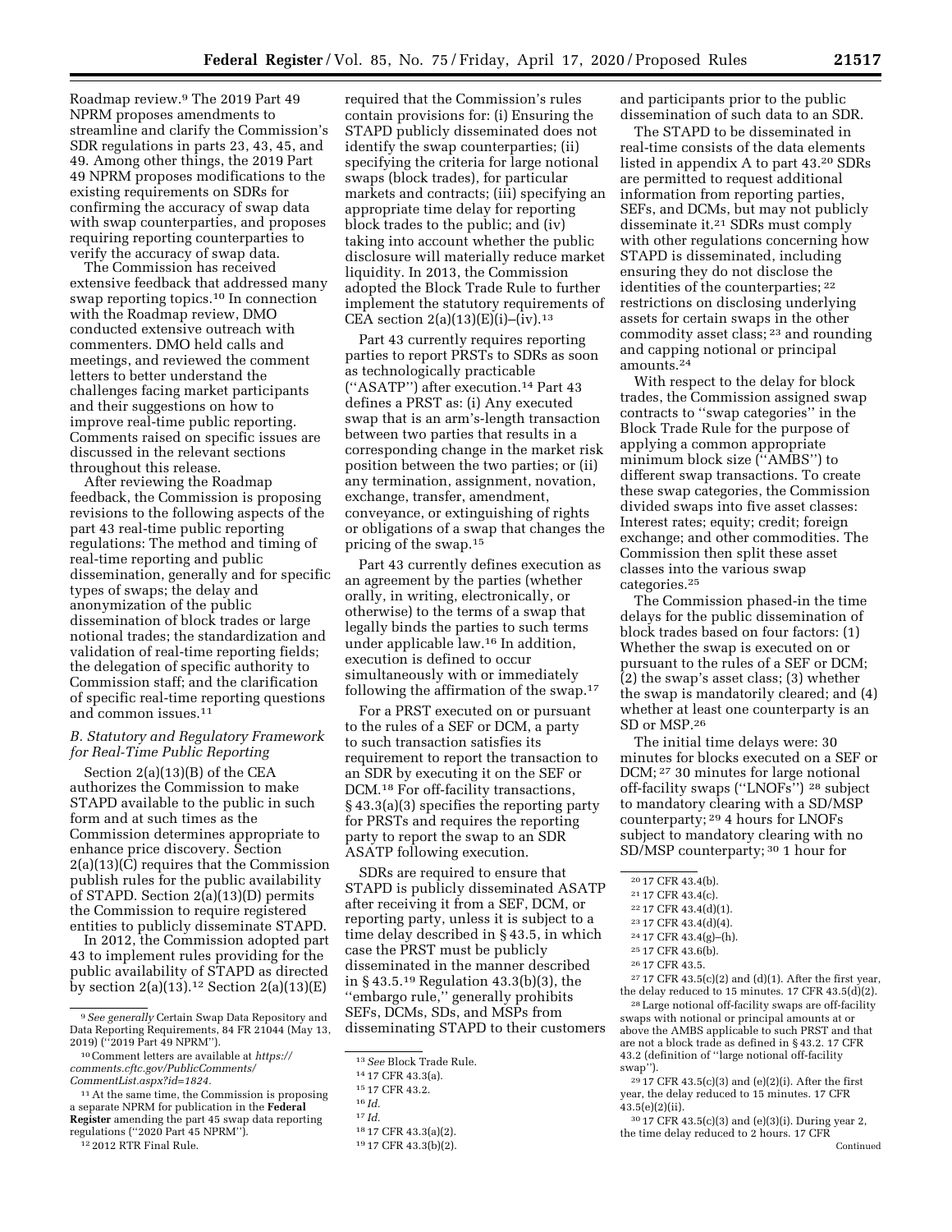Roadmap review.[9] The 2019 Part 49 NPRM proposes amendments to streamline and clarify the Commission's SDR regulations in parts 23, 43, 45, and 49. Among other things, the 2019 Part 49 NPRM proposes modifications to the existing requirements on SDRs for confirming the accuracy of swap data with swap counterparties, and proposes requiring reporting counterparties to verify the accuracy of swap data.

The Commission has received extensive feedback that addressed many swap reporting topics.[10] In connection with the Roadmap review, DMO conducted extensive outreach with commenters. DMO held calls and meetings, and reviewed the comment letters to better understand the challenges facing market participants and their suggestions on how to improve real-time public reporting. Comments raised on specific issues are discussed in the relevant sections throughout this release.

After reviewing the Roadmap feedback, the Commission is proposing revisions to the following aspects of the part 43 real-time public reporting regulations: The method and timing of real-time reporting and public dissemination, generally and for specific types of swaps; the delay and anonymization of the public dissemination of block trades or large notional trades; the standardization and validation of real-time reporting fields; the delegation of specific authority to Commission staff; and the clarification of specific real-time reporting questions and common issues.[11]

### B. Statutory and Regulatory Framework for Real-Time Public Reporting

Section 2(a)(13)(B) of the CEA authorizes the Commission to make STAPD available to the public in such form and at such times as the Commission determines appropriate to enhance price discovery. Section 2(a)(13)(C) requires that the Commission publish rules for the public availability of STAPD. Section 2(a)(13)(D) permits the Commission to require registered entities to publicly disseminate STAPD.

In 2012, the Commission adopted part 43 to implement rules providing for the public availability of STAPD as directed by section 2(a)(13).[12] Section 2(a)(13)(E) required that the Commission's rules contain provisions for: (i) Ensuring the STAPD publicly disseminated does not identify the swap counterparties; (ii) specifying the criteria for large notional swaps (block trades), for particular markets and contracts; (iii) specifying an appropriate time delay for reporting block trades to the public; and (iv) taking into account whether the public disclosure will materially reduce market liquidity. In 2013, the Commission adopted the Block Trade Rule to further implement the statutory requirements of CEA section 2(a)(13)(E)(i)–(iv).[13]

Part 43 currently requires reporting parties to report PRSTs to SDRs as soon as technologically practicable ("ASATP") after execution.[14] Part 43 defines a PRST as: (i) Any executed swap that is an arm's-length transaction between two parties that results in a corresponding change in the market risk position between the two parties; or (ii) any termination, assignment, novation, exchange, transfer, amendment, conveyance, or extinguishing of rights or obligations of a swap that changes the pricing of the swap.[15]

Part 43 currently defines execution as an agreement by the parties (whether orally, in writing, electronically, or otherwise) to the terms of a swap that legally binds the parties to such terms under applicable law.[16] In addition, execution is defined to occur simultaneously with or immediately following the affirmation of the swap.[17]

For a PRST executed on or pursuant to the rules of a SEF or DCM, a party to such transaction satisfies its requirement to report the transaction to an SDR by executing it on the SEF or DCM.[18] For off-facility transactions, § 43.3(a)(3) specifies the reporting party for PRSTs and requires the reporting party to report the swap to an SDR ASATP following execution.

SDRs are required to ensure that STAPD is publicly disseminated ASATP after receiving it from a SEF, DCM, or reporting party, unless it is subject to a time delay described in § 43.5, in which case the PRST must be publicly disseminated in the manner described in § 43.5.[19] Regulation 43.3(b)(3), the "embargo rule," generally prohibits SEFs, DCMs, SDs, and MSPs from disseminating STAPD to their customers and participants prior to the public dissemination of such data to an SDR.

The STAPD to be disseminated in real-time consists of the data elements listed in appendix A to part 43.[20] SDRs are permitted to request additional information from reporting parties, SEFs, and DCMs, but may not publicly disseminate it.[21] SDRs must comply with other regulations concerning how STAPD is disseminated, including ensuring they do not disclose the identities of the counterparties;[22] restrictions on disclosing underlying assets for certain swaps in the other commodity asset class;[23] and rounding and capping notional or principal amounts.[24]

With respect to the delay for block trades, the Commission assigned swap contracts to "swap categories" in the Block Trade Rule for the purpose of applying a common appropriate minimum block size ("AMBS") to different swap transactions. To create these swap categories, the Commission divided swaps into five asset classes: Interest rates; equity; credit; foreign exchange; and other commodities. The Commission then split these asset classes into the various swap categories.[25]

The Commission phased-in the time delays for the public dissemination of block trades based on four factors: (1) Whether the swap is executed on or pursuant to the rules of a SEF or DCM; (2) the swap's asset class; (3) whether the swap is mandatorily cleared; and (4) whether at least one counterparty is an SD or MSP.[26]

The initial time delays were: 30 minutes for blocks executed on a SEF or DCM;[27] 30 minutes for large notional off-facility swaps ("LNOFs")[28] subject to mandatory clearing with a SD/MSP counterparty;[29] 4 hours for LNOFs subject to mandatory clearing with no SD/MSP counterparty;[30] 1 hour for

---

[9] *See generally* Certain Swap Data Repository and Data Reporting Requirements, 84 FR 21044 (May 13, 2019) ("2019 Part 49 NPRM").

[10] Comment letters are available at *https://comments.cftc.gov/PublicComments/CommentList.aspx?id=1824*.

[11] At the same time, the Commission is proposing a separate NPRM for publication in the **Federal Register** amending the part 45 swap data reporting regulations ("2020 Part 45 NPRM").

[12] 2012 RTR Final Rule.

[13] *See* Block Trade Rule.

[14] 17 CFR 43.3(a).

[15] 17 CFR 43.2.

[16] *Id.*

[17] *Id.*

[18] 17 CFR 43.3(a)(2).

[19] 17 CFR 43.3(b)(2).

[20] 17 CFR 43.4(b).

[21] 17 CFR 43.4(c).

[22] 17 CFR 43.4(d)(1).

[23] 17 CFR 43.4(d)(4).

[24] 17 CFR 43.4(g)–(h).

[25] 17 CFR 43.6(b).

[26] 17 CFR 43.5.

[27] 17 CFR 43.5(c)(2) and (d)(1). After the first year, the delay reduced to 15 minutes. 17 CFR 43.5(d)(2).

[28] Large notional off-facility swaps are off-facility swaps with notional or principal amounts at or above the AMBS applicable to such PRST and that are not a block trade as defined in § 43.2. 17 CFR 43.2 (definition of "large notional off-facility swap").

[29] 17 CFR 43.5(c)(3) and (e)(2)(i). After the first year, the delay reduced to 15 minutes. 17 CFR 43.5(e)(2)(ii).

[30] 17 CFR 43.5(c)(3) and (e)(3)(i). During year 2, the time delay reduced to 2 hours. 17 CFR

Continued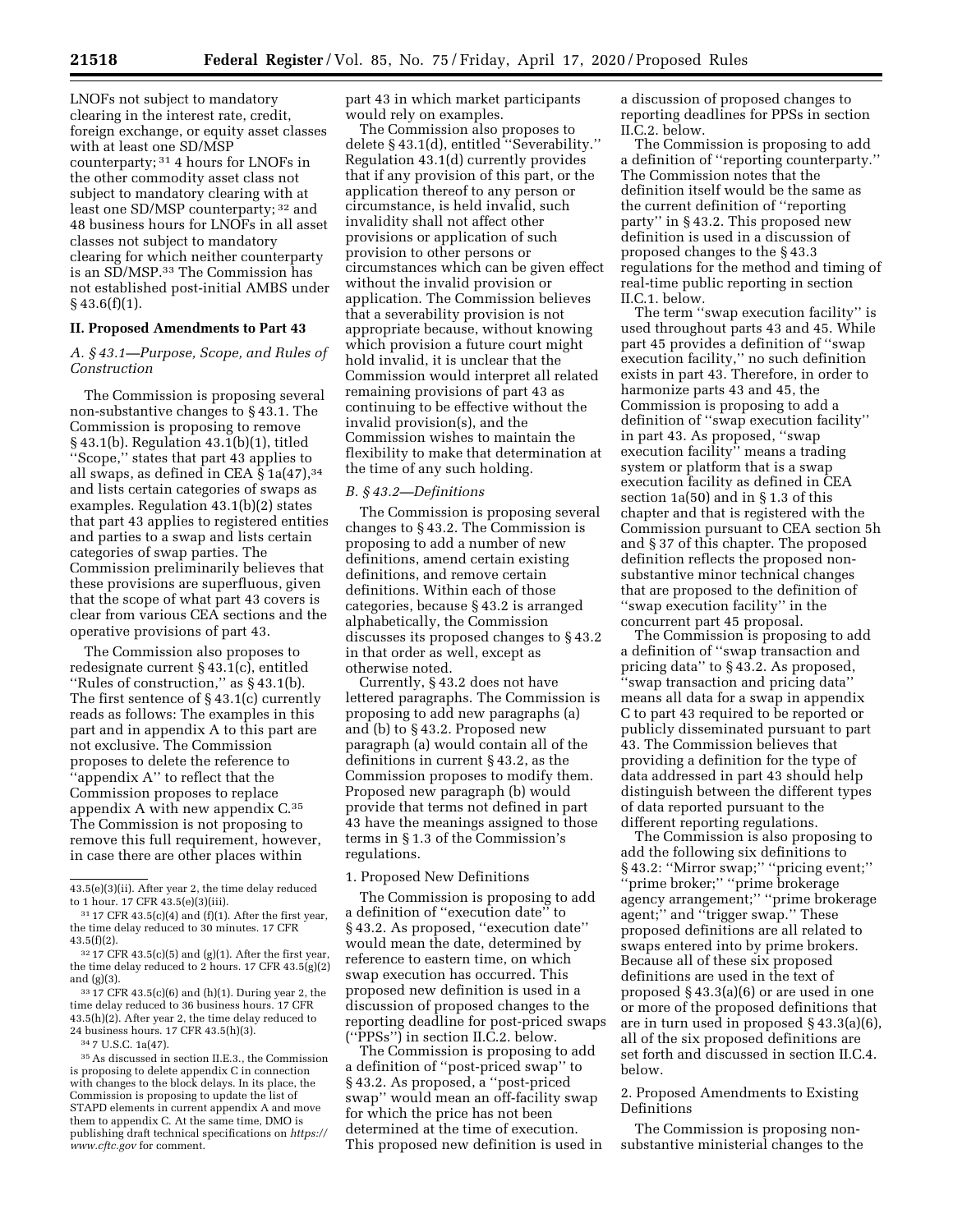LNOFs not subject to mandatory clearing in the interest rate, credit, foreign exchange, or equity asset classes with at least one SD/MSP counterparty; [31] 4 hours for LNOFs in the other commodity asset class not subject to mandatory clearing with at least one SD/MSP counterparty; [32] and 48 business hours for LNOFs in all asset classes not subject to mandatory clearing for which neither counterparty is an SD/MSP.[33] The Commission has not established post-initial AMBS under § 43.6(f)(1).

## II. Proposed Amendments to Part 43

### A. § 43.1—Purpose, Scope, and Rules of Construction

The Commission is proposing several non-substantive changes to § 43.1. The Commission is proposing to remove § 43.1(b). Regulation 43.1(b)(1), titled ''Scope,'' states that part 43 applies to all swaps, as defined in CEA § 1a(47),[34] and lists certain categories of swaps as examples. Regulation 43.1(b)(2) states that part 43 applies to registered entities and parties to a swap and lists certain categories of swap parties. The Commission preliminarily believes that these provisions are superfluous, given that the scope of what part 43 covers is clear from various CEA sections and the operative provisions of part 43.

The Commission also proposes to redesignate current § 43.1(c), entitled ''Rules of construction,'' as § 43.1(b). The first sentence of § 43.1(c) currently reads as follows: The examples in this part and in appendix A to this part are not exclusive. The Commission proposes to delete the reference to ''appendix A'' to reflect that the Commission proposes to replace appendix A with new appendix C.[35] The Commission is not proposing to remove this full requirement, however, in case there are other places within part 43 in which market participants would rely on examples.

The Commission also proposes to delete § 43.1(d), entitled ''Severability.'' Regulation 43.1(d) currently provides that if any provision of this part, or the application thereof to any person or circumstance, is held invalid, such invalidity shall not affect other provisions or application of such provision to other persons or circumstances which can be given effect without the invalid provision or application. The Commission believes that a severability provision is not appropriate because, without knowing which provision a future court might hold invalid, it is unclear that the Commission would interpret all related remaining provisions of part 43 as continuing to be effective without the invalid provision(s), and the Commission wishes to maintain the flexibility to make that determination at the time of any such holding.

### B. § 43.2—Definitions

The Commission is proposing several changes to § 43.2. The Commission is proposing to add a number of new definitions, amend certain existing definitions, and remove certain definitions. Within each of those categories, because § 43.2 is arranged alphabetically, the Commission discusses its proposed changes to § 43.2 in that order as well, except as otherwise noted.

Currently, § 43.2 does not have lettered paragraphs. The Commission is proposing to add new paragraphs (a) and (b) to § 43.2. Proposed new paragraph (a) would contain all of the definitions in current § 43.2, as the Commission proposes to modify them. Proposed new paragraph (b) would provide that terms not defined in part 43 have the meanings assigned to those terms in § 1.3 of the Commission's regulations.

#### 1. Proposed New Definitions

The Commission is proposing to add a definition of ''execution date'' to § 43.2. As proposed, ''execution date'' would mean the date, determined by reference to eastern time, on which swap execution has occurred. This proposed new definition is used in a discussion of proposed changes to the reporting deadline for post-priced swaps (''PPSs'') in section II.C.2. below.

The Commission is proposing to add a definition of ''post-priced swap'' to § 43.2. As proposed, a ''post-priced swap'' would mean an off-facility swap for which the price has not been determined at the time of execution. This proposed new definition is used in a discussion of proposed changes to reporting deadlines for PPSs in section II.C.2. below.

The Commission is proposing to add a definition of ''reporting counterparty.'' The Commission notes that the definition itself would be the same as the current definition of ''reporting party'' in § 43.2. This proposed new definition is used in a discussion of proposed changes to the § 43.3 regulations for the method and timing of real-time public reporting in section II.C.1. below.

The term ''swap execution facility'' is used throughout parts 43 and 45. While part 45 provides a definition of ''swap execution facility,'' no such definition exists in part 43. Therefore, in order to harmonize parts 43 and 45, the Commission is proposing to add a definition of ''swap execution facility'' in part 43. As proposed, ''swap execution facility'' means a trading system or platform that is a swap execution facility as defined in CEA section 1a(50) and in § 1.3 of this chapter and that is registered with the Commission pursuant to CEA section 5h and § 37 of this chapter. The proposed definition reflects the proposed non-substantive minor technical changes that are proposed to the definition of ''swap execution facility'' in the concurrent part 45 proposal.

The Commission is proposing to add a definition of ''swap transaction and pricing data'' to § 43.2. As proposed, ''swap transaction and pricing data'' means all data for a swap in appendix C to part 43 required to be reported or publicly disseminated pursuant to part 43. The Commission believes that providing a definition for the type of data addressed in part 43 should help distinguish between the different types of data reported pursuant to the different reporting regulations.

The Commission is also proposing to add the following six definitions to § 43.2: ''Mirror swap;'' ''pricing event;'' ''prime broker;'' ''prime brokerage agency arrangement;'' ''prime brokerage agent;'' and ''trigger swap.'' These proposed definitions are all related to swaps entered into by prime brokers. Because all of these six proposed definitions are used in the text of proposed § 43.3(a)(6) or are used in one or more of the proposed definitions that are in turn used in proposed § 43.3(a)(6), all of the six proposed definitions are set forth and discussed in section II.C.4. below.

#### 2. Proposed Amendments to Existing Definitions

The Commission is proposing non-substantive ministerial changes to the

---

43.5(e)(3)(ii). After year 2, the time delay reduced to 1 hour. 17 CFR 43.5(e)(3)(iii).

[31] 17 CFR 43.5(c)(4) and (f)(1). After the first year, the time delay reduced to 30 minutes. 17 CFR 43.5(f)(2).

[32] 17 CFR 43.5(c)(5) and (g)(1). After the first year, the time delay reduced to 2 hours. 17 CFR 43.5(g)(2) and (g)(3).

[33] 17 CFR 43.5(c)(6) and (h)(1). During year 2, the time delay reduced to 36 business hours. 17 CFR 43.5(h)(2). After year 2, the time delay reduced to 24 business hours. 17 CFR 43.5(h)(3).

[34] 7 U.S.C. 1a(47).

[35] As discussed in section II.E.3., the Commission is proposing to delete appendix C in connection with changes to the block delays. In its place, the Commission is proposing to update the list of STAPD elements in current appendix A and move them to appendix C. At the same time, DMO is publishing draft technical specifications on *https://www.cftc.gov* for comment.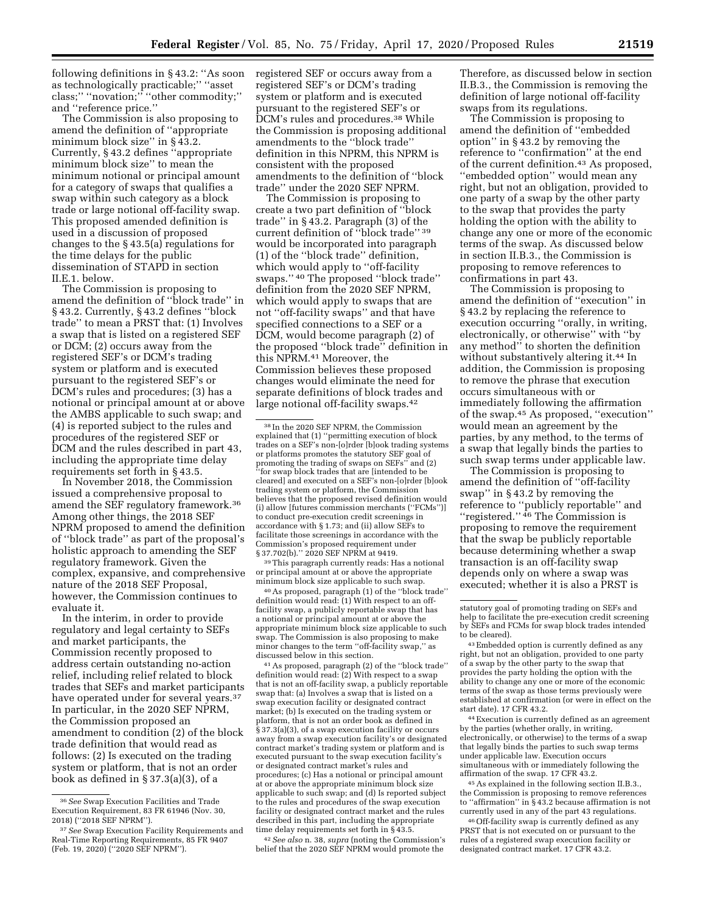following definitions in § 43.2: ''As soon as technologically practicable;'' ''asset class;'' ''novation;'' ''other commodity;'' and ''reference price.''

The Commission is also proposing to amend the definition of ''appropriate minimum block size'' in § 43.2. Currently, § 43.2 defines ''appropriate minimum block size'' to mean the minimum notional or principal amount for a category of swaps that qualifies a swap within such category as a block trade or large notional off-facility swap. This proposed amended definition is used in a discussion of proposed changes to the § 43.5(a) regulations for the time delays for the public dissemination of STAPD in section II.E.1. below.

The Commission is proposing to amend the definition of ''block trade'' in § 43.2. Currently, § 43.2 defines ''block trade'' to mean a PRST that: (1) Involves a swap that is listed on a registered SEF or DCM; (2) occurs away from the registered SEF's or DCM's trading system or platform and is executed pursuant to the registered SEF's or DCM's rules and procedures; (3) has a notional or principal amount at or above the AMBS applicable to such swap; and (4) is reported subject to the rules and procedures of the registered SEF or DCM and the rules described in part 43, including the appropriate time delay requirements set forth in § 43.5.

In November 2018, the Commission issued a comprehensive proposal to amend the SEF regulatory framework.[36] Among other things, the 2018 SEF NPRM proposed to amend the definition of ''block trade'' as part of the proposal's holistic approach to amending the SEF regulatory framework. Given the complex, expansive, and comprehensive nature of the 2018 SEF Proposal, however, the Commission continues to evaluate it.

In the interim, in order to provide regulatory and legal certainty to SEFs and market participants, the Commission recently proposed to address certain outstanding no-action relief, including relief related to block trades that SEFs and market participants have operated under for several years.[37] In particular, in the 2020 SEF NPRM, the Commission proposed an amendment to condition (2) of the block trade definition that would read as follows: (2) Is executed on the trading system or platform, that is not an order book as defined in § 37.3(a)(3), of a registered SEF or occurs away from a registered SEF's or DCM's trading system or platform and is executed pursuant to the registered SEF's or DCM's rules and procedures.[38] While the Commission is proposing additional amendments to the ''block trade'' definition in this NPRM, this NPRM is consistent with the proposed amendments to the definition of ''block trade'' under the 2020 SEF NPRM.

The Commission is proposing to create a two part definition of ''block trade'' in § 43.2. Paragraph (3) of the current definition of ''block trade'' [39] would be incorporated into paragraph (1) of the ''block trade'' definition, which would apply to ''off-facility swaps.'' [40] The proposed ''block trade'' definition from the 2020 SEF NPRM, which would apply to swaps that are not ''off-facility swaps'' and that have specified connections to a SEF or a DCM, would become paragraph (2) of the proposed ''block trade'' definition in this NPRM.[41] Moreover, the Commission believes these proposed changes would eliminate the need for separate definitions of block trades and large notional off-facility swaps.[42] Therefore, as discussed below in section II.B.3., the Commission is removing the definition of large notional off-facility swaps from its regulations.

The Commission is proposing to amend the definition of ''embedded option'' in § 43.2 by removing the reference to ''confirmation'' at the end of the current definition.[43] As proposed, ''embedded option'' would mean any right, but not an obligation, provided to one party of a swap by the other party to the swap that provides the party holding the option with the ability to change any one or more of the economic terms of the swap. As discussed below in section II.B.3., the Commission is proposing to remove references to confirmations in part 43.

The Commission is proposing to amend the definition of ''execution'' in § 43.2 by replacing the reference to execution occurring ''orally, in writing, electronically, or otherwise'' with ''by any method'' to shorten the definition without substantively altering it.[44] In addition, the Commission is proposing to remove the phrase that execution occurs simultaneous with or immediately following the affirmation of the swap.[45] As proposed, ''execution'' would mean an agreement by the parties, by any method, to the terms of a swap that legally binds the parties to such swap terms under applicable law.

The Commission is proposing to amend the definition of ''off-facility swap'' in § 43.2 by removing the reference to ''publicly reportable'' and ''registered.'' [46] The Commission is proposing to remove the requirement that the swap be publicly reportable because determining whether a swap transaction is an off-facility swap depends only on where a swap was executed; whether it is also a PRST is

---

[36] *See* Swap Execution Facilities and Trade Execution Requirement, 83 FR 61946 (Nov. 30, 2018) (''2018 SEF NPRM'').

[37] *See* Swap Execution Facility Requirements and Real-Time Reporting Requirements, 85 FR 9407 (Feb. 19, 2020) (''2020 SEF NPRM'').

[38] In the 2020 SEF NPRM, the Commission explained that (1) ''permitting execution of block trades on a SEF's non-[o]rder [b]ook trading systems or platforms promotes the statutory SEF goal of promoting the trading of swaps on SEFs'' and (2) ''for swap block trades that are [intended to be cleared] and executed on a SEF's non-[o]rder [b]ook trading system or platform, the Commission believes that the proposed revised definition would (i) allow [futures commission merchants (''FCMs'')] to conduct pre-execution credit screenings in accordance with § 1.73; and (ii) allow SEFs to facilitate those screenings in accordance with the Commission's proposed requirement under § 37.702(b).'' 2020 SEF NPRM at 9419.

[39] This paragraph currently reads: Has a notional or principal amount at or above the appropriate minimum block size applicable to such swap.

[40] As proposed, paragraph (1) of the ''block trade'' definition would read: (1) With respect to an off-facility swap, a publicly reportable swap that has a notional or principal amount at or above the appropriate minimum block size applicable to such swap. The Commission is also proposing to make minor changes to the term ''off-facility swap,'' as discussed below in this section.

[41] As proposed, paragraph (2) of the ''block trade'' definition would read: (2) With respect to a swap that is not an off-facility swap, a publicly reportable swap that: (a) Involves a swap that is listed on a swap execution facility or designated contract market; (b) Is executed on the trading system or platform, that is not an order book as defined in § 37.3(a)(3), of a swap execution facility or occurs away from a swap execution facility's or designated contract market's trading system or platform and is executed pursuant to the swap execution facility's or designated contract market's rules and procedures; (c) Has a notional or principal amount at or above the appropriate minimum block size applicable to such swap; and (d) Is reported subject to the rules and procedures of the swap execution facility or designated contract market and the rules described in this part, including the appropriate time delay requirements set forth in § 43.5.

[42] *See also* n. 38, *supra* (noting the Commission's belief that the 2020 SEF NPRM would promote the statutory goal of promoting trading on SEFs and help to facilitate the pre-execution credit screening by SEFs and FCMs for swap block trades intended to be cleared).

[43] Embedded option is currently defined as any right, but not an obligation, provided to one party of a swap by the other party to the swap that provides the party holding the option with the ability to change any one or more of the economic terms of the swap as those terms previously were established at confirmation (or were in effect on the start date). 17 CFR 43.2.

[44] Execution is currently defined as an agreement by the parties (whether orally, in writing, electronically, or otherwise) to the terms of a swap that legally binds the parties to such swap terms under applicable law. Execution occurs simultaneous with or immediately following the affirmation of the swap. 17 CFR 43.2.

[45] As explained in the following section II.B.3., the Commission is proposing to remove references to ''affirmation'' in § 43.2 because affirmation is not currently used in any of the part 43 regulations.

[46] Off-facility swap is currently defined as any PRST that is not executed on or pursuant to the rules of a registered swap execution facility or designated contract market. 17 CFR 43.2.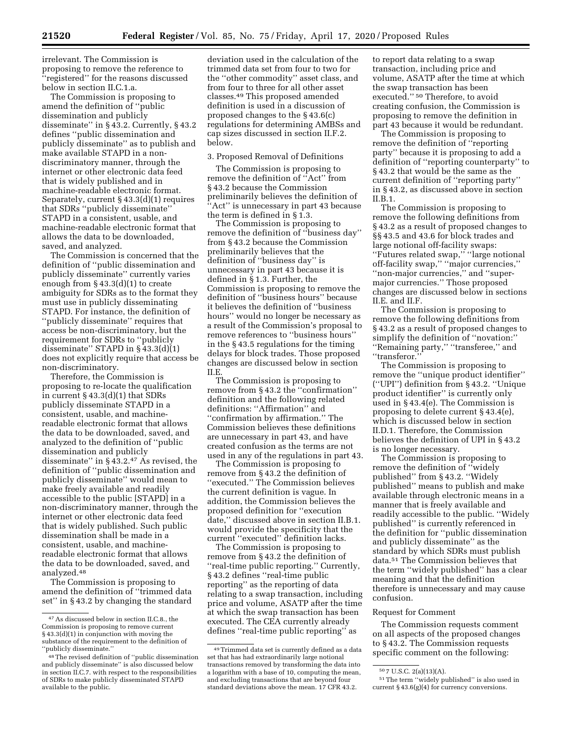irrelevant. The Commission is proposing to remove the reference to "registered" for the reasons discussed below in section II.C.1.a.

The Commission is proposing to amend the definition of "public dissemination and publicly disseminate" in § 43.2. Currently, § 43.2 defines "public dissemination and publicly disseminate" as to publish and make available STAPD in a non-discriminatory manner, through the internet or other electronic data feed that is widely published and in machine-readable electronic format. Separately, current § 43.3(d)(1) requires that SDRs "publicly disseminate" STAPD in a consistent, usable, and machine-readable electronic format that allows the data to be downloaded, saved, and analyzed.

The Commission is concerned that the definition of "public dissemination and publicly disseminate" currently varies enough from § 43.3(d)(1) to create ambiguity for SDRs as to the format they must use in publicly disseminating STAPD. For instance, the definition of "publicly disseminate" requires that access be non-discriminatory, but the requirement for SDRs to "publicly disseminate" STAPD in § 43.3(d)(1) does not explicitly require that access be non-discriminatory.

Therefore, the Commission is proposing to re-locate the qualification in current § 43.3(d)(1) that SDRs publicly disseminate STAPD in a consistent, usable, and machine-readable electronic format that allows the data to be downloaded, saved, and analyzed to the definition of "public dissemination and publicly disseminate" in § 43.2.[47] As revised, the definition of "public dissemination and publicly disseminate" would mean to make freely available and readily accessible to the public [STAPD] in a non-discriminatory manner, through the internet or other electronic data feed that is widely published. Such public dissemination shall be made in a consistent, usable, and machine-readable electronic format that allows the data to be downloaded, saved, and analyzed.[48]

The Commission is proposing to amend the definition of "trimmed data set" in § 43.2 by changing the standard deviation used in the calculation of the trimmed data set from four to two for the "other commodity" asset class, and from four to three for all other asset classes.[49] This proposed amended definition is used in a discussion of proposed changes to the § 43.6(c) regulations for determining AMBSs and cap sizes discussed in section II.F.2. below.

3. Proposed Removal of Definitions

The Commission is proposing to remove the definition of "Act" from § 43.2 because the Commission preliminarily believes the definition of "Act" is unnecessary in part 43 because the term is defined in § 1.3.

The Commission is proposing to remove the definition of "business day" from § 43.2 because the Commission preliminarily believes that the definition of "business day" is unnecessary in part 43 because it is defined in § 1.3. Further, the Commission is proposing to remove the definition of "business hours" because it believes the definition of "business hours" would no longer be necessary as a result of the Commission's proposal to remove references to "business hours" in the § 43.5 regulations for the timing delays for block trades. Those proposed changes are discussed below in section II.E.

The Commission is proposing to remove from § 43.2 the "confirmation" definition and the following related definitions: "Affirmation" and "confirmation by affirmation." The Commission believes these definitions are unnecessary in part 43, and have created confusion as the terms are not used in any of the regulations in part 43.

The Commission is proposing to remove from § 43.2 the definition of "executed." The Commission believes the current definition is vague. In addition, the Commission believes the proposed definition for "execution date," discussed above in section II.B.1. would provide the specificity that the current "executed" definition lacks.

The Commission is proposing to remove from § 43.2 the definition of "real-time public reporting." Currently, § 43.2 defines "real-time public reporting" as the reporting of data relating to a swap transaction, including price and volume, ASATP after the time at which the swap transaction has been executed. The CEA currently already defines "real-time public reporting" as to report data relating to a swap transaction, including price and volume, ASATP after the time at which the swap transaction has been executed."[50] Therefore, to avoid creating confusion, the Commission is proposing to remove the definition in part 43 because it would be redundant.

The Commission is proposing to remove the definition of "reporting party" because it is proposing to add a definition of "reporting counterparty" to § 43.2 that would be the same as the current definition of "reporting party" in § 43.2, as discussed above in section II.B.1.

The Commission is proposing to remove the following definitions from § 43.2 as a result of proposed changes to §§ 43.5 and 43.6 for block trades and large notional off-facility swaps: "Futures related swap," "large notional off-facility swap," "major currencies," "non-major currencies," and "super-major currencies." Those proposed changes are discussed below in sections II.E. and II.F.

The Commission is proposing to remove the following definitions from § 43.2 as a result of proposed changes to simplify the definition of "novation:" "Remaining party," "transferee," and "transferor."

The Commission is proposing to remove the "unique product identifier" ("UPI") definition from § 43.2. "Unique product identifier" is currently only used in § 43.4(e). The Commission is proposing to delete current § 43.4(e), which is discussed below in section II.D.1. Therefore, the Commission believes the definition of UPI in § 43.2 is no longer necessary.

The Commission is proposing to remove the definition of "widely published" from § 43.2. "Widely published" means to publish and make available through electronic means in a manner that is freely available and readily accessible to the public. "Widely published" is currently referenced in the definition for "public dissemination and publicly disseminate" as the standard by which SDRs must publish data.[51] The Commission believes that the term "widely published" has a clear meaning and that the definition therefore is unnecessary and may cause confusion.

Request for Comment

The Commission requests comment on all aspects of the proposed changes to § 43.2. The Commission requests specific comment on the following:

---

[47] As discussed below in section II.C.8., the Commission is proposing to remove current § 43.3(d)(1) in conjunction with moving the substance of the requirement to the definition of "publicly disseminate."

[48] The revised definition of "public dissemination and publicly disseminate" is also discussed below in section II.C.7. with respect to the responsibilities of SDRs to make publicly disseminated STAPD available to the public.

[49] Trimmed data set is currently defined as a data set that has had extraordinarily large notional transactions removed by transforming the data into a logarithm with a base of 10, computing the mean, and excluding transactions that are beyond four standard deviations above the mean. 17 CFR 43.2.

[50] 7 U.S.C. 2(a)(13)(A).

[51] The term "widely published" is also used in current § 43.6(g)(4) for currency conversions.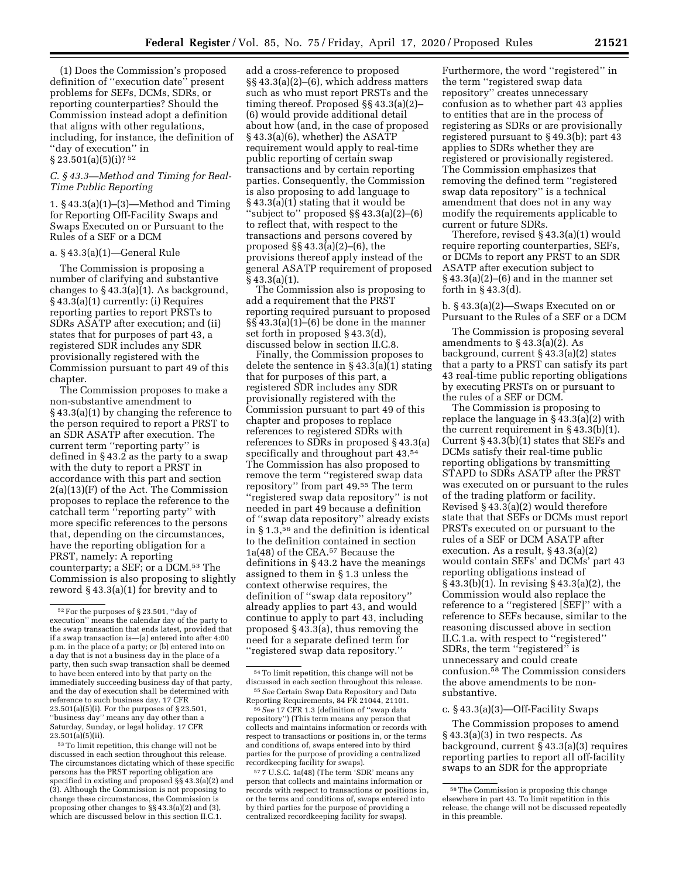(1) Does the Commission's proposed definition of ''execution date'' present problems for SEFs, DCMs, SDRs, or reporting counterparties? Should the Commission instead adopt a definition that aligns with other regulations, including, for instance, the definition of ''day of execution'' in § 23.501(a)(5)(i)? [52]

### *C. § 43.3—Method and Timing for Real-Time Public Reporting*

1. § 43.3(a)(1)–(3)—Method and Timing for Reporting Off-Facility Swaps and Swaps Executed on or Pursuant to the Rules of a SEF or a DCM

a. § 43.3(a)(1)—General Rule

The Commission is proposing a number of clarifying and substantive changes to § 43.3(a)(1). As background, § 43.3(a)(1) currently: (i) Requires reporting parties to report PRSTs to SDRs ASATP after execution; and (ii) states that for purposes of part 43, a registered SDR includes any SDR provisionally registered with the Commission pursuant to part 49 of this chapter.

The Commission proposes to make a non-substantive amendment to § 43.3(a)(1) by changing the reference to the person required to report a PRST to an SDR ASATP after execution. The current term ''reporting party'' is defined in § 43.2 as the party to a swap with the duty to report a PRST in accordance with this part and section 2(a)(13)(F) of the Act. The Commission proposes to replace the reference to the catchall term ''reporting party'' with more specific references to the persons that, depending on the circumstances, have the reporting obligation for a PRST, namely: A reporting counterparty; a SEF; or a DCM.[53] The Commission is also proposing to slightly reword § 43.3(a)(1) for brevity and to add a cross-reference to proposed §§ 43.3(a)(2)–(6), which address matters such as who must report PRSTs and the timing thereof. Proposed §§ 43.3(a)(2)–(6) would provide additional detail about how (and, in the case of proposed § 43.3(a)(6), whether) the ASATP requirement would apply to real-time public reporting of certain swap transactions and by certain reporting parties. Consequently, the Commission is also proposing to add language to § 43.3(a)(1) stating that it would be ''subject to'' proposed §§ 43.3(a)(2)–(6) to reflect that, with respect to the transactions and persons covered by proposed §§ 43.3(a)(2)–(6), the provisions thereof apply instead of the general ASATP requirement of proposed § 43.3(a)(1).

The Commission also is proposing to add a requirement that the PRST reporting required pursuant to proposed §§ 43.3(a)(1)–(6) be done in the manner set forth in proposed § 43.3(d), discussed below in section II.C.8.

Finally, the Commission proposes to delete the sentence in § 43.3(a)(1) stating that for purposes of this part, a registered SDR includes any SDR provisionally registered with the Commission pursuant to part 49 of this chapter and proposes to replace references to registered SDRs with references to SDRs in proposed § 43.3(a) specifically and throughout part 43.[54] The Commission has also proposed to remove the term ''registered swap data repository'' from part 49.[55] The term ''registered swap data repository'' is not needed in part 49 because a definition of ''swap data repository'' already exists in § 1.3,[56] and the definition is identical to the definition contained in section 1a(48) of the CEA.[57] Because the definitions in § 43.2 have the meanings assigned to them in § 1.3 unless the context otherwise requires, the definition of ''swap data repository'' already applies to part 43, and would continue to apply to part 43, including proposed § 43.3(a), thus removing the need for a separate defined term for ''registered swap data repository.''

Furthermore, the word ''registered'' in the term ''registered swap data repository'' creates unnecessary confusion as to whether part 43 applies to entities that are in the process of registering as SDRs or are provisionally registered pursuant to § 49.3(b); part 43 applies to SDRs whether they are registered or provisionally registered. The Commission emphasizes that removing the defined term ''registered swap data repository'' is a technical amendment that does not in any way modify the requirements applicable to current or future SDRs.

Therefore, revised § 43.3(a)(1) would require reporting counterparties, SEFs, or DCMs to report any PRST to an SDR ASATP after execution subject to § 43.3(a)(2)–(6) and in the manner set forth in § 43.3(d).

b. § 43.3(a)(2)—Swaps Executed on or Pursuant to the Rules of a SEF or a DCM

The Commission is proposing several amendments to § 43.3(a)(2). As background, current § 43.3(a)(2) states that a party to a PRST can satisfy its part 43 real-time public reporting obligations by executing PRSTs on or pursuant to the rules of a SEF or DCM.

The Commission is proposing to replace the language in § 43.3(a)(2) with the current requirement in § 43.3(b)(1). Current § 43.3(b)(1) states that SEFs and DCMs satisfy their real-time public reporting obligations by transmitting STAPD to SDRs ASATP after the PRST was executed on or pursuant to the rules of the trading platform or facility. Revised § 43.3(a)(2) would therefore state that that SEFs or DCMs must report PRSTs executed on or pursuant to the rules of a SEF or DCM ASATP after execution. As a result, § 43.3(a)(2) would contain SEFs' and DCMs' part 43 reporting obligations instead of § 43.3(b)(1). In revising § 43.3(a)(2), the Commission would also replace the reference to a ''registered [SEF]'' with a reference to SEFs because, similar to the reasoning discussed above in section II.C.1.a. with respect to ''registered'' SDRs, the term ''registered'' is unnecessary and could create confusion.[58] The Commission considers the above amendments to be non-substantive.

c. § 43.3(a)(3)—Off-Facility Swaps

The Commission proposes to amend § 43.3(a)(3) in two respects. As background, current § 43.3(a)(3) requires reporting parties to report all off-facility swaps to an SDR for the appropriate

---

[52] For the purposes of § 23.501, ''day of execution'' means the calendar day of the party to the swap transaction that ends latest, provided that if a swap transaction is—(a) entered into after 4:00 p.m. in the place of a party; or (b) entered into on a day that is not a business day in the place of a party, then such swap transaction shall be deemed to have been entered into by that party on the immediately succeeding business day of that party, and the day of execution shall be determined with reference to such business day. 17 CFR 23.501(a)(5)(i). For the purposes of § 23.501, ''business day'' means any day other than a Saturday, Sunday, or legal holiday. 17 CFR 23.501(a)(5)(ii).

[53] To limit repetition, this change will not be discussed in each section throughout this release. The circumstances dictating which of these specific persons has the PRST reporting obligation are specified in existing and proposed §§ 43.3(a)(2) and (3). Although the Commission is not proposing to change these circumstances, the Commission is proposing other changes to §§ 43.3(a)(2) and (3), which are discussed below in this section II.C.1.

[54] To limit repetition, this change will not be discussed in each section throughout this release.

[55] *See* Certain Swap Data Repository and Data Reporting Requirements, 84 FR 21044, 21101.

[56] *See* 17 CFR 1.3 (definition of ''swap data repository'') (This term means any person that collects and maintains information or records with respect to transactions or positions in, or the terms and conditions of, swaps entered into by third parties for the purpose of providing a centralized recordkeeping facility for swaps).

[57] 7 U.S.C. 1a(48) (The term 'SDR' means any person that collects and maintains information or records with respect to transactions or positions in, or the terms and conditions of, swaps entered into by third parties for the purpose of providing a centralized recordkeeping facility for swaps).

[58] The Commission is proposing this change elsewhere in part 43. To limit repetition in this release, the change will not be discussed repeatedly in this preamble.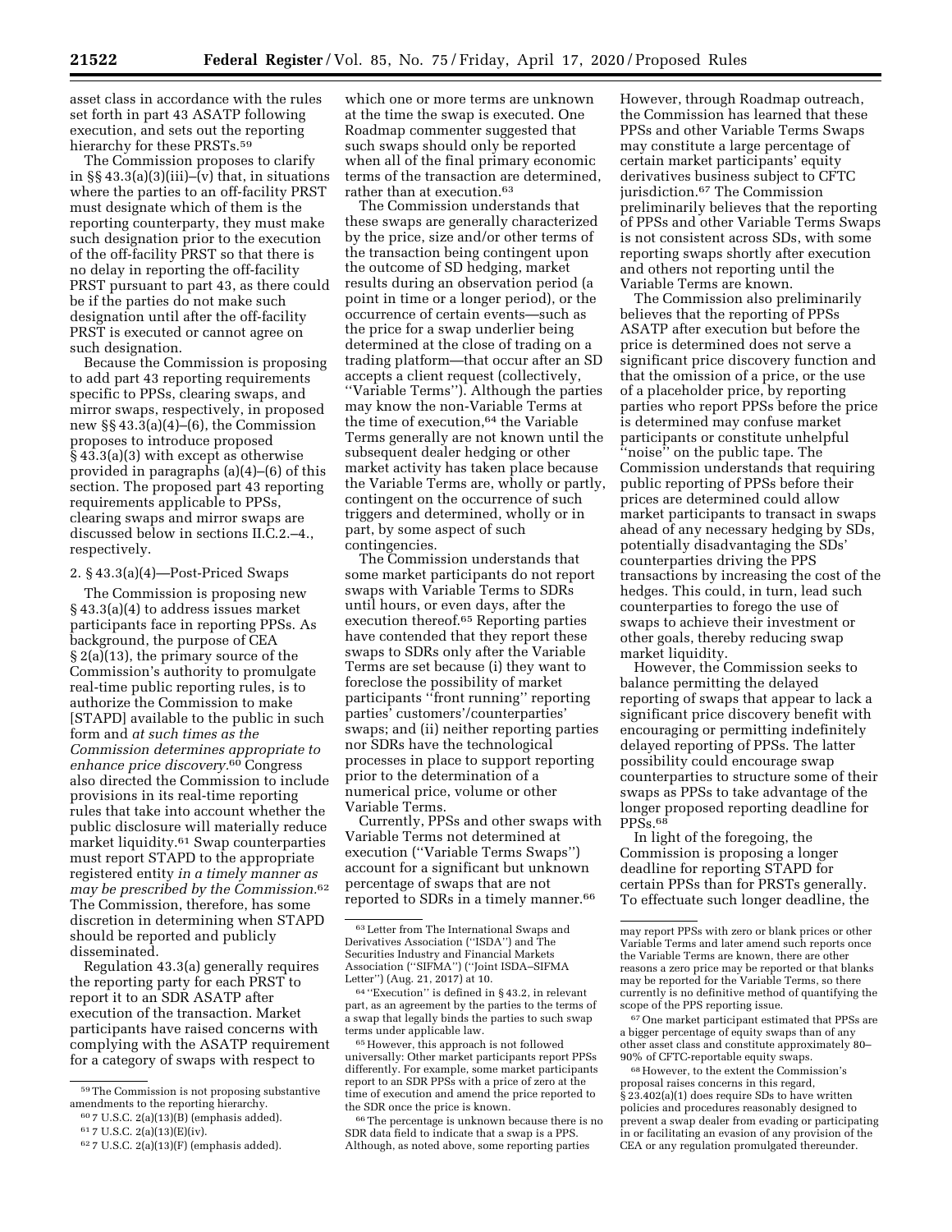asset class in accordance with the rules set forth in part 43 ASATP following execution, and sets out the reporting hierarchy for these PRSTs.[59]

The Commission proposes to clarify in §§ 43.3(a)(3)(iii)–(v) that, in situations where the parties to an off-facility PRST must designate which of them is the reporting counterparty, they must make such designation prior to the execution of the off-facility PRST so that there is no delay in reporting the off-facility PRST pursuant to part 43, as there could be if the parties do not make such designation until after the off-facility PRST is executed or cannot agree on such designation.

Because the Commission is proposing to add part 43 reporting requirements specific to PPSs, clearing swaps, and mirror swaps, respectively, in proposed new §§ 43.3(a)(4)–(6), the Commission proposes to introduce proposed § 43.3(a)(3) with except as otherwise provided in paragraphs (a)(4)–(6) of this section. The proposed part 43 reporting requirements applicable to PPSs, clearing swaps and mirror swaps are discussed below in sections II.C.2.–4., respectively.

### 2. § 43.3(a)(4)—Post-Priced Swaps

The Commission is proposing new § 43.3(a)(4) to address issues market participants face in reporting PPSs. As background, the purpose of CEA § 2(a)(13), the primary source of the Commission's authority to promulgate real-time public reporting rules, is to authorize the Commission to make [STAPD] available to the public in such form and *at such times as the Commission determines appropriate to enhance price discovery.*[60] Congress also directed the Commission to include provisions in its real-time reporting rules that take into account whether the public disclosure will materially reduce market liquidity.[61] Swap counterparties must report STAPD to the appropriate registered entity *in a timely manner as may be prescribed by the Commission.*[62] The Commission, therefore, has some discretion in determining when STAPD should be reported and publicly disseminated.

Regulation 43.3(a) generally requires the reporting party for each PRST to report it to an SDR ASATP after execution of the transaction. Market participants have raised concerns with complying with the ASATP requirement for a category of swaps with respect to which one or more terms are unknown at the time the swap is executed. One Roadmap commenter suggested that such swaps should only be reported when all of the final primary economic terms of the transaction are determined, rather than at execution.[63]

The Commission understands that these swaps are generally characterized by the price, size and/or other terms of the transaction being contingent upon the outcome of SD hedging, market results during an observation period (a point in time or a longer period), or the occurrence of certain events—such as the price for a swap underlier being determined at the close of trading on a trading platform—that occur after an SD accepts a client request (collectively, "Variable Terms"). Although the parties may know the non-Variable Terms at the time of execution,[64] the Variable Terms generally are not known until the subsequent dealer hedging or other market activity has taken place because the Variable Terms are, wholly or partly, contingent on the occurrence of such triggers and determined, wholly or in part, by some aspect of such contingencies.

The Commission understands that some market participants do not report swaps with Variable Terms to SDRs until hours, or even days, after the execution thereof.[65] Reporting parties have contended that they report these swaps to SDRs only after the Variable Terms are set because (i) they want to foreclose the possibility of market participants "front running" reporting parties' customers'/counterparties' swaps; and (ii) neither reporting parties nor SDRs have the technological processes in place to support reporting prior to the determination of a numerical price, volume or other Variable Terms.

Currently, PPSs and other swaps with Variable Terms not determined at execution ("Variable Terms Swaps") account for a significant but unknown percentage of swaps that are not reported to SDRs in a timely manner.[66] However, through Roadmap outreach, the Commission has learned that these PPSs and other Variable Terms Swaps may constitute a large percentage of certain market participants' equity derivatives business subject to CFTC jurisdiction.[67] The Commission preliminarily believes that the reporting of PPSs and other Variable Terms Swaps is not consistent across SDs, with some reporting swaps shortly after execution and others not reporting until the Variable Terms are known.

The Commission also preliminarily believes that the reporting of PPSs ASATP after execution but before the price is determined does not serve a significant price discovery function and that the omission of a price, or the use of a placeholder price, by reporting parties who report PPSs before the price is determined may confuse market participants or constitute unhelpful "noise" on the public tape. The Commission understands that requiring public reporting of PPSs before their prices are determined could allow market participants to transact in swaps ahead of any necessary hedging by SDs, potentially disadvantaging the SDs' counterparties driving the PPS transactions by increasing the cost of the hedges. This could, in turn, lead such counterparties to forego the use of swaps to achieve their investment or other goals, thereby reducing swap market liquidity.

However, the Commission seeks to balance permitting the delayed reporting of swaps that appear to lack a significant price discovery benefit with encouraging or permitting indefinitely delayed reporting of PPSs. The latter possibility could encourage swap counterparties to structure some of their swaps as PPSs to take advantage of the longer proposed reporting deadline for PPSs.[68]

In light of the foregoing, the Commission is proposing a longer deadline for reporting STAPD for certain PPSs than for PRSTs generally. To effectuate such longer deadline, the

---

[59] The Commission is not proposing substantive amendments to the reporting hierarchy.

[60] 7 U.S.C. 2(a)(13)(B) (emphasis added).

[61] 7 U.S.C. 2(a)(13)(E)(iv).

[62] 7 U.S.C. 2(a)(13)(F) (emphasis added).

[63] Letter from The International Swaps and Derivatives Association ("ISDA") and The Securities Industry and Financial Markets Association ("SIFMA") ("Joint ISDA–SIFMA Letter") (Aug. 21, 2017) at 10.

[64] "Execution" is defined in § 43.2, in relevant part, as an agreement by the parties to the terms of a swap that legally binds the parties to such swap terms under applicable law.

[65] However, this approach is not followed universally: Other market participants report PPSs differently. For example, some market participants report to an SDR PPSs with a price of zero at the time of execution and amend the price reported to the SDR once the price is known.

[66] The percentage is unknown because there is no SDR data field to indicate that a swap is a PPS. Although, as noted above, some reporting parties may report PPSs with zero or blank prices or other Variable Terms and later amend such reports once the Variable Terms are known, there are other reasons a zero price may be reported or that blanks may be reported for the Variable Terms, so there currently is no definitive method of quantifying the scope of the PPS reporting issue.

[67] One market participant estimated that PPSs are a bigger percentage of equity swaps than of any other asset class and constitute approximately 80–90% of CFTC-reportable equity swaps.

[68] However, to the extent the Commission's proposal raises concerns in this regard, § 23.402(a)(1) does require SDs to have written policies and procedures reasonably designed to prevent a swap dealer from evading or participating in or facilitating an evasion of any provision of the CEA or any regulation promulgated thereunder.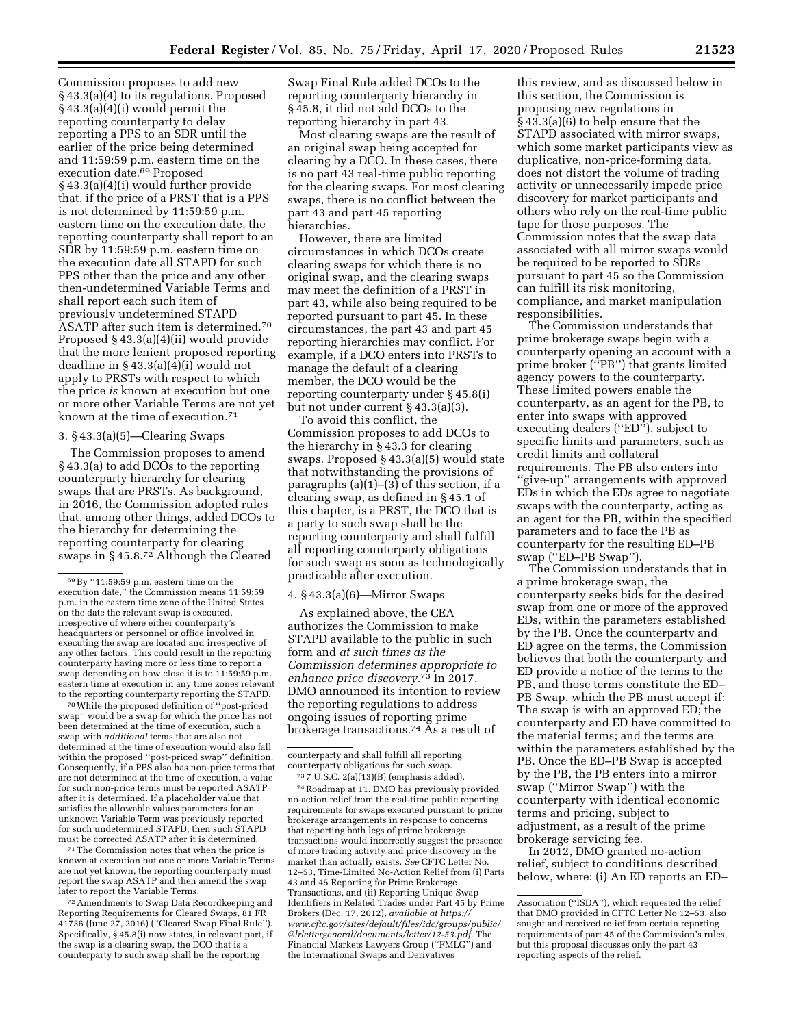Commission proposes to add new § 43.3(a)(4) to its regulations. Proposed § 43.3(a)(4)(i) would permit the reporting counterparty to delay reporting a PPS to an SDR until the earlier of the price being determined and 11:59:59 p.m. eastern time on the execution date.[69] Proposed § 43.3(a)(4)(i) would further provide that, if the price of a PRST that is a PPS is not determined by 11:59:59 p.m. eastern time on the execution date, the reporting counterparty shall report to an SDR by 11:59:59 p.m. eastern time on the execution date all STAPD for such PPS other than the price and any other then-undetermined Variable Terms and shall report each such item of previously undetermined STAPD ASATP after such item is determined.[70] Proposed § 43.3(a)(4)(ii) would provide that the more lenient proposed reporting deadline in § 43.3(a)(4)(i) would not apply to PRSTs with respect to which the price *is* known at execution but one or more other Variable Terms are not yet known at the time of execution.[71]

### 3. § 43.3(a)(5)—Clearing Swaps

The Commission proposes to amend § 43.3(a) to add DCOs to the reporting counterparty hierarchy for clearing swaps that are PRSTs. As background, in 2016, the Commission adopted rules that, among other things, added DCOs to the hierarchy for determining the reporting counterparty for clearing swaps in § 45.8.[72] Although the Cleared Swap Final Rule added DCOs to the reporting counterparty hierarchy in § 45.8, it did not add DCOs to the reporting hierarchy in part 43.

Most clearing swaps are the result of an original swap being accepted for clearing by a DCO. In these cases, there is no part 43 real-time public reporting for the clearing swaps. For most clearing swaps, there is no conflict between the part 43 and part 45 reporting hierarchies.

However, there are limited circumstances in which DCOs create clearing swaps for which there is no original swap, and the clearing swaps may meet the definition of a PRST in part 43, while also being required to be reported pursuant to part 45. In these circumstances, the part 43 and part 45 reporting hierarchies may conflict. For example, if a DCO enters into PRSTs to manage the default of a clearing member, the DCO would be the reporting counterparty under § 45.8(i) but not under current § 43.3(a)(3).

To avoid this conflict, the Commission proposes to add DCOs to the hierarchy in § 43.3 for clearing swaps. Proposed § 43.3(a)(5) would state that notwithstanding the provisions of paragraphs (a)(1)–(3) of this section, if a clearing swap, as defined in § 45.1 of this chapter, is a PRST, the DCO that is a party to such swap shall be the reporting counterparty and shall fulfill all reporting counterparty obligations for such swap as soon as technologically practicable after execution.

### 4. § 43.3(a)(6)—Mirror Swaps

As explained above, the CEA authorizes the Commission to make STAPD available to the public in such form and *at such times as the Commission determines appropriate to enhance price discovery*.[73] In 2017, DMO announced its intention to review the reporting regulations to address ongoing issues of reporting prime brokerage transactions.[74] As a result of this review, and as discussed below in this section, the Commission is proposing new regulations in § 43.3(a)(6) to help ensure that the STAPD associated with mirror swaps, which some market participants view as duplicative, non-price-forming data, does not distort the volume of trading activity or unnecessarily impede price discovery for market participants and others who rely on the real-time public tape for those purposes. The Commission notes that the swap data associated with all mirror swaps would be required to be reported to SDRs pursuant to part 45 so the Commission can fulfill its risk monitoring, compliance, and market manipulation responsibilities.

The Commission understands that prime brokerage swaps begin with a counterparty opening an account with a prime broker (''PB'') that grants limited agency powers to the counterparty. These limited powers enable the counterparty, as an agent for the PB, to enter into swaps with approved executing dealers (''ED''), subject to specific limits and parameters, such as credit limits and collateral requirements. The PB also enters into ''give-up'' arrangements with approved EDs in which the EDs agree to negotiate swaps with the counterparty, acting as an agent for the PB, within the specified parameters and to face the PB as counterparty for the resulting ED–PB swap (''ED–PB Swap'').

The Commission understands that in a prime brokerage swap, the counterparty seeks bids for the desired swap from one or more of the approved EDs, within the parameters established by the PB. Once the counterparty and ED agree on the terms, the Commission believes that both the counterparty and ED provide a notice of the terms to the PB, and those terms constitute the ED–PB Swap, which the PB must accept if: The swap is with an approved ED; the counterparty and ED have committed to the material terms; and the terms are within the parameters established by the PB. Once the ED–PB Swap is accepted by the PB, the PB enters into a mirror swap (''Mirror Swap'') with the counterparty with identical economic terms and pricing, subject to adjustment, as a result of the prime brokerage servicing fee.

In 2012, DMO granted no-action relief, subject to conditions described below, where: (i) An ED reports an ED–

---

[69] By ''11:59:59 p.m. eastern time on the execution date,'' the Commission means 11:59:59 p.m. in the eastern time zone of the United States on the date the relevant swap is executed, irrespective of where either counterparty's headquarters or personnel or office involved in executing the swap are located and irrespective of any other factors. This could result in the reporting counterparty having more or less time to report a swap depending on how close it is to 11:59:59 p.m. eastern time at execution in any time zones relevant to the reporting counterparty reporting the STAPD.

[70] While the proposed definition of ''post-priced swap'' would be a swap for which the price has not been determined at the time of execution, such a swap with *additional* terms that are also not determined at the time of execution would also fall within the proposed ''post-priced swap'' definition. Consequently, if a PPS also has non-price terms that are not determined at the time of execution, a value for such non-price terms must be reported ASATP after it is determined. If a placeholder value that satisfies the allowable values parameters for an unknown Variable Term was previously reported for such undetermined STAPD, then such STAPD must be corrected ASATP after it is determined.

[71] The Commission notes that when the price is known at execution but one or more Variable Terms are not yet known, the reporting counterparty must report the swap ASATP and then amend the swap later to report the Variable Terms.

[72] Amendments to Swap Data Recordkeeping and Reporting Requirements for Cleared Swaps, 81 FR 41736 (June 27, 2016) (''Cleared Swap Final Rule''). Specifically, § 45.8(i) now states, in relevant part, if the swap is a clearing swap, the DCO that is a counterparty to such swap shall be the reporting counterparty and shall fulfill all reporting counterparty obligations for such swap.

[73] 7 U.S.C. 2(a)(13)(B) (emphasis added).

[74] Roadmap at 11. DMO has previously provided no-action relief from the real-time public reporting requirements for swaps executed pursuant to prime brokerage arrangements in response to concerns that reporting both legs of prime brokerage transactions would incorrectly suggest the presence of more trading activity and price discovery in the market than actually exists. *See* CFTC Letter No. 12–53, Time-Limited No-Action Relief from (i) Parts 43 and 45 Reporting for Prime Brokerage Transactions, and (ii) Reporting Unique Swap Identifiers in Related Trades under Part 45 by Prime Brokers (Dec. 17, 2012), *available at https://www.cftc.gov/sites/default/files/idc/groups/public/@lrlettergeneral/documents/letter/12-53.pdf*. The Financial Markets Lawyers Group (''FMLG'') and the International Swaps and Derivatives Association (''ISDA''), which requested the relief that DMO provided in CFTC Letter No 12–53, also sought and received relief from certain reporting requirements of part 45 of the Commission's rules, but this proposal discusses only the part 43 reporting aspects of the relief.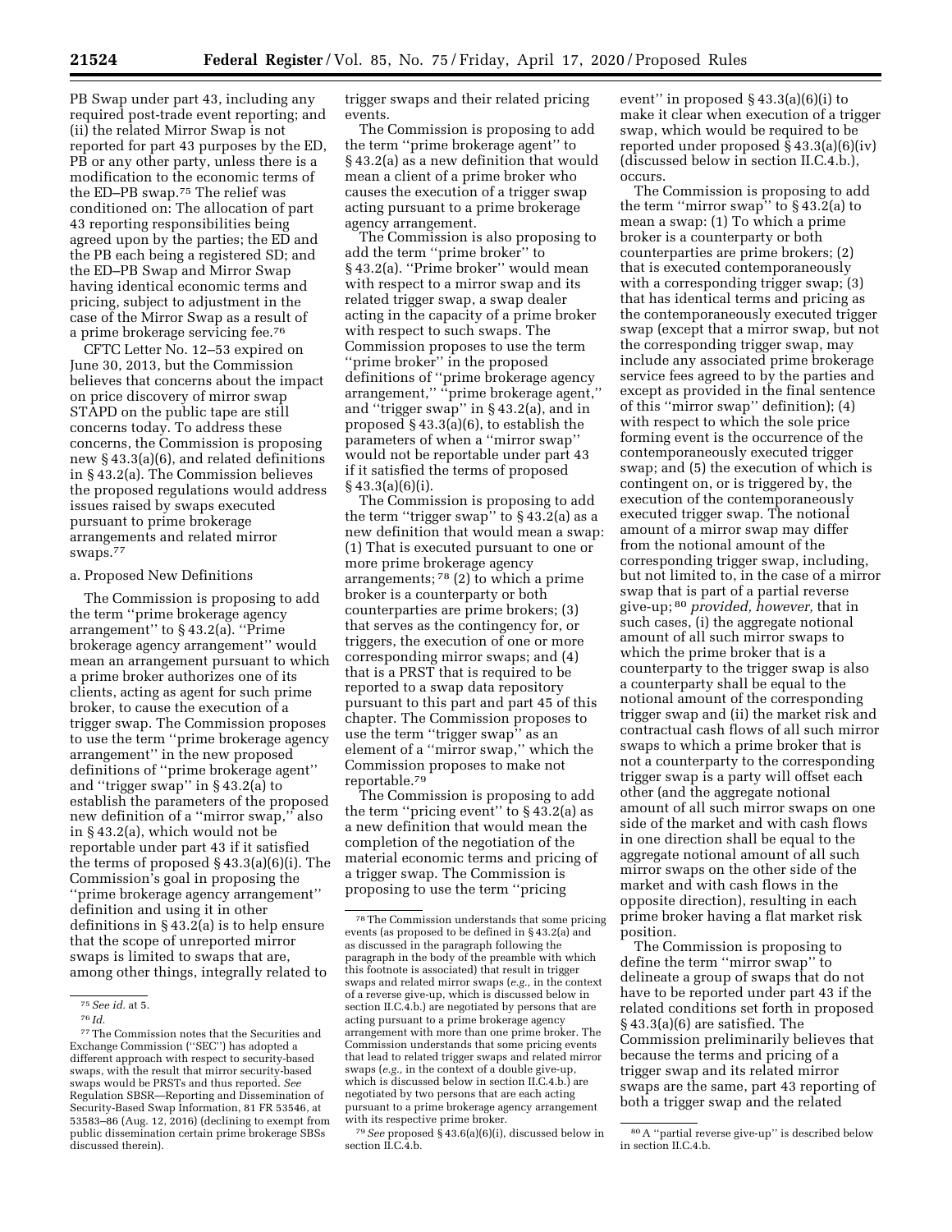PB Swap under part 43, including any required post-trade event reporting; and (ii) the related Mirror Swap is not reported for part 43 purposes by the ED, PB or any other party, unless there is a modification to the economic terms of the ED–PB swap.[75] The relief was conditioned on: The allocation of part 43 reporting responsibilities being agreed upon by the parties; the ED and the PB each being a registered SD; and the ED–PB Swap and Mirror Swap having identical economic terms and pricing, subject to adjustment in the case of the Mirror Swap as a result of a prime brokerage servicing fee.[76]

CFTC Letter No. 12–53 expired on June 30, 2013, but the Commission believes that concerns about the impact on price discovery of mirror swap STAPD on the public tape are still concerns today. To address these concerns, the Commission is proposing new § 43.3(a)(6), and related definitions in § 43.2(a). The Commission believes the proposed regulations would address issues raised by swaps executed pursuant to prime brokerage arrangements and related mirror swaps.[77]

a. Proposed New Definitions

The Commission is proposing to add the term ''prime brokerage agency arrangement'' to § 43.2(a). ''Prime brokerage agency arrangement'' would mean an arrangement pursuant to which a prime broker authorizes one of its clients, acting as agent for such prime broker, to cause the execution of a trigger swap. The Commission proposes to use the term ''prime brokerage agency arrangement'' in the new proposed definitions of ''prime brokerage agent'' and ''trigger swap'' in § 43.2(a) to establish the parameters of the proposed new definition of a ''mirror swap,'' also in § 43.2(a), which would not be reportable under part 43 if it satisfied the terms of proposed § 43.3(a)(6)(i). The Commission's goal in proposing the ''prime brokerage agency arrangement'' definition and using it in other definitions in § 43.2(a) is to help ensure that the scope of unreported mirror swaps is limited to swaps that are, among other things, integrally related to trigger swaps and their related pricing events.

The Commission is proposing to add the term ''prime brokerage agent'' to § 43.2(a) as a new definition that would mean a client of a prime broker who causes the execution of a trigger swap acting pursuant to a prime brokerage agency arrangement.

The Commission is also proposing to add the term ''prime broker'' to § 43.2(a). ''Prime broker'' would mean with respect to a mirror swap and its related trigger swap, a swap dealer acting in the capacity of a prime broker with respect to such swaps. The Commission proposes to use the term ''prime broker'' in the proposed definitions of ''prime brokerage agency arrangement,'' ''prime brokerage agent,'' and ''trigger swap'' in § 43.2(a), and in proposed § 43.3(a)(6), to establish the parameters of when a ''mirror swap'' would not be reportable under part 43 if it satisfied the terms of proposed § 43.3(a)(6)(i).

The Commission is proposing to add the term ''trigger swap'' to § 43.2(a) as a new definition that would mean a swap: (1) That is executed pursuant to one or more prime brokerage agency arrangements;[78] (2) to which a prime broker is a counterparty or both counterparties are prime brokers; (3) that serves as the contingency for, or triggers, the execution of one or more corresponding mirror swaps; and (4) that is a PRST that is required to be reported to a swap data repository pursuant to this part and part 45 of this chapter. The Commission proposes to use the term ''trigger swap'' as an element of a ''mirror swap,'' which the Commission proposes to make not reportable.[79]

The Commission is proposing to add the term ''pricing event'' to § 43.2(a) as a new definition that would mean the completion of the negotiation of the material economic terms and pricing of a trigger swap. The Commission is proposing to use the term ''pricing event'' in proposed § 43.3(a)(6)(i) to make it clear when execution of a trigger swap, which would be required to be reported under proposed § 43.3(a)(6)(iv) (discussed below in section II.C.4.b.), occurs.

The Commission is proposing to add the term ''mirror swap'' to § 43.2(a) to mean a swap: (1) To which a prime broker is a counterparty or both counterparties are prime brokers; (2) that is executed contemporaneously with a corresponding trigger swap; (3) that has identical terms and pricing as the contemporaneously executed trigger swap (except that a mirror swap, but not the corresponding trigger swap, may include any associated prime brokerage service fees agreed to by the parties and except as provided in the final sentence of this ''mirror swap'' definition); (4) with respect to which the sole price forming event is the occurrence of the contemporaneously executed trigger swap; and (5) the execution of which is contingent on, or is triggered by, the execution of the contemporaneously executed trigger swap. The notional amount of a mirror swap may differ from the notional amount of the corresponding trigger swap, including, but not limited to, in the case of a mirror swap that is part of a partial reverse give-up;[80] *provided, however,* that in such cases, (i) the aggregate notional amount of all such mirror swaps to which the prime broker that is a counterparty to the trigger swap is also a counterparty shall be equal to the notional amount of the corresponding trigger swap and (ii) the market risk and contractual cash flows of all such mirror swaps to which a prime broker that is not a counterparty to the corresponding trigger swap is a party will offset each other (and the aggregate notional amount of all such mirror swaps on one side of the market and with cash flows in one direction shall be equal to the aggregate notional amount of all such mirror swaps on the other side of the market and with cash flows in the opposite direction), resulting in each prime broker having a flat market risk position.

The Commission is proposing to define the term ''mirror swap'' to delineate a group of swaps that do not have to be reported under part 43 if the related conditions set forth in proposed § 43.3(a)(6) are satisfied. The Commission preliminarily believes that because the terms and pricing of a trigger swap and its related mirror swaps are the same, part 43 reporting of both a trigger swap and the related

---

[75] *See id.* at 5.

[76] *Id.*

[77] The Commission notes that the Securities and Exchange Commission (''SEC'') has adopted a different approach with respect to security-based swaps, with the result that mirror security-based swaps would be PRSTs and thus reported. *See* Regulation SBSR—Reporting and Dissemination of Security-Based Swap Information, 81 FR 53546, at 53583–86 (Aug. 12, 2016) (declining to exempt from public dissemination certain prime brokerage SBSs discussed therein).

[78] The Commission understands that some pricing events (as proposed to be defined in § 43.2(a) and as discussed in the paragraph following the paragraph in the body of the preamble with which this footnote is associated) that result in trigger swaps and related mirror swaps (*e.g.,* in the context of a reverse give-up, which is discussed below in section II.C.4.b.) are negotiated by persons that are acting pursuant to a prime brokerage agency arrangement with more than one prime broker. The Commission understands that some pricing events that lead to related trigger swaps and related mirror swaps (*e.g.,* in the context of a double give-up, which is discussed below in section II.C.4.b.) are negotiated by two persons that are each acting pursuant to a prime brokerage agency arrangement with its respective prime broker.

[79] *See* proposed § 43.6(a)(6)(i), discussed below in section II.C.4.b.

[80] A ''partial reverse give-up'' is described below in section II.C.4.b.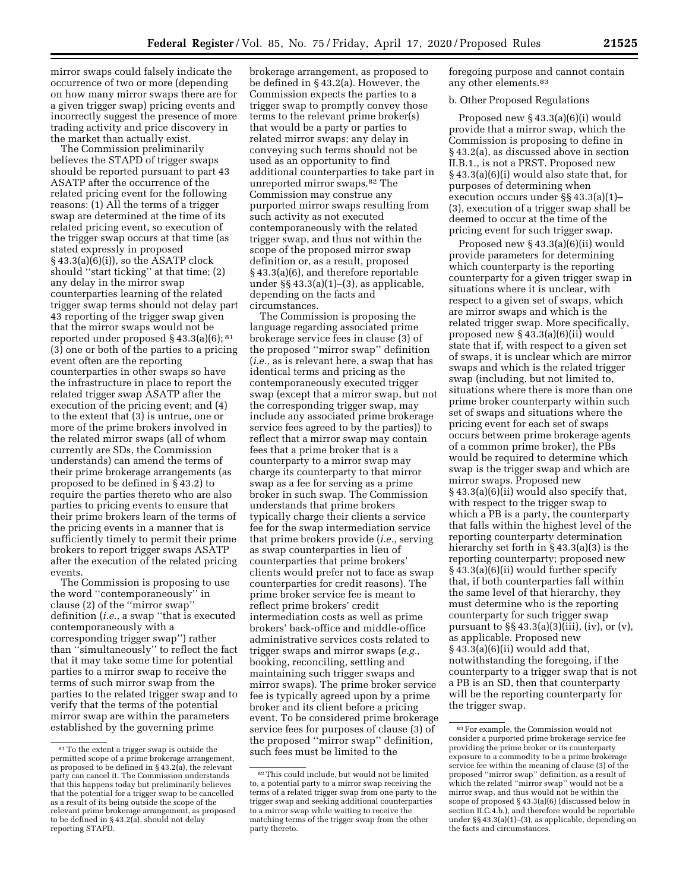mirror swaps could falsely indicate the occurrence of two or more (depending on how many mirror swaps there are for a given trigger swap) pricing events and incorrectly suggest the presence of more trading activity and price discovery in the market than actually exist.

The Commission preliminarily believes the STAPD of trigger swaps should be reported pursuant to part 43 ASATP after the occurrence of the related pricing event for the following reasons: (1) All the terms of a trigger swap are determined at the time of its related pricing event, so execution of the trigger swap occurs at that time (as stated expressly in proposed § 43.3(a)(6)(i)), so the ASATP clock should ''start ticking'' at that time; (2) any delay in the mirror swap counterparties learning of the related trigger swap terms should not delay part 43 reporting of the trigger swap given that the mirror swaps would not be reported under proposed § 43.3(a)(6); [81] (3) one or both of the parties to a pricing event often are the reporting counterparties in other swaps so have the infrastructure in place to report the related trigger swap ASATP after the execution of the pricing event; and (4) to the extent that (3) is untrue, one or more of the prime brokers involved in the related mirror swaps (all of whom currently are SDs, the Commission understands) can amend the terms of their prime brokerage arrangements (as proposed to be defined in § 43.2) to require the parties thereto who are also parties to pricing events to ensure that their prime brokers learn of the terms of the pricing events in a manner that is sufficiently timely to permit their prime brokers to report trigger swaps ASATP after the execution of the related pricing events.

The Commission is proposing to use the word ''contemporaneously'' in clause (2) of the ''mirror swap'' definition (*i.e.,* a swap ''that is executed contemporaneously with a corresponding trigger swap'') rather than ''simultaneously'' to reflect the fact that it may take some time for potential parties to a mirror swap to receive the terms of such mirror swap from the parties to the related trigger swap and to verify that the terms of the potential mirror swap are within the parameters established by the governing prime brokerage arrangement, as proposed to be defined in § 43.2(a). However, the Commission expects the parties to a trigger swap to promptly convey those terms to the relevant prime broker(s) that would be a party or parties to related mirror swaps; any delay in conveying such terms should not be used as an opportunity to find additional counterparties to take part in unreported mirror swaps.[82] The Commission may construe any purported mirror swaps resulting from such activity as not executed contemporaneously with the related trigger swap, and thus not within the scope of the proposed mirror swap definition or, as a result, proposed § 43.3(a)(6), and therefore reportable under §§ 43.3(a)(1)–(3), as applicable, depending on the facts and circumstances.

The Commission is proposing the language regarding associated prime brokerage service fees in clause (3) of the proposed ''mirror swap'' definition (*i.e.,* as is relevant here, a swap that has identical terms and pricing as the contemporaneously executed trigger swap (except that a mirror swap, but not the corresponding trigger swap, may include any associated prime brokerage service fees agreed to by the parties)) to reflect that a mirror swap may contain fees that a prime broker that is a counterparty to a mirror swap may charge its counterparty to that mirror swap as a fee for serving as a prime broker in such swap. The Commission understands that prime brokers typically charge their clients a service fee for the swap intermediation service that prime brokers provide (*i.e.,* serving as swap counterparties in lieu of counterparties that prime brokers' clients would prefer not to face as swap counterparties for credit reasons). The prime broker service fee is meant to reflect prime brokers' credit intermediation costs as well as prime brokers' back-office and middle-office administrative services costs related to trigger swaps and mirror swaps (*e.g.,* booking, reconciling, settling and maintaining such trigger swaps and mirror swaps). The prime broker service fee is typically agreed upon by a prime broker and its client before a pricing event. To be considered prime brokerage service fees for purposes of clause (3) of the proposed ''mirror swap'' definition, such fees must be limited to the foregoing purpose and cannot contain any other elements.[83]

b. Other Proposed Regulations

Proposed new § 43.3(a)(6)(i) would provide that a mirror swap, which the Commission is proposing to define in § 43.2(a), as discussed above in section II.B.1., is not a PRST. Proposed new § 43.3(a)(6)(i) would also state that, for purposes of determining when execution occurs under §§ 43.3(a)(1)–(3), execution of a trigger swap shall be deemed to occur at the time of the pricing event for such trigger swap.

Proposed new § 43.3(a)(6)(ii) would provide parameters for determining which counterparty is the reporting counterparty for a given trigger swap in situations where it is unclear, with respect to a given set of swaps, which are mirror swaps and which is the related trigger swap. More specifically, proposed new § 43.3(a)(6)(ii) would state that if, with respect to a given set of swaps, it is unclear which are mirror swaps and which is the related trigger swap (including, but not limited to, situations where there is more than one prime broker counterparty within such set of swaps and situations where the pricing event for each set of swaps occurs between prime brokerage agents of a common prime broker), the PBs would be required to determine which swap is the trigger swap and which are mirror swaps. Proposed new § 43.3(a)(6)(ii) would also specify that, with respect to the trigger swap to which a PB is a party, the counterparty that falls within the highest level of the reporting counterparty determination hierarchy set forth in § 43.3(a)(3) is the reporting counterparty; proposed new § 43.3(a)(6)(ii) would further specify that, if both counterparties fall within the same level of that hierarchy, they must determine who is the reporting counterparty for such trigger swap pursuant to §§ 43.3(a)(3)(iii), (iv), or (v), as applicable. Proposed new § 43.3(a)(6)(ii) would add that, notwithstanding the foregoing, if the counterparty to a trigger swap that is not a PB is an SD, then that counterparty will be the reporting counterparty for the trigger swap.

---

[81] To the extent a trigger swap is outside the permitted scope of a prime brokerage arrangement, as proposed to be defined in § 43.2(a), the relevant party can cancel it. The Commission understands that this happens today but preliminarily believes that the potential for a trigger swap to be cancelled as a result of its being outside the scope of the relevant prime brokerage arrangement, as proposed to be defined in § 43.2(a), should not delay reporting STAPD.

[82] This could include, but would not be limited to, a potential party to a mirror swap receiving the terms of a related trigger swap from one party to the trigger swap and seeking additional counterparties to a mirror swap while waiting to receive the matching terms of the trigger swap from the other party thereto.

[83] For example, the Commission would not consider a purported prime brokerage service fee providing the prime broker or its counterparty exposure to a commodity to be a prime brokerage service fee within the meaning of clause (3) of the proposed ''mirror swap'' definition, as a result of which the related ''mirror swap'' would not be a mirror swap, and thus would not be within the scope of proposed § 43.3(a)(6) (discussed below in section II.C.4.b.), and therefore would be reportable under §§ 43.3(a)(1)–(3), as applicable, depending on the facts and circumstances.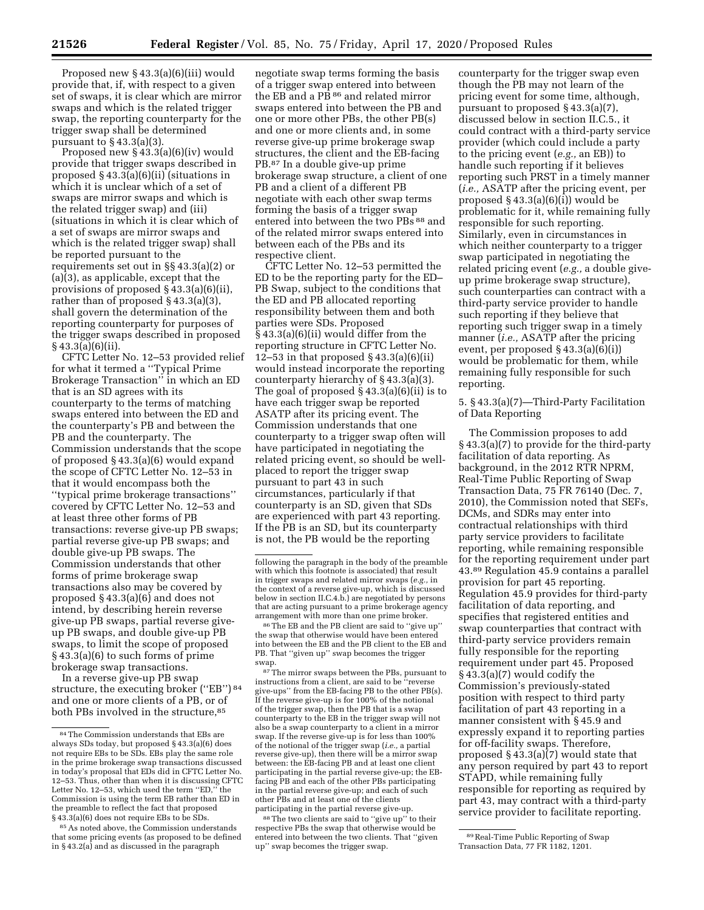Proposed new § 43.3(a)(6)(iii) would provide that, if, with respect to a given set of swaps, it is clear which are mirror swaps and which is the related trigger swap, the reporting counterparty for the trigger swap shall be determined pursuant to § 43.3(a)(3).

Proposed new § 43.3(a)(6)(iv) would provide that trigger swaps described in proposed § 43.3(a)(6)(ii) (situations in which it is unclear which of a set of swaps are mirror swaps and which is the related trigger swap) and (iii) (situations in which it is clear which of a set of swaps are mirror swaps and which is the related trigger swap) shall be reported pursuant to the requirements set out in §§ 43.3(a)(2) or (a)(3), as applicable, except that the provisions of proposed § 43.3(a)(6)(ii), rather than of proposed § 43.3(a)(3), shall govern the determination of the reporting counterparty for purposes of the trigger swaps described in proposed § 43.3(a)(6)(ii).

CFTC Letter No. 12–53 provided relief for what it termed a ''Typical Prime Brokerage Transaction'' in which an ED that is an SD agrees with its counterparty to the terms of matching swaps entered into between the ED and the counterparty's PB and between the PB and the counterparty. The Commission understands that the scope of proposed § 43.3(a)(6) would expand the scope of CFTC Letter No. 12–53 in that it would encompass both the ''typical prime brokerage transactions'' covered by CFTC Letter No. 12–53 and at least three other forms of PB transactions: reverse give-up PB swaps; partial reverse give-up PB swaps; and double give-up PB swaps. The Commission understands that other forms of prime brokerage swap transactions also may be covered by proposed § 43.3(a)(6) and does not intend, by describing herein reverse give-up PB swaps, partial reverse give-up PB swaps, and double give-up PB swaps, to limit the scope of proposed § 43.3(a)(6) to such forms of prime brokerage swap transactions.

In a reverse give-up PB swap structure, the executing broker (''EB'') [84] and one or more clients of a PB, or of both PBs involved in the structure,[85] negotiate swap terms forming the basis of a trigger swap entered into between the EB and a PB [86] and related mirror swaps entered into between the PB and one or more other PBs, the other PB(s) and one or more clients and, in some reverse give-up prime brokerage swap structures, the client and the EB-facing PB.[87] In a double give-up prime brokerage swap structure, a client of one PB and a client of a different PB negotiate with each other swap terms forming the basis of a trigger swap entered into between the two PBs [88] and of the related mirror swaps entered into between each of the PBs and its respective client.

CFTC Letter No. 12–53 permitted the ED to be the reporting party for the ED–PB Swap, subject to the conditions that the ED and PB allocated reporting responsibility between them and both parties were SDs. Proposed § 43.3(a)(6)(ii) would differ from the reporting structure in CFTC Letter No. 12–53 in that proposed § 43.3(a)(6)(ii) would instead incorporate the reporting counterparty hierarchy of § 43.3(a)(3). The goal of proposed § 43.3(a)(6)(ii) is to have each trigger swap be reported ASATP after its pricing event. The Commission understands that one counterparty to a trigger swap often will have participated in negotiating the related pricing event, so should be well-placed to report the trigger swap pursuant to part 43 in such circumstances, particularly if that counterparty is an SD, given that SDs are experienced with part 43 reporting. If the PB is an SD, but its counterparty is not, the PB would be the reporting counterparty for the trigger swap even though the PB may not learn of the pricing event for some time, although, pursuant to proposed § 43.3(a)(7), discussed below in section II.C.5., it could contract with a third-party service provider (which could include a party to the pricing event (*e.g.,* an EB)) to handle such reporting if it believes reporting such PRST in a timely manner (*i.e.,* ASATP after the pricing event, per proposed § 43.3(a)(6)(i)) would be problematic for it, while remaining fully responsible for such reporting. Similarly, even in circumstances in which neither counterparty to a trigger swap participated in negotiating the related pricing event (*e.g.,* a double give-up prime brokerage swap structure), such counterparties can contract with a third-party service provider to handle such reporting if they believe that reporting such trigger swap in a timely manner (*i.e.,* ASATP after the pricing event, per proposed § 43.3(a)(6)(i)) would be problematic for them, while remaining fully responsible for such reporting.

### 5. § 43.3(a)(7)—Third-Party Facilitation of Data Reporting

The Commission proposes to add § 43.3(a)(7) to provide for the third-party facilitation of data reporting. As background, in the 2012 RTR NPRM, Real-Time Public Reporting of Swap Transaction Data, 75 FR 76140 (Dec. 7, 2010), the Commission noted that SEFs, DCMs, and SDRs may enter into contractual relationships with third party service providers to facilitate reporting, while remaining responsible for the reporting requirement under part 43.[89] Regulation 45.9 contains a parallel provision for part 45 reporting. Regulation 45.9 provides for third-party facilitation of data reporting, and specifies that registered entities and swap counterparties that contract with third-party service providers remain fully responsible for the reporting requirement under part 45. Proposed § 43.3(a)(7) would codify the Commission's previously-stated position with respect to third party facilitation of part 43 reporting in a manner consistent with § 45.9 and expressly expand it to reporting parties for off-facility swaps. Therefore, proposed § 43.3(a)(7) would state that any person required by part 43 to report STAPD, while remaining fully responsible for reporting as required by part 43, may contract with a third-party service provider to facilitate reporting.

---

[84] The Commission understands that EBs are always SDs today, but proposed § 43.3(a)(6) does not require EBs to be SDs. EBs play the same role in the prime brokerage swap transactions discussed in today's proposal that EDs did in CFTC Letter No. 12–53. Thus, other than when it is discussing CFTC Letter No. 12–53, which used the term ''ED,'' the Commission is using the term EB rather than ED in the preamble to reflect the fact that proposed § 43.3(a)(6) does not require EBs to be SDs.

[85] As noted above, the Commission understands that some pricing events (as proposed to be defined in § 43.2(a) and as discussed in the paragraph following the paragraph in the body of the preamble with which this footnote is associated) that result in trigger swaps and related mirror swaps (*e.g.,* in the context of a reverse give-up, which is discussed below in section II.C.4.b.) are negotiated by persons that are acting pursuant to a prime brokerage agency arrangement with more than one prime broker.

[86] The EB and the PB client are said to ''give up'' the swap that otherwise would have been entered into between the EB and the PB client to the EB and PB. That ''given up'' swap becomes the trigger swap.

[87] The mirror swaps between the PBs, pursuant to instructions from a client, are said to be ''reverse give-ups'' from the EB-facing PB to the other PB(s). If the reverse give-up is for 100% of the notional of the trigger swap, then the PB that is a swap counterparty to the EB in the trigger swap will not also be a swap counterparty to a client in a mirror swap. If the reverse give-up is for less than 100% of the notional of the trigger swap (*i.e.,* a partial reverse give-up), then there will be a mirror swap between: the EB-facing PB and at least one client participating in the partial reverse give-up; the EB-facing PB and each of the other PBs participating in the partial reverse give-up; and each of such other PBs and at least one of the clients participating in the partial reverse give-up.

[88] The two clients are said to ''give up'' to their respective PBs the swap that otherwise would be entered into between the two clients. That ''given up'' swap becomes the trigger swap.

[89] Real-Time Public Reporting of Swap Transaction Data, 77 FR 1182, 1201.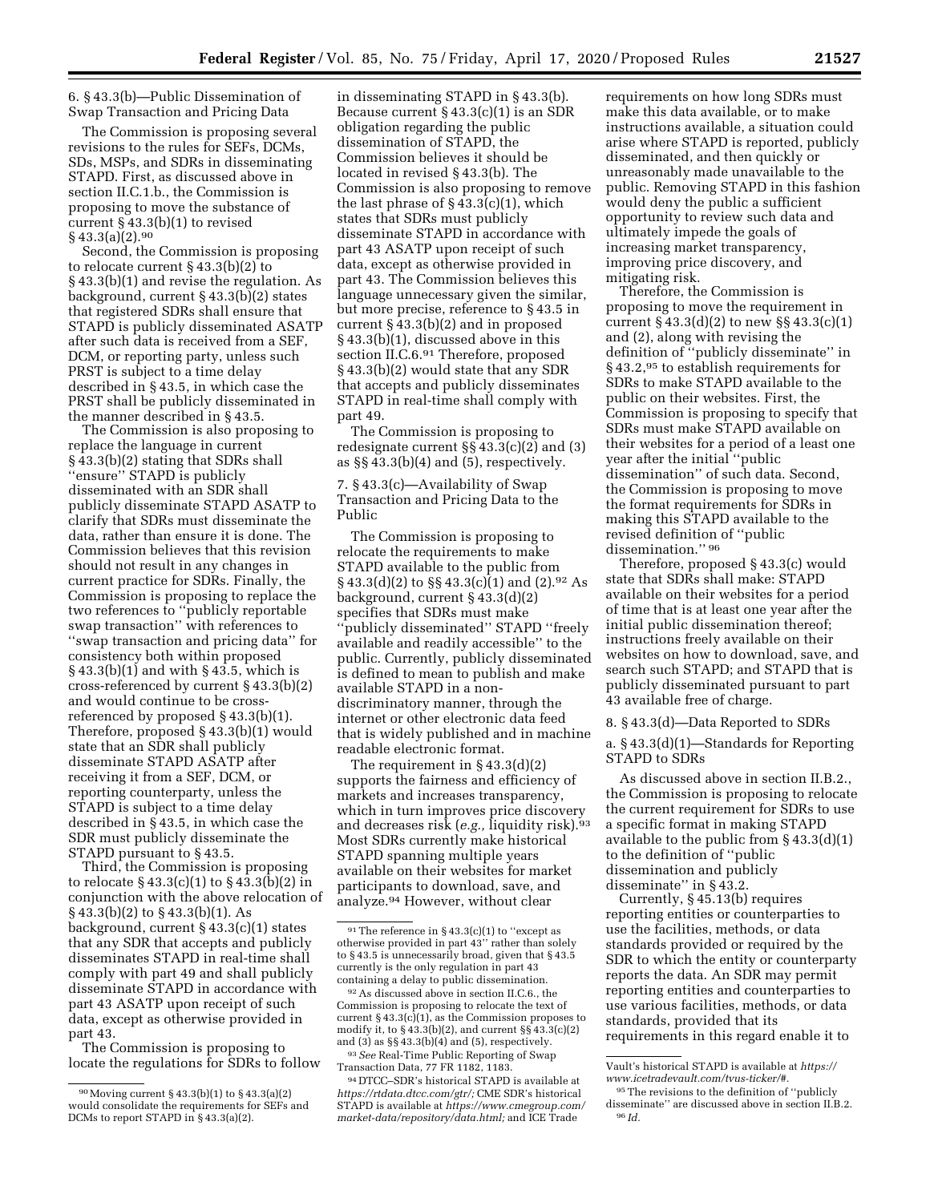6. § 43.3(b)—Public Dissemination of Swap Transaction and Pricing Data

The Commission is proposing several revisions to the rules for SEFs, DCMs, SDs, MSPs, and SDRs in disseminating STAPD. First, as discussed above in section II.C.1.b., the Commission is proposing to move the substance of current § 43.3(b)(1) to revised § 43.3(a)(2).[90]

Second, the Commission is proposing to relocate current § 43.3(b)(2) to § 43.3(b)(1) and revise the regulation. As background, current § 43.3(b)(2) states that registered SDRs shall ensure that STAPD is publicly disseminated ASATP after such data is received from a SEF, DCM, or reporting party, unless such PRST is subject to a time delay described in § 43.5, in which case the PRST shall be publicly disseminated in the manner described in § 43.5.

The Commission is also proposing to replace the language in current § 43.3(b)(2) stating that SDRs shall "ensure" STAPD is publicly disseminated with an SDR shall publicly disseminate STAPD ASATP to clarify that SDRs must disseminate the data, rather than ensure it is done. The Commission believes that this revision should not result in any changes in current practice for SDRs. Finally, the Commission is proposing to replace the two references to "publicly reportable swap transaction" with references to "swap transaction and pricing data" for consistency both within proposed § 43.3(b)(1) and with § 43.5, which is cross-referenced by current § 43.3(b)(2) and would continue to be cross-referenced by proposed § 43.3(b)(1). Therefore, proposed § 43.3(b)(1) would state that an SDR shall publicly disseminate STAPD ASATP after receiving it from a SEF, DCM, or reporting counterparty, unless the STAPD is subject to a time delay described in § 43.5, in which case the SDR must publicly disseminate the STAPD pursuant to § 43.5.

Third, the Commission is proposing to relocate § 43.3(c)(1) to § 43.3(b)(2) in conjunction with the above relocation of § 43.3(b)(2) to § 43.3(b)(1). As background, current § 43.3(c)(1) states that any SDR that accepts and publicly disseminates STAPD in real-time shall comply with part 49 and shall publicly disseminate STAPD in accordance with part 43 ASATP upon receipt of such data, except as otherwise provided in part 43.

The Commission is proposing to locate the regulations for SDRs to follow in disseminating STAPD in § 43.3(b). Because current § 43.3(c)(1) is an SDR obligation regarding the public dissemination of STAPD, the Commission believes it should be located in revised § 43.3(b). The Commission is also proposing to remove the last phrase of § 43.3(c)(1), which states that SDRs must publicly disseminate STAPD in accordance with part 43 ASATP upon receipt of such data, except as otherwise provided in part 43. The Commission believes this language unnecessary given the similar, but more precise, reference to § 43.5 in current § 43.3(b)(2) and in proposed § 43.3(b)(1), discussed above in this section II.C.6.[91] Therefore, proposed § 43.3(b)(2) would state that any SDR that accepts and publicly disseminates STAPD in real-time shall comply with part 49.

The Commission is proposing to redesignate current §§ 43.3(c)(2) and (3) as §§ 43.3(b)(4) and (5), respectively.

7. § 43.3(c)—Availability of Swap Transaction and Pricing Data to the Public

The Commission is proposing to relocate the requirements to make STAPD available to the public from § 43.3(d)(2) to §§ 43.3(c)(1) and (2).[92] As background, current § 43.3(d)(2) specifies that SDRs must make "publicly disseminated" STAPD "freely available and readily accessible" to the public. Currently, publicly disseminated is defined to mean to publish and make available STAPD in a non-discriminatory manner, through the internet or other electronic data feed that is widely published and in machine readable electronic format.

The requirement in § 43.3(d)(2) supports the fairness and efficiency of markets and increases transparency, which in turn improves price discovery and decreases risk (*e.g.,* liquidity risk).[93] Most SDRs currently make historical STAPD spanning multiple years available on their websites for market participants to download, save, and analyze.[94] However, without clear requirements on how long SDRs must make this data available, or to make instructions available, a situation could arise where STAPD is reported, publicly disseminated, and then quickly or unreasonably made unavailable to the public. Removing STAPD in this fashion would deny the public a sufficient opportunity to review such data and ultimately impede the goals of increasing market transparency, improving price discovery, and mitigating risk.

Therefore, the Commission is proposing to move the requirement in current § 43.3(d)(2) to new §§ 43.3(c)(1) and (2), along with revising the definition of "publicly disseminate" in § 43.2,[95] to establish requirements for SDRs to make STAPD available to the public on their websites. First, the Commission is proposing to specify that SDRs must make STAPD available on their websites for a period of a least one year after the initial "public dissemination" of such data. Second, the Commission is proposing to move the format requirements for SDRs in making this STAPD available to the revised definition of "public dissemination." [96]

Therefore, proposed § 43.3(c) would state that SDRs shall make: STAPD available on their websites for a period of time that is at least one year after the initial public dissemination thereof; instructions freely available on their websites on how to download, save, and search such STAPD; and STAPD that is publicly disseminated pursuant to part 43 available free of charge.

8. § 43.3(d)—Data Reported to SDRs

a. § 43.3(d)(1)—Standards for Reporting STAPD to SDRs

As discussed above in section II.B.2., the Commission is proposing to relocate the current requirement for SDRs to use a specific format in making STAPD available to the public from § 43.3(d)(1) to the definition of "public dissemination and publicly disseminate" in § 43.2.

Currently, § 45.13(b) requires reporting entities or counterparties to use the facilities, methods, or data standards provided or required by the SDR to which the entity or counterparty reports the data. An SDR may permit reporting entities and counterparties to use various facilities, methods, or data standards, provided that its requirements in this regard enable it to

---

[90] Moving current § 43.3(b)(1) to § 43.3(a)(2) would consolidate the requirements for SEFs and DCMs to report STAPD in § 43.3(a)(2).

[91] The reference in § 43.3(c)(1) to "except as otherwise provided in part 43" rather than solely to § 43.5 is unnecessarily broad, given that § 43.5 currently is the only regulation in part 43 containing a delay to public dissemination.

[92] As discussed above in section II.C.6., the Commission is proposing to relocate the text of current § 43.3(c)(1), as the Commission proposes to modify it, to § 43.3(b)(2), and current §§ 43.3(c)(2) and (3) as §§ 43.3(b)(4) and (5), respectively.

[93] *See* Real-Time Public Reporting of Swap Transaction Data, 77 FR 1182, 1183.

[94] DTCC–SDR's historical STAPD is available at *https://rtdata.dtcc.com/gtr/;* CME SDR's historical STAPD is available at *https://www.cmegroup.com/market-data/repository/data.html;* and ICE Trade Vault's historical STAPD is available at *https://www.icetradevault.com/tvus-ticker/#.*

[95] The revisions to the definition of "publicly disseminate" are discussed above in section II.B.2.

[96] *Id.*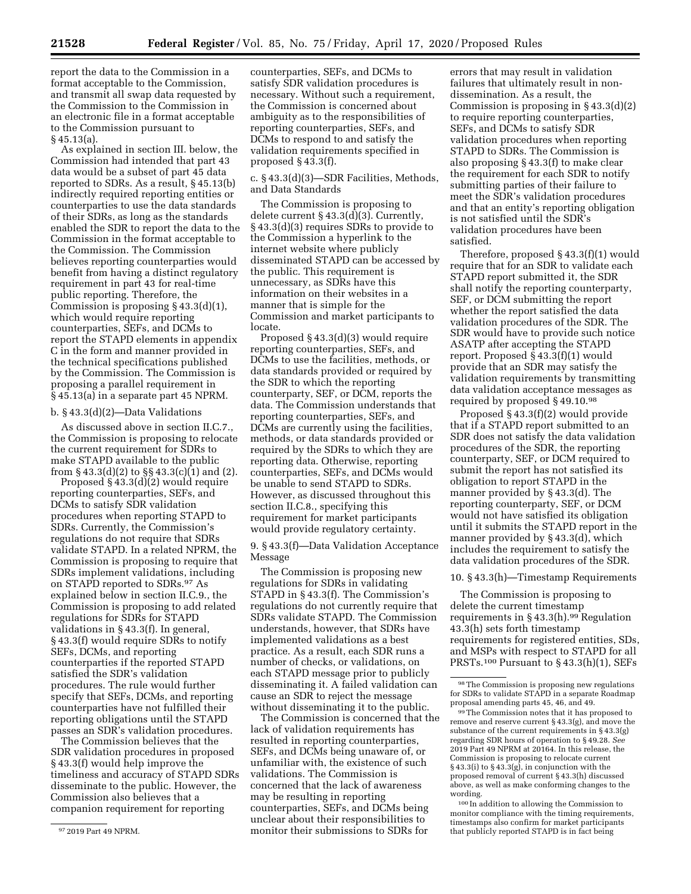report the data to the Commission in a format acceptable to the Commission, and transmit all swap data requested by the Commission to the Commission in an electronic file in a format acceptable to the Commission pursuant to § 45.13(a).

As explained in section III. below, the Commission had intended that part 43 data would be a subset of part 45 data reported to SDRs. As a result, § 45.13(b) indirectly required reporting entities or counterparties to use the data standards of their SDRs, as long as the standards enabled the SDR to report the data to the Commission in the format acceptable to the Commission. The Commission believes reporting counterparties would benefit from having a distinct regulatory requirement in part 43 for real-time public reporting. Therefore, the Commission is proposing § 43.3(d)(1), which would require reporting counterparties, SEFs, and DCMs to report the STAPD elements in appendix C in the form and manner provided in the technical specifications published by the Commission. The Commission is proposing a parallel requirement in § 45.13(a) in a separate part 45 NPRM.

b. § 43.3(d)(2)—Data Validations

As discussed above in section II.C.7., the Commission is proposing to relocate the current requirement for SDRs to make STAPD available to the public from § 43.3(d)(2) to §§ 43.3(c)(1) and (2).

Proposed § 43.3(d)(2) would require reporting counterparties, SEFs, and DCMs to satisfy SDR validation procedures when reporting STAPD to SDRs. Currently, the Commission's regulations do not require that SDRs validate STAPD. In a related NPRM, the Commission is proposing to require that SDRs implement validations, including on STAPD reported to SDRs.[97] As explained below in section II.C.9., the Commission is proposing to add related regulations for SDRs for STAPD validations in § 43.3(f). In general, § 43.3(f) would require SDRs to notify SEFs, DCMs, and reporting counterparties if the reported STAPD satisfied the SDR's validation procedures. The rule would further specify that SEFs, DCMs, and reporting counterparties have not fulfilled their reporting obligations until the STAPD passes an SDR's validation procedures.

The Commission believes that the SDR validation procedures in proposed § 43.3(f) would help improve the timeliness and accuracy of STAPD SDRs disseminate to the public. However, the Commission also believes that a companion requirement for reporting counterparties, SEFs, and DCMs to satisfy SDR validation procedures is necessary. Without such a requirement, the Commission is concerned about ambiguity as to the responsibilities of reporting counterparties, SEFs, and DCMs to respond to and satisfy the validation requirements specified in proposed § 43.3(f).

c. § 43.3(d)(3)—SDR Facilities, Methods, and Data Standards

The Commission is proposing to delete current § 43.3(d)(3). Currently, § 43.3(d)(3) requires SDRs to provide to the Commission a hyperlink to the internet website where publicly disseminated STAPD can be accessed by the public. This requirement is unnecessary, as SDRs have this information on their websites in a manner that is simple for the Commission and market participants to locate.

Proposed § 43.3(d)(3) would require reporting counterparties, SEFs, and DCMs to use the facilities, methods, or data standards provided or required by the SDR to which the reporting counterparty, SEF, or DCM, reports the data. The Commission understands that reporting counterparties, SEFs, and DCMs are currently using the facilities, methods, or data standards provided or required by the SDRs to which they are reporting data. Otherwise, reporting counterparties, SEFs, and DCMs would be unable to send STAPD to SDRs. However, as discussed throughout this section II.C.8., specifying this requirement for market participants would provide regulatory certainty.

9. § 43.3(f)—Data Validation Acceptance Message

The Commission is proposing new regulations for SDRs in validating STAPD in § 43.3(f). The Commission's regulations do not currently require that SDRs validate STAPD. The Commission understands, however, that SDRs have implemented validations as a best practice. As a result, each SDR runs a number of checks, or validations, on each STAPD message prior to publicly disseminating it. A failed validation can cause an SDR to reject the message without disseminating it to the public.

The Commission is concerned that the lack of validation requirements has resulted in reporting counterparties, SEFs, and DCMs being unaware of, or unfamiliar with, the existence of such validations. The Commission is concerned that the lack of awareness may be resulting in reporting counterparties, SEFs, and DCMs being unclear about their responsibilities to monitor their submissions to SDRs for errors that may result in validation failures that ultimately result in non-dissemination. As a result, the Commission is proposing in § 43.3(d)(2) to require reporting counterparties, SEFs, and DCMs to satisfy SDR validation procedures when reporting STAPD to SDRs. The Commission is also proposing § 43.3(f) to make clear the requirement for each SDR to notify submitting parties of their failure to meet the SDR's validation procedures and that an entity's reporting obligation is not satisfied until the SDR's validation procedures have been satisfied.

Therefore, proposed § 43.3(f)(1) would require that for an SDR to validate each STAPD report submitted it, the SDR shall notify the reporting counterparty, SEF, or DCM submitting the report whether the report satisfied the data validation procedures of the SDR. The SDR would have to provide such notice ASATP after accepting the STAPD report. Proposed § 43.3(f)(1) would provide that an SDR may satisfy the validation requirements by transmitting data validation acceptance messages as required by proposed § 49.10.[98]

Proposed § 43.3(f)(2) would provide that if a STAPD report submitted to an SDR does not satisfy the data validation procedures of the SDR, the reporting counterparty, SEF, or DCM required to submit the report has not satisfied its obligation to report STAPD in the manner provided by § 43.3(d). The reporting counterparty, SEF, or DCM would not have satisfied its obligation until it submits the STAPD report in the manner provided by § 43.3(d), which includes the requirement to satisfy the data validation procedures of the SDR.

10. § 43.3(h)—Timestamp Requirements

The Commission is proposing to delete the current timestamp requirements in § 43.3(h).[99] Regulation 43.3(h) sets forth timestamp requirements for registered entities, SDs, and MSPs with respect to STAPD for all PRSTs.[100] Pursuant to § 43.3(h)(1), SEFs

---

[97] 2019 Part 49 NPRM.

[98] The Commission is proposing new regulations for SDRs to validate STAPD in a separate Roadmap proposal amending parts 45, 46, and 49.

[99] The Commission notes that it has proposed to remove and reserve current § 43.3(g) and move the substance of the current requirements in § 43.3(g) regarding SDR hours of operation to § 49.28. *See* 2019 Part 49 NPRM at 20164. In this release, the Commission is proposing to relocate current § 43.3(i) to § 43.3(g), in conjunction with the proposed removal of current § 43.3(h) discussed above, as well as make conforming changes to the wording.

[100] In addition to allowing the Commission to monitor compliance with the timing requirements, timestamps also confirm for market participants that publicly reported STAPD is in fact being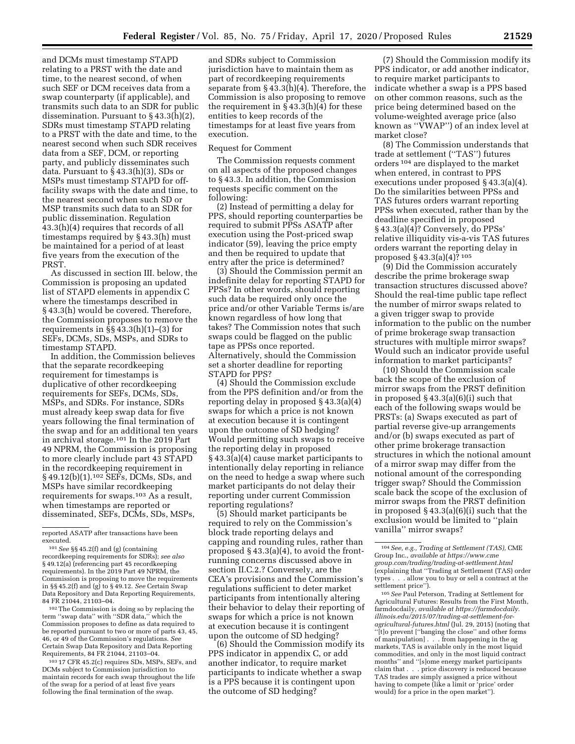and DCMs must timestamp STAPD relating to a PRST with the date and time, to the nearest second, of when such SEF or DCM receives data from a swap counterparty (if applicable), and transmits such data to an SDR for public dissemination. Pursuant to § 43.3(h)(2), SDRs must timestamp STAPD relating to a PRST with the date and time, to the nearest second when such SDR receives data from a SEF, DCM, or reporting party, and publicly disseminates such data. Pursuant to § 43.3(h)(3), SDs or MSPs must timestamp STAPD for off-facility swaps with the date and time, to the nearest second when such SD or MSP transmits such data to an SDR for public dissemination. Regulation 43.3(h)(4) requires that records of all timestamps required by § 43.3(h) must be maintained for a period of at least five years from the execution of the PRST.

As discussed in section III. below, the Commission is proposing an updated list of STAPD elements in appendix C where the timestamps described in § 43.3(h) would be covered. Therefore, the Commission proposes to remove the requirements in §§ 43.3(h)(1)–(3) for SEFs, DCMs, SDs, MSPs, and SDRs to timestamp STAPD.

In addition, the Commission believes that the separate recordkeeping requirement for timestamps is duplicative of other recordkeeping requirements for SEFs, DCMs, SDs, MSPs, and SDRs. For instance, SDRs must already keep swap data for five years following the final termination of the swap and for an additional ten years in archival storage.[101] In the 2019 Part 49 NPRM, the Commission is proposing to more clearly include part 43 STAPD in the recordkeeping requirement in § 49.12(b)(1).[102] SEFs, DCMs, SDs, and MSPs have similar recordkeeping requirements for swaps.[103] As a result, when timestamps are reported or disseminated, SEFs, DCMs, SDs, MSPs, and SDRs subject to Commission jurisdiction have to maintain them as part of recordkeeping requirements separate from § 43.3(h)(4). Therefore, the Commission is also proposing to remove the requirement in § 43.3(h)(4) for these entities to keep records of the timestamps for at least five years from execution.

Request for Comment

The Commission requests comment on all aspects of the proposed changes to § 43.3. In addition, the Commission requests specific comment on the following:

(2) Instead of permitting a delay for PPS, should reporting counterparties be required to submit PPSs ASATP after execution using the Post-priced swap indicator (59), leaving the price empty and then be required to update that entry after the price is determined?

(3) Should the Commission permit an indefinite delay for reporting STAPD for PPSs? In other words, should reporting such data be required only once the price and/or other Variable Terms is/are known regardless of how long that takes? The Commission notes that such swaps could be flagged on the public tape as PPSs once reported. Alternatively, should the Commission set a shorter deadline for reporting STAPD for PPS?

(4) Should the Commission exclude from the PPS definition and/or from the reporting delay in proposed § 43.3(a)(4) swaps for which a price is not known at execution because it is contingent upon the outcome of SD hedging? Would permitting such swaps to receive the reporting delay in proposed § 43.3(a)(4) cause market participants to intentionally delay reporting in reliance on the need to hedge a swap where such market participants do not delay their reporting under current Commission reporting regulations?

(5) Should market participants be required to rely on the Commission's block trade reporting delays and capping and rounding rules, rather than proposed § 43.3(a)(4), to avoid the front-running concerns discussed above in section II.C.2.? Conversely, are the CEA's provisions and the Commission's regulations sufficient to deter market participants from intentionally altering their behavior to delay their reporting of swaps for which a price is not known at execution because it is contingent upon the outcome of SD hedging?

(6) Should the Commission modify its PPS indicator in appendix C, or add another indicator, to require market participants to indicate whether a swap is a PPS because it is contingent upon the outcome of SD hedging?

(7) Should the Commission modify its PPS indicator, or add another indicator, to require market participants to indicate whether a swap is a PPS based on other common reasons, such as the price being determined based on the volume-weighted average price (also known as "VWAP") of an index level at market close?

(8) The Commission understands that trade at settlement ("TAS") futures orders[104] are displayed to the market when entered, in contrast to PPS executions under proposed § 43.3(a)(4). Do the similarities between PPSs and TAS futures orders warrant reporting PPSs when executed, rather than by the deadline specified in proposed § 43.3(a)(4)? Conversely, do PPSs' relative illiquidity vis-a-vis TAS futures orders warrant the reporting delay in proposed § 43.3(a)(4)?[105]

(9) Did the Commission accurately describe the prime brokerage swap transaction structures discussed above? Should the real-time public tape reflect the number of mirror swaps related to a given trigger swap to provide information to the public on the number of prime brokerage swap transaction structures with multiple mirror swaps? Would such an indicator provide useful information to market participants?

(10) Should the Commission scale back the scope of the exclusion of mirror swaps from the PRST definition in proposed § 43.3(a)(6)(i) such that each of the following swaps would be PRSTs: (a) Swaps executed as part of partial reverse give-up arrangements and/or (b) swaps executed as part of other prime brokerage transaction structures in which the notional amount of a mirror swap may differ from the notional amount of the corresponding trigger swap? Should the Commission scale back the scope of the exclusion of mirror swaps from the PRST definition in proposed § 43.3(a)(6)(i) such that the exclusion would be limited to "plain vanilla" mirror swaps?

---

reported ASATP after transactions have been executed.

[101] *See* §§ 45.2(f) and (g) (containing recordkeeping requirements for SDRs); *see also* § 49.12(a) (referencing part 45 recordkeeping requirements). In the 2019 Part 49 NPRM, the Commission is proposing to move the requirements in §§ 45.2(f) and (g) to § 49.12. *See* Certain Swap Data Repository and Data Reporting Requirements, 84 FR 21044, 21103–04.

[102] The Commission is doing so by replacing the term "swap data" with "SDR data," which the Commission proposes to define as data required to be reported pursuant to two or more of parts 43, 45, 46, or 49 of the Commission's regulations. *See* Certain Swap Data Repository and Data Reporting Requirements, 84 FR 21044, 21103–04.

[103] 17 CFR 45.2(c) requires SDs, MSPs, SEFs, and DCMs subject to Commission jurisdiction to maintain records for each swap throughout the life of the swap for a period of at least five years following the final termination of the swap.

[104] *See, e.g., Trading at Settlement (TAS),* CME Group Inc., *available at https://www.cmegroup.com/trading/trading-at-settlement.html* (explaining that "Trading at Settlement (TAS) order types . . . allow you to buy or sell a contract at the settlement price").

[105] *See* Paul Peterson, Trading at Settlement for Agricultural Futures: Results from the First Month, farmdocdaily, *available at https://farmdocdaily.illinois.edu/2015/07/trading-at-settlement-for-agricultural-futures.html* (Jul. 29, 2015) (noting that "[t]o prevent ["banging the close" and other forms of manipulation] . . . from happening in the ag markets, TAS is available only in the most liquid commodities, and only in the most liquid contract months" and "[s]ome energy market participants claim that . . . price discovery is reduced because TAS trades are simply assigned a price without having to compete (like a limit or 'price' order would) for a price in the open market").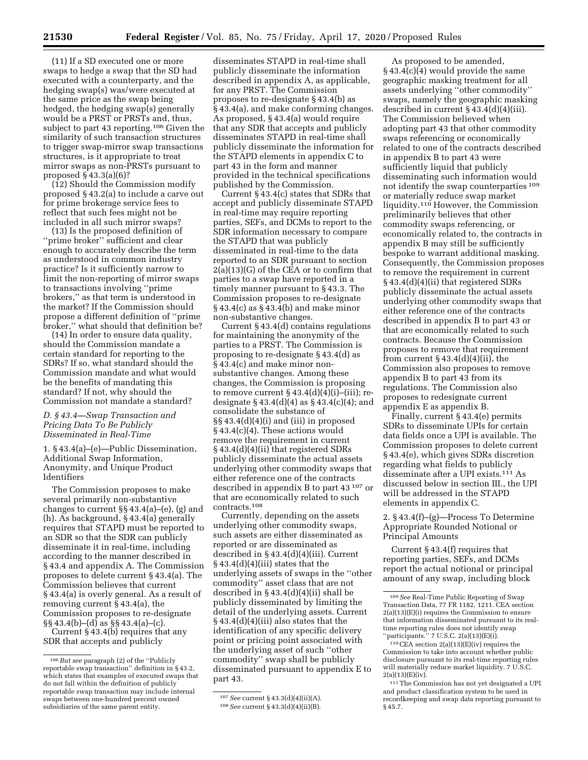(11) If a SD executed one or more swaps to hedge a swap that the SD had executed with a counterparty, and the hedging swap(s) was/were executed at the same price as the swap being hedged, the hedging swap(s) generally would be a PRST or PRSTs and, thus, subject to part 43 reporting.[106] Given the similarity of such transaction structures to trigger swap-mirror swap transactions structures, is it appropriate to treat mirror swaps as non-PRSTs pursuant to proposed § 43.3(a)(6)?

(12) Should the Commission modify proposed § 43.2(a) to include a carve out for prime brokerage service fees to reflect that such fees might not be included in all such mirror swaps?

(13) Is the proposed definition of ''prime broker'' sufficient and clear enough to accurately describe the term as understood in common industry practice? Is it sufficiently narrow to limit the non-reporting of mirror swaps to transactions involving ''prime brokers,'' as that term is understood in the market? If the Commission should propose a different definition of ''prime broker,'' what should that definition be?

(14) In order to ensure data quality, should the Commission mandate a certain standard for reporting to the SDRs? If so, what standard should the Commission mandate and what would be the benefits of mandating this standard? If not, why should the Commission not mandate a standard?

### *D. § 43.4—Swap Transaction and Pricing Data To Be Publicly Disseminated in Real-Time*

1. § 43.4(a)–(e)—Public Dissemination, Additional Swap Information, Anonymity, and Unique Product Identifiers

The Commission proposes to make several primarily non-substantive changes to current §§ 43.4(a)–(e), (g) and (h). As background, § 43.4(a) generally requires that STAPD must be reported to an SDR so that the SDR can publicly disseminate it in real-time, including according to the manner described in § 43.4 and appendix A. The Commission proposes to delete current § 43.4(a). The Commission believes that current § 43.4(a) is overly general. As a result of removing current § 43.4(a), the Commission proposes to re-designate §§ 43.4(b)–(d) as §§ 43.4(a)–(c).

Current § 43.4(b) requires that any SDR that accepts and publicly disseminates STAPD in real-time shall publicly disseminate the information described in appendix A, as applicable, for any PRST. The Commission proposes to re-designate § 43.4(b) as § 43.4(a), and make conforming changes. As proposed, § 43.4(a) would require that any SDR that accepts and publicly disseminates STAPD in real-time shall publicly disseminate the information for the STAPD elements in appendix C to part 43 in the form and manner provided in the technical specifications published by the Commission.

Current § 43.4(c) states that SDRs that accept and publicly disseminate STAPD in real-time may require reporting parties, SEFs, and DCMs to report to the SDR information necessary to compare the STAPD that was publicly disseminated in real-time to the data reported to an SDR pursuant to section 2(a)(13)(G) of the CEA or to confirm that parties to a swap have reported in a timely manner pursuant to § 43.3. The Commission proposes to re-designate § 43.4(c) as § 43.4(b) and make minor non-substantive changes.

Current § 43.4(d) contains regulations for maintaining the anonymity of the parties to a PRST. The Commission is proposing to re-designate § 43.4(d) as § 43.4(c) and make minor non-substantive changes. Among these changes, the Commission is proposing to remove current § 43.4(d)(4)(i)–(iii); re-designate § 43.4(d)(4) as § 43.4(c)(4); and consolidate the substance of §§ 43.4(d)(4)(i) and (iii) in proposed § 43.4(c)(4). These actions would remove the requirement in current § 43.4(d)(4)(ii) that registered SDRs publicly disseminate the actual assets underlying other commodity swaps that either reference one of the contracts described in appendix B to part 43[107] or that are economically related to such contracts.[108]

Currently, depending on the assets underlying other commodity swaps, such assets are either disseminated as reported or are disseminated as described in § 43.4(d)(4)(iii). Current § 43.4(d)(4)(iii) states that the underlying assets of swaps in the ''other commodity'' asset class that are not described in § 43.4(d)(4)(ii) shall be publicly disseminated by limiting the detail of the underlying assets. Current § 43.4(d)(4)(iii) also states that the identification of any specific delivery point or pricing point associated with the underlying asset of such ''other commodity'' swap shall be publicly disseminated pursuant to appendix E to part 43.

As proposed to be amended, § 43.4(c)(4) would provide the same geographic masking treatment for all assets underlying ''other commodity'' swaps, namely the geographic masking described in current § 43.4(d)(4)(iii). The Commission believed when adopting part 43 that other commodity swaps referencing or economically related to one of the contracts described in appendix B to part 43 were sufficiently liquid that publicly disseminating such information would not identify the swap counterparties[109] or materially reduce swap market liquidity.[110] However, the Commission preliminarily believes that other commodity swaps referencing, or economically related to, the contracts in appendix B may still be sufficiently bespoke to warrant additional masking. Consequently, the Commission proposes to remove the requirement in current § 43.4(d)(4)(ii) that registered SDRs publicly disseminate the actual assets underlying other commodity swaps that either reference one of the contracts described in appendix B to part 43 or that are economically related to such contracts. Because the Commission proposes to remove that requirement from current § 43.4(d)(4)(ii), the Commission also proposes to remove appendix B to part 43 from its regulations. The Commission also proposes to redesignate current appendix E as appendix B.

Finally, current § 43.4(e) permits SDRs to disseminate UPIs for certain data fields once a UPI is available. The Commission proposes to delete current § 43.4(e), which gives SDRs discretion regarding what fields to publicly disseminate after a UPI exists.[111] As discussed below in section III., the UPI will be addressed in the STAPD elements in appendix C.

2. § 43.4(f)–(g)—Process To Determine Appropriate Rounded Notional or Principal Amounts

Current § 43.4(f) requires that reporting parties, SEFs, and DCMs report the actual notional or principal amount of any swap, including block

---

[106] *But see* paragraph (2) of the ''Publicly reportable swap transaction'' definition in § 43.2, which states that examples of executed swaps that do not fall within the definition of publicly reportable swap transaction may include internal swaps between one-hundred percent owned subsidiaries of the same parent entity.

[107] *See* current § 43.3(d)(4)(ii)(A).

[108] *See* current § 43.3(d)(4)(ii)(B).

[109] *See* Real-Time Public Reporting of Swap Transaction Data, 77 FR 1182, 1211. CEA section 2(a)(13)(E)(i) requires the Commission to ensure that information disseminated pursuant to its real-time reporting rules does not identify swap ''participants.'' 7 U.S.C. 2(a)(13)(E)(i).

[110] CEA section 2(a)(13)(E)(iv) requires the Commission to take into account whether public disclosure pursuant to its real-time reporting rules will materially reduce market liquidity. 7 U.S.C. 2(a)(13)(E)(iv).

[111] The Commission has not yet designated a UPI and product classification system to be used in recordkeeping and swap data reporting pursuant to § 45.7.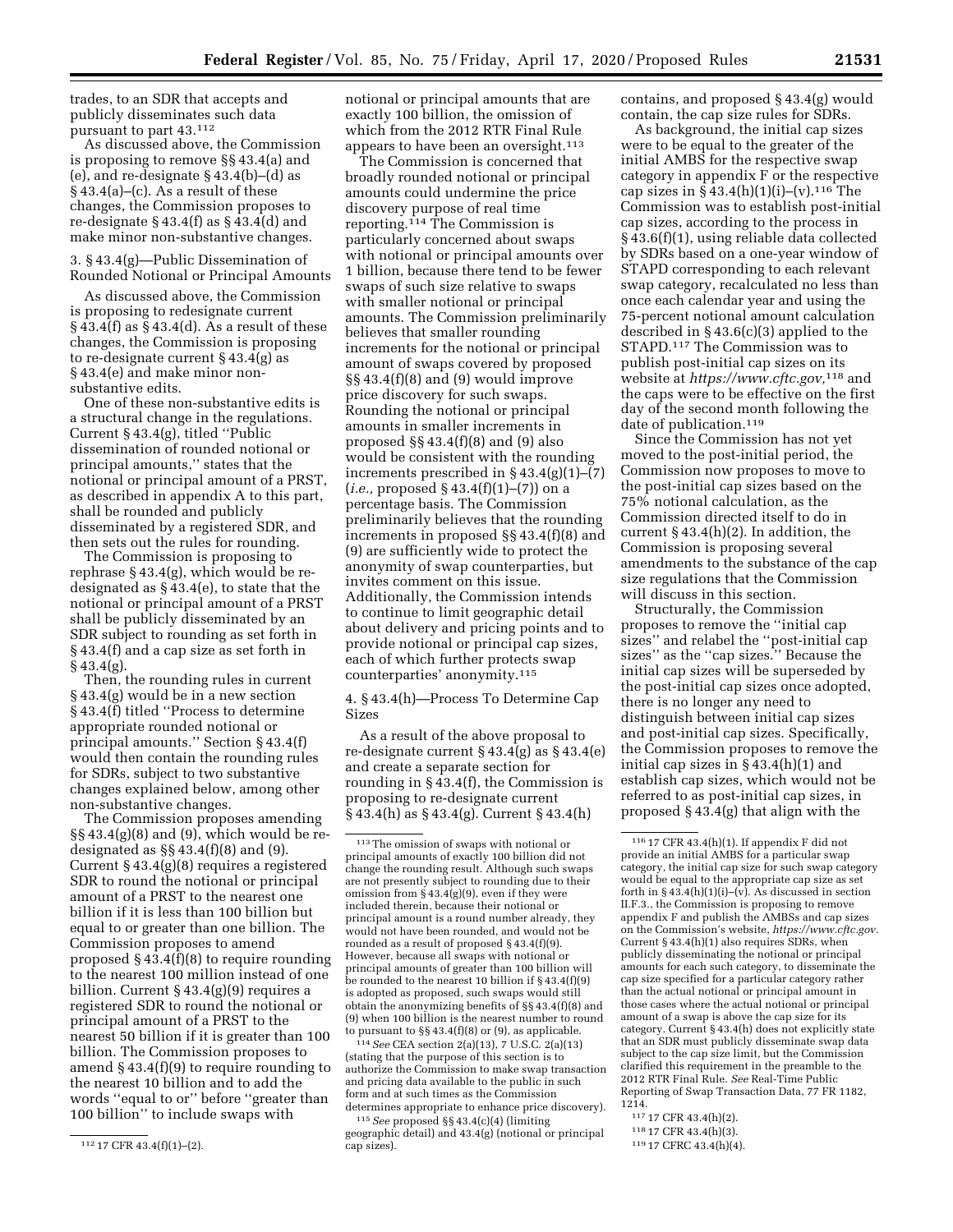trades, to an SDR that accepts and publicly disseminates such data pursuant to part 43.[112]

As discussed above, the Commission is proposing to remove §§ 43.4(a) and (e), and re-designate § 43.4(b)–(d) as § 43.4(a)–(c). As a result of these changes, the Commission proposes to re-designate § 43.4(f) as § 43.4(d) and make minor non-substantive changes.

3. § 43.4(g)—Public Dissemination of Rounded Notional or Principal Amounts

As discussed above, the Commission is proposing to redesignate current § 43.4(f) as § 43.4(d). As a result of these changes, the Commission is proposing to re-designate current § 43.4(g) as § 43.4(e) and make minor non-substantive edits.

One of these non-substantive edits is a structural change in the regulations. Current § 43.4(g), titled ''Public dissemination of rounded notional or principal amounts,'' states that the notional or principal amount of a PRST, as described in appendix A to this part, shall be rounded and publicly disseminated by a registered SDR, and then sets out the rules for rounding.

The Commission is proposing to rephrase § 43.4(g), which would be re-designated as § 43.4(e), to state that the notional or principal amount of a PRST shall be publicly disseminated by an SDR subject to rounding as set forth in § 43.4(f) and a cap size as set forth in § 43.4(g).

Then, the rounding rules in current § 43.4(g) would be in a new section § 43.4(f) titled ''Process to determine appropriate rounded notional or principal amounts.'' Section § 43.4(f) would then contain the rounding rules for SDRs, subject to two substantive changes explained below, among other non-substantive changes.

The Commission proposes amending §§ 43.4(g)(8) and (9), which would be re-designated as §§ 43.4(f)(8) and (9). Current § 43.4(g)(8) requires a registered SDR to round the notional or principal amount of a PRST to the nearest one billion if it is less than 100 billion but equal to or greater than one billion. The Commission proposes to amend proposed § 43.4(f)(8) to require rounding to the nearest 100 million instead of one billion. Current § 43.4(g)(9) requires a registered SDR to round the notional or principal amount of a PRST to the nearest 50 billion if it is greater than 100 billion. The Commission proposes to amend § 43.4(f)(9) to require rounding to the nearest 10 billion and to add the words ''equal to or'' before ''greater than 100 billion'' to include swaps with notional or principal amounts that are exactly 100 billion, the omission of which from the 2012 RTR Final Rule appears to have been an oversight.[113]

The Commission is concerned that broadly rounded notional or principal amounts could undermine the price discovery purpose of real time reporting.[114] The Commission is particularly concerned about swaps with notional or principal amounts over 1 billion, because there tend to be fewer swaps of such size relative to swaps with smaller notional or principal amounts. The Commission preliminarily believes that smaller rounding increments for the notional or principal amount of swaps covered by proposed §§ 43.4(f)(8) and (9) would improve price discovery for such swaps. Rounding the notional or principal amounts in smaller increments in proposed §§ 43.4(f)(8) and (9) also would be consistent with the rounding increments prescribed in § 43.4(g)(1)–(7) (*i.e.,* proposed § 43.4(f)(1)–(7)) on a percentage basis. The Commission preliminarily believes that the rounding increments in proposed §§ 43.4(f)(8) and (9) are sufficiently wide to protect the anonymity of swap counterparties, but invites comment on this issue. Additionally, the Commission intends to continue to limit geographic detail about delivery and pricing points and to provide notional or principal cap sizes, each of which further protects swap counterparties' anonymity.[115]

4. § 43.4(h)—Process To Determine Cap Sizes

As a result of the above proposal to re-designate current § 43.4(g) as § 43.4(e) and create a separate section for rounding in § 43.4(f), the Commission is proposing to re-designate current § 43.4(h) as § 43.4(g). Current § 43.4(h) contains, and proposed § 43.4(g) would contain, the cap size rules for SDRs.

As background, the initial cap sizes were to be equal to the greater of the initial AMBS for the respective swap category in appendix F or the respective cap sizes in § 43.4(h)(1)(i)–(v).[116] The Commission was to establish post-initial cap sizes, according to the process in § 43.6(f)(1), using reliable data collected by SDRs based on a one-year window of STAPD corresponding to each relevant swap category, recalculated no less than once each calendar year and using the 75-percent notional amount calculation described in § 43.6(c)(3) applied to the STAPD.[117] The Commission was to publish post-initial cap sizes on its website at *https://www.cftc.gov,*[118] and the caps were to be effective on the first day of the second month following the date of publication.[119]

Since the Commission has not yet moved to the post-initial period, the Commission now proposes to move to the post-initial cap sizes based on the 75% notional calculation, as the Commission directed itself to do in current § 43.4(h)(2). In addition, the Commission is proposing several amendments to the substance of the cap size regulations that the Commission will discuss in this section.

Structurally, the Commission proposes to remove the ''initial cap sizes'' and relabel the ''post-initial cap sizes'' as the ''cap sizes.'' Because the initial cap sizes will be superseded by the post-initial cap sizes once adopted, there is no longer any need to distinguish between initial cap sizes and post-initial cap sizes. Specifically, the Commission proposes to remove the initial cap sizes in § 43.4(h)(1) and establish cap sizes, which would not be referred to as post-initial cap sizes, in proposed § 43.4(g) that align with the

---

[112] 17 CFR 43.4(f)(1)–(2).

[113] The omission of swaps with notional or principal amounts of exactly 100 billion did not change the rounding result. Although such swaps are not presently subject to rounding due to their omission from § 43.4(g)(9), even if they were included therein, because their notional or principal amount is a round number already, they would not have been rounded, and would not be rounded as a result of proposed § 43.4(f)(9). However, because all swaps with notional or principal amounts of greater than 100 billion will be rounded to the nearest 10 billion if § 43.4(f)(9) is adopted as proposed, such swaps would still obtain the anonymizing benefits of §§ 43.4(f)(8) and (9) when 100 billion is the nearest number to round to pursuant to §§ 43.4(f)(8) or (9), as applicable.

[114] *See* CEA section 2(a)(13), 7 U.S.C. 2(a)(13) (stating that the purpose of this section is to authorize the Commission to make swap transaction and pricing data available to the public in such form and at such times as the Commission determines appropriate to enhance price discovery).

[115] *See* proposed §§ 43.4(c)(4) (limiting geographic detail) and 43.4(g) (notional or principal cap sizes).

[116] 17 CFR 43.4(h)(1). If appendix F did not provide an initial AMBS for a particular swap category, the initial cap size for such swap category would be equal to the appropriate cap size as set forth in § 43.4(h)(1)(i)–(v). As discussed in section II.F.3., the Commission is proposing to remove appendix F and publish the AMBSs and cap sizes on the Commission's website, *https://www.cftc.gov*. Current § 43.4(h)(1) also requires SDRs, when publicly disseminating the notional or principal amounts for each such category, to disseminate the cap size specified for a particular category rather than the actual notional or principal amount in those cases where the actual notional or principal amount of a swap is above the cap size for its category. Current § 43.4(h) does not explicitly state that an SDR must publicly disseminate swap data subject to the cap size limit, but the Commission clarified this requirement in the preamble to the 2012 RTR Final Rule. *See* Real-Time Public Reporting of Swap Transaction Data, 77 FR 1182, 1214.

[117] 17 CFR 43.4(h)(2).

[118] 17 CFR 43.4(h)(3).

[119] 17 CFRC 43.4(h)(4).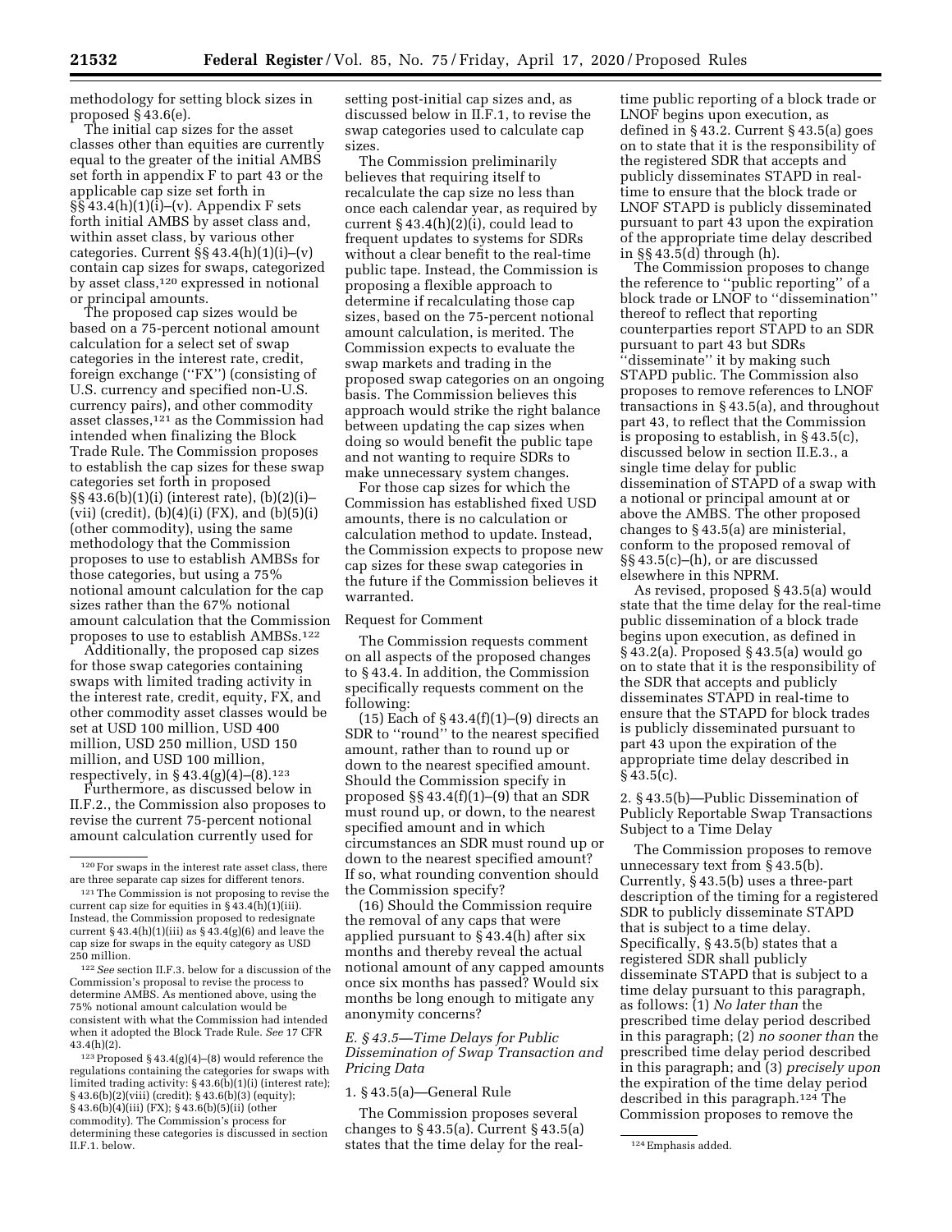methodology for setting block sizes in proposed § 43.6(e).

The initial cap sizes for the asset classes other than equities are currently equal to the greater of the initial AMBS set forth in appendix F to part 43 or the applicable cap size set forth in §§ 43.4(h)(1)(i)–(v). Appendix F sets forth initial AMBS by asset class and, within asset class, by various other categories. Current §§ 43.4(h)(1)(i)–(v) contain cap sizes for swaps, categorized by asset class,[120] expressed in notional or principal amounts.

The proposed cap sizes would be based on a 75-percent notional amount calculation for a select set of swap categories in the interest rate, credit, foreign exchange (''FX'') (consisting of U.S. currency and specified non-U.S. currency pairs), and other commodity asset classes,[121] as the Commission had intended when finalizing the Block Trade Rule. The Commission proposes to establish the cap sizes for these swap categories set forth in proposed §§ 43.6(b)(1)(i) (interest rate), (b)(2)(i)–(vii) (credit), (b)(4)(i) (FX), and (b)(5)(i) (other commodity), using the same methodology that the Commission proposes to use to establish AMBSs for those categories, but using a 75% notional amount calculation for the cap sizes rather than the 67% notional amount calculation that the Commission proposes to use to establish AMBSs.[122]

Additionally, the proposed cap sizes for those swap categories containing swaps with limited trading activity in the interest rate, credit, equity, FX, and other commodity asset classes would be set at USD 100 million, USD 400 million, USD 250 million, USD 150 million, and USD 100 million, respectively, in § 43.4(g)(4)–(8).[123]

Furthermore, as discussed below in II.F.2., the Commission also proposes to revise the current 75-percent notional amount calculation currently used for setting post-initial cap sizes and, as discussed below in II.F.1, to revise the swap categories used to calculate cap sizes.

The Commission preliminarily believes that requiring itself to recalculate the cap size no less than once each calendar year, as required by current § 43.4(h)(2)(i), could lead to frequent updates to systems for SDRs without a clear benefit to the real-time public tape. Instead, the Commission is proposing a flexible approach to determine if recalculating those cap sizes, based on the 75-percent notional amount calculation, is merited. The Commission expects to evaluate the swap markets and trading in the proposed swap categories on an ongoing basis. The Commission believes this approach would strike the right balance between updating the cap sizes when doing so would benefit the public tape and not wanting to require SDRs to make unnecessary system changes.

For those cap sizes for which the Commission has established fixed USD amounts, there is no calculation or calculation method to update. Instead, the Commission expects to propose new cap sizes for these swap categories in the future if the Commission believes it warranted.

Request for Comment

The Commission requests comment on all aspects of the proposed changes to § 43.4. In addition, the Commission specifically requests comment on the following:

(15) Each of § 43.4(f)(1)–(9) directs an SDR to ''round'' to the nearest specified amount, rather than to round up or down to the nearest specified amount. Should the Commission specify in proposed §§ 43.4(f)(1)–(9) that an SDR must round up, or down, to the nearest specified amount and in which circumstances an SDR must round up or down to the nearest specified amount? If so, what rounding convention should the Commission specify?

(16) Should the Commission require the removal of any caps that were applied pursuant to § 43.4(h) after six months and thereby reveal the actual notional amount of any capped amounts once six months has passed? Would six months be long enough to mitigate any anonymity concerns?

### *E. § 43.5—Time Delays for Public Dissemination of Swap Transaction and Pricing Data*

1. § 43.5(a)—General Rule

The Commission proposes several changes to § 43.5(a). Current § 43.5(a) states that the time delay for the real-time public reporting of a block trade or LNOF begins upon execution, as defined in § 43.2. Current § 43.5(a) goes on to state that it is the responsibility of the registered SDR that accepts and publicly disseminates STAPD in real-time to ensure that the block trade or LNOF STAPD is publicly disseminated pursuant to part 43 upon the expiration of the appropriate time delay described in §§ 43.5(d) through (h).

The Commission proposes to change the reference to ''public reporting'' of a block trade or LNOF to ''dissemination'' thereof to reflect that reporting counterparties report STAPD to an SDR pursuant to part 43 but SDRs ''disseminate'' it by making such STAPD public. The Commission also proposes to remove references to LNOF transactions in § 43.5(a), and throughout part 43, to reflect that the Commission is proposing to establish, in § 43.5(c), discussed below in section II.E.3., a single time delay for public dissemination of STAPD of a swap with a notional or principal amount at or above the AMBS. The other proposed changes to § 43.5(a) are ministerial, conform to the proposed removal of §§ 43.5(c)–(h), or are discussed elsewhere in this NPRM.

As revised, proposed § 43.5(a) would state that the time delay for the real-time public dissemination of a block trade begins upon execution, as defined in § 43.2(a). Proposed § 43.5(a) would go on to state that it is the responsibility of the SDR that accepts and publicly disseminates STAPD in real-time to ensure that the STAPD for block trades is publicly disseminated pursuant to part 43 upon the expiration of the appropriate time delay described in § 43.5(c).

2. § 43.5(b)—Public Dissemination of Publicly Reportable Swap Transactions Subject to a Time Delay

The Commission proposes to remove unnecessary text from § 43.5(b). Currently, § 43.5(b) uses a three-part description of the timing for a registered SDR to publicly disseminate STAPD that is subject to a time delay. Specifically, § 43.5(b) states that a registered SDR shall publicly disseminate STAPD that is subject to a time delay pursuant to this paragraph, as follows: (1) *No later than* the prescribed time delay period described in this paragraph; (2) *no sooner than* the prescribed time delay period described in this paragraph; and (3) *precisely upon* the expiration of the time delay period described in this paragraph.[124] The Commission proposes to remove the

---

[120] For swaps in the interest rate asset class, there are three separate cap sizes for different tenors.

[121] The Commission is not proposing to revise the current cap size for equities in § 43.4(h)(1)(iii). Instead, the Commission proposed to redesignate current § 43.4(h)(1)(iii) as § 43.4(g)(6) and leave the cap size for swaps in the equity category as USD 250 million.

[122] *See* section II.F.3. below for a discussion of the Commission's proposal to revise the process to determine AMBS. As mentioned above, using the 75% notional amount calculation would be consistent with what the Commission had intended when it adopted the Block Trade Rule. *See* 17 CFR 43.4(h)(2).

[123] Proposed § 43.4(g)(4)–(8) would reference the regulations containing the categories for swaps with limited trading activity: § 43.6(b)(1)(i) (interest rate); § 43.6(b)(2)(viii) (credit); § 43.6(b)(3) (equity); § 43.6(b)(4)(iii) (FX); § 43.6(b)(5)(ii) (other commodity). The Commission's process for determining these categories is discussed in section II.F.1. below.

[124] Emphasis added.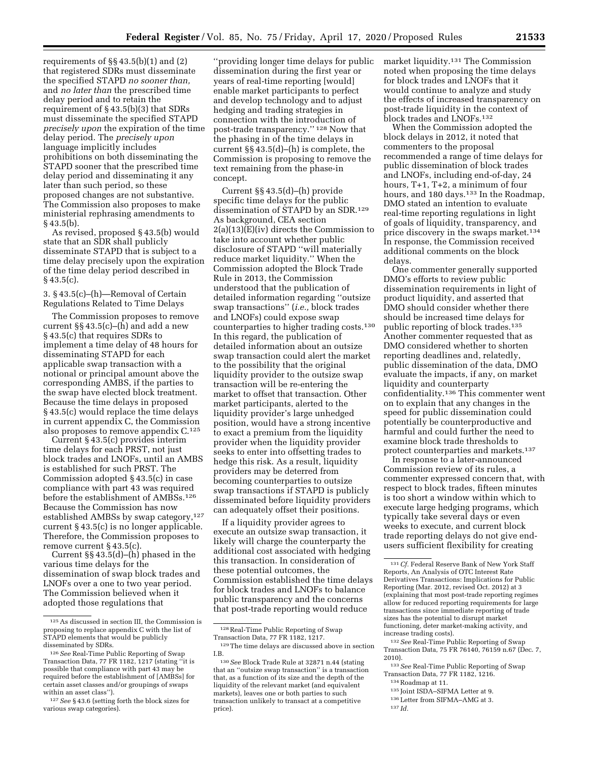requirements of §§ 43.5(b)(1) and (2) that registered SDRs must disseminate the specified STAPD *no sooner than,* and *no later than* the prescribed time delay period and to retain the requirement of § 43.5(b)(3) that SDRs must disseminate the specified STAPD *precisely upon* the expiration of the time delay period. The *precisely upon* language implicitly includes prohibitions on both disseminating the STAPD sooner that the prescribed time delay period and disseminating it any later than such period, so these proposed changes are not substantive. The Commission also proposes to make ministerial rephrasing amendments to § 43.5(b).

As revised, proposed § 43.5(b) would state that an SDR shall publicly disseminate STAPD that is subject to a time delay precisely upon the expiration of the time delay period described in § 43.5(c).

### 3. § 43.5(c)–(h)—Removal of Certain Regulations Related to Time Delays

The Commission proposes to remove current §§ 43.5(c)–(h) and add a new § 43.5(c) that requires SDRs to implement a time delay of 48 hours for disseminating STAPD for each applicable swap transaction with a notional or principal amount above the corresponding AMBS, if the parties to the swap have elected block treatment. Because the time delays in proposed § 43.5(c) would replace the time delays in current appendix C, the Commission also proposes to remove appendix C.[125]

Current § 43.5(c) provides interim time delays for each PRST, not just block trades and LNOFs, until an AMBS is established for such PRST. The Commission adopted § 43.5(c) in case compliance with part 43 was required before the establishment of AMBSs.[126] Because the Commission has now established AMBSs by swap category,[127] current § 43.5(c) is no longer applicable. Therefore, the Commission proposes to remove current § 43.5(c).

Current §§ 43.5(d)–(h) phased in the various time delays for the dissemination of swap block trades and LNOFs over a one to two year period. The Commission believed when it adopted those regulations that ''providing longer time delays for public dissemination during the first year or years of real-time reporting [would] enable market participants to perfect and develop technology and to adjust hedging and trading strategies in connection with the introduction of post-trade transparency.''[128] Now that the phasing in of the time delays in current §§ 43.5(d)–(h) is complete, the Commission is proposing to remove the text remaining from the phase-in concept.

Current §§ 43.5(d)–(h) provide specific time delays for the public dissemination of STAPD by an SDR.[129] As background, CEA section 2(a)(13)(E)(iv) directs the Commission to take into account whether public disclosure of STAPD ''will materially reduce market liquidity.'' When the Commission adopted the Block Trade Rule in 2013, the Commission understood that the publication of detailed information regarding ''outsize swap transactions'' (*i.e.,* block trades and LNOFs) could expose swap counterparties to higher trading costs.[130] In this regard, the publication of detailed information about an outsize swap transaction could alert the market to the possibility that the original liquidity provider to the outsize swap transaction will be re-entering the market to offset that transaction. Other market participants, alerted to the liquidity provider's large unhedged position, would have a strong incentive to exact a premium from the liquidity provider when the liquidity provider seeks to enter into offsetting trades to hedge this risk. As a result, liquidity providers may be deterred from becoming counterparties to outsize swap transactions if STAPD is publicly disseminated before liquidity providers can adequately offset their positions.

If a liquidity provider agrees to execute an outsize swap transaction, it likely will charge the counterparty the additional cost associated with hedging this transaction. In consideration of these potential outcomes, the Commission established the time delays for block trades and LNOFs to balance public transparency and the concerns that post-trade reporting would reduce market liquidity.[131] The Commission noted when proposing the time delays for block trades and LNOFs that it would continue to analyze and study the effects of increased transparency on post-trade liquidity in the context of block trades and LNOFs.[132]

When the Commission adopted the block delays in 2012, it noted that commenters to the proposal recommended a range of time delays for public dissemination of block trades and LNOFs, including end-of-day, 24 hours, T+1, T+2, a minimum of four hours, and 180 days.[133] In the Roadmap, DMO stated an intention to evaluate real-time reporting regulations in light of goals of liquidity, transparency, and price discovery in the swaps market.[134] In response, the Commission received additional comments on the block delays.

One commenter generally supported DMO's efforts to review public dissemination requirements in light of product liquidity, and asserted that DMO should consider whether there should be increased time delays for public reporting of block trades.[135] Another commenter requested that as DMO considered whether to shorten reporting deadlines and, relatedly, public dissemination of the data, DMO evaluate the impacts, if any, on market liquidity and counterparty confidentiality.[136] This commenter went on to explain that any changes in the speed for public dissemination could potentially be counterproductive and harmful and could further the need to examine block trade thresholds to protect counterparties and markets.[137]

In response to a later-announced Commission review of its rules, a commenter expressed concern that, with respect to block trades, fifteen minutes is too short a window within which to execute large hedging programs, which typically take several days or even weeks to execute, and current block trade reporting delays do not give end-users sufficient flexibility for creating

---

[125] As discussed in section III, the Commission is proposing to replace appendix C with the list of STAPD elements that would be publicly disseminated by SDRs.

[126] *See* Real-Time Public Reporting of Swap Transaction Data, 77 FR 1182, 1217 (stating ''it is possible that compliance with part 43 may be required before the establishment of [AMBSs] for certain asset classes and/or groupings of swaps within an asset class'').

[127] *See* § 43.6 (setting forth the block sizes for various swap categories).

[128] Real-Time Public Reporting of Swap Transaction Data, 77 FR 1182, 1217.

[129] The time delays are discussed above in section I.B.

[130] *See* Block Trade Rule at 32871 n.44 (stating that an ''outsize swap transaction'' is a transaction that, as a function of its size and the depth of the liquidity of the relevant market (and equivalent markets), leaves one or both parties to such transaction unlikely to transact at a competitive price).

[131] *Cf.* Federal Reserve Bank of New York Staff Reports, An Analysis of OTC Interest Rate Derivatives Transactions: Implications for Public Reporting (Mar. 2012, revised Oct. 2012) at 3 (explaining that most post-trade reporting regimes allow for reduced reporting requirements for large transactions since immediate reporting of trade sizes has the potential to disrupt market functioning, deter market-making activity, and increase trading costs).

[132] *See* Real-Time Public Reporting of Swap Transaction Data, 75 FR 76140, 76159 n.67 (Dec. 7, 2010).

[133] *See* Real-Time Public Reporting of Swap Transaction Data, 77 FR 1182, 1216.

[134] Roadmap at 11.

[135] Joint ISDA–SIFMA Letter at 9.

[136] Letter from SIFMA–AMG at 3.

[137] *Id.*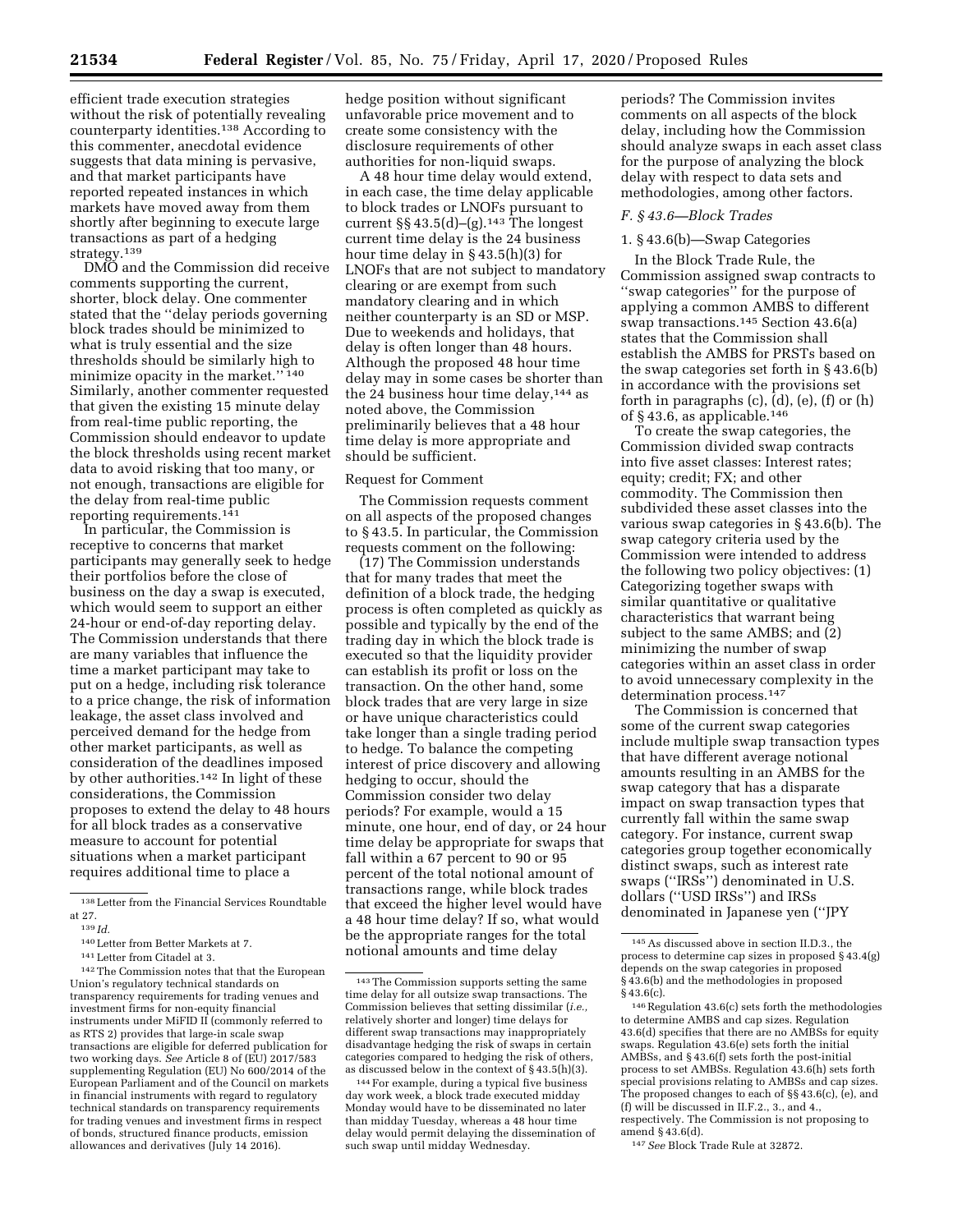efficient trade execution strategies without the risk of potentially revealing counterparty identities.[138] According to this commenter, anecdotal evidence suggests that data mining is pervasive, and that market participants have reported repeated instances in which markets have moved away from them shortly after beginning to execute large transactions as part of a hedging strategy.[139]

DMO and the Commission did receive comments supporting the current, shorter, block delay. One commenter stated that the "delay periods governing block trades should be minimized to what is truly essential and the size thresholds should be similarly high to minimize opacity in the market."[140] Similarly, another commenter requested that given the existing 15 minute delay from real-time public reporting, the Commission should endeavor to update the block thresholds using recent market data to avoid risking that too many, or not enough, transactions are eligible for the delay from real-time public reporting requirements.[141]

In particular, the Commission is receptive to concerns that market participants may generally seek to hedge their portfolios before the close of business on the day a swap is executed, which would seem to support an either 24-hour or end-of-day reporting delay. The Commission understands that there are many variables that influence the time a market participant may take to put on a hedge, including risk tolerance to a price change, the risk of information leakage, the asset class involved and perceived demand for the hedge from other market participants, as well as consideration of the deadlines imposed by other authorities.[142] In light of these considerations, the Commission proposes to extend the delay to 48 hours for all block trades as a conservative measure to account for potential situations when a market participant requires additional time to place a hedge position without significant unfavorable price movement and to create some consistency with the disclosure requirements of other authorities for non-liquid swaps.

A 48 hour time delay would extend, in each case, the time delay applicable to block trades or LNOFs pursuant to current §§ 43.5(d)–(g).[143] The longest current time delay is the 24 business hour time delay in § 43.5(h)(3) for LNOFs that are not subject to mandatory clearing or are exempt from such mandatory clearing and in which neither counterparty is an SD or MSP. Due to weekends and holidays, that delay is often longer than 48 hours. Although the proposed 48 hour time delay may in some cases be shorter than the 24 business hour time delay,[144] as noted above, the Commission preliminarily believes that a 48 hour time delay is more appropriate and should be sufficient.

Request for Comment

The Commission requests comment on all aspects of the proposed changes to § 43.5. In particular, the Commission requests comment on the following:

(17) The Commission understands that for many trades that meet the definition of a block trade, the hedging process is often completed as quickly as possible and typically by the end of the trading day in which the block trade is executed so that the liquidity provider can establish its profit or loss on the transaction. On the other hand, some block trades that are very large in size or have unique characteristics could take longer than a single trading period to hedge. To balance the competing interest of price discovery and allowing hedging to occur, should the Commission consider two delay periods? For example, would a 15 minute, one hour, end of day, or 24 hour time delay be appropriate for swaps that fall within a 67 percent to 90 or 95 percent of the total notional amount of transactions range, while block trades that exceed the higher level would have a 48 hour time delay? If so, what would be the appropriate ranges for the total notional amounts and time delay periods? The Commission invites comments on all aspects of the block delay, including how the Commission should analyze swaps in each asset class for the purpose of analyzing the block delay with respect to data sets and methodologies, among other factors.

### F. § 43.6—Block Trades

#### 1. § 43.6(b)—Swap Categories

In the Block Trade Rule, the Commission assigned swap contracts to "swap categories" for the purpose of applying a common AMBS to different swap transactions.[145] Section 43.6(a) states that the Commission shall establish the AMBS for PRSTs based on the swap categories set forth in § 43.6(b) in accordance with the provisions set forth in paragraphs (c), (d), (e), (f) or (h) of § 43.6, as applicable.[146]

To create the swap categories, the Commission divided swap contracts into five asset classes: Interest rates; equity; credit; FX; and other commodity. The Commission then subdivided these asset classes into the various swap categories in § 43.6(b). The swap category criteria used by the Commission were intended to address the following two policy objectives: (1) Categorizing together swaps with similar quantitative or qualitative characteristics that warrant being subject to the same AMBS; and (2) minimizing the number of swap categories within an asset class in order to avoid unnecessary complexity in the determination process.[147]

The Commission is concerned that some of the current swap categories include multiple swap transaction types that have different average notional amounts resulting in an AMBS for the swap category that has a disparate impact on swap transaction types that currently fall within the same swap category. For instance, current swap categories group together economically distinct swaps, such as interest rate swaps ("IRSs") denominated in U.S. dollars ("USD IRSs") and IRSs denominated in Japanese yen ("JPY

---

[138] Letter from the Financial Services Roundtable at 27.

[139] *Id.*

[140] Letter from Better Markets at 7.

[141] Letter from Citadel at 3.

[142] The Commission notes that that the European Union's regulatory technical standards on transparency requirements for trading venues and investment firms for non-equity financial instruments under MiFID II (commonly referred to as RTS 2) provides that large-in scale swap transactions are eligible for deferred publication for two working days. *See* Article 8 of (EU) 2017/583 supplementing Regulation (EU) No 600/2014 of the European Parliament and of the Council on markets in financial instruments with regard to regulatory technical standards on transparency requirements for trading venues and investment firms in respect of bonds, structured finance products, emission allowances and derivatives (July 14 2016).

[143] The Commission supports setting the same time delay for all outsize swap transactions. The Commission believes that setting dissimilar (*i.e.,* relatively shorter and longer) time delays for different swap transactions may inappropriately disadvantage hedging the risk of swaps in certain categories compared to hedging the risk of others, as discussed below in the context of § 43.5(h)(3).

[144] For example, during a typical five business day work week, a block trade executed midday Monday would have to be disseminated no later than midday Tuesday, whereas a 48 hour time delay would permit delaying the dissemination of such swap until midday Wednesday.

[145] As discussed above in section II.D.3., the process to determine cap sizes in proposed § 43.4(g) depends on the swap categories in proposed § 43.6(b) and the methodologies in proposed § 43.6(c).

[146] Regulation 43.6(c) sets forth the methodologies to determine AMBS and cap sizes. Regulation 43.6(d) specifies that there are no AMBSs for equity swaps. Regulation 43.6(e) sets forth the initial AMBSs, and § 43.6(f) sets forth the post-initial process to set AMBSs. Regulation 43.6(h) sets forth special provisions relating to AMBSs and cap sizes. The proposed changes to each of §§ 43.6(c), (e), and (f) will be discussed in II.F.2., 3., and 4., respectively. The Commission is not proposing to amend § 43.6(d).

[147] *See* Block Trade Rule at 32872.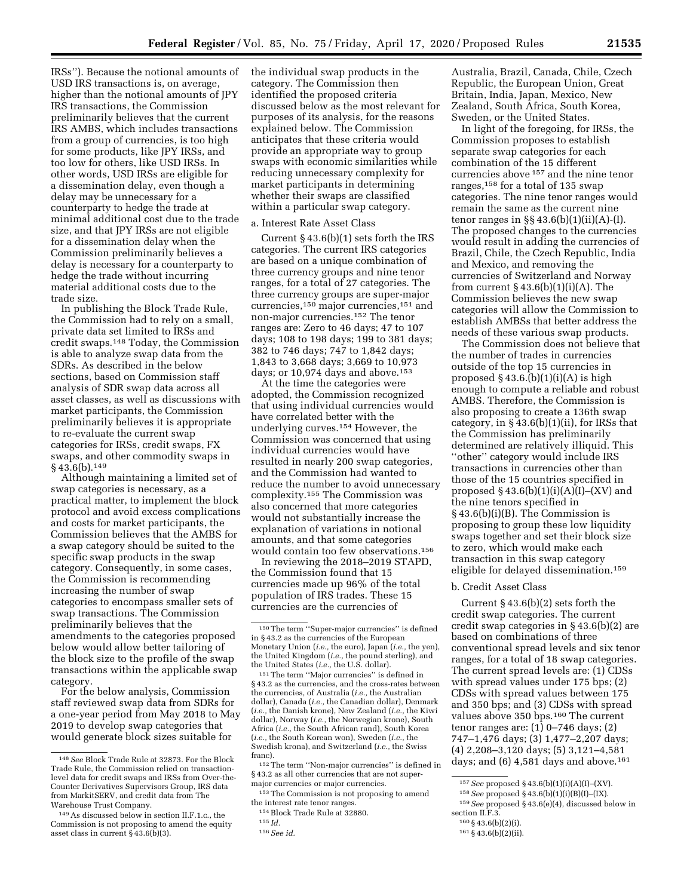IRSs''). Because the notional amounts of USD IRS transactions is, on average, higher than the notional amounts of JPY IRS transactions, the Commission preliminarily believes that the current IRS AMBS, which includes transactions from a group of currencies, is too high for some products, like JPY IRSs, and too low for others, like USD IRSs. In other words, USD IRSs are eligible for a dissemination delay, even though a delay may be unnecessary for a counterparty to hedge the trade at minimal additional cost due to the trade size, and that JPY IRSs are not eligible for a dissemination delay when the Commission preliminarily believes a delay is necessary for a counterparty to hedge the trade without incurring material additional costs due to the trade size.

In publishing the Block Trade Rule, the Commission had to rely on a small, private data set limited to IRSs and credit swaps.[148] Today, the Commission is able to analyze swap data from the SDRs. As described in the below sections, based on Commission staff analysis of SDR swap data across all asset classes, as well as discussions with market participants, the Commission preliminarily believes it is appropriate to re-evaluate the current swap categories for IRSs, credit swaps, FX swaps, and other commodity swaps in § 43.6(b).[149]

Although maintaining a limited set of swap categories is necessary, as a practical matter, to implement the block protocol and avoid excess complications and costs for market participants, the Commission believes that the AMBS for a swap category should be suited to the specific swap products in the swap category. Consequently, in some cases, the Commission is recommending increasing the number of swap categories to encompass smaller sets of swap transactions. The Commission preliminarily believes that the amendments to the categories proposed below would allow better tailoring of the block size to the profile of the swap transactions within the applicable swap category.

For the below analysis, Commission staff reviewed swap data from SDRs for a one-year period from May 2018 to May 2019 to develop swap categories that would generate block sizes suitable for the individual swap products in the category. The Commission then identified the proposed criteria discussed below as the most relevant for purposes of its analysis, for the reasons explained below. The Commission anticipates that these criteria would provide an appropriate way to group swaps with economic similarities while reducing unnecessary complexity for market participants in determining whether their swaps are classified within a particular swap category.

a. Interest Rate Asset Class

Current § 43.6(b)(1) sets forth the IRS categories. The current IRS categories are based on a unique combination of three currency groups and nine tenor ranges, for a total of 27 categories. The three currency groups are super-major currencies,[150] major currencies,[151] and non-major currencies.[152] The tenor ranges are: Zero to 46 days; 47 to 107 days; 108 to 198 days; 199 to 381 days; 382 to 746 days; 747 to 1,842 days; 1,843 to 3,668 days; 3,669 to 10,973 days; or 10,974 days and above.[153]

At the time the categories were adopted, the Commission recognized that using individual currencies would have correlated better with the underlying curves.[154] However, the Commission was concerned that using individual currencies would have resulted in nearly 200 swap categories, and the Commission had wanted to reduce the number to avoid unnecessary complexity.[155] The Commission was also concerned that more categories would not substantially increase the explanation of variations in notional amounts, and that some categories would contain too few observations.[156]

In reviewing the 2018–2019 STAPD, the Commission found that 15 currencies made up 96% of the total population of IRS trades. These 15 currencies are the currencies of Australia, Brazil, Canada, Chile, Czech Republic, the European Union, Great Britain, India, Japan, Mexico, New Zealand, South Africa, South Korea, Sweden, or the United States.

In light of the foregoing, for IRSs, the Commission proposes to establish separate swap categories for each combination of the 15 different currencies above[157] and the nine tenor ranges,[158] for a total of 135 swap categories. The nine tenor ranges would remain the same as the current nine tenor ranges in §§ 43.6(b)(1)(ii)(A)-(I). The proposed changes to the currencies would result in adding the currencies of Brazil, Chile, the Czech Republic, India and Mexico, and removing the currencies of Switzerland and Norway from current § 43.6(b)(1)(i)(A). The Commission believes the new swap categories will allow the Commission to establish AMBSs that better address the needs of these various swap products.

The Commission does not believe that the number of trades in currencies outside of the top 15 currencies in proposed § 43.6.(b)(1)(i)(A) is high enough to compute a reliable and robust AMBS. Therefore, the Commission is also proposing to create a 136th swap category, in § 43.6(b)(1)(ii), for IRSs that the Commission has preliminarily determined are relatively illiquid. This ''other'' category would include IRS transactions in currencies other than those of the 15 countries specified in proposed § 43.6(b)(1)(i)(A)(I)–(XV) and the nine tenors specified in § 43.6(b)(i)(B). The Commission is proposing to group these low liquidity swaps together and set their block size to zero, which would make each transaction in this swap category eligible for delayed dissemination.[159]

b. Credit Asset Class

Current § 43.6(b)(2) sets forth the credit swap categories. The current credit swap categories in § 43.6(b)(2) are based on combinations of three conventional spread levels and six tenor ranges, for a total of 18 swap categories. The current spread levels are: (1) CDSs with spread values under 175 bps; (2) CDSs with spread values between 175 and 350 bps; and (3) CDSs with spread values above 350 bps.[160] The current tenor ranges are: (1) 0–746 days; (2) 747–1,476 days; (3) 1,477–2,207 days; (4) 2,208–3,120 days; (5) 3,121–4,581 days; and (6) 4,581 days and above.[161]

---

[148] *See* Block Trade Rule at 32873. For the Block Trade Rule, the Commission relied on transaction-level data for credit swaps and IRSs from Over-the-Counter Derivatives Supervisors Group, IRS data from MarkitSERV, and credit data from The Warehouse Trust Company.

[149] As discussed below in section II.F.1.c., the Commission is not proposing to amend the equity asset class in current § 43.6(b)(3).

[150] The term ''Super-major currencies'' is defined in § 43.2 as the currencies of the European Monetary Union (*i.e.,* the euro), Japan (*i.e.,* the yen), the United Kingdom (*i.e.,* the pound sterling), and the United States (*i.e.,* the U.S. dollar).

[151] The term ''Major currencies'' is defined in § 43.2 as the currencies, and the cross-rates between the currencies, of Australia (*i.e.,* the Australian dollar), Canada (*i.e.,* the Canadian dollar), Denmark (*i.e.,* the Danish krone), New Zealand (*i.e.,* the Kiwi dollar), Norway (*i.e.,* the Norwegian krone), South Africa (*i.e.,* the South African rand), South Korea (*i.e.,* the South Korean won), Sweden (*i.e.,* the Swedish krona), and Switzerland (*i.e.,* the Swiss franc).

[152] The term ''Non-major currencies'' is defined in § 43.2 as all other currencies that are not super-major currencies or major currencies.

[153] The Commission is not proposing to amend the interest rate tenor ranges.

[154] Block Trade Rule at 32880.

[155] *Id.*

[156] *See id.*

[157] *See* proposed § 43.6(b)(1)(i)(A)(I)–(XV).

[158] *See* proposed § 43.6(b)(1)(i)(B)(I)–(IX).

[159] *See* proposed § 43.6(e)(4), discussed below in section II.F.3.

[160] § 43.6(b)(2)(i).

[161] § 43.6(b)(2)(ii).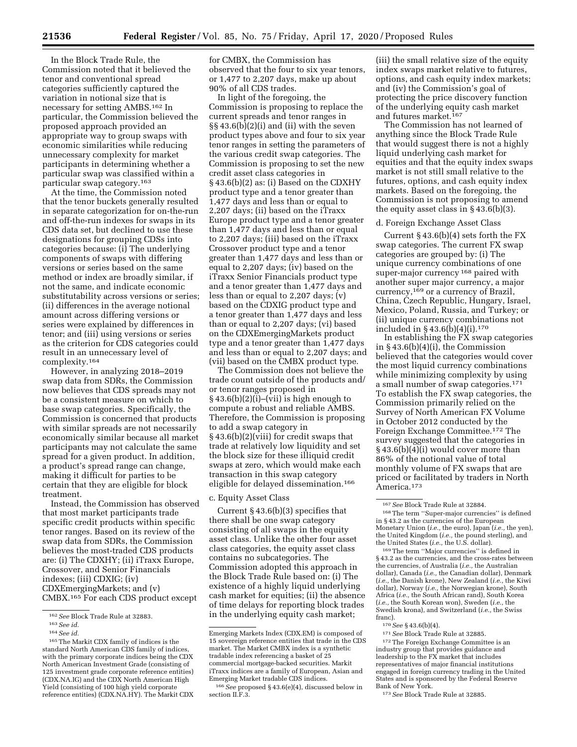In the Block Trade Rule, the Commission noted that it believed the tenor and conventional spread categories sufficiently captured the variation in notional size that is necessary for setting AMBS.[162] In particular, the Commission believed the proposed approach provided an appropriate way to group swaps with economic similarities while reducing unnecessary complexity for market participants in determining whether a particular swap was classified within a particular swap category.[163]

At the time, the Commission noted that the tenor buckets generally resulted in separate categorization for on-the-run and off-the-run indexes for swaps in its CDS data set, but declined to use these designations for grouping CDSs into categories because: (i) The underlying components of swaps with differing versions or series based on the same method or index are broadly similar, if not the same, and indicate economic substitutability across versions or series; (ii) differences in the average notional amount across differing versions or series were explained by differences in tenor; and (iii) using versions or series as the criterion for CDS categories could result in an unnecessary level of complexity.[164]

However, in analyzing 2018–2019 swap data from SDRs, the Commission now believes that CDS spreads may not be a consistent measure on which to base swap categories. Specifically, the Commission is concerned that products with similar spreads are not necessarily economically similar because all market participants may not calculate the same spread for a given product. In addition, a product's spread range can change, making it difficult for parties to be certain that they are eligible for block treatment.

Instead, the Commission has observed that most market participants trade specific credit products within specific tenor ranges. Based on its review of the swap data from SDRs, the Commission believes the most-traded CDS products are: (i) The CDXHY; (ii) iTraxx Europe, Crossover, and Senior Financials indexes; (iii) CDXIG; (iv) CDXEmergingMarkets; and (v) CMBX.[165] For each CDS product except for CMBX, the Commission has observed that the four to six year tenors, or 1,477 to 2,207 days, make up about 90% of all CDS trades.

In light of the foregoing, the Commission is proposing to replace the current spreads and tenor ranges in §§ 43.6(b)(2)(i) and (ii) with the seven product types above and four to six year tenor ranges in setting the parameters of the various credit swap categories. The Commission is proposing to set the new credit asset class categories in § 43.6(b)(2) as: (i) Based on the CDXHY product type and a tenor greater than 1,477 days and less than or equal to 2,207 days; (ii) based on the iTraxx Europe product type and a tenor greater than 1,477 days and less than or equal to 2,207 days; (iii) based on the iTraxx Crossover product type and a tenor greater than 1,477 days and less than or equal to 2,207 days; (iv) based on the iTraxx Senior Financials product type and a tenor greater than 1,477 days and less than or equal to 2,207 days; (v) based on the CDXIG product type and a tenor greater than 1,477 days and less than or equal to 2,207 days; (vi) based on the CDXEmergingMarkets product type and a tenor greater than 1,477 days and less than or equal to 2,207 days; and (vii) based on the CMBX product type.

The Commission does not believe the trade count outside of the products and/or tenor ranges proposed in § 43.6(b)(2)(i)–(vii) is high enough to compute a robust and reliable AMBS. Therefore, the Commission is proposing to add a swap category in § 43.6(b)(2)(viii) for credit swaps that trade at relatively low liquidity and set the block size for these illiquid credit swaps at zero, which would make each transaction in this swap category eligible for delayed dissemination.[166]

c. Equity Asset Class

Current § 43.6(b)(3) specifies that there shall be one swap category consisting of all swaps in the equity asset class. Unlike the other four asset class categories, the equity asset class contains no subcategories. The Commission adopted this approach in the Block Trade Rule based on: (i) The existence of a highly liquid underlying cash market for equities; (ii) the absence of time delays for reporting block trades in the underlying equity cash market; (iii) the small relative size of the equity index swaps market relative to futures, options, and cash equity index markets; and (iv) the Commission's goal of protecting the price discovery function of the underlying equity cash market and futures market.[167]

The Commission has not learned of anything since the Block Trade Rule that would suggest there is not a highly liquid underlying cash market for equities and that the equity index swaps market is not still small relative to the futures, options, and cash equity index markets. Based on the foregoing, the Commission is not proposing to amend the equity asset class in § 43.6(b)(3).

d. Foreign Exchange Asset Class

Current § 43.6(b)(4) sets forth the FX swap categories. The current FX swap categories are grouped by: (i) The unique currency combinations of one super-major currency[168] paired with another super major currency, a major currency,[169] or a currency of Brazil, China, Czech Republic, Hungary, Israel, Mexico, Poland, Russia, and Turkey; or (ii) unique currency combinations not included in § 43.6(b)(4)(i).[170]

In establishing the FX swap categories in § 43.6(b)(4)(i), the Commission believed that the categories would cover the most liquid currency combinations while minimizing complexity by using a small number of swap categories.[171] To establish the FX swap categories, the Commission primarily relied on the Survey of North American FX Volume in October 2012 conducted by the Foreign Exchange Committee.[172] The survey suggested that the categories in § 43.6(b)(4)(i) would cover more than 86% of the notional value of total monthly volume of FX swaps that are priced or facilitated by traders in North America.[173]

---

[162] *See* Block Trade Rule at 32883.

[163] *See id.*

[164] *See id.*

[165] The Markit CDX family of indices is the standard North American CDS family of indices, with the primary corporate indices being the CDX North American Investment Grade (consisting of 125 investment grade corporate reference entities) (CDX.NA.IG) and the CDX North American High Yield (consisting of 100 high yield corporate reference entities) (CDX.NA.HY). The Markit CDX Emerging Markets Index (CDX.EM) is composed of 15 sovereign reference entities that trade in the CDS market. The Market CMBX index is a synthetic tradable index referencing a basket of 25 commercial mortgage-backed securities. Markit iTraxx indices are a family of European, Asian and Emerging Market tradable CDS indices.

[166] *See* proposed § 43.6(e)(4), discussed below in section II.F.3.

[167] *See* Block Trade Rule at 32884.

[168] The term ''Super-major currencies'' is defined in § 43.2 as the currencies of the European Monetary Union (*i.e.,* the euro), Japan (*i.e.,* the yen), the United Kingdom (*i.e.,* the pound sterling), and the United States (*i.e.,* the U.S. dollar).

[169] The term ''Major currencies'' is defined in § 43.2 as the currencies, and the cross-rates between the currencies, of Australia (*i.e.,* the Australian dollar), Canada (*i.e.,* the Canadian dollar), Denmark (*i.e.,* the Danish krone), New Zealand (*i.e.,* the Kiwi dollar), Norway (*i.e.,* the Norwegian krone), South Africa (*i.e.,* the South African rand), South Korea (*i.e.,* the South Korean won), Sweden (*i.e.,* the Swedish krona), and Switzerland (*i.e.,* the Swiss franc).

[170] *See* § 43.6(b)(4).

[171] *See* Block Trade Rule at 32885.

[172] The Foreign Exchange Committee is an industry group that provides guidance and leadership to the FX market that includes representatives of major financial institutions engaged in foreign currency trading in the United States and is sponsored by the Federal Reserve Bank of New York.

[173] *See* Block Trade Rule at 32885.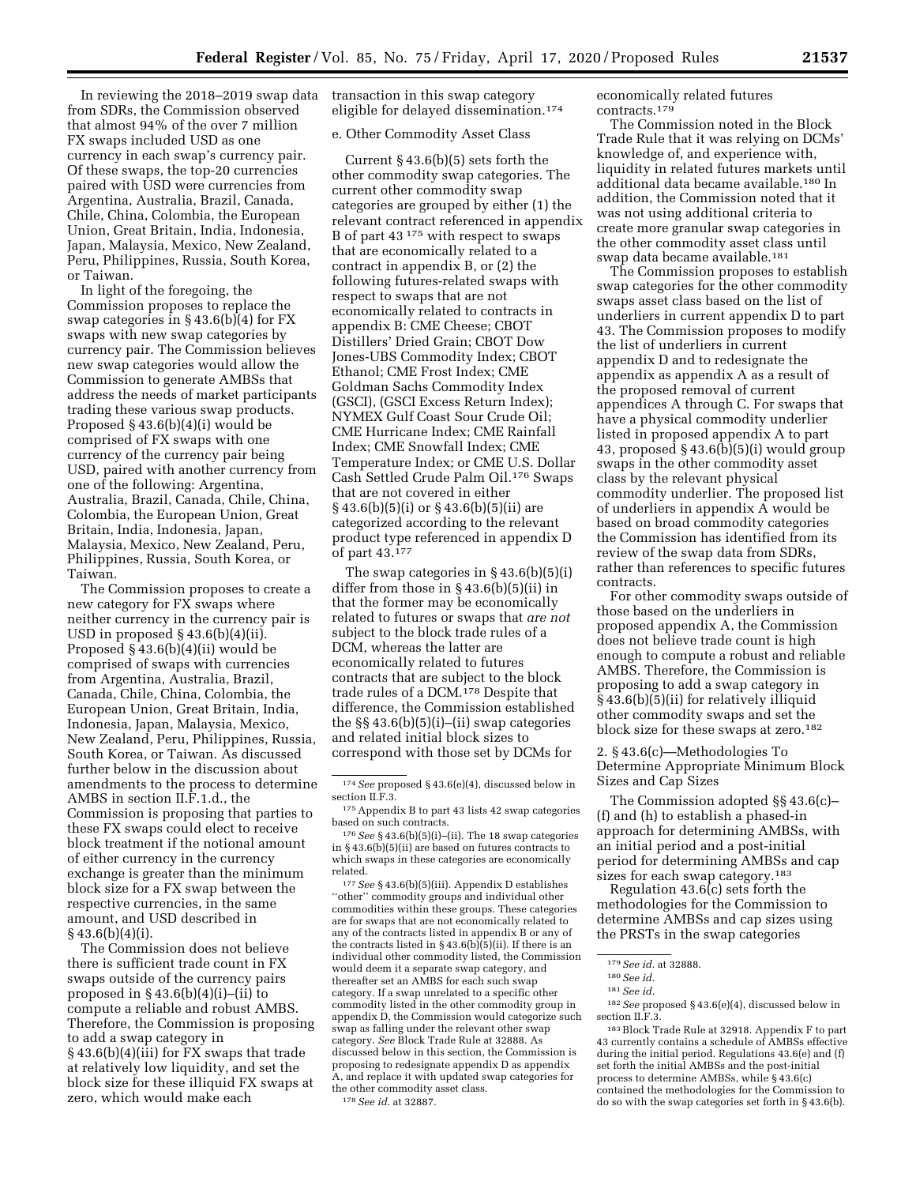In reviewing the 2018–2019 swap data from SDRs, the Commission observed that almost 94% of the over 7 million FX swaps included USD as one currency in each swap's currency pair. Of these swaps, the top-20 currencies paired with USD were currencies from Argentina, Australia, Brazil, Canada, Chile, China, Colombia, the European Union, Great Britain, India, Indonesia, Japan, Malaysia, Mexico, New Zealand, Peru, Philippines, Russia, South Korea, or Taiwan.

In light of the foregoing, the Commission proposes to replace the swap categories in § 43.6(b)(4) for FX swaps with new swap categories by currency pair. The Commission believes new swap categories would allow the Commission to generate AMBSs that address the needs of market participants trading these various swap products. Proposed § 43.6(b)(4)(i) would be comprised of FX swaps with one currency of the currency pair being USD, paired with another currency from one of the following: Argentina, Australia, Brazil, Canada, Chile, China, Colombia, the European Union, Great Britain, India, Indonesia, Japan, Malaysia, Mexico, New Zealand, Peru, Philippines, Russia, South Korea, or Taiwan.

The Commission proposes to create a new category for FX swaps where neither currency in the currency pair is USD in proposed § 43.6(b)(4)(ii). Proposed § 43.6(b)(4)(ii) would be comprised of swaps with currencies from Argentina, Australia, Brazil, Canada, Chile, China, Colombia, the European Union, Great Britain, India, Indonesia, Japan, Malaysia, Mexico, New Zealand, Peru, Philippines, Russia, South Korea, or Taiwan. As discussed further below in the discussion about amendments to the process to determine AMBS in section II.F.1.d., the Commission is proposing that parties to these FX swaps could elect to receive block treatment if the notional amount of either currency in the currency exchange is greater than the minimum block size for a FX swap between the respective currencies, in the same amount, and USD described in § 43.6(b)(4)(i).

The Commission does not believe there is sufficient trade count in FX swaps outside of the currency pairs proposed in § 43.6(b)(4)(i)–(ii) to compute a reliable and robust AMBS. Therefore, the Commission is proposing to add a swap category in § 43.6(b)(4)(iii) for FX swaps that trade at relatively low liquidity, and set the block size for these illiquid FX swaps at zero, which would make each transaction in this swap category eligible for delayed dissemination.[174]

e. Other Commodity Asset Class

Current § 43.6(b)(5) sets forth the other commodity swap categories. The current other commodity swap categories are grouped by either (1) the relevant contract referenced in appendix B of part 43 [175] with respect to swaps that are economically related to a contract in appendix B, or (2) the following futures-related swaps with respect to swaps that are not economically related to contracts in appendix B: CME Cheese; CBOT Distillers' Dried Grain; CBOT Dow Jones-UBS Commodity Index; CBOT Ethanol; CME Frost Index; CME Goldman Sachs Commodity Index (GSCI), (GSCI Excess Return Index); NYMEX Gulf Coast Sour Crude Oil; CME Hurricane Index; CME Rainfall Index; CME Snowfall Index; CME Temperature Index; or CME U.S. Dollar Cash Settled Crude Palm Oil.[176] Swaps that are not covered in either § 43.6(b)(5)(i) or § 43.6(b)(5)(ii) are categorized according to the relevant product type referenced in appendix D of part 43.[177]

The swap categories in § 43.6(b)(5)(i) differ from those in § 43.6(b)(5)(ii) in that the former may be economically related to futures or swaps that *are not* subject to the block trade rules of a DCM, whereas the latter are economically related to futures contracts that are subject to the block trade rules of a DCM.[178] Despite that difference, the Commission established the §§ 43.6(b)(5)(i)–(ii) swap categories and related initial block sizes to correspond with those set by DCMs for economically related futures contracts.[179]

The Commission noted in the Block Trade Rule that it was relying on DCMs' knowledge of, and experience with, liquidity in related futures markets until additional data became available.[180] In addition, the Commission noted that it was not using additional criteria to create more granular swap categories in the other commodity asset class until swap data became available.[181]

The Commission proposes to establish swap categories for the other commodity swaps asset class based on the list of underliers in current appendix D to part 43. The Commission proposes to modify the list of underliers in current appendix D and to redesignate the appendix as appendix A as a result of the proposed removal of current appendices A through C. For swaps that have a physical commodity underlier listed in proposed appendix A to part 43, proposed § 43.6(b)(5)(i) would group swaps in the other commodity asset class by the relevant physical commodity underlier. The proposed list of underliers in appendix A would be based on broad commodity categories the Commission has identified from its review of the swap data from SDRs, rather than references to specific futures contracts.

For other commodity swaps outside of those based on the underliers in proposed appendix A, the Commission does not believe trade count is high enough to compute a robust and reliable AMBS. Therefore, the Commission is proposing to add a swap category in § 43.6(b)(5)(ii) for relatively illiquid other commodity swaps and set the block size for these swaps at zero.[182]

2. § 43.6(c)—Methodologies To Determine Appropriate Minimum Block Sizes and Cap Sizes

The Commission adopted §§ 43.6(c)–(f) and (h) to establish a phased-in approach for determining AMBSs, with an initial period and a post-initial period for determining AMBSs and cap sizes for each swap category.[183]

Regulation 43.6(c) sets forth the methodologies for the Commission to determine AMBSs and cap sizes using the PRSTs in the swap categories

[174] *See* proposed § 43.6(e)(4), discussed below in section II.F.3.

[175] Appendix B to part 43 lists 42 swap categories based on such contracts.

[176] *See* § 43.6(b)(5)(i)–(ii). The 18 swap categories in § 43.6(b)(5)(ii) are based on futures contracts to which swaps in these categories are economically related.

[177] *See* § 43.6(b)(5)(iii). Appendix D establishes ''other'' commodity groups and individual other commodities within these groups. These categories are for swaps that are not economically related to any of the contracts listed in appendix B or any of the contracts listed in § 43.6(b)(5)(ii). If there is an individual other commodity listed, the Commission would deem it a separate swap category, and thereafter set an AMBS for each such swap category. If a swap unrelated to a specific other commodity listed in the other commodity group in appendix D, the Commission would categorize such swap as falling under the relevant other swap category. *See* Block Trade Rule at 32888. As discussed below in this section, the Commission is proposing to redesignate appendix D as appendix A, and replace it with updated swap categories for the other commodity asset class.

[178] *See id.* at 32887.

[179] *See id.* at 32888.

[180] *See id.*

[181] *See id.*

[182] *See* proposed § 43.6(e)(4), discussed below in section II.F.3.

[183] Block Trade Rule at 32918. Appendix F to part 43 currently contains a schedule of AMBSs effective during the initial period. Regulations 43.6(e) and (f) set forth the initial AMBSs and the post-initial process to determine AMBSs, while § 43.6(c) contained the methodologies for the Commission to do so with the swap categories set forth in § 43.6(b).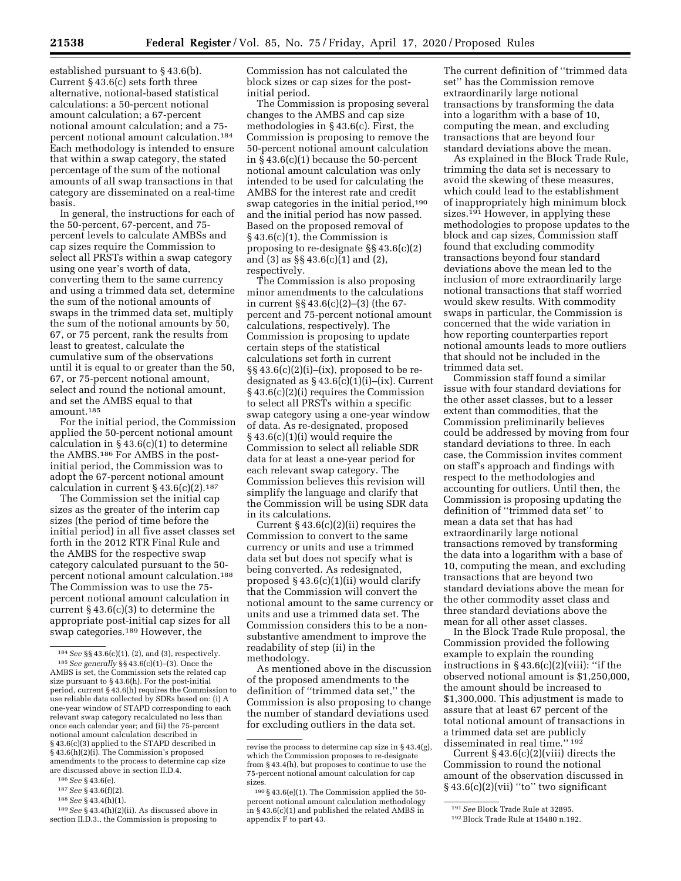established pursuant to § 43.6(b). Current § 43.6(c) sets forth three alternative, notional-based statistical calculations: a 50-percent notional amount calculation; a 67-percent notional amount calculation; and a 75-percent notional amount calculation.[184] Each methodology is intended to ensure that within a swap category, the stated percentage of the sum of the notional amounts of all swap transactions in that category are disseminated on a real-time basis.

In general, the instructions for each of the 50-percent, 67-percent, and 75-percent levels to calculate AMBSs and cap sizes require the Commission to select all PRSTs within a swap category using one year's worth of data, converting them to the same currency and using a trimmed data set, determine the sum of the notional amounts of swaps in the trimmed data set, multiply the sum of the notional amounts by 50, 67, or 75 percent, rank the results from least to greatest, calculate the cumulative sum of the observations until it is equal to or greater than the 50, 67, or 75-percent notional amount, select and round the notional amount, and set the AMBS equal to that amount.[185]

For the initial period, the Commission applied the 50-percent notional amount calculation in § 43.6(c)(1) to determine the AMBS.[186] For AMBS in the post-initial period, the Commission was to adopt the 67-percent notional amount calculation in current § 43.6(c)(2).[187]

The Commission set the initial cap sizes as the greater of the interim cap sizes (the period of time before the initial period) in all five asset classes set forth in the 2012 RTR Final Rule and the AMBS for the respective swap category calculated pursuant to the 50-percent notional amount calculation.[188] The Commission was to use the 75-percent notional amount calculation in current § 43.6(c)(3) to determine the appropriate post-initial cap sizes for all swap categories.[189] However, the Commission has not calculated the block sizes or cap sizes for the post-initial period.

The Commission is proposing several changes to the AMBS and cap size methodologies in § 43.6(c). First, the Commission is proposing to remove the 50-percent notional amount calculation in § 43.6(c)(1) because the 50-percent notional amount calculation was only intended to be used for calculating the AMBS for the interest rate and credit swap categories in the initial period,[190] and the initial period has now passed. Based on the proposed removal of § 43.6(c)(1), the Commission is proposing to re-designate §§ 43.6(c)(2) and (3) as §§ 43.6(c)(1) and (2), respectively.

The Commission is also proposing minor amendments to the calculations in current §§ 43.6(c)(2)–(3) (the 67-percent and 75-percent notional amount calculations, respectively). The Commission is proposing to update certain steps of the statistical calculations set forth in current §§ 43.6(c)(2)(i)–(ix), proposed to be re-designated as § 43.6(c)(1)(i)–(ix). Current § 43.6(c)(2)(i) requires the Commission to select all PRSTs within a specific swap category using a one-year window of data. As re-designated, proposed § 43.6(c)(1)(i) would require the Commission to select all reliable SDR data for at least a one-year period for each relevant swap category. The Commission believes this revision will simplify the language and clarify that the Commission will be using SDR data in its calculations.

Current § 43.6(c)(2)(ii) requires the Commission to convert to the same currency or units and use a trimmed data set but does not specify what is being converted. As redesignated, proposed § 43.6(c)(1)(ii) would clarify that the Commission will convert the notional amount to the same currency or units and use a trimmed data set. The Commission considers this to be a non-substantive amendment to improve the readability of step (ii) in the methodology.

As mentioned above in the discussion of the proposed amendments to the definition of "trimmed data set," the Commission is also proposing to change the number of standard deviations used for excluding outliers in the data set.

The current definition of "trimmed data set" has the Commission remove extraordinarily large notional transactions by transforming the data into a logarithm with a base of 10, computing the mean, and excluding transactions that are beyond four standard deviations above the mean.

As explained in the Block Trade Rule, trimming the data set is necessary to avoid the skewing of these measures, which could lead to the establishment of inappropriately high minimum block sizes.[191] However, in applying these methodologies to propose updates to the block and cap sizes, Commission staff found that excluding commodity transactions beyond four standard deviations above the mean led to the inclusion of more extraordinarily large notional transactions that staff worried would skew results. With commodity swaps in particular, the Commission is concerned that the wide variation in how reporting counterparties report notional amounts leads to more outliers that should not be included in the trimmed data set.

Commission staff found a similar issue with four standard deviations for the other asset classes, but to a lesser extent than commodities, that the Commission preliminarily believes could be addressed by moving from four standard deviations to three. In each case, the Commission invites comment on staff's approach and findings with respect to the methodologies and accounting for outliers. Until then, the Commission is proposing updating the definition of "trimmed data set" to mean a data set that has had extraordinarily large notional transactions removed by transforming the data into a logarithm with a base of 10, computing the mean, and excluding transactions that are beyond two standard deviations above the mean for the other commodity asset class and three standard deviations above the mean for all other asset classes.

In the Block Trade Rule proposal, the Commission provided the following example to explain the rounding instructions in § 43.6(c)(2)(viii): "if the observed notional amount is $1,250,000, the amount should be increased to $1,300,000. This adjustment is made to assure that at least 67 percent of the total notional amount of transactions in a trimmed data set are publicly disseminated in real time." [192]

Current § 43.6(c)(2)(viii) directs the Commission to round the notional amount of the observation discussed in § 43.6(c)(2)(vii) "to" two significant

---

[184] *See* §§ 43.6(c)(1), (2), and (3), respectively.

[185] *See generally* §§ 43.6(c)(1)–(3). Once the AMBS is set, the Commission sets the related cap size pursuant to § 43.6(h). For the post-initial period, current § 43.6(h) requires the Commission to use reliable data collected by SDRs based on: (i) A one-year window of STAPD corresponding to each relevant swap category recalculated no less than once each calendar year; and (ii) the 75-percent notional amount calculation described in § 43.6(c)(3) applied to the STAPD described in § 43.6(h)(2)(i). The Commission's proposed amendments to the process to determine cap size are discussed above in section II.D.4.

[186] *See* § 43.6(e).

[187] *See* § 43.6(f)(2).

[188] *See* § 43.4(h)(1).

[189] *See* § 43.4(h)(2)(ii). As discussed above in section II.D.3., the Commission is proposing to revise the process to determine cap size in § 43.4(g), which the Commission proposes to re-designate from § 43.4(h), but proposes to continue to use the 75-percent notional amount calculation for cap sizes.

[190] § 43.6(e)(1). The Commission applied the 50-percent notional amount calculation methodology in § 43.6(c)(1) and published the related AMBS in appendix F to part 43.

[191] *See* Block Trade Rule at 32895.

[192] Block Trade Rule at 15480 n.192.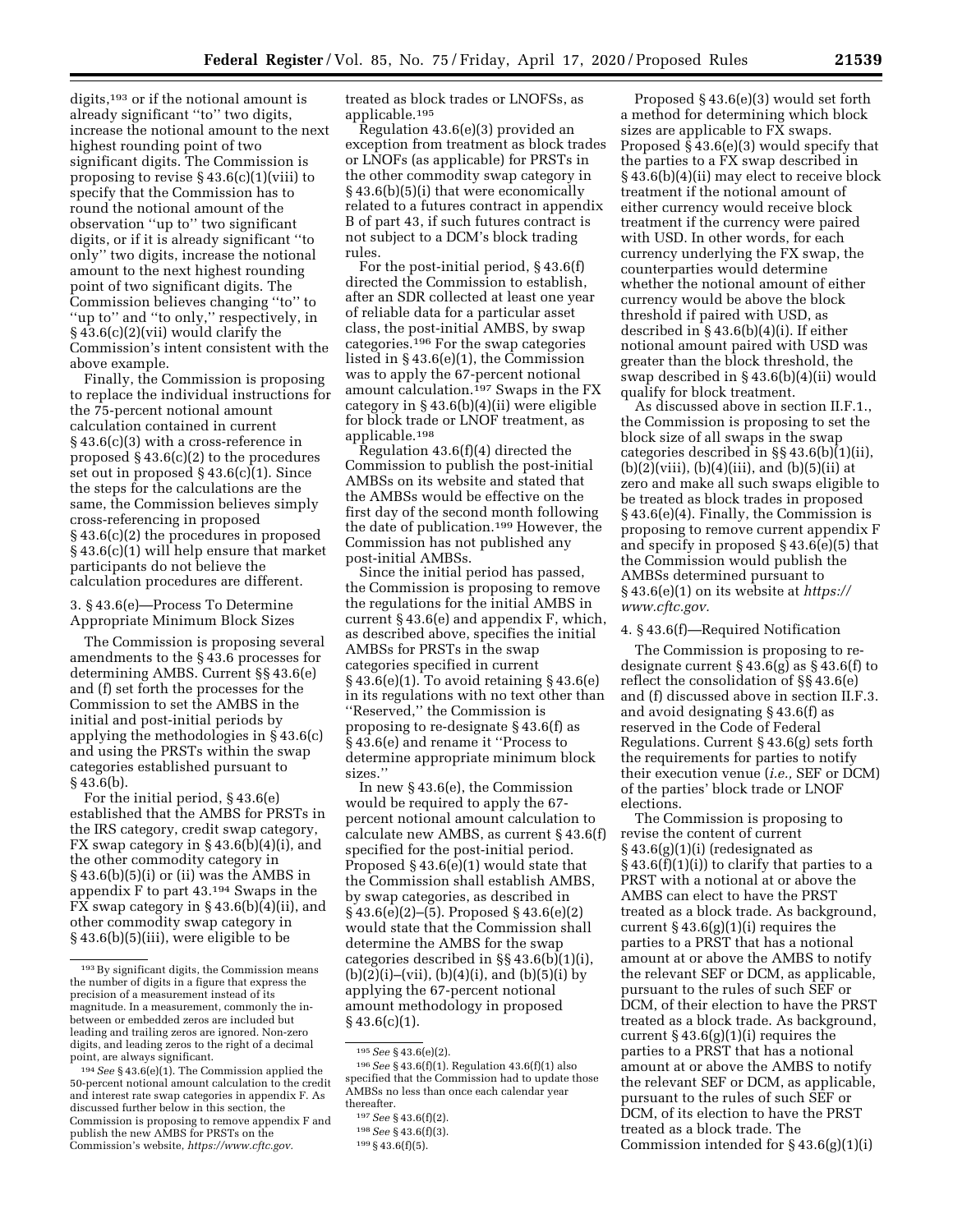digits,[193] or if the notional amount is already significant ''to'' two digits, increase the notional amount to the next highest rounding point of two significant digits. The Commission is proposing to revise § 43.6(c)(1)(viii) to specify that the Commission has to round the notional amount of the observation ''up to'' two significant digits, or if it is already significant ''to only'' two digits, increase the notional amount to the next highest rounding point of two significant digits. The Commission believes changing ''to'' to ''up to'' and ''to only,'' respectively, in § 43.6(c)(2)(vii) would clarify the Commission's intent consistent with the above example.

Finally, the Commission is proposing to replace the individual instructions for the 75-percent notional amount calculation contained in current § 43.6(c)(3) with a cross-reference in proposed § 43.6(c)(2) to the procedures set out in proposed § 43.6(c)(1). Since the steps for the calculations are the same, the Commission believes simply cross-referencing in proposed § 43.6(c)(2) the procedures in proposed § 43.6(c)(1) will help ensure that market participants do not believe the calculation procedures are different.

### 3. § 43.6(e)—Process To Determine Appropriate Minimum Block Sizes

The Commission is proposing several amendments to the § 43.6 processes for determining AMBS. Current §§ 43.6(e) and (f) set forth the processes for the Commission to set the AMBS in the initial and post-initial periods by applying the methodologies in § 43.6(c) and using the PRSTs within the swap categories established pursuant to § 43.6(b).

For the initial period, § 43.6(e) established that the AMBS for PRSTs in the IRS category, credit swap category, FX swap category in § 43.6(b)(4)(i), and the other commodity category in § 43.6(b)(5)(i) or (ii) was the AMBS in appendix F to part 43.[194] Swaps in the FX swap category in § 43.6(b)(4)(ii), and other commodity swap category in § 43.6(b)(5)(iii), were eligible to be treated as block trades or LNOFSs, as applicable.[195]

Regulation 43.6(e)(3) provided an exception from treatment as block trades or LNOFs (as applicable) for PRSTs in the other commodity swap category in § 43.6(b)(5)(i) that were economically related to a futures contract in appendix B of part 43, if such futures contract is not subject to a DCM's block trading rules.

For the post-initial period, § 43.6(f) directed the Commission to establish, after an SDR collected at least one year of reliable data for a particular asset class, the post-initial AMBS, by swap categories.[196] For the swap categories listed in § 43.6(e)(1), the Commission was to apply the 67-percent notional amount calculation.[197] Swaps in the FX category in § 43.6(b)(4)(ii) were eligible for block trade or LNOF treatment, as applicable.[198]

Regulation 43.6(f)(4) directed the Commission to publish the post-initial AMBSs on its website and stated that the AMBSs would be effective on the first day of the second month following the date of publication.[199] However, the Commission has not published any post-initial AMBSs.

Since the initial period has passed, the Commission is proposing to remove the regulations for the initial AMBS in current § 43.6(e) and appendix F, which, as described above, specifies the initial AMBSs for PRSTs in the swap categories specified in current § 43.6(e)(1). To avoid retaining § 43.6(e) in its regulations with no text other than ''Reserved,'' the Commission is proposing to re-designate § 43.6(f) as § 43.6(e) and rename it ''Process to determine appropriate minimum block sizes.''

In new § 43.6(e), the Commission would be required to apply the 67-percent notional amount calculation to calculate new AMBS, as current § 43.6(f) specified for the post-initial period. Proposed § 43.6(e)(1) would state that the Commission shall establish AMBS, by swap categories, as described in § 43.6(e)(2)–(5). Proposed § 43.6(e)(2) would state that the Commission shall determine the AMBS for the swap categories described in §§ 43.6(b)(1)(i), (b)(2)(i)–(vii), (b)(4)(i), and (b)(5)(i) by applying the 67-percent notional amount methodology in proposed § 43.6(c)(1).

Proposed § 43.6(e)(3) would set forth a method for determining which block sizes are applicable to FX swaps. Proposed § 43.6(e)(3) would specify that the parties to a FX swap described in § 43.6(b)(4)(ii) may elect to receive block treatment if the notional amount of either currency would receive block treatment if the currency were paired with USD. In other words, for each currency underlying the FX swap, the counterparties would determine whether the notional amount of either currency would be above the block threshold if paired with USD, as described in § 43.6(b)(4)(i). If either notional amount paired with USD was greater than the block threshold, the swap described in § 43.6(b)(4)(ii) would qualify for block treatment.

As discussed above in section II.F.1., the Commission is proposing to set the block size of all swaps in the swap categories described in §§ 43.6(b)(1)(ii), (b)(2)(viii), (b)(4)(iii), and (b)(5)(ii) at zero and make all such swaps eligible to be treated as block trades in proposed § 43.6(e)(4). Finally, the Commission is proposing to remove current appendix F and specify in proposed § 43.6(e)(5) that the Commission would publish the AMBSs determined pursuant to § 43.6(e)(1) on its website at *https://www.cftc.gov.*

### 4. § 43.6(f)—Required Notification

The Commission is proposing to re-designate current § 43.6(g) as § 43.6(f) to reflect the consolidation of §§ 43.6(e) and (f) discussed above in section II.F.3. and avoid designating § 43.6(f) as reserved in the Code of Federal Regulations. Current § 43.6(g) sets forth the requirements for parties to notify their execution venue (*i.e.,* SEF or DCM) of the parties' block trade or LNOF elections.

The Commission is proposing to revise the content of current § 43.6(g)(1)(i) (redesignated as § 43.6(f)(1)(i)) to clarify that parties to a PRST with a notional at or above the AMBS can elect to have the PRST treated as a block trade. As background, current § 43.6(g)(1)(i) requires the parties to a PRST that has a notional amount at or above the AMBS to notify the relevant SEF or DCM, as applicable, pursuant to the rules of such SEF or DCM, of their election to have the PRST treated as a block trade. As background, current § 43.6(g)(1)(i) requires the parties to a PRST that has a notional amount at or above the AMBS to notify the relevant SEF or DCM, as applicable, pursuant to the rules of such SEF or DCM, of its election to have the PRST treated as a block trade. The Commission intended for § 43.6(g)(1)(i)

---

[193] By significant digits, the Commission means the number of digits in a figure that express the precision of a measurement instead of its magnitude. In a measurement, commonly the in-between or embedded zeros are included but leading and trailing zeros are ignored. Non-zero digits, and leading zeros to the right of a decimal point, are always significant.

[194] *See* § 43.6(e)(1). The Commission applied the 50-percent notional amount calculation to the credit and interest rate swap categories in appendix F. As discussed further below in this section, the Commission is proposing to remove appendix F and publish the new AMBS for PRSTs on the Commission's website, *https://www.cftc.gov.*

[195] *See* § 43.6(e)(2).

[196] *See* § 43.6(f)(1). Regulation 43.6(f)(1) also specified that the Commission had to update those AMBSs no less than once each calendar year thereafter.

[197] *See* § 43.6(f)(2).

[198] *See* § 43.6(f)(3).

[199] § 43.6(f)(5).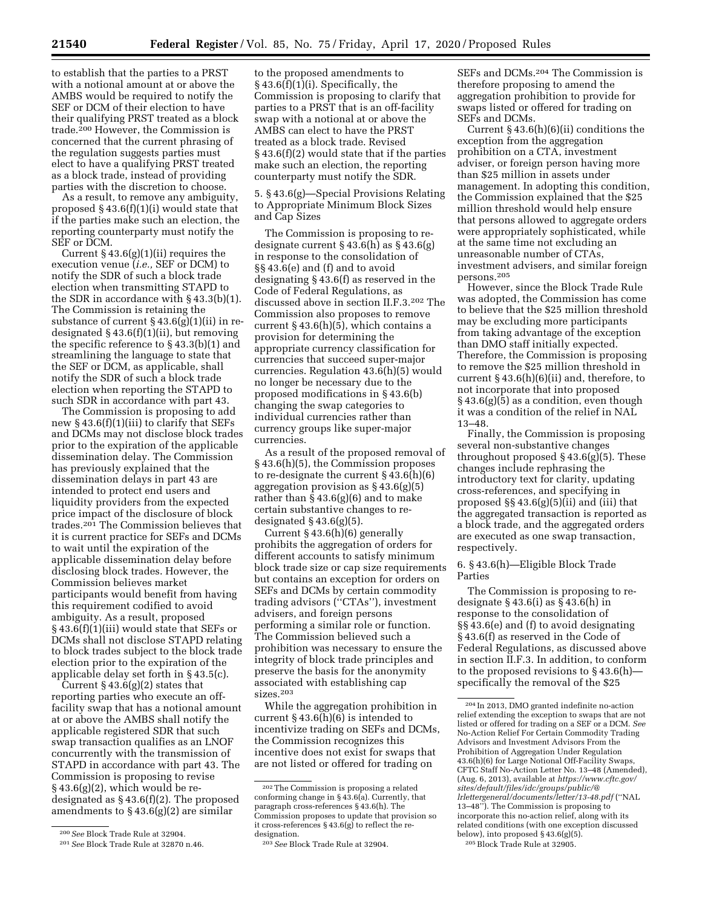to establish that the parties to a PRST with a notional amount at or above the AMBS would be required to notify the SEF or DCM of their election to have their qualifying PRST treated as a block trade.[200] However, the Commission is concerned that the current phrasing of the regulation suggests parties must elect to have a qualifying PRST treated as a block trade, instead of providing parties with the discretion to choose.

As a result, to remove any ambiguity, proposed § 43.6(f)(1)(i) would state that if the parties make such an election, the reporting counterparty must notify the SEF or DCM.

Current § 43.6(g)(1)(ii) requires the execution venue (*i.e.,* SEF or DCM) to notify the SDR of such a block trade election when transmitting STAPD to the SDR in accordance with § 43.3(b)(1). The Commission is retaining the substance of current § 43.6(g)(1)(ii) in re-designated § 43.6(f)(1)(ii), but removing the specific reference to § 43.3(b)(1) and streamlining the language to state that the SEF or DCM, as applicable, shall notify the SDR of such a block trade election when reporting the STAPD to such SDR in accordance with part 43.

The Commission is proposing to add new § 43.6(f)(1)(iii) to clarify that SEFs and DCMs may not disclose block trades prior to the expiration of the applicable dissemination delay. The Commission has previously explained that the dissemination delays in part 43 are intended to protect end users and liquidity providers from the expected price impact of the disclosure of block trades.[201] The Commission believes that it is current practice for SEFs and DCMs to wait until the expiration of the applicable dissemination delay before disclosing block trades. However, the Commission believes market participants would benefit from having this requirement codified to avoid ambiguity. As a result, proposed § 43.6(f)(1)(iii) would state that SEFs or DCMs shall not disclose STAPD relating to block trades subject to the block trade election prior to the expiration of the applicable delay set forth in § 43.5(c).

Current § 43.6(g)(2) states that reporting parties who execute an off-facility swap that has a notional amount at or above the AMBS shall notify the applicable registered SDR that such swap transaction qualifies as an LNOF concurrently with the transmission of STAPD in accordance with part 43. The Commission is proposing to revise § 43.6(g)(2), which would be re-designated as § 43.6(f)(2). The proposed amendments to § 43.6(g)(2) are similar to the proposed amendments to § 43.6(f)(1)(i). Specifically, the Commission is proposing to clarify that parties to a PRST that is an off-facility swap with a notional at or above the AMBS can elect to have the PRST treated as a block trade. Revised § 43.6(f)(2) would state that if the parties make such an election, the reporting counterparty must notify the SDR.

5. § 43.6(g)—Special Provisions Relating to Appropriate Minimum Block Sizes and Cap Sizes

The Commission is proposing to re-designate current § 43.6(h) as § 43.6(g) in response to the consolidation of §§ 43.6(e) and (f) and to avoid designating § 43.6(f) as reserved in the Code of Federal Regulations, as discussed above in section II.F.3.[202] The Commission also proposes to remove current § 43.6(h)(5), which contains a provision for determining the appropriate currency classification for currencies that succeed super-major currencies. Regulation 43.6(h)(5) would no longer be necessary due to the proposed modifications in § 43.6(b) changing the swap categories to individual currencies rather than currency groups like super-major currencies.

As a result of the proposed removal of § 43.6(h)(5), the Commission proposes to re-designate the current § 43.6(h)(6) aggregation provision as § 43.6(g)(5) rather than § 43.6(g)(6) and to make certain substantive changes to re-designated § 43.6(g)(5).

Current § 43.6(h)(6) generally prohibits the aggregation of orders for different accounts to satisfy minimum block trade size or cap size requirements but contains an exception for orders on SEFs and DCMs by certain commodity trading advisors ("CTAs"), investment advisers, and foreign persons performing a similar role or function. The Commission believed such a prohibition was necessary to ensure the integrity of block trade principles and preserve the basis for the anonymity associated with establishing cap sizes.[203]

While the aggregation prohibition in current § 43.6(h)(6) is intended to incentivize trading on SEFs and DCMs, the Commission recognizes this incentive does not exist for swaps that are not listed or offered for trading on SEFs and DCMs.[204] The Commission is therefore proposing to amend the aggregation prohibition to provide for swaps listed or offered for trading on SEFs and DCMs.

Current § 43.6(h)(6)(ii) conditions the exception from the aggregation prohibition on a CTA, investment adviser, or foreign person having more than $25 million in assets under management. In adopting this condition, the Commission explained that the $25 million threshold would help ensure that persons allowed to aggregate orders were appropriately sophisticated, while at the same time not excluding an unreasonable number of CTAs, investment advisers, and similar foreign persons.[205]

However, since the Block Trade Rule was adopted, the Commission has come to believe that the $25 million threshold may be excluding more participants from taking advantage of the exception than DMO staff initially expected. Therefore, the Commission is proposing to remove the $25 million threshold in current § 43.6(h)(6)(ii) and, therefore, to not incorporate that into proposed § 43.6(g)(5) as a condition, even though it was a condition of the relief in NAL 13–48.

Finally, the Commission is proposing several non-substantive changes throughout proposed § 43.6(g)(5). These changes include rephrasing the introductory text for clarity, updating cross-references, and specifying in proposed §§ 43.6(g)(5)(ii) and (iii) that the aggregated transaction is reported as a block trade, and the aggregated orders are executed as one swap transaction, respectively.

6. § 43.6(h)—Eligible Block Trade Parties

The Commission is proposing to re-designate § 43.6(i) as § 43.6(h) in response to the consolidation of §§ 43.6(e) and (f) to avoid designating § 43.6(f) as reserved in the Code of Federal Regulations, as discussed above in section II.F.3. In addition, to conform to the proposed revisions to § 43.6(h)—specifically the removal of the $25

---

[200] *See* Block Trade Rule at 32904.

[201] *See* Block Trade Rule at 32870 n.46.

[202] The Commission is proposing a related conforming change in § 43.6(a). Currently, that paragraph cross-references § 43.6(h). The Commission proposes to update that provision so it cross-references § 43.6(g) to reflect the re-designation.

[203] *See* Block Trade Rule at 32904.

[204] In 2013, DMO granted indefinite no-action relief extending the exception to swaps that are not listed or offered for trading on a SEF or a DCM. *See* No-Action Relief For Certain Commodity Trading Advisors and Investment Advisors From the Prohibition of Aggregation Under Regulation 43.6(h)(6) for Large Notional Off-Facility Swaps, CFTC Staff No-Action Letter No. 13–48 (Amended), (Aug. 6, 2013), available at *https://www.cftc.gov/sites/default/files/idc/groups/public/@lrlettergeneral/documents/letter/13-48.pdf* ("NAL 13–48"). The Commission is proposing to incorporate this no-action relief, along with its related conditions (with one exception discussed below), into proposed § 43.6(g)(5).

[205] Block Trade Rule at 32905.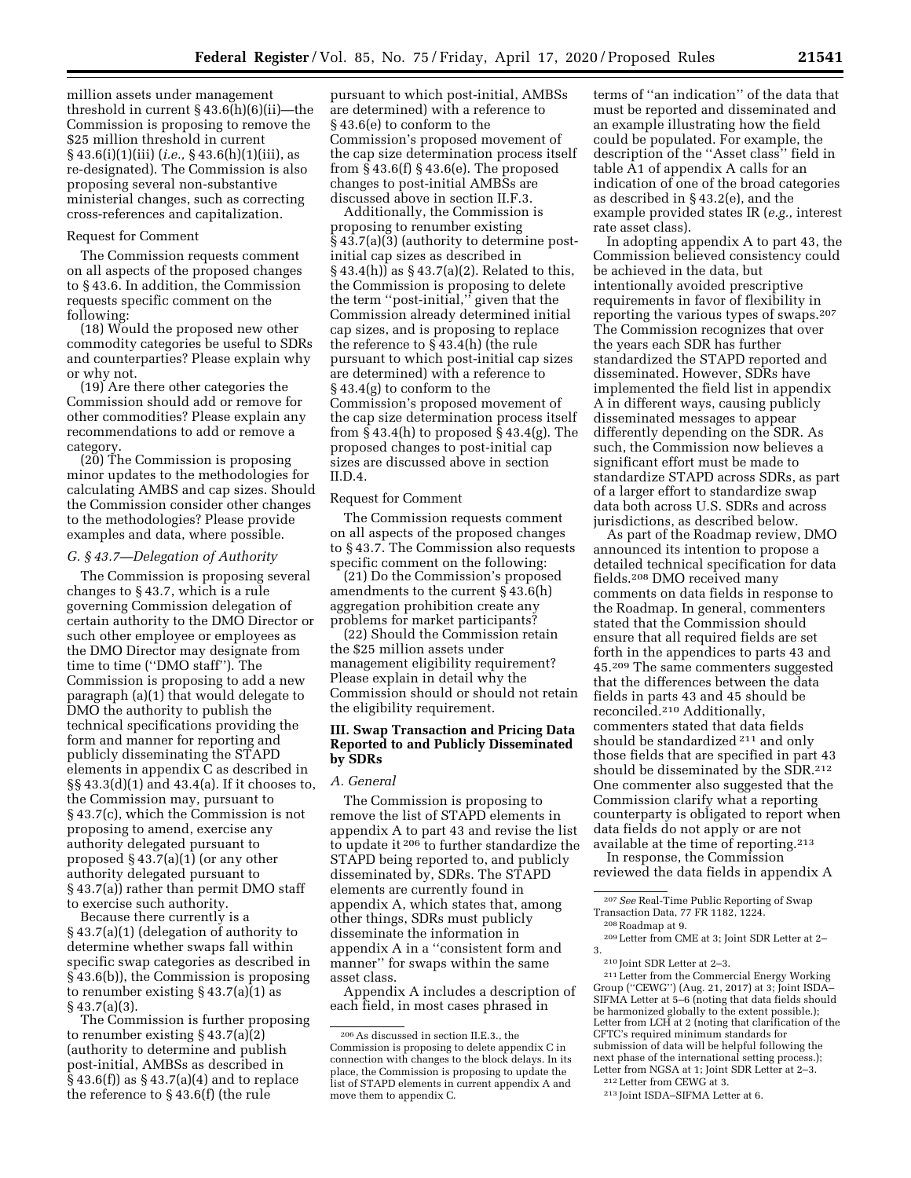million assets under management threshold in current § 43.6(h)(6)(ii)—the Commission is proposing to remove the $25 million threshold in current § 43.6(i)(1)(iii) (*i.e.,* § 43.6(h)(1)(iii), as re-designated). The Commission is also proposing several non-substantive ministerial changes, such as correcting cross-references and capitalization.

Request for Comment

The Commission requests comment on all aspects of the proposed changes to § 43.6. In addition, the Commission requests specific comment on the following:

(18) Would the proposed new other commodity categories be useful to SDRs and counterparties? Please explain why or why not.

(19) Are there other categories the Commission should add or remove for other commodities? Please explain any recommendations to add or remove a category.

(20) The Commission is proposing minor updates to the methodologies for calculating AMBS and cap sizes. Should the Commission consider other changes to the methodologies? Please provide examples and data, where possible.

### *G. § 43.7—Delegation of Authority*

The Commission is proposing several changes to § 43.7, which is a rule governing Commission delegation of certain authority to the DMO Director or such other employee or employees as the DMO Director may designate from time to time (''DMO staff''). The Commission is proposing to add a new paragraph (a)(1) that would delegate to DMO the authority to publish the technical specifications providing the form and manner for reporting and publicly disseminating the STAPD elements in appendix C as described in §§ 43.3(d)(1) and 43.4(a). If it chooses to, the Commission may, pursuant to § 43.7(c), which the Commission is not proposing to amend, exercise any authority delegated pursuant to proposed § 43.7(a)(1) (or any other authority delegated pursuant to § 43.7(a)) rather than permit DMO staff to exercise such authority.

Because there currently is a § 43.7(a)(1) (delegation of authority to determine whether swaps fall within specific swap categories as described in § 43.6(b)), the Commission is proposing to renumber existing § 43.7(a)(1) as § 43.7(a)(3).

The Commission is further proposing to renumber existing § 43.7(a)(2) (authority to determine and publish post-initial, AMBSs as described in § 43.6(f)) as § 43.7(a)(4) and to replace the reference to § 43.6(f) (the rule pursuant to which post-initial, AMBSs are determined) with a reference to § 43.6(e) to conform to the Commission's proposed movement of the cap size determination process itself from § 43.6(f) § 43.6(e). The proposed changes to post-initial AMBSs are discussed above in section II.F.3.

Additionally, the Commission is proposing to renumber existing § 43.7(a)(3) (authority to determine post-initial cap sizes as described in § 43.4(h)) as § 43.7(a)(2). Related to this, the Commission is proposing to delete the term ''post-initial,'' given that the Commission already determined initial cap sizes, and is proposing to replace the reference to § 43.4(h) (the rule pursuant to which post-initial cap sizes are determined) with a reference to § 43.4(g) to conform to the Commission's proposed movement of the cap size determination process itself from § 43.4(h) to proposed § 43.4(g). The proposed changes to post-initial cap sizes are discussed above in section II.D.4.

Request for Comment

The Commission requests comment on all aspects of the proposed changes to § 43.7. The Commission also requests specific comment on the following:

(21) Do the Commission's proposed amendments to the current § 43.6(h) aggregation prohibition create any problems for market participants?

(22) Should the Commission retain the $25 million assets under management eligibility requirement? Please explain in detail why the Commission should or should not retain the eligibility requirement.

## III. Swap Transaction and Pricing Data Reported to and Publicly Disseminated by SDRs

### *A. General*

The Commission is proposing to remove the list of STAPD elements in appendix A to part 43 and revise the list to update it [206] to further standardize the STAPD being reported to, and publicly disseminated by, SDRs. The STAPD elements are currently found in appendix A, which states that, among other things, SDRs must publicly disseminate the information in appendix A in a ''consistent form and manner'' for swaps within the same asset class.

Appendix A includes a description of each field, in most cases phrased in terms of ''an indication'' of the data that must be reported and disseminated and an example illustrating how the field could be populated. For example, the description of the ''Asset class'' field in table A1 of appendix A calls for an indication of one of the broad categories as described in § 43.2(e), and the example provided states IR (*e.g.,* interest rate asset class).

In adopting appendix A to part 43, the Commission believed consistency could be achieved in the data, but intentionally avoided prescriptive requirements in favor of flexibility in reporting the various types of swaps.[207] The Commission recognizes that over the years each SDR has further standardized the STAPD reported and disseminated. However, SDRs have implemented the field list in appendix A in different ways, causing publicly disseminated messages to appear differently depending on the SDR. As such, the Commission now believes a significant effort must be made to standardize STAPD across SDRs, as part of a larger effort to standardize swap data both across U.S. SDRs and across jurisdictions, as described below.

As part of the Roadmap review, DMO announced its intention to propose a detailed technical specification for data fields.[208] DMO received many comments on data fields in response to the Roadmap. In general, commenters stated that the Commission should ensure that all required fields are set forth in the appendices to parts 43 and 45.[209] The same commenters suggested that the differences between the data fields in parts 43 and 45 should be reconciled.[210] Additionally, commenters stated that data fields should be standardized [211] and only those fields that are specified in part 43 should be disseminated by the SDR.[212] One commenter also suggested that the Commission clarify what a reporting counterparty is obligated to report when data fields do not apply or are not available at the time of reporting.[213]

In response, the Commission reviewed the data fields in appendix A

---

[206] As discussed in section II.E.3., the Commission is proposing to delete appendix C in connection with changes to the block delays. In its place, the Commission is proposing to update the list of STAPD elements in current appendix A and move them to appendix C.

[207] *See* Real-Time Public Reporting of Swap Transaction Data, 77 FR 1182, 1224.

[208] Roadmap at 9.

[209] Letter from CME at 3; Joint SDR Letter at 2–3.

[210] Joint SDR Letter at 2–3.

[211] Letter from the Commercial Energy Working Group (''CEWG'') (Aug. 21, 2017) at 3; Joint ISDA–SIFMA Letter at 5–6 (noting that data fields should be harmonized globally to the extent possible.); Letter from LCH at 2 (noting that clarification of the CFTC's required minimum standards for submission of data will be helpful following the next phase of the international setting process.); Letter from NGSA at 1; Joint SDR Letter at 2–3.

[212] Letter from CEWG at 3.

[213] Joint ISDA–SIFMA Letter at 6.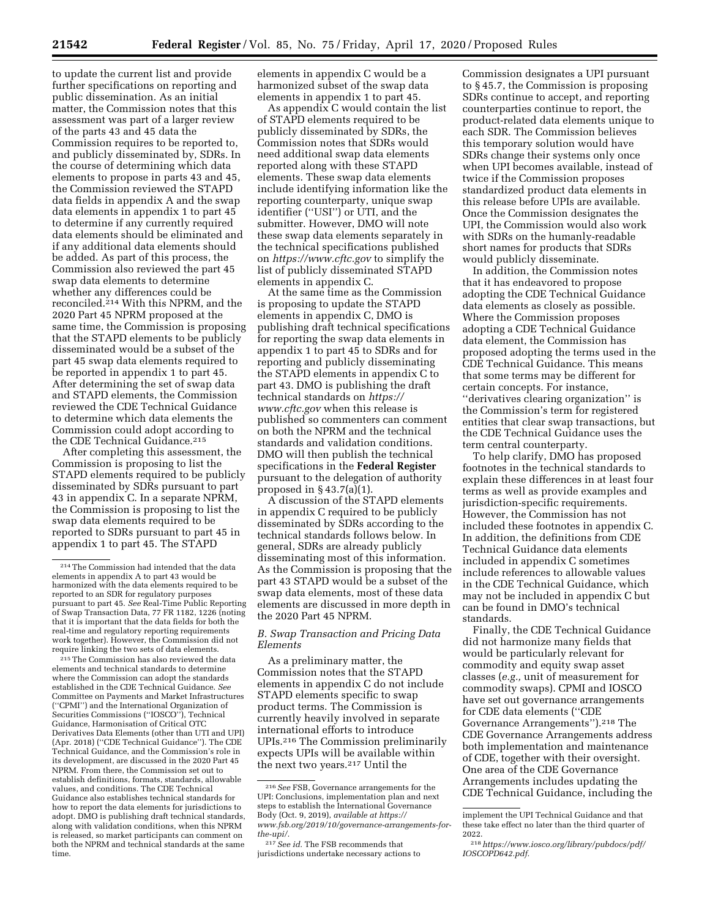to update the current list and provide further specifications on reporting and public dissemination. As an initial matter, the Commission notes that this assessment was part of a larger review of the parts 43 and 45 data the Commission requires to be reported to, and publicly disseminated by, SDRs. In the course of determining which data elements to propose in parts 43 and 45, the Commission reviewed the STAPD data fields in appendix A and the swap data elements in appendix 1 to part 45 to determine if any currently required data elements should be eliminated and if any additional data elements should be added. As part of this process, the Commission also reviewed the part 45 swap data elements to determine whether any differences could be reconciled.[214] With this NPRM, and the 2020 Part 45 NPRM proposed at the same time, the Commission is proposing that the STAPD elements to be publicly disseminated would be a subset of the part 45 swap data elements required to be reported in appendix 1 to part 45. After determining the set of swap data and STAPD elements, the Commission reviewed the CDE Technical Guidance to determine which data elements the Commission could adopt according to the CDE Technical Guidance.[215]

After completing this assessment, the Commission is proposing to list the STAPD elements required to be publicly disseminated by SDRs pursuant to part 43 in appendix C. In a separate NPRM, the Commission is proposing to list the swap data elements required to be reported to SDRs pursuant to part 45 in appendix 1 to part 45. The STAPD elements in appendix C would be a harmonized subset of the swap data elements in appendix 1 to part 45.

As appendix C would contain the list of STAPD elements required to be publicly disseminated by SDRs, the Commission notes that SDRs would need additional swap data elements reported along with these STAPD elements. These swap data elements include identifying information like the reporting counterparty, unique swap identifier (''USI'') or UTI, and the submitter. However, DMO will note these swap data elements separately in the technical specifications published on *https://www.cftc.gov* to simplify the list of publicly disseminated STAPD elements in appendix C.

At the same time as the Commission is proposing to update the STAPD elements in appendix C, DMO is publishing draft technical specifications for reporting the swap data elements in appendix 1 to part 45 to SDRs and for reporting and publicly disseminating the STAPD elements in appendix C to part 43. DMO is publishing the draft technical standards on *https://www.cftc.gov* when this release is published so commenters can comment on both the NPRM and the technical standards and validation conditions. DMO will then publish the technical specifications in the **Federal Register** pursuant to the delegation of authority proposed in § 43.7(a)(1).

A discussion of the STAPD elements in appendix C required to be publicly disseminated by SDRs according to the technical standards follows below. In general, SDRs are already publicly disseminating most of this information. As the Commission is proposing that the part 43 STAPD would be a subset of the swap data elements, most of these data elements are discussed in more depth in the 2020 Part 45 NPRM.

### B. Swap Transaction and Pricing Data Elements

As a preliminary matter, the Commission notes that the STAPD elements in appendix C do not include STAPD elements specific to swap product terms. The Commission is currently heavily involved in separate international efforts to introduce UPIs.[216] The Commission preliminarily expects UPIs will be available within the next two years.[217] Until the Commission designates a UPI pursuant to § 45.7, the Commission is proposing SDRs continue to accept, and reporting counterparties continue to report, the product-related data elements unique to each SDR. The Commission believes this temporary solution would have SDRs change their systems only once when UPI becomes available, instead of twice if the Commission proposes standardized product data elements in this release before UPIs are available. Once the Commission designates the UPI, the Commission would also work with SDRs on the humanly-readable short names for products that SDRs would publicly disseminate.

In addition, the Commission notes that it has endeavored to propose adopting the CDE Technical Guidance data elements as closely as possible. Where the Commission proposes adopting a CDE Technical Guidance data element, the Commission has proposed adopting the terms used in the CDE Technical Guidance. This means that some terms may be different for certain concepts. For instance, ''derivatives clearing organization'' is the Commission's term for registered entities that clear swap transactions, but the CDE Technical Guidance uses the term central counterparty.

To help clarify, DMO has proposed footnotes in the technical standards to explain these differences in at least four terms as well as provide examples and jurisdiction-specific requirements. However, the Commission has not included these footnotes in appendix C. In addition, the definitions from CDE Technical Guidance data elements included in appendix C sometimes include references to allowable values in the CDE Technical Guidance, which may not be included in appendix C but can be found in DMO's technical standards.

Finally, the CDE Technical Guidance did not harmonize many fields that would be particularly relevant for commodity and equity swap asset classes (*e.g.,* unit of measurement for commodity swaps). CPMI and IOSCO have set out governance arrangements for CDE data elements (''CDE Governance Arrangements'').[218] The CDE Governance Arrangements address both implementation and maintenance of CDE, together with their oversight. One area of the CDE Governance Arrangements includes updating the CDE Technical Guidance, including the

---

[214] The Commission had intended that the data elements in appendix A to part 43 would be harmonized with the data elements required to be reported to an SDR for regulatory purposes pursuant to part 45. *See* Real-Time Public Reporting of Swap Transaction Data, 77 FR 1182, 1226 (noting that it is important that the data fields for both the real-time and regulatory reporting requirements work together). However, the Commission did not require linking the two sets of data elements.

[215] The Commission has also reviewed the data elements and technical standards to determine where the Commission can adopt the standards established in the CDE Technical Guidance. *See* Committee on Payments and Market Infrastructures (''CPMI'') and the International Organization of Securities Commissions (''IOSCO''), Technical Guidance, Harmonisation of Critical OTC Derivatives Data Elements (other than UTI and UPI) (Apr. 2018) (''CDE Technical Guidance''). The CDE Technical Guidance, and the Commission's role in its development, are discussed in the 2020 Part 45 NPRM. From there, the Commission set out to establish definitions, formats, standards, allowable values, and conditions. The CDE Technical Guidance also establishes technical standards for how to report the data elements for jurisdictions to adopt. DMO is publishing draft technical standards, along with validation conditions, when this NPRM is released, so market participants can comment on both the NPRM and technical standards at the same time.

[216] *See* FSB, Governance arrangements for the UPI: Conclusions, implementation plan and next steps to establish the International Governance Body (Oct. 9, 2019), *available at https://www.fsb.org/2019/10/governance-arrangements-for-the-upi/.*

[217] *See id.* The FSB recommends that jurisdictions undertake necessary actions to implement the UPI Technical Guidance and that these take effect no later than the third quarter of 2022.

[218] *https://www.iosco.org/library/pubdocs/pdf/IOSCOPD642.pdf.*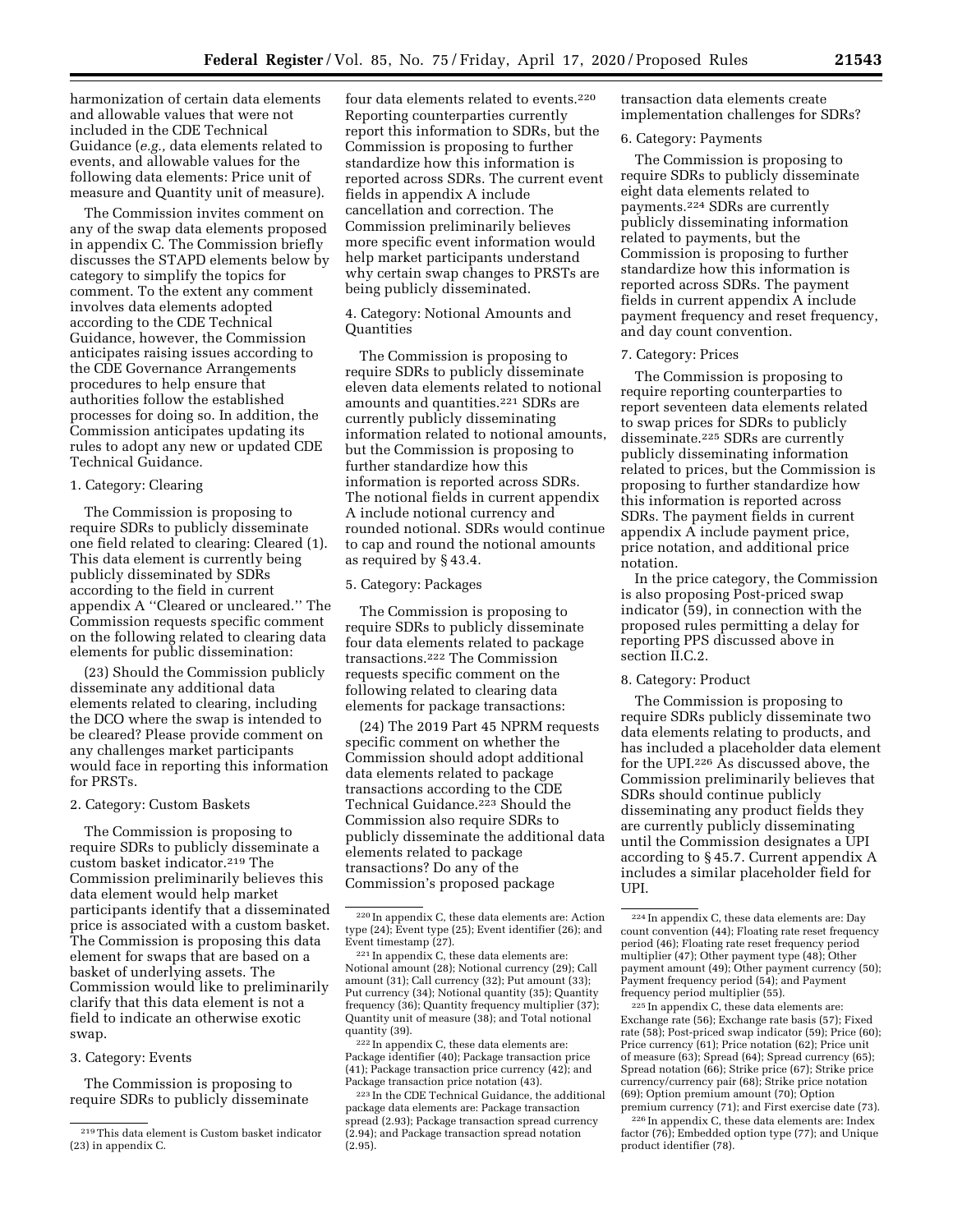harmonization of certain data elements and allowable values that were not included in the CDE Technical Guidance (*e.g.,* data elements related to events, and allowable values for the following data elements: Price unit of measure and Quantity unit of measure).

The Commission invites comment on any of the swap data elements proposed in appendix C. The Commission briefly discusses the STAPD elements below by category to simplify the topics for comment. To the extent any comment involves data elements adopted according to the CDE Technical Guidance, however, the Commission anticipates raising issues according to the CDE Governance Arrangements procedures to help ensure that authorities follow the established processes for doing so. In addition, the Commission anticipates updating its rules to adopt any new or updated CDE Technical Guidance.

1. Category: Clearing

The Commission is proposing to require SDRs to publicly disseminate one field related to clearing: Cleared (1). This data element is currently being publicly disseminated by SDRs according to the field in current appendix A ''Cleared or uncleared.'' The Commission requests specific comment on the following related to clearing data elements for public dissemination:

(23) Should the Commission publicly disseminate any additional data elements related to clearing, including the DCO where the swap is intended to be cleared? Please provide comment on any challenges market participants would face in reporting this information for PRSTs.

2. Category: Custom Baskets

The Commission is proposing to require SDRs to publicly disseminate a custom basket indicator.[219] The Commission preliminarily believes this data element would help market participants identify that a disseminated price is associated with a custom basket. The Commission is proposing this data element for swaps that are based on a basket of underlying assets. The Commission would like to preliminarily clarify that this data element is not a field to indicate an otherwise exotic swap.

3. Category: Events

The Commission is proposing to require SDRs to publicly disseminate four data elements related to events.[220] Reporting counterparties currently report this information to SDRs, but the Commission is proposing to further standardize how this information is reported across SDRs. The current event fields in appendix A include cancellation and correction. The Commission preliminarily believes more specific event information would help market participants understand why certain swap changes to PRSTs are being publicly disseminated.

4. Category: Notional Amounts and Quantities

The Commission is proposing to require SDRs to publicly disseminate eleven data elements related to notional amounts and quantities.[221] SDRs are currently publicly disseminating information related to notional amounts, but the Commission is proposing to further standardize how this information is reported across SDRs. The notional fields in current appendix A include notional currency and rounded notional. SDRs would continue to cap and round the notional amounts as required by § 43.4.

5. Category: Packages

The Commission is proposing to require SDRs to publicly disseminate four data elements related to package transactions.[222] The Commission requests specific comment on the following related to clearing data elements for package transactions:

(24) The 2019 Part 45 NPRM requests specific comment on whether the Commission should adopt additional data elements related to package transactions according to the CDE Technical Guidance.[223] Should the Commission also require SDRs to publicly disseminate the additional data elements related to package transactions? Do any of the Commission's proposed package transaction data elements create implementation challenges for SDRs?

6. Category: Payments

The Commission is proposing to require SDRs to publicly disseminate eight data elements related to payments.[224] SDRs are currently publicly disseminating information related to payments, but the Commission is proposing to further standardize how this information is reported across SDRs. The payment fields in current appendix A include payment frequency and reset frequency, and day count convention.

7. Category: Prices

The Commission is proposing to require reporting counterparties to report seventeen data elements related to swap prices for SDRs to publicly disseminate.[225] SDRs are currently publicly disseminating information related to prices, but the Commission is proposing to further standardize how this information is reported across SDRs. The payment fields in current appendix A include payment price, price notation, and additional price notation.

In the price category, the Commission is also proposing Post-priced swap indicator (59), in connection with the proposed rules permitting a delay for reporting PPS discussed above in section II.C.2.

8. Category: Product

The Commission is proposing to require SDRs publicly disseminate two data elements relating to products, and has included a placeholder data element for the UPI.[226] As discussed above, the Commission preliminarily believes that SDRs should continue publicly disseminating any product fields they are currently publicly disseminating until the Commission designates a UPI according to § 45.7. Current appendix A includes a similar placeholder field for UPI.

---

[219] This data element is Custom basket indicator (23) in appendix C.

[220] In appendix C, these data elements are: Action type (24); Event type (25); Event identifier (26); and Event timestamp (27).

[221] In appendix C, these data elements are: Notional amount (28); Notional currency (29); Call amount (31); Call currency (32); Put amount (33); Put currency (34); Notional quantity (35); Quantity frequency (36); Quantity frequency multiplier (37); Quantity unit of measure (38); and Total notional quantity (39).

[222] In appendix C, these data elements are: Package identifier (40); Package transaction price (41); Package transaction price currency (42); and Package transaction price notation (43).

[223] In the CDE Technical Guidance, the additional package data elements are: Package transaction spread (2.93); Package transaction spread currency (2.94); and Package transaction spread notation (2.95).

[224] In appendix C, these data elements are: Day count convention (44); Floating rate reset frequency period (46); Floating rate reset frequency period multiplier (47); Other payment type (48); Other payment amount (49); Other payment currency (50); Payment frequency period (54); and Payment frequency period multiplier (55).

[225] In appendix C, these data elements are: Exchange rate (56); Exchange rate basis (57); Fixed rate (58); Post-priced swap indicator (59); Price (60); Price currency (61); Price notation (62); Price unit of measure (63); Spread (64); Spread currency (65); Spread notation (66); Strike price (67); Strike price currency/currency pair (68); Strike price notation (69); Option premium amount (70); Option premium currency (71); and First exercise date (73).

[226] In appendix C, these data elements are: Index factor (76); Embedded option type (77); and Unique product identifier (78).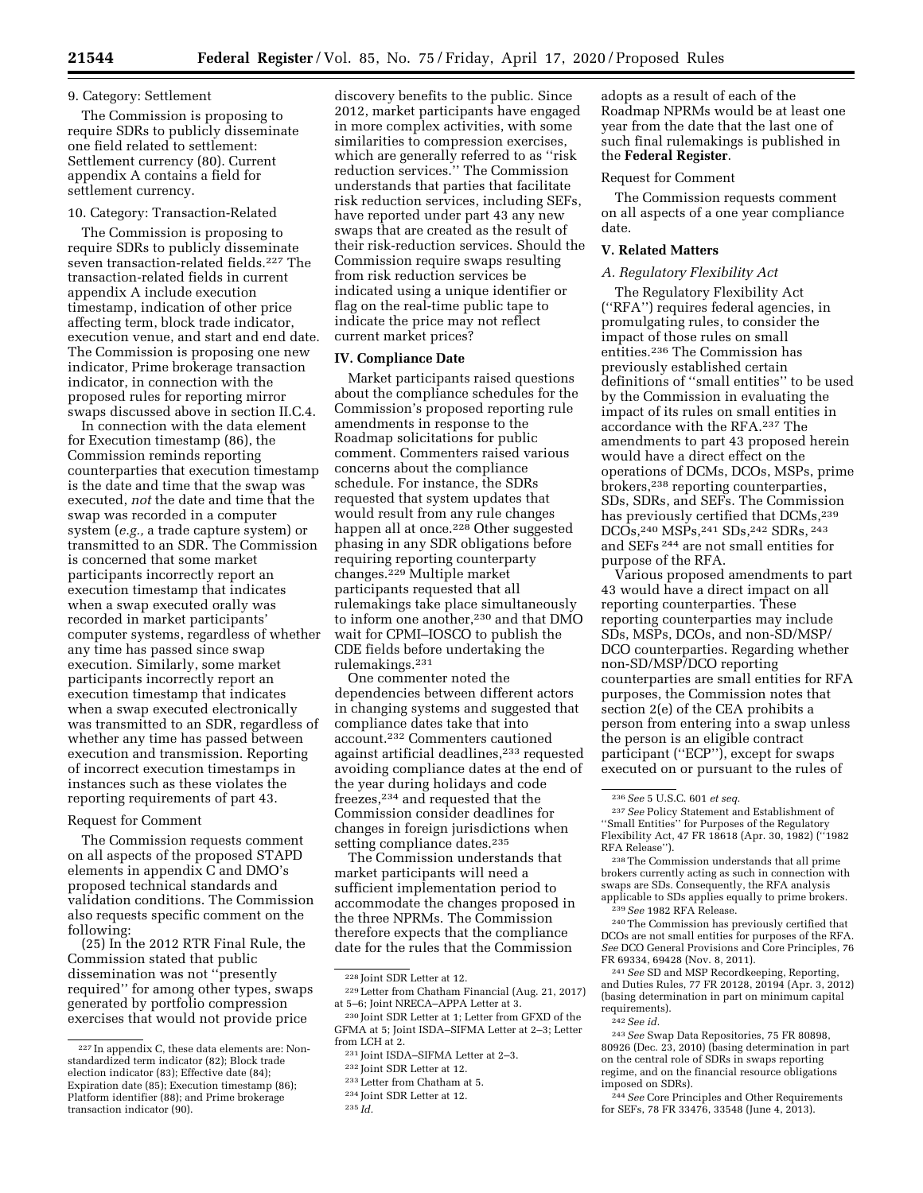9. Category: Settlement

The Commission is proposing to require SDRs to publicly disseminate one field related to settlement: Settlement currency (80). Current appendix A contains a field for settlement currency.

10. Category: Transaction-Related

The Commission is proposing to require SDRs to publicly disseminate seven transaction-related fields.[227] The transaction-related fields in current appendix A include execution timestamp, indication of other price affecting term, block trade indicator, execution venue, and start and end date. The Commission is proposing one new indicator, Prime brokerage transaction indicator, in connection with the proposed rules for reporting mirror swaps discussed above in section II.C.4.

In connection with the data element for Execution timestamp (86), the Commission reminds reporting counterparties that execution timestamp is the date and time that the swap was executed, *not* the date and time that the swap was recorded in a computer system (*e.g.,* a trade capture system) or transmitted to an SDR. The Commission is concerned that some market participants incorrectly report an execution timestamp that indicates when a swap executed orally was recorded in market participants' computer systems, regardless of whether any time has passed since swap execution. Similarly, some market participants incorrectly report an execution timestamp that indicates when a swap executed electronically was transmitted to an SDR, regardless of whether any time has passed between execution and transmission. Reporting of incorrect execution timestamps in instances such as these violates the reporting requirements of part 43.

Request for Comment

The Commission requests comment on all aspects of the proposed STAPD elements in appendix C and DMO's proposed technical standards and validation conditions. The Commission also requests specific comment on the following:

(25) In the 2012 RTR Final Rule, the Commission stated that public dissemination was not ''presently required'' for among other types, swaps generated by portfolio compression exercises that would not provide price discovery benefits to the public. Since 2012, market participants have engaged in more complex activities, with some similarities to compression exercises, which are generally referred to as ''risk reduction services.'' The Commission understands that parties that facilitate risk reduction services, including SEFs, have reported under part 43 any new swaps that are created as the result of their risk-reduction services. Should the Commission require swaps resulting from risk reduction services be indicated using a unique identifier or flag on the real-time public tape to indicate the price may not reflect current market prices?

## IV. Compliance Date

Market participants raised questions about the compliance schedules for the Commission's proposed reporting rule amendments in response to the Roadmap solicitations for public comment. Commenters raised various concerns about the compliance schedule. For instance, the SDRs requested that system updates that would result from any rule changes happen all at once.[228] Other suggested phasing in any SDR obligations before requiring reporting counterparty changes.[229] Multiple market participants requested that all rulemakings take place simultaneously to inform one another,[230] and that DMO wait for CPMI–IOSCO to publish the CDE fields before undertaking the rulemakings.[231]

One commenter noted the dependencies between different actors in changing systems and suggested that compliance dates take that into account.[232] Commenters cautioned against artificial deadlines,[233] requested avoiding compliance dates at the end of the year during holidays and code freezes,[234] and requested that the Commission consider deadlines for changes in foreign jurisdictions when setting compliance dates.[235]

The Commission understands that market participants will need a sufficient implementation period to accommodate the changes proposed in the three NPRMs. The Commission therefore expects that the compliance date for the rules that the Commission adopts as a result of each of the Roadmap NPRMs would be at least one year from the date that the last one of such final rulemakings is published in the **Federal Register**.

Request for Comment

The Commission requests comment on all aspects of a one year compliance date.

## V. Related Matters

### *A. Regulatory Flexibility Act*

The Regulatory Flexibility Act (''RFA'') requires federal agencies, in promulgating rules, to consider the impact of those rules on small entities.[236] The Commission has previously established certain definitions of ''small entities'' to be used by the Commission in evaluating the impact of its rules on small entities in accordance with the RFA.[237] The amendments to part 43 proposed herein would have a direct effect on the operations of DCMs, DCOs, MSPs, prime brokers,[238] reporting counterparties, SDs, SDRs, and SEFs. The Commission has previously certified that DCMs,[239] DCOs,[240] MSPs,[241] SDs,[242] SDRs,[243] and SEFs[244] are not small entities for purpose of the RFA.

Various proposed amendments to part 43 would have a direct impact on all reporting counterparties. These reporting counterparties may include SDs, MSPs, DCOs, and non-SD/MSP/DCO counterparties. Regarding whether non-SD/MSP/DCO reporting counterparties are small entities for RFA purposes, the Commission notes that section 2(e) of the CEA prohibits a person from entering into a swap unless the person is an eligible contract participant (''ECP''), except for swaps executed on or pursuant to the rules of

---

[227] In appendix C, these data elements are: Non-standardized term indicator (82); Block trade election indicator (83); Effective date (84); Expiration date (85); Execution timestamp (86); Platform identifier (88); and Prime brokerage transaction indicator (90).

[228] Joint SDR Letter at 12.

[229] Letter from Chatham Financial (Aug. 21, 2017) at 5–6; Joint NRECA–APPA Letter at 3.

[230] Joint SDR Letter at 1; Letter from GFXD of the GFMA at 5; Joint ISDA–SIFMA Letter at 2–3; Letter from LCH at 2.

[231] Joint ISDA–SIFMA Letter at 2–3.

[232] Joint SDR Letter at 12.

[233] Letter from Chatham at 5.

[234] Joint SDR Letter at 12.

[235] *Id.*

[236] *See* 5 U.S.C. 601 *et seq.*

[237] *See* Policy Statement and Establishment of ''Small Entities'' for Purposes of the Regulatory Flexibility Act, 47 FR 18618 (Apr. 30, 1982) (''1982 RFA Release'').

[238] The Commission understands that all prime brokers currently acting as such in connection with swaps are SDs. Consequently, the RFA analysis applicable to SDs applies equally to prime brokers.

[239] *See* 1982 RFA Release.

[240] The Commission has previously certified that DCOs are not small entities for purposes of the RFA. *See* DCO General Provisions and Core Principles, 76 FR 69334, 69428 (Nov. 8, 2011).

[241] *See* SD and MSP Recordkeeping, Reporting, and Duties Rules, 77 FR 20128, 20194 (Apr. 3, 2012) (basing determination in part on minimum capital requirements).

[242] *See id.*

[243] *See* Swap Data Repositories, 75 FR 80898, 80926 (Dec. 23, 2010) (basing determination in part on the central role of SDRs in swaps reporting regime, and on the financial resource obligations imposed on SDRs).

[244] *See* Core Principles and Other Requirements for SEFs, 78 FR 33476, 33548 (June 4, 2013).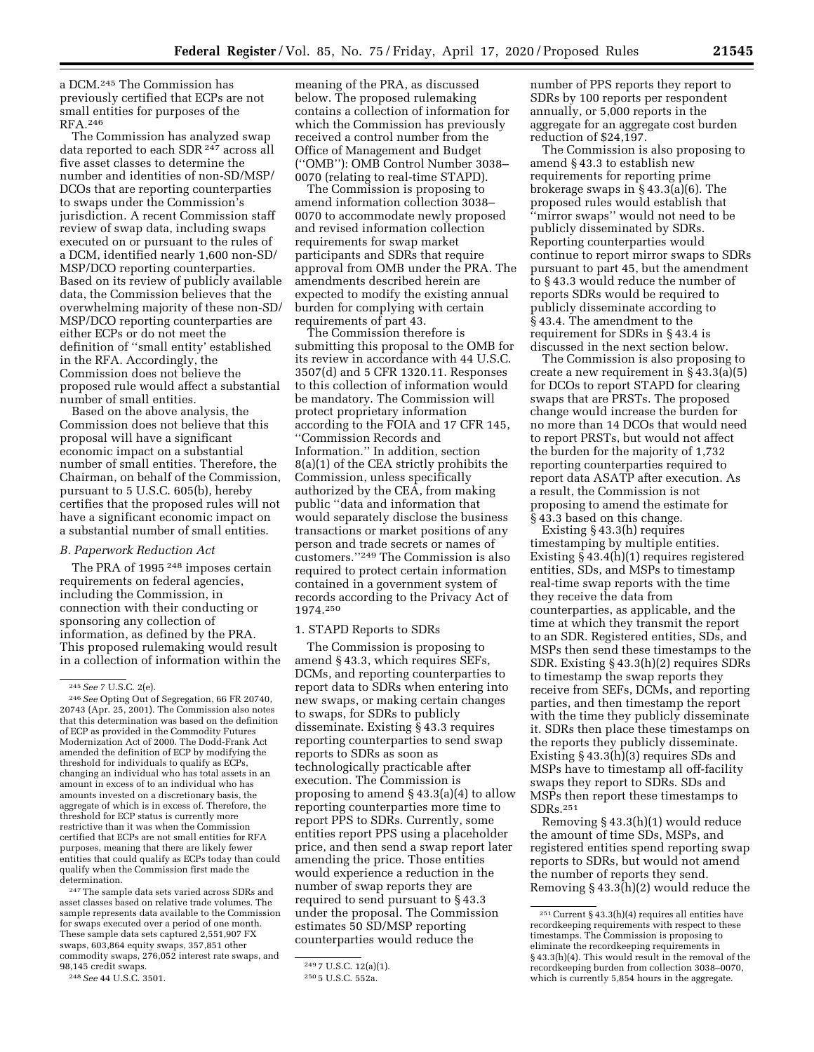a DCM.[245] The Commission has previously certified that ECPs are not small entities for purposes of the RFA.[246]

The Commission has analyzed swap data reported to each SDR [247] across all five asset classes to determine the number and identities of non-SD/MSP/DCOs that are reporting counterparties to swaps under the Commission's jurisdiction. A recent Commission staff review of swap data, including swaps executed on or pursuant to the rules of a DCM, identified nearly 1,600 non-SD/MSP/DCO reporting counterparties. Based on its review of publicly available data, the Commission believes that the overwhelming majority of these non-SD/MSP/DCO reporting counterparties are either ECPs or do not meet the definition of "small entity' established in the RFA. Accordingly, the Commission does not believe the proposed rule would affect a substantial number of small entities.

Based on the above analysis, the Commission does not believe that this proposal will have a significant economic impact on a substantial number of small entities. Therefore, the Chairman, on behalf of the Commission, pursuant to 5 U.S.C. 605(b), hereby certifies that the proposed rules will not have a significant economic impact on a substantial number of small entities.

### B. Paperwork Reduction Act

The PRA of 1995 [248] imposes certain requirements on federal agencies, including the Commission, in connection with their conducting or sponsoring any collection of information, as defined by the PRA. This proposed rulemaking would result in a collection of information within the meaning of the PRA, as discussed below. The proposed rulemaking contains a collection of information for which the Commission has previously received a control number from the Office of Management and Budget ("OMB"): OMB Control Number 3038–0070 (relating to real-time STAPD).

The Commission is proposing to amend information collection 3038–0070 to accommodate newly proposed and revised information collection requirements for swap market participants and SDRs that require approval from OMB under the PRA. The amendments described herein are expected to modify the existing annual burden for complying with certain requirements of part 43.

The Commission therefore is submitting this proposal to the OMB for its review in accordance with 44 U.S.C. 3507(d) and 5 CFR 1320.11. Responses to this collection of information would be mandatory. The Commission will protect proprietary information according to the FOIA and 17 CFR 145, "Commission Records and Information." In addition, section 8(a)(1) of the CEA strictly prohibits the Commission, unless specifically authorized by the CEA, from making public "data and information that would separately disclose the business transactions or market positions of any person and trade secrets or names of customers."[249] The Commission is also required to protect certain information contained in a government system of records according to the Privacy Act of 1974.[250]

#### 1. STAPD Reports to SDRs

The Commission is proposing to amend § 43.3, which requires SEFs, DCMs, and reporting counterparties to report data to SDRs when entering into new swaps, or making certain changes to swaps, for SDRs to publicly disseminate. Existing § 43.3 requires reporting counterparties to send swap reports to SDRs as soon as technologically practicable after execution. The Commission is proposing to amend § 43.3(a)(4) to allow reporting counterparties more time to report PPS to SDRs. Currently, some entities report PPS using a placeholder price, and then send a swap report later amending the price. Those entities would experience a reduction in the number of swap reports they are required to send pursuant to § 43.3 under the proposal. The Commission estimates 50 SD/MSP reporting counterparties would reduce the number of PPS reports they report to SDRs by 100 reports per respondent annually, or 5,000 reports in the aggregate for an aggregate cost burden reduction of $24,197.

The Commission is also proposing to amend § 43.3 to establish new requirements for reporting prime brokerage swaps in § 43.3(a)(6). The proposed rules would establish that "mirror swaps" would not need to be publicly disseminated by SDRs. Reporting counterparties would continue to report mirror swaps to SDRs pursuant to part 45, but the amendment to § 43.3 would reduce the number of reports SDRs would be required to publicly disseminate according to § 43.4. The amendment to the requirement for SDRs in § 43.4 is discussed in the next section below.

The Commission is also proposing to create a new requirement in § 43.3(a)(5) for DCOs to report STAPD for clearing swaps that are PRSTs. The proposed change would increase the burden for no more than 14 DCOs that would need to report PRSTs, but would not affect the burden for the majority of 1,732 reporting counterparties required to report data ASATP after execution. As a result, the Commission is not proposing to amend the estimate for § 43.3 based on this change.

Existing § 43.3(h) requires timestamping by multiple entities. Existing § 43.4(h)(1) requires registered entities, SDs, and MSPs to timestamp real-time swap reports with the time they receive the data from counterparties, as applicable, and the time at which they transmit the report to an SDR. Registered entities, SDs, and MSPs then send these timestamps to the SDR. Existing § 43.3(h)(2) requires SDRs to timestamp the swap reports they receive from SEFs, DCMs, and reporting parties, and then timestamp the report with the time they publicly disseminate it. SDRs then place these timestamps on the reports they publicly disseminate. Existing § 43.3(h)(3) requires SDs and MSPs have to timestamp all off-facility swaps they report to SDRs. SDs and MSPs then report these timestamps to SDRs.[251]

Removing § 43.3(h)(1) would reduce the amount of time SDs, MSPs, and registered entities spend reporting swap reports to SDRs, but would not amend the number of reports they send. Removing § 43.3(h)(2) would reduce the

---

[245] *See* 7 U.S.C. 2(e).

[246] *See* Opting Out of Segregation, 66 FR 20740, 20743 (Apr. 25, 2001). The Commission also notes that this determination was based on the definition of ECP as provided in the Commodity Futures Modernization Act of 2000. The Dodd-Frank Act amended the definition of ECP by modifying the threshold for individuals to qualify as ECPs, changing an individual who has total assets in an amount in excess of to an individual who has amounts invested on a discretionary basis, the aggregate of which is in excess of. Therefore, the threshold for ECP status is currently more restrictive than it was when the Commission certified that ECPs are not small entities for RFA purposes, meaning that there are likely fewer entities that could qualify as ECPs today than could qualify when the Commission first made the determination.

[247] The sample data sets varied across SDRs and asset classes based on relative trade volumes. The sample represents data available to the Commission for swaps executed over a period of one month. These sample data sets captured 2,551,907 FX swaps, 603,864 equity swaps, 357,851 other commodity swaps, 276,052 interest rate swaps, and 98,145 credit swaps.

[248] *See* 44 U.S.C. 3501.

[249] 7 U.S.C. 12(a)(1).

[250] 5 U.S.C. 552a.

[251] Current § 43.3(h)(4) requires all entities have recordkeeping requirements with respect to these timestamps. The Commission is proposing to eliminate the recordkeeping requirements in § 43.3(h)(4). This would result in the removal of the recordkeeping burden from collection 3038–0070, which is currently 5,854 hours in the aggregate.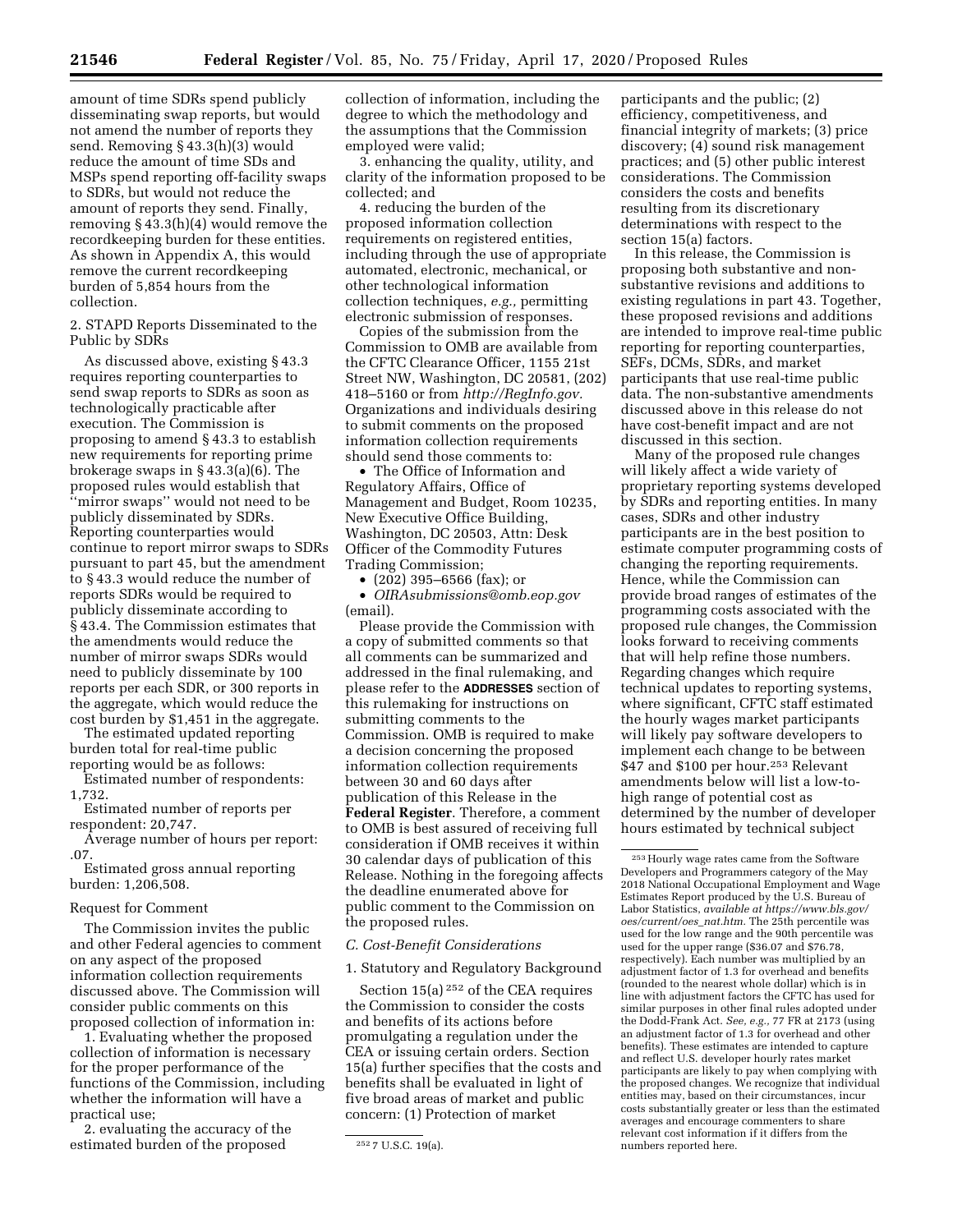amount of time SDRs spend publicly disseminating swap reports, but would not amend the number of reports they send. Removing § 43.3(h)(3) would reduce the amount of time SDs and MSPs spend reporting off-facility swaps to SDRs, but would not reduce the amount of reports they send. Finally, removing § 43.3(h)(4) would remove the recordkeeping burden for these entities. As shown in Appendix A, this would remove the current recordkeeping burden of 5,854 hours from the collection.

2. STAPD Reports Disseminated to the Public by SDRs

As discussed above, existing § 43.3 requires reporting counterparties to send swap reports to SDRs as soon as technologically practicable after execution. The Commission is proposing to amend § 43.3 to establish new requirements for reporting prime brokerage swaps in § 43.3(a)(6). The proposed rules would establish that "mirror swaps" would not need to be publicly disseminated by SDRs. Reporting counterparties would continue to report mirror swaps to SDRs pursuant to part 45, but the amendment to § 43.3 would reduce the number of reports SDRs would be required to publicly disseminate according to § 43.4. The Commission estimates that the amendments would reduce the number of mirror swaps SDRs would need to publicly disseminate by 100 reports per each SDR, or 300 reports in the aggregate, which would reduce the cost burden by $1,451 in the aggregate.

The estimated updated reporting burden total for real-time public reporting would be as follows:

Estimated number of respondents: 1,732.

Estimated number of reports per respondent: 20,747.

Average number of hours per report: .07.

Estimated gross annual reporting burden: 1,206,508.

Request for Comment

The Commission invites the public and other Federal agencies to comment on any aspect of the proposed information collection requirements discussed above. The Commission will consider public comments on this proposed collection of information in:

1. Evaluating whether the proposed collection of information is necessary for the proper performance of the functions of the Commission, including whether the information will have a practical use;

2. evaluating the accuracy of the estimated burden of the proposed collection of information, including the degree to which the methodology and the assumptions that the Commission employed were valid;

3. enhancing the quality, utility, and clarity of the information proposed to be collected; and

4. reducing the burden of the proposed information collection requirements on registered entities, including through the use of appropriate automated, electronic, mechanical, or other technological information collection techniques, *e.g.,* permitting electronic submission of responses.

Copies of the submission from the Commission to OMB are available from the CFTC Clearance Officer, 1155 21st Street NW, Washington, DC 20581, (202) 418–5160 or from *http://RegInfo.gov.* Organizations and individuals desiring to submit comments on the proposed information collection requirements should send those comments to:

- The Office of Information and Regulatory Affairs, Office of Management and Budget, Room 10235, New Executive Office Building, Washington, DC 20503, Attn: Desk Officer of the Commodity Futures Trading Commission;
- (202) 395–6566 (fax); or
- *OIRAsubmissions@omb.eop.gov* (email).

Please provide the Commission with a copy of submitted comments so that all comments can be summarized and addressed in the final rulemaking, and please refer to the **ADDRESSES** section of this rulemaking for instructions on submitting comments to the Commission. OMB is required to make a decision concerning the proposed information collection requirements between 30 and 60 days after publication of this Release in the **Federal Register**. Therefore, a comment to OMB is best assured of receiving full consideration if OMB receives it within 30 calendar days of publication of this Release. Nothing in the foregoing affects the deadline enumerated above for public comment to the Commission on the proposed rules.

### *C. Cost-Benefit Considerations*

1. Statutory and Regulatory Background

Section 15(a) [252] of the CEA requires the Commission to consider the costs and benefits of its actions before promulgating a regulation under the CEA or issuing certain orders. Section 15(a) further specifies that the costs and benefits shall be evaluated in light of five broad areas of market and public concern: (1) Protection of market participants and the public; (2) efficiency, competitiveness, and financial integrity of markets; (3) price discovery; (4) sound risk management practices; and (5) other public interest considerations. The Commission considers the costs and benefits resulting from its discretionary determinations with respect to the section 15(a) factors.

In this release, the Commission is proposing both substantive and non-substantive revisions and additions to existing regulations in part 43. Together, these proposed revisions and additions are intended to improve real-time public reporting for reporting counterparties, SEFs, DCMs, SDRs, and market participants that use real-time public data. The non-substantive amendments discussed above in this release do not have cost-benefit impact and are not discussed in this section.

Many of the proposed rule changes will likely affect a wide variety of proprietary reporting systems developed by SDRs and reporting entities. In many cases, SDRs and other industry participants are in the best position to estimate computer programming costs of changing the reporting requirements. Hence, while the Commission can provide broad ranges of estimates of the programming costs associated with the proposed rule changes, the Commission looks forward to receiving comments that will help refine those numbers. Regarding changes which require technical updates to reporting systems, where significant, CFTC staff estimated the hourly wages market participants will likely pay software developers to implement each change to be between $47 and $100 per hour.[253] Relevant amendments below will list a low-to-high range of potential cost as determined by the number of developer hours estimated by technical subject

---

[252] 7 U.S.C. 19(a).

[253] Hourly wage rates came from the Software Developers and Programmers category of the May 2018 National Occupational Employment and Wage Estimates Report produced by the U.S. Bureau of Labor Statistics, *available at https://www.bls.gov/oes/current/oes_nat.htm.* The 25th percentile was used for the low range and the 90th percentile was used for the upper range ($36.07 and $76.78, respectively). Each number was multiplied by an adjustment factor of 1.3 for overhead and benefits (rounded to the nearest whole dollar) which is in line with adjustment factors the CFTC has used for similar purposes in other final rules adopted under the Dodd-Frank Act. *See, e.g.,* 77 FR at 2173 (using an adjustment factor of 1.3 for overhead and other benefits). These estimates are intended to capture and reflect U.S. developer hourly rates market participants are likely to pay when complying with the proposed changes. We recognize that individual entities may, based on their circumstances, incur costs substantially greater or less than the estimated averages and encourage commenters to share relevant cost information if it differs from the numbers reported here.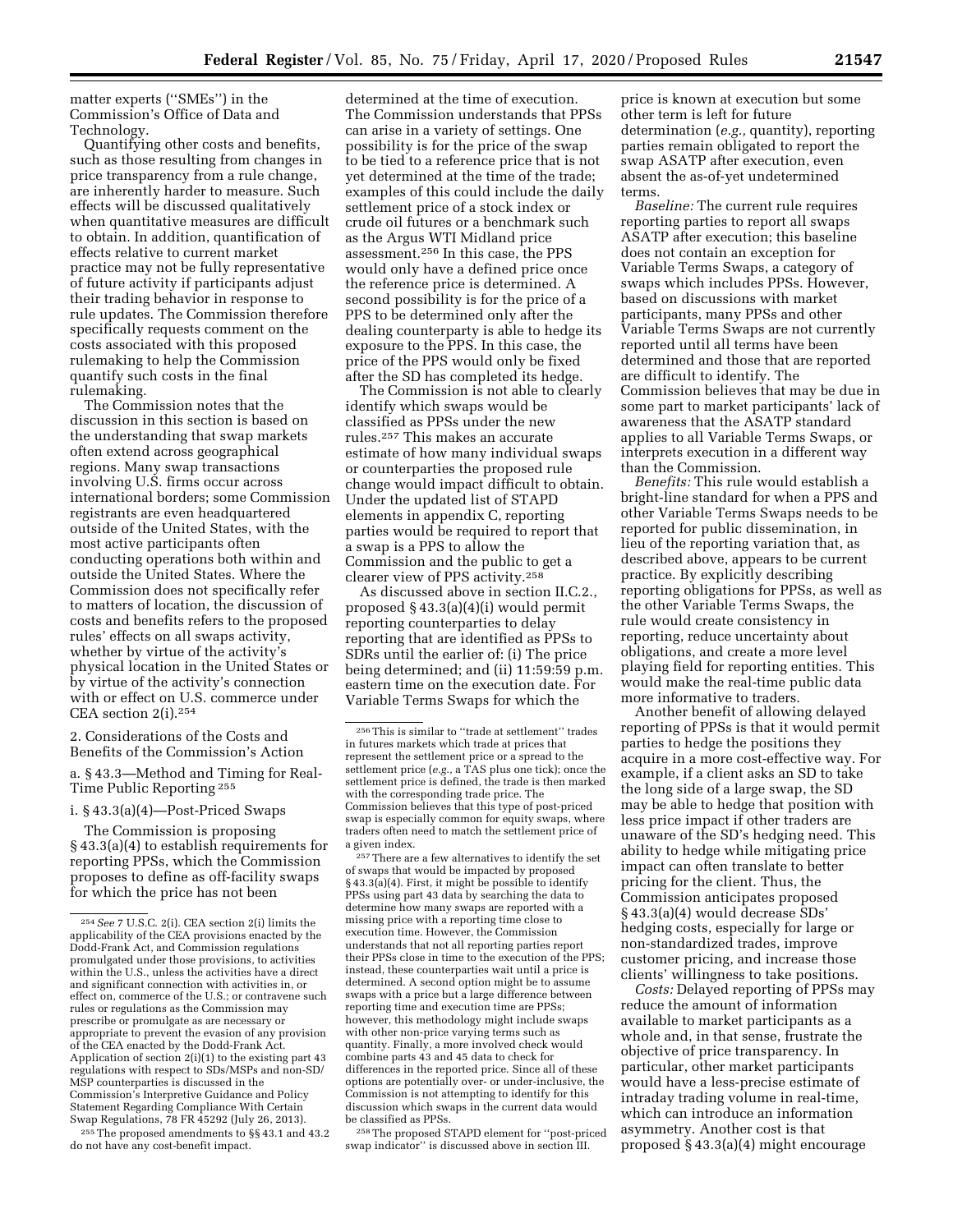matter experts (''SMEs'') in the Commission's Office of Data and Technology.

Quantifying other costs and benefits, such as those resulting from changes in price transparency from a rule change, are inherently harder to measure. Such effects will be discussed qualitatively when quantitative measures are difficult to obtain. In addition, quantification of effects relative to current market practice may not be fully representative of future activity if participants adjust their trading behavior in response to rule updates. The Commission therefore specifically requests comment on the costs associated with this proposed rulemaking to help the Commission quantify such costs in the final rulemaking.

The Commission notes that the discussion in this section is based on the understanding that swap markets often extend across geographical regions. Many swap transactions involving U.S. firms occur across international borders; some Commission registrants are even headquartered outside of the United States, with the most active participants often conducting operations both within and outside the United States. Where the Commission does not specifically refer to matters of location, the discussion of costs and benefits refers to the proposed rules' effects on all swaps activity, whether by virtue of the activity's physical location in the United States or by virtue of the activity's connection with or effect on U.S. commerce under CEA section 2(i).[254]

2. Considerations of the Costs and Benefits of the Commission's Action

a. § 43.3—Method and Timing for Real-Time Public Reporting [255]

i. § 43.3(a)(4)—Post-Priced Swaps

The Commission is proposing § 43.3(a)(4) to establish requirements for reporting PPSs, which the Commission proposes to define as off-facility swaps for which the price has not been determined at the time of execution. The Commission understands that PPSs can arise in a variety of settings. One possibility is for the price of the swap to be tied to a reference price that is not yet determined at the time of the trade; examples of this could include the daily settlement price of a stock index or crude oil futures or a benchmark such as the Argus WTI Midland price assessment.[256] In this case, the PPS would only have a defined price once the reference price is determined. A second possibility is for the price of a PPS to be determined only after the dealing counterparty is able to hedge its exposure to the PPS. In this case, the price of the PPS would only be fixed after the SD has completed its hedge.

The Commission is not able to clearly identify which swaps would be classified as PPSs under the new rules.[257] This makes an accurate estimate of how many individual swaps or counterparties the proposed rule change would impact difficult to obtain. Under the updated list of STAPD elements in appendix C, reporting parties would be required to report that a swap is a PPS to allow the Commission and the public to get a clearer view of PPS activity.[258]

As discussed above in section II.C.2., proposed § 43.3(a)(4)(i) would permit reporting counterparties to delay reporting that are identified as PPSs to SDRs until the earlier of: (i) The price being determined; and (ii) 11:59:59 p.m. eastern time on the execution date. For Variable Terms Swaps for which the price is known at execution but some other term is left for future determination (*e.g.,* quantity), reporting parties remain obligated to report the swap ASATP after execution, even absent the as-of-yet undetermined terms.

*Baseline:* The current rule requires reporting parties to report all swaps ASATP after execution; this baseline does not contain an exception for Variable Terms Swaps, a category of swaps which includes PPSs. However, based on discussions with market participants, many PPSs and other Variable Terms Swaps are not currently reported until all terms have been determined and those that are reported are difficult to identify. The Commission believes that may be due in some part to market participants' lack of awareness that the ASATP standard applies to all Variable Terms Swaps, or interprets execution in a different way than the Commission.

*Benefits:* This rule would establish a bright-line standard for when a PPS and other Variable Terms Swaps needs to be reported for public dissemination, in lieu of the reporting variation that, as described above, appears to be current practice. By explicitly describing reporting obligations for PPSs, as well as the other Variable Terms Swaps, the rule would create consistency in reporting, reduce uncertainty about obligations, and create a more level playing field for reporting entities. This would make the real-time public data more informative to traders.

Another benefit of allowing delayed reporting of PPSs is that it would permit parties to hedge the positions they acquire in a more cost-effective way. For example, if a client asks an SD to take the long side of a large swap, the SD may be able to hedge that position with less price impact if other traders are unaware of the SD's hedging need. This ability to hedge while mitigating price impact can often translate to better pricing for the client. Thus, the Commission anticipates proposed § 43.3(a)(4) would decrease SDs' hedging costs, especially for large or non-standardized trades, improve customer pricing, and increase those clients' willingness to take positions.

*Costs:* Delayed reporting of PPSs may reduce the amount of information available to market participants as a whole and, in that sense, frustrate the objective of price transparency. In particular, other market participants would have a less-precise estimate of intraday trading volume in real-time, which can introduce an information asymmetry. Another cost is that proposed § 43.3(a)(4) might encourage

---

[254] *See* 7 U.S.C. 2(i). CEA section 2(i) limits the applicability of the CEA provisions enacted by the Dodd-Frank Act, and Commission regulations promulgated under those provisions, to activities within the U.S., unless the activities have a direct and significant connection with activities in, or effect on, commerce of the U.S.; or contravene such rules or regulations as the Commission may prescribe or promulgate as are necessary or appropriate to prevent the evasion of any provision of the CEA enacted by the Dodd-Frank Act. Application of section 2(i)(1) to the existing part 43 regulations with respect to SDs/MSPs and non-SD/MSP counterparties is discussed in the Commission's Interpretive Guidance and Policy Statement Regarding Compliance With Certain Swap Regulations, 78 FR 45292 (July 26, 2013).

[255] The proposed amendments to §§ 43.1 and 43.2 do not have any cost-benefit impact.

[256] This is similar to ''trade at settlement'' trades in futures markets which trade at prices that represent the settlement price or a spread to the settlement price (*e.g.,* a TAS plus one tick); once the settlement price is defined, the trade is then marked with the corresponding trade price. The Commission believes that this type of post-priced swap is especially common for equity swaps, where traders often need to match the settlement price of a given index.

[257] There are a few alternatives to identify the set of swaps that would be impacted by proposed § 43.3(a)(4). First, it might be possible to identify PPSs using part 43 data by searching the data to determine how many swaps are reported with a missing price with a reporting time close to execution time. However, the Commission understands that not all reporting parties report their PPSs close in time to the execution of the PPS; instead, these counterparties wait until a price is determined. A second option might be to assume swaps with a price but a large difference between reporting time and execution time are PPSs; however, this methodology might include swaps with other non-price varying terms such as quantity. Finally, a more involved check would combine parts 43 and 45 data to check for differences in the reported price. Since all of these options are potentially over- or under-inclusive, the Commission is not attempting to identify for this discussion which swaps in the current data would be classified as PPSs.

[258] The proposed STAPD element for ''post-priced swap indicator'' is discussed above in section III.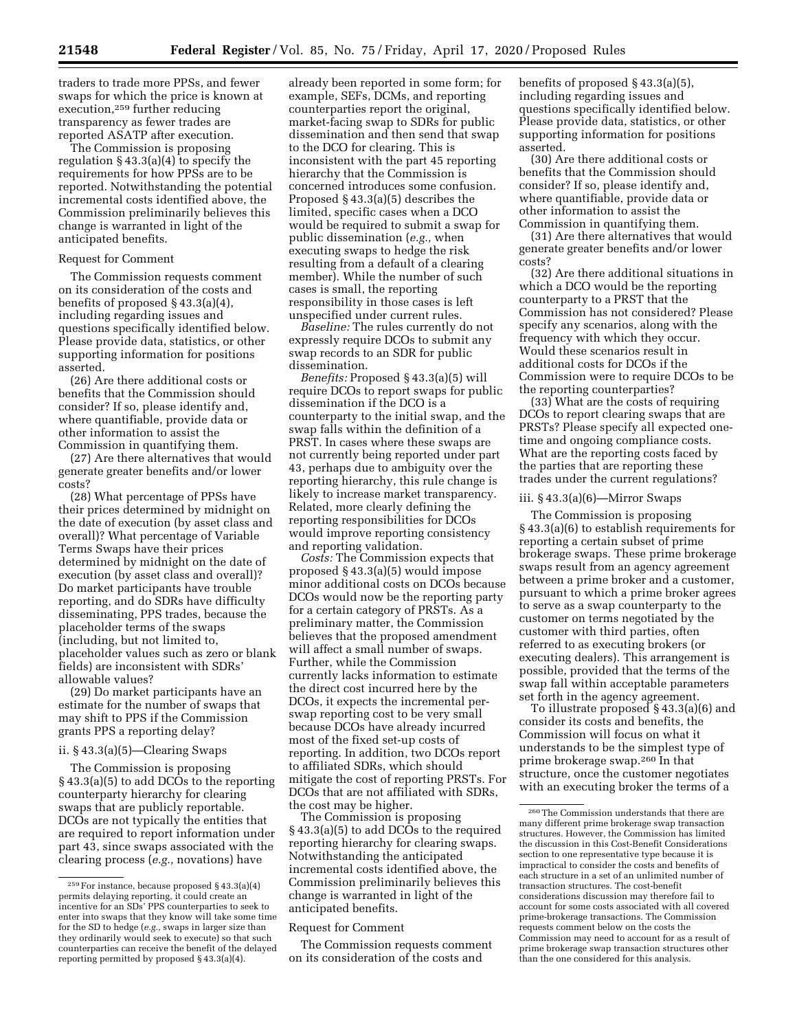traders to trade more PPSs, and fewer swaps for which the price is known at execution,[259] further reducing transparency as fewer trades are reported ASATP after execution.

The Commission is proposing regulation § 43.3(a)(4) to specify the requirements for how PPSs are to be reported. Notwithstanding the potential incremental costs identified above, the Commission preliminarily believes this change is warranted in light of the anticipated benefits.

Request for Comment

The Commission requests comment on its consideration of the costs and benefits of proposed § 43.3(a)(4), including regarding issues and questions specifically identified below. Please provide data, statistics, or other supporting information for positions asserted.

(26) Are there additional costs or benefits that the Commission should consider? If so, please identify and, where quantifiable, provide data or other information to assist the Commission in quantifying them.

(27) Are there alternatives that would generate greater benefits and/or lower costs?

(28) What percentage of PPSs have their prices determined by midnight on the date of execution (by asset class and overall)? What percentage of Variable Terms Swaps have their prices determined by midnight on the date of execution (by asset class and overall)? Do market participants have trouble reporting, and do SDRs have difficulty disseminating, PPS trades, because the placeholder terms of the swaps (including, but not limited to, placeholder values such as zero or blank fields) are inconsistent with SDRs' allowable values?

(29) Do market participants have an estimate for the number of swaps that may shift to PPS if the Commission grants PPS a reporting delay?

ii. § 43.3(a)(5)—Clearing Swaps

The Commission is proposing § 43.3(a)(5) to add DCOs to the reporting counterparty hierarchy for clearing swaps that are publicly reportable. DCOs are not typically the entities that are required to report information under part 43, since swaps associated with the clearing process (*e.g.,* novations) have already been reported in some form; for example, SEFs, DCMs, and reporting counterparties report the original, market-facing swap to SDRs for public dissemination and then send that swap to the DCO for clearing. This is inconsistent with the part 45 reporting hierarchy that the Commission is concerned introduces some confusion. Proposed § 43.3(a)(5) describes the limited, specific cases when a DCO would be required to submit a swap for public dissemination (*e.g.,* when executing swaps to hedge the risk resulting from a default of a clearing member). While the number of such cases is small, the reporting responsibility in those cases is left unspecified under current rules.

*Baseline:* The rules currently do not expressly require DCOs to submit any swap records to an SDR for public dissemination.

*Benefits:* Proposed § 43.3(a)(5) will require DCOs to report swaps for public dissemination if the DCO is a counterparty to the initial swap, and the swap falls within the definition of a PRST. In cases where these swaps are not currently being reported under part 43, perhaps due to ambiguity over the reporting hierarchy, this rule change is likely to increase market transparency. Related, more clearly defining the reporting responsibilities for DCOs would improve reporting consistency and reporting validation.

*Costs:* The Commission expects that proposed § 43.3(a)(5) would impose minor additional costs on DCOs because DCOs would now be the reporting party for a certain category of PRSTs. As a preliminary matter, the Commission believes that the proposed amendment will affect a small number of swaps. Further, while the Commission currently lacks information to estimate the direct cost incurred here by the DCOs, it expects the incremental per-swap reporting cost to be very small because DCOs have already incurred most of the fixed set-up costs of reporting. In addition, two DCOs report to affiliated SDRs, which should mitigate the cost of reporting PRSTs. For DCOs that are not affiliated with SDRs, the cost may be higher.

The Commission is proposing § 43.3(a)(5) to add DCOs to the required reporting hierarchy for clearing swaps. Notwithstanding the anticipated incremental costs identified above, the Commission preliminarily believes this change is warranted in light of the anticipated benefits.

Request for Comment

The Commission requests comment on its consideration of the costs and benefits of proposed § 43.3(a)(5), including regarding issues and questions specifically identified below. Please provide data, statistics, or other supporting information for positions asserted.

(30) Are there additional costs or benefits that the Commission should consider? If so, please identify and, where quantifiable, provide data or other information to assist the Commission in quantifying them.

(31) Are there alternatives that would generate greater benefits and/or lower costs?

(32) Are there additional situations in which a DCO would be the reporting counterparty to a PRST that the Commission has not considered? Please specify any scenarios, along with the frequency with which they occur. Would these scenarios result in additional costs for DCOs if the Commission were to require DCOs to be the reporting counterparties?

(33) What are the costs of requiring DCOs to report clearing swaps that are PRSTs? Please specify all expected one-time and ongoing compliance costs. What are the reporting costs faced by the parties that are reporting these trades under the current regulations?

iii. § 43.3(a)(6)—Mirror Swaps

The Commission is proposing § 43.3(a)(6) to establish requirements for reporting a certain subset of prime brokerage swaps. These prime brokerage swaps result from an agency agreement between a prime broker and a customer, pursuant to which a prime broker agrees to serve as a swap counterparty to the customer on terms negotiated by the customer with third parties, often referred to as executing brokers (or executing dealers). This arrangement is possible, provided that the terms of the swap fall within acceptable parameters set forth in the agency agreement.

To illustrate proposed § 43.3(a)(6) and consider its costs and benefits, the Commission will focus on what it understands to be the simplest type of prime brokerage swap.[260] In that structure, once the customer negotiates with an executing broker the terms of a

[259] For instance, because proposed § 43.3(a)(4) permits delaying reporting, it could create an incentive for an SDs' PPS counterparties to seek to enter into swaps that they know will take some time for the SD to hedge (*e.g.,* swaps in larger size than they ordinarily would seek to execute) so that such counterparties can receive the benefit of the delayed reporting permitted by proposed § 43.3(a)(4).

[260] The Commission understands that there are many different prime brokerage swap transaction structures. However, the Commission has limited the discussion in this Cost-Benefit Considerations section to one representative type because it is impractical to consider the costs and benefits of each structure in a set of an unlimited number of transaction structures. The cost-benefit considerations discussion may therefore fail to account for some costs associated with all covered prime-brokerage transactions. The Commission requests comment below on the costs the Commission may need to account for as a result of prime brokerage swap transaction structures other than the one considered for this analysis.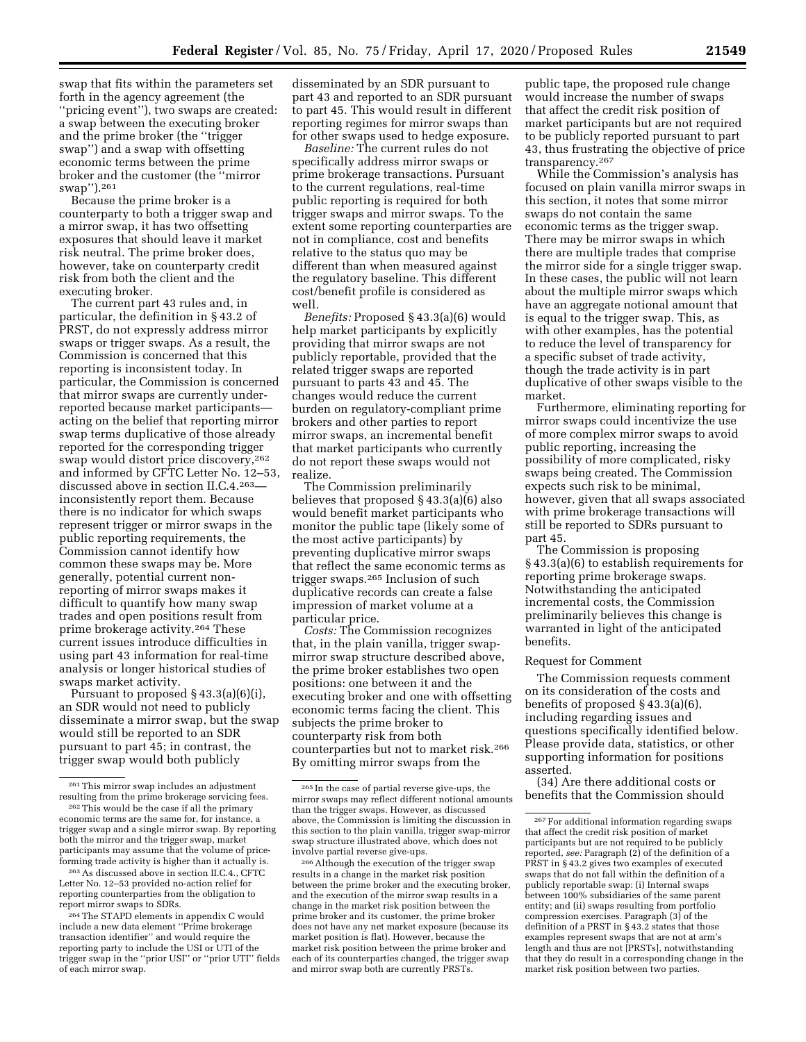swap that fits within the parameters set forth in the agency agreement (the ''pricing event''), two swaps are created: a swap between the executing broker and the prime broker (the ''trigger swap'') and a swap with offsetting economic terms between the prime broker and the customer (the ''mirror swap'').[261]

Because the prime broker is a counterparty to both a trigger swap and a mirror swap, it has two offsetting exposures that should leave it market risk neutral. The prime broker does, however, take on counterparty credit risk from both the client and the executing broker.

The current part 43 rules and, in particular, the definition in § 43.2 of PRST, do not expressly address mirror swaps or trigger swaps. As a result, the Commission is concerned that this reporting is inconsistent today. In particular, the Commission is concerned that mirror swaps are currently under-reported because market participants—acting on the belief that reporting mirror swap terms duplicative of those already reported for the corresponding trigger swap would distort price discovery,[262] and informed by CFTC Letter No. 12–53, discussed above in section II.C.4.[263]—inconsistently report them. Because there is no indicator for which swaps represent trigger or mirror swaps in the public reporting requirements, the Commission cannot identify how common these swaps may be. More generally, potential current non-reporting of mirror swaps makes it difficult to quantify how many swap trades and open positions result from prime brokerage activity.[264] These current issues introduce difficulties in using part 43 information for real-time analysis or longer historical studies of swaps market activity.

Pursuant to proposed § 43.3(a)(6)(i), an SDR would not need to publicly disseminate a mirror swap, but the swap would still be reported to an SDR pursuant to part 45; in contrast, the trigger swap would both publicly disseminated by an SDR pursuant to part 43 and reported to an SDR pursuant to part 45. This would result in different reporting regimes for mirror swaps than for other swaps used to hedge exposure.

*Baseline:* The current rules do not specifically address mirror swaps or prime brokerage transactions. Pursuant to the current regulations, real-time public reporting is required for both trigger swaps and mirror swaps. To the extent some reporting counterparties are not in compliance, cost and benefits relative to the status quo may be different than when measured against the regulatory baseline. This different cost/benefit profile is considered as well.

*Benefits:* Proposed § 43.3(a)(6) would help market participants by explicitly providing that mirror swaps are not publicly reportable, provided that the related trigger swaps are reported pursuant to parts 43 and 45. The changes would reduce the current burden on regulatory-compliant prime brokers and other parties to report mirror swaps, an incremental benefit that market participants who currently do not report these swaps would not realize.

The Commission preliminarily believes that proposed § 43.3(a)(6) also would benefit market participants who monitor the public tape (likely some of the most active participants) by preventing duplicative mirror swaps that reflect the same economic terms as trigger swaps.[265] Inclusion of such duplicative records can create a false impression of market volume at a particular price.

*Costs:* The Commission recognizes that, in the plain vanilla, trigger swap-mirror swap structure described above, the prime broker establishes two open positions: one between it and the executing broker and one with offsetting economic terms facing the client. This subjects the prime broker to counterparty risk from both counterparties but not to market risk.[266] By omitting mirror swaps from the public tape, the proposed rule change would increase the number of swaps that affect the credit risk position of market participants but are not required to be publicly reported pursuant to part 43, thus frustrating the objective of price transparency.[267]

While the Commission's analysis has focused on plain vanilla mirror swaps in this section, it notes that some mirror swaps do not contain the same economic terms as the trigger swap. There may be mirror swaps in which there are multiple trades that comprise the mirror side for a single trigger swap. In these cases, the public will not learn about the multiple mirror swaps which have an aggregate notional amount that is equal to the trigger swap. This, as with other examples, has the potential to reduce the level of transparency for a specific subset of trade activity, though the trade activity is in part duplicative of other swaps visible to the market.

Furthermore, eliminating reporting for mirror swaps could incentivize the use of more complex mirror swaps to avoid public reporting, increasing the possibility of more complicated, risky swaps being created. The Commission expects such risk to be minimal, however, given that all swaps associated with prime brokerage transactions will still be reported to SDRs pursuant to part 45.

The Commission is proposing § 43.3(a)(6) to establish requirements for reporting prime brokerage swaps. Notwithstanding the anticipated incremental costs, the Commission preliminarily believes this change is warranted in light of the anticipated benefits.

Request for Comment

The Commission requests comment on its consideration of the costs and benefits of proposed § 43.3(a)(6), including regarding issues and questions specifically identified below. Please provide data, statistics, or other supporting information for positions asserted.

(34) Are there additional costs or benefits that the Commission should

---

[261] This mirror swap includes an adjustment resulting from the prime brokerage servicing fees.

[262] This would be the case if all the primary economic terms are the same for, for instance, a trigger swap and a single mirror swap. By reporting both the mirror and the trigger swap, market participants may assume that the volume of price-forming trade activity is higher than it actually is.

[263] As discussed above in section II.C.4., CFTC Letter No. 12–53 provided no-action relief for reporting counterparties from the obligation to report mirror swaps to SDRs.

[264] The STAPD elements in appendix C would include a new data element ''Prime brokerage transaction identifier'' and would require the reporting party to include the USI or UTI of the trigger swap in the ''prior USI'' or ''prior UTI'' fields of each mirror swap.

[265] In the case of partial reverse give-ups, the mirror swaps may reflect different notional amounts than the trigger swaps. However, as discussed above, the Commission is limiting the discussion in this section to the plain vanilla, trigger swap-mirror swap structure illustrated above, which does not involve partial reverse give-ups.

[266] Although the execution of the trigger swap results in a change in the market risk position between the prime broker and the executing broker, and the execution of the mirror swap results in a change in the market risk position between the prime broker and its customer, the prime broker does not have any net market exposure (because its market position is flat). However, because the market risk position between the prime broker and each of its counterparties changed, the trigger swap and mirror swap both are currently PRSTs.

[267] For additional information regarding swaps that affect the credit risk position of market participants but are not required to be publicly reported, *see:* Paragraph (2) of the definition of a PRST in § 43.2 gives two examples of executed swaps that do not fall within the definition of a publicly reportable swap: (i) Internal swaps between 100% subsidiaries of the same parent entity; and (ii) swaps resulting from portfolio compression exercises. Paragraph (3) of the definition of a PRST in § 43.2 states that those examples represent swaps that are not at arm's length and thus are not [PRSTs], notwithstanding that they do result in a corresponding change in the market risk position between two parties.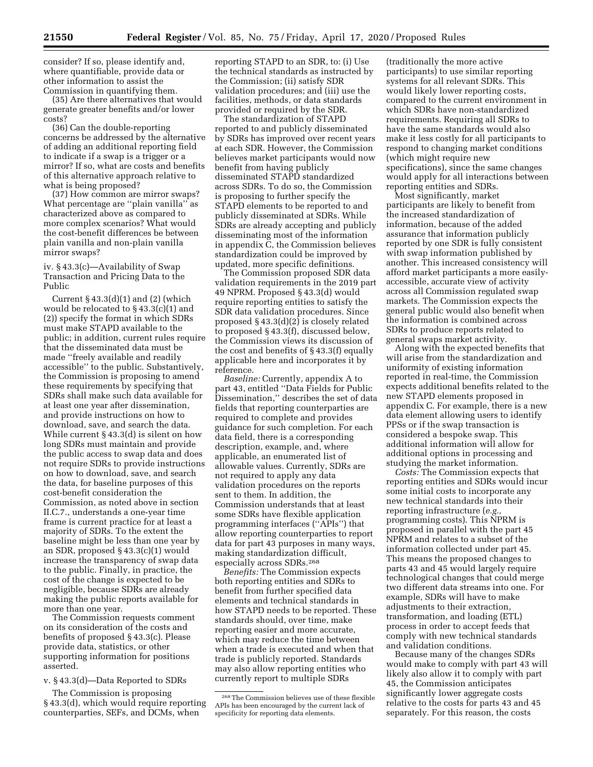consider? If so, please identify and, where quantifiable, provide data or other information to assist the Commission in quantifying them.

(35) Are there alternatives that would generate greater benefits and/or lower costs?

(36) Can the double-reporting concerns be addressed by the alternative of adding an additional reporting field to indicate if a swap is a trigger or a mirror? If so, what are costs and benefits of this alternative approach relative to what is being proposed?

(37) How common are mirror swaps? What percentage are ''plain vanilla'' as characterized above as compared to more complex scenarios? What would the cost-benefit differences be between plain vanilla and non-plain vanilla mirror swaps?

iv. § 43.3(c)—Availability of Swap Transaction and Pricing Data to the Public

Current § 43.3(d)(1) and (2) (which would be relocated to § 43.3(c)(1) and (2)) specify the format in which SDRs must make STAPD available to the public; in addition, current rules require that the disseminated data must be made ''freely available and readily accessible'' to the public. Substantively, the Commission is proposing to amend these requirements by specifying that SDRs shall make such data available for at least one year after dissemination, and provide instructions on how to download, save, and search the data. While current § 43.3(d) is silent on how long SDRs must maintain and provide the public access to swap data and does not require SDRs to provide instructions on how to download, save, and search the data, for baseline purposes of this cost-benefit consideration the Commission, as noted above in section II.C.7., understands a one-year time frame is current practice for at least a majority of SDRs. To the extent the baseline might be less than one year by an SDR, proposed § 43.3(c)(1) would increase the transparency of swap data to the public. Finally, in practice, the cost of the change is expected to be negligible, because SDRs are already making the public reports available for more than one year.

The Commission requests comment on its consideration of the costs and benefits of proposed § 43.3(c). Please provide data, statistics, or other supporting information for positions asserted.

v. § 43.3(d)—Data Reported to SDRs

The Commission is proposing § 43.3(d), which would require reporting counterparties, SEFs, and DCMs, when reporting STAPD to an SDR, to: (i) Use the technical standards as instructed by the Commission; (ii) satisfy SDR validation procedures; and (iii) use the facilities, methods, or data standards provided or required by the SDR.

The standardization of STAPD reported to and publicly disseminated by SDRs has improved over recent years at each SDR. However, the Commission believes market participants would now benefit from having publicly disseminated STAPD standardized across SDRs. To do so, the Commission is proposing to further specify the STAPD elements to be reported to and publicly disseminated at SDRs. While SDRs are already accepting and publicly disseminating most of the information in appendix C, the Commission believes standardization could be improved by updated, more specific definitions.

The Commission proposed SDR data validation requirements in the 2019 part 49 NPRM. Proposed § 43.3(d) would require reporting entities to satisfy the SDR data validation procedures. Since proposed § 43.3(d)(2) is closely related to proposed § 43.3(f), discussed below, the Commission views its discussion of the cost and benefits of § 43.3(f) equally applicable here and incorporates it by reference.

*Baseline:* Currently, appendix A to part 43, entitled ''Data Fields for Public Dissemination,'' describes the set of data fields that reporting counterparties are required to complete and provides guidance for such completion. For each data field, there is a corresponding description, example, and, where applicable, an enumerated list of allowable values. Currently, SDRs are not required to apply any data validation procedures on the reports sent to them. In addition, the Commission understands that at least some SDRs have flexible application programming interfaces (''APIs'') that allow reporting counterparties to report data for part 43 purposes in many ways, making standardization difficult, especially across SDRs.[268]

*Benefits:* The Commission expects both reporting entities and SDRs to benefit from further specified data elements and technical standards in how STAPD needs to be reported. These standards should, over time, make reporting easier and more accurate, which may reduce the time between when a trade is executed and when that trade is publicly reported. Standards may also allow reporting entities who currently report to multiple SDRs (traditionally the more active participants) to use similar reporting systems for all relevant SDRs. This would likely lower reporting costs, compared to the current environment in which SDRs have non-standardized requirements. Requiring all SDRs to have the same standards would also make it less costly for all participants to respond to changing market conditions (which might require new specifications), since the same changes would apply for all interactions between reporting entities and SDRs.

Most significantly, market participants are likely to benefit from the increased standardization of information, because of the added assurance that information publicly reported by one SDR is fully consistent with swap information published by another. This increased consistency will afford market participants a more easily-accessible, accurate view of activity across all Commission regulated swap markets. The Commission expects the general public would also benefit when the information is combined across SDRs to produce reports related to general swaps market activity.

Along with the expected benefits that will arise from the standardization and uniformity of existing information reported in real-time, the Commission expects additional benefits related to the new STAPD elements proposed in appendix C. For example, there is a new data element allowing users to identify PPSs or if the swap transaction is considered a bespoke swap. This additional information will allow for additional options in processing and studying the market information.

*Costs:* The Commission expects that reporting entities and SDRs would incur some initial costs to incorporate any new technical standards into their reporting infrastructure (*e.g.,* programming costs). This NPRM is proposed in parallel with the part 45 NPRM and relates to a subset of the information collected under part 45. This means the proposed changes to parts 43 and 45 would largely require technological changes that could merge two different data streams into one. For example, SDRs will have to make adjustments to their extraction, transformation, and loading (ETL) process in order to accept feeds that comply with new technical standards and validation conditions.

Because many of the changes SDRs would make to comply with part 43 will likely also allow it to comply with part 45, the Commission anticipates significantly lower aggregate costs relative to the costs for parts 43 and 45 separately. For this reason, the costs

[268] The Commission believes use of these flexible APIs has been encouraged by the current lack of specificity for reporting data elements.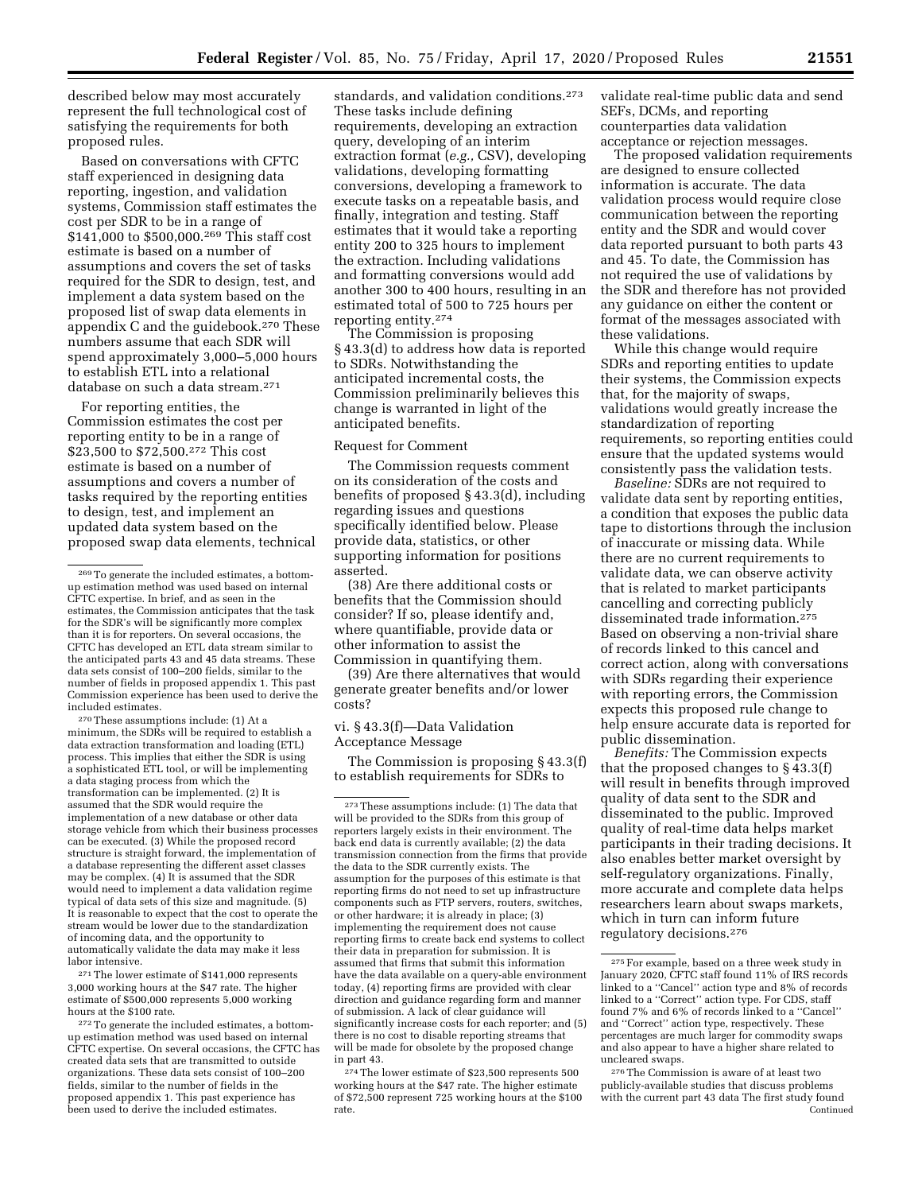described below may most accurately represent the full technological cost of satisfying the requirements for both proposed rules.

Based on conversations with CFTC staff experienced in designing data reporting, ingestion, and validation systems, Commission staff estimates the cost per SDR to be in a range of $141,000 to $500,000.[269] This staff cost estimate is based on a number of assumptions and covers the set of tasks required for the SDR to design, test, and implement a data system based on the proposed list of swap data elements in appendix C and the guidebook.[270] These numbers assume that each SDR will spend approximately 3,000–5,000 hours to establish ETL into a relational database on such a data stream.[271]

For reporting entities, the Commission estimates the cost per reporting entity to be in a range of $23,500 to $72,500.[272] This cost estimate is based on a number of assumptions and covers a number of tasks required by the reporting entities to design, test, and implement an updated data system based on the proposed swap data elements, technical standards, and validation conditions.[273] These tasks include defining requirements, developing an extraction query, developing of an interim extraction format (*e.g.,* CSV), developing validations, developing formatting conversions, developing a framework to execute tasks on a repeatable basis, and finally, integration and testing. Staff estimates that it would take a reporting entity 200 to 325 hours to implement the extraction. Including validations and formatting conversions would add another 300 to 400 hours, resulting in an estimated total of 500 to 725 hours per reporting entity.[274]

The Commission is proposing § 43.3(d) to address how data is reported to SDRs. Notwithstanding the anticipated incremental costs, the Commission preliminarily believes this change is warranted in light of the anticipated benefits.

Request for Comment

The Commission requests comment on its consideration of the costs and benefits of proposed § 43.3(d), including regarding issues and questions specifically identified below. Please provide data, statistics, or other supporting information for positions asserted.

(38) Are there additional costs or benefits that the Commission should consider? If so, please identify and, where quantifiable, provide data or other information to assist the Commission in quantifying them.

(39) Are there alternatives that would generate greater benefits and/or lower costs?

vi. § 43.3(f)—Data Validation Acceptance Message

The Commission is proposing § 43.3(f) to establish requirements for SDRs to validate real-time public data and send SEFs, DCMs, and reporting counterparties data validation acceptance or rejection messages.

The proposed validation requirements are designed to ensure collected information is accurate. The data validation process would require close communication between the reporting entity and the SDR and would cover data reported pursuant to both parts 43 and 45. To date, the Commission has not required the use of validations by the SDR and therefore has not provided any guidance on either the content or format of the messages associated with these validations.

While this change would require SDRs and reporting entities to update their systems, the Commission expects that, for the majority of swaps, validations would greatly increase the standardization of reporting requirements, so reporting entities could ensure that the updated systems would consistently pass the validation tests.

*Baseline:* SDRs are not required to validate data sent by reporting entities, a condition that exposes the public data tape to distortions through the inclusion of inaccurate or missing data. While there are no current requirements to validate data, we can observe activity that is related to market participants cancelling and correcting publicly disseminated trade information.[275] Based on observing a non-trivial share of records linked to this cancel and correct action, along with conversations with SDRs regarding their experience with reporting errors, the Commission expects this proposed rule change to help ensure accurate data is reported for public dissemination.

*Benefits:* The Commission expects that the proposed changes to § 43.3(f) will result in benefits through improved quality of data sent to the SDR and disseminated to the public. Improved quality of real-time data helps market participants in their trading decisions. It also enables better market oversight by self-regulatory organizations. Finally, more accurate and complete data helps researchers learn about swaps markets, which in turn can inform future regulatory decisions.[276]

---

[269] To generate the included estimates, a bottom-up estimation method was used based on internal CFTC expertise. In brief, and as seen in the estimates, the Commission anticipates that the task for the SDR's will be significantly more complex than it is for reporters. On several occasions, the CFTC has developed an ETL data stream similar to the anticipated parts 43 and 45 data streams. These data sets consist of 100–200 fields, similar to the number of fields in proposed appendix 1. This past Commission experience has been used to derive the included estimates.

[270] These assumptions include: (1) At a minimum, the SDRs will be required to establish a data extraction transformation and loading (ETL) process. This implies that either the SDR is using a sophisticated ETL tool, or will be implementing a data staging process from which the transformation can be implemented. (2) It is assumed that the SDR would require the implementation of a new database or other data storage vehicle from which their business processes can be executed. (3) While the proposed record structure is straight forward, the implementation of a database representing the different asset classes may be complex. (4) It is assumed that the SDR would need to implement a data validation regime typical of data sets of this size and magnitude. (5) It is reasonable to expect that the cost to operate the stream would be lower due to the standardization of incoming data, and the opportunity to automatically validate the data may make it less labor intensive.

[271] The lower estimate of $141,000 represents 3,000 working hours at the $47 rate. The higher estimate of $500,000 represents 5,000 working hours at the $100 rate.

[272] To generate the included estimates, a bottom-up estimation method was used based on internal CFTC expertise. On several occasions, the CFTC has created data sets that are transmitted to outside organizations. These data sets consist of 100–200 fields, similar to the number of fields in the proposed appendix 1. This past experience has been used to derive the included estimates.

[273] These assumptions include: (1) The data that will be provided to the SDRs from this group of reporters largely exists in their environment. The back end data is currently available; (2) the data transmission connection from the firms that provide the data to the SDR currently exists. The assumption for the purposes of this estimate is that reporting firms do not need to set up infrastructure components such as FTP servers, routers, switches, or other hardware; it is already in place; (3) implementing the requirement does not cause reporting firms to create back end systems to collect their data in preparation for submission. It is assumed that firms that submit this information have the data available on a query-able environment today, (4) reporting firms are provided with clear direction and guidance regarding form and manner of submission. A lack of clear guidance will significantly increase costs for each reporter; and (5) there is no cost to disable reporting streams that will be made for obsolete by the proposed change in part 43.

[274] The lower estimate of $23,500 represents 500 working hours at the $47 rate. The higher estimate of $72,500 represent 725 working hours at the $100 rate.

[275] For example, based on a three week study in January 2020, CFTC staff found 11% of IRS records linked to a "Cancel" action type and 8% of records linked to a "Correct" action type. For CDS, staff found 7% and 6% of records linked to a "Cancel" and "Correct" action type, respectively. These percentages are much larger for commodity swaps and also appear to have a higher share related to uncleared swaps.

[276] The Commission is aware of at least two publicly-available studies that discuss problems with the current part 43 data The first study found Continued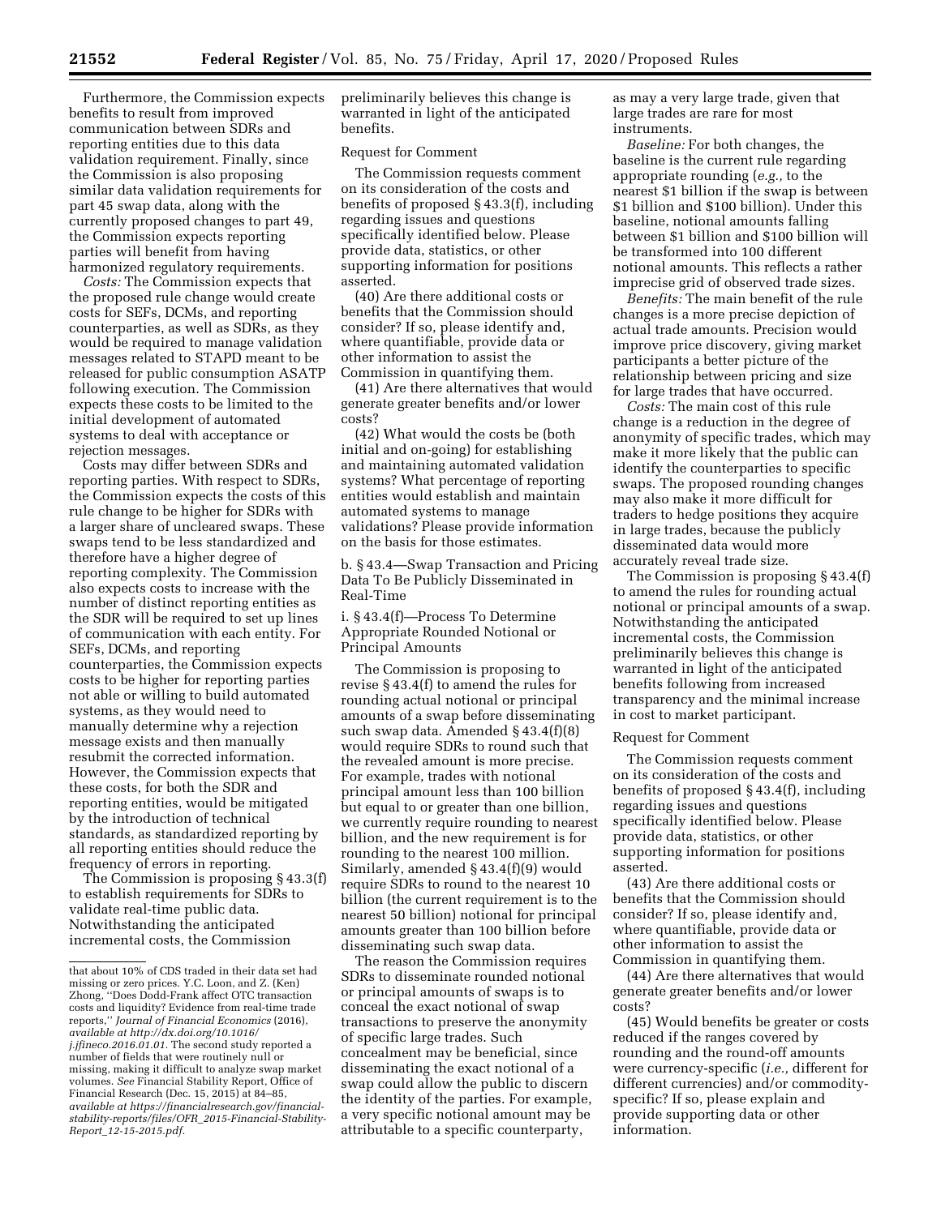Furthermore, the Commission expects benefits to result from improved communication between SDRs and reporting entities due to this data validation requirement. Finally, since the Commission is also proposing similar data validation requirements for part 45 swap data, along with the currently proposed changes to part 49, the Commission expects reporting parties will benefit from having harmonized regulatory requirements.

*Costs:* The Commission expects that the proposed rule change would create costs for SEFs, DCMs, and reporting counterparties, as well as SDRs, as they would be required to manage validation messages related to STAPD meant to be released for public consumption ASATP following execution. The Commission expects these costs to be limited to the initial development of automated systems to deal with acceptance or rejection messages.

Costs may differ between SDRs and reporting parties. With respect to SDRs, the Commission expects the costs of this rule change to be higher for SDRs with a larger share of uncleared swaps. These swaps tend to be less standardized and therefore have a higher degree of reporting complexity. The Commission also expects costs to increase with the number of distinct reporting entities as the SDR will be required to set up lines of communication with each entity. For SEFs, DCMs, and reporting counterparties, the Commission expects costs to be higher for reporting parties not able or willing to build automated systems, as they would need to manually determine why a rejection message exists and then manually resubmit the corrected information. However, the Commission expects that these costs, for both the SDR and reporting entities, would be mitigated by the introduction of technical standards, as standardized reporting by all reporting entities should reduce the frequency of errors in reporting.

The Commission is proposing § 43.3(f) to establish requirements for SDRs to validate real-time public data. Notwithstanding the anticipated incremental costs, the Commission preliminarily believes this change is warranted in light of the anticipated benefits.

Request for Comment

The Commission requests comment on its consideration of the costs and benefits of proposed § 43.3(f), including regarding issues and questions specifically identified below. Please provide data, statistics, or other supporting information for positions asserted.

(40) Are there additional costs or benefits that the Commission should consider? If so, please identify and, where quantifiable, provide data or other information to assist the Commission in quantifying them.

(41) Are there alternatives that would generate greater benefits and/or lower costs?

(42) What would the costs be (both initial and on-going) for establishing and maintaining automated validation systems? What percentage of reporting entities would establish and maintain automated systems to manage validations? Please provide information on the basis for those estimates.

b. § 43.4—Swap Transaction and Pricing Data To Be Publicly Disseminated in Real-Time

i. § 43.4(f)—Process To Determine Appropriate Rounded Notional or Principal Amounts

The Commission is proposing to revise § 43.4(f) to amend the rules for rounding actual notional or principal amounts of a swap before disseminating such swap data. Amended § 43.4(f)(8) would require SDRs to round such that the revealed amount is more precise. For example, trades with notional principal amount less than 100 billion but equal to or greater than one billion, we currently require rounding to nearest billion, and the new requirement is for rounding to the nearest 100 million. Similarly, amended § 43.4(f)(9) would require SDRs to round to the nearest 10 billion (the current requirement is to the nearest 50 billion) notional for principal amounts greater than 100 billion before disseminating such swap data.

The reason the Commission requires SDRs to disseminate rounded notional or principal amounts of swaps is to conceal the exact notional of swap transactions to preserve the anonymity of specific large trades. Such concealment may be beneficial, since disseminating the exact notional of a swap could allow the public to discern the identity of the parties. For example, a very specific notional amount may be attributable to a specific counterparty, as may a very large trade, given that large trades are rare for most instruments.

*Baseline:* For both changes, the baseline is the current rule regarding appropriate rounding (*e.g.,* to the nearest $1 billion if the swap is between $1 billion and $100 billion). Under this baseline, notional amounts falling between $1 billion and $100 billion will be transformed into 100 different notional amounts. This reflects a rather imprecise grid of observed trade sizes.

*Benefits:* The main benefit of the rule changes is a more precise depiction of actual trade amounts. Precision would improve price discovery, giving market participants a better picture of the relationship between pricing and size for large trades that have occurred.

*Costs:* The main cost of this rule change is a reduction in the degree of anonymity of specific trades, which may make it more likely that the public can identify the counterparties to specific swaps. The proposed rounding changes may also make it more difficult for traders to hedge positions they acquire in large trades, because the publicly disseminated data would more accurately reveal trade size.

The Commission is proposing § 43.4(f) to amend the rules for rounding actual notional or principal amounts of a swap. Notwithstanding the anticipated incremental costs, the Commission preliminarily believes this change is warranted in light of the anticipated benefits following from increased transparency and the minimal increase in cost to market participant.

Request for Comment

The Commission requests comment on its consideration of the costs and benefits of proposed § 43.4(f), including regarding issues and questions specifically identified below. Please provide data, statistics, or other supporting information for positions asserted.

(43) Are there additional costs or benefits that the Commission should consider? If so, please identify and, where quantifiable, provide data or other information to assist the Commission in quantifying them.

(44) Are there alternatives that would generate greater benefits and/or lower costs?

(45) Would benefits be greater or costs reduced if the ranges covered by rounding and the round-off amounts were currency-specific (*i.e.,* different for different currencies) and/or commodity-specific? If so, please explain and provide supporting data or other information.

---

that about 10% of CDS traded in their data set had missing or zero prices. Y.C. Loon, and Z. (Ken) Zhong, ''Does Dodd-Frank affect OTC transaction costs and liquidity? Evidence from real-time trade reports,'' *Journal of Financial Economics* (2016), *available at http://dx.doi.org/10.1016/j.jfineco.2016.01.01.* The second study reported a number of fields that were routinely null or missing, making it difficult to analyze swap market volumes. *See* Financial Stability Report, Office of Financial Research (Dec. 15, 2015) at 84–85, *available at https://financialresearch.gov/financial-stability-reports/files/OFR_2015-Financial-Stability-Report_12-15-2015.pdf.*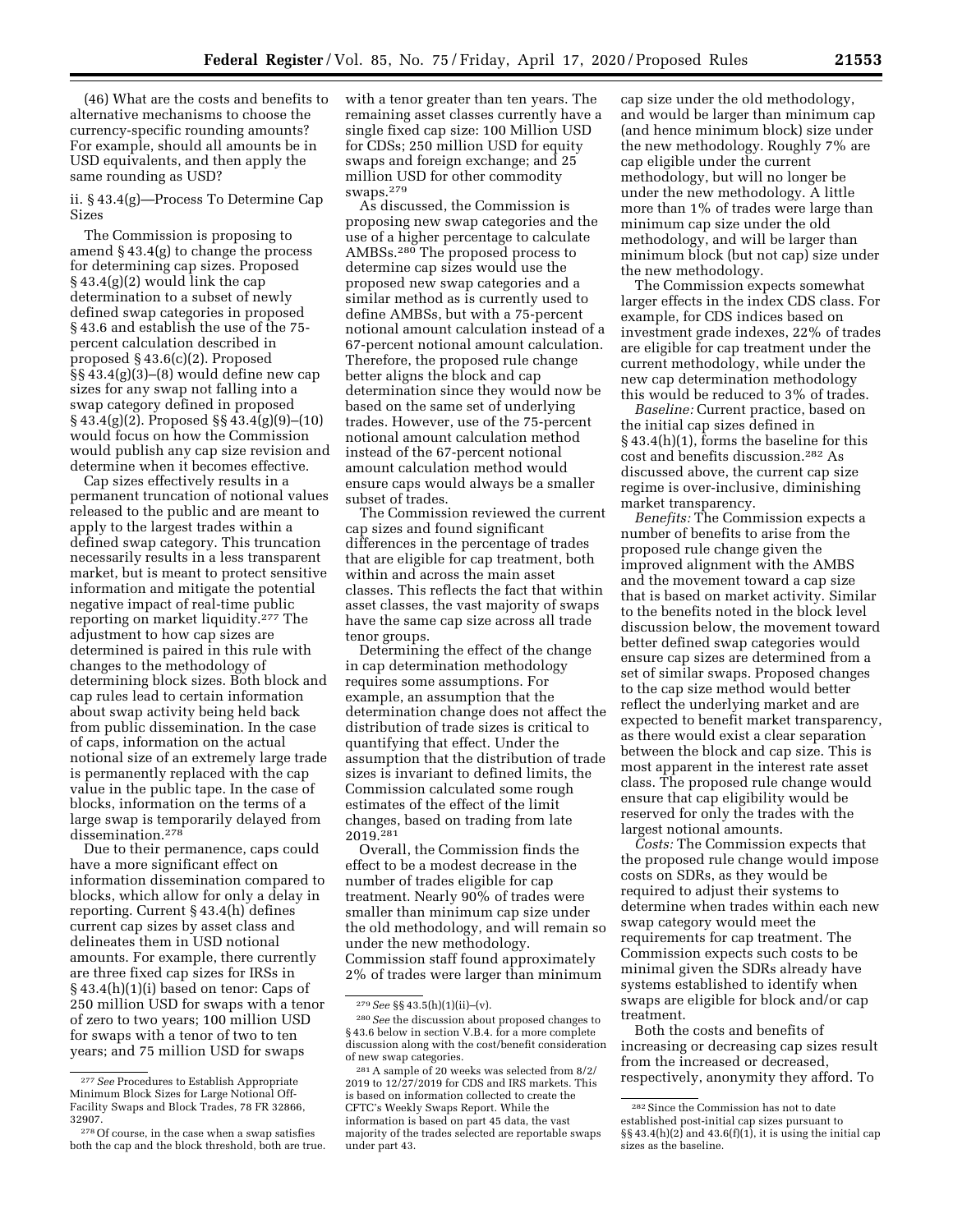(46) What are the costs and benefits to alternative mechanisms to choose the currency-specific rounding amounts? For example, should all amounts be in USD equivalents, and then apply the same rounding as USD?

ii. § 43.4(g)—Process To Determine Cap Sizes

The Commission is proposing to amend § 43.4(g) to change the process for determining cap sizes. Proposed § 43.4(g)(2) would link the cap determination to a subset of newly defined swap categories in proposed § 43.6 and establish the use of the 75-percent calculation described in proposed § 43.6(c)(2). Proposed §§ 43.4(g)(3)–(8) would define new cap sizes for any swap not falling into a swap category defined in proposed § 43.4(g)(2). Proposed §§ 43.4(g)(9)–(10) would focus on how the Commission would publish any cap size revision and determine when it becomes effective.

Cap sizes effectively results in a permanent truncation of notional values released to the public and are meant to apply to the largest trades within a defined swap category. This truncation necessarily results in a less transparent market, but is meant to protect sensitive information and mitigate the potential negative impact of real-time public reporting on market liquidity.[277] The adjustment to how cap sizes are determined is paired in this rule with changes to the methodology of determining block sizes. Both block and cap rules lead to certain information about swap activity being held back from public dissemination. In the case of caps, information on the actual notional size of an extremely large trade is permanently replaced with the cap value in the public tape. In the case of blocks, information on the terms of a large swap is temporarily delayed from dissemination.[278]

Due to their permanence, caps could have a more significant effect on information dissemination compared to blocks, which allow for only a delay in reporting. Current § 43.4(h) defines current cap sizes by asset class and delineates them in USD notional amounts. For example, there currently are three fixed cap sizes for IRSs in § 43.4(h)(1)(i) based on tenor: Caps of 250 million USD for swaps with a tenor of zero to two years; 100 million USD for swaps with a tenor of two to ten years; and 75 million USD for swaps with a tenor greater than ten years. The remaining asset classes currently have a single fixed cap size: 100 Million USD for CDSs; 250 million USD for equity swaps and foreign exchange; and 25 million USD for other commodity swaps.[279]

As discussed, the Commission is proposing new swap categories and the use of a higher percentage to calculate AMBSs.[280] The proposed process to determine cap sizes would use the proposed new swap categories and a similar method as is currently used to define AMBSs, but with a 75-percent notional amount calculation instead of a 67-percent notional amount calculation. Therefore, the proposed rule change better aligns the block and cap determination since they would now be based on the same set of underlying trades. However, use of the 75-percent notional amount calculation method instead of the 67-percent notional amount calculation method would ensure caps would always be a smaller subset of trades.

The Commission reviewed the current cap sizes and found significant differences in the percentage of trades that are eligible for cap treatment, both within and across the main asset classes. This reflects the fact that within asset classes, the vast majority of swaps have the same cap size across all trade tenor groups.

Determining the effect of the change in cap determination methodology requires some assumptions. For example, an assumption that the determination change does not affect the distribution of trade sizes is critical to quantifying that effect. Under the assumption that the distribution of trade sizes is invariant to defined limits, the Commission calculated some rough estimates of the effect of the limit changes, based on trading from late 2019.[281]

Overall, the Commission finds the effect to be a modest decrease in the number of trades eligible for cap treatment. Nearly 90% of trades were smaller than minimum cap size under the old methodology, and will remain so under the new methodology. Commission staff found approximately 2% of trades were larger than minimum cap size under the old methodology, and would be larger than minimum cap (and hence minimum block) size under the new methodology. Roughly 7% are cap eligible under the current methodology, but will no longer be under the new methodology. A little more than 1% of trades were large than minimum cap size under the old methodology, and will be larger than minimum block (but not cap) size under the new methodology.

The Commission expects somewhat larger effects in the index CDS class. For example, for CDS indices based on investment grade indexes, 22% of trades are eligible for cap treatment under the current methodology, while under the new cap determination methodology this would be reduced to 3% of trades.

*Baseline:* Current practice, based on the initial cap sizes defined in § 43.4(h)(1), forms the baseline for this cost and benefits discussion.[282] As discussed above, the current cap size regime is over-inclusive, diminishing market transparency.

*Benefits:* The Commission expects a number of benefits to arise from the proposed rule change given the improved alignment with the AMBS and the movement toward a cap size that is based on market activity. Similar to the benefits noted in the block level discussion below, the movement toward better defined swap categories would ensure cap sizes are determined from a set of similar swaps. Proposed changes to the cap size method would better reflect the underlying market and are expected to benefit market transparency, as there would exist a clear separation between the block and cap size. This is most apparent in the interest rate asset class. The proposed rule change would ensure that cap eligibility would be reserved for only the trades with the largest notional amounts.

*Costs:* The Commission expects that the proposed rule change would impose costs on SDRs, as they would be required to adjust their systems to determine when trades within each new swap category would meet the requirements for cap treatment. The Commission expects such costs to be minimal given the SDRs already have systems established to identify when swaps are eligible for block and/or cap treatment.

Both the costs and benefits of increasing or decreasing cap sizes result from the increased or decreased, respectively, anonymity they afford. To

---

[277] *See* Procedures to Establish Appropriate Minimum Block Sizes for Large Notional Off-Facility Swaps and Block Trades, 78 FR 32866, 32907.

[278] Of course, in the case when a swap satisfies both the cap and the block threshold, both are true.

[279] *See* §§ 43.5(h)(1)(ii)–(v).

[280] *See* the discussion about proposed changes to § 43.6 below in section V.B.4. for a more complete discussion along with the cost/benefit consideration of new swap categories.

[281] A sample of 20 weeks was selected from 8/2/2019 to 12/27/2019 for CDS and IRS markets. This is based on information collected to create the CFTC's Weekly Swaps Report. While the information is based on part 45 data, the vast majority of the trades selected are reportable swaps under part 43.

[282] Since the Commission has not to date established post-initial cap sizes pursuant to §§ 43.4(h)(2) and 43.6(f)(1), it is using the initial cap sizes as the baseline.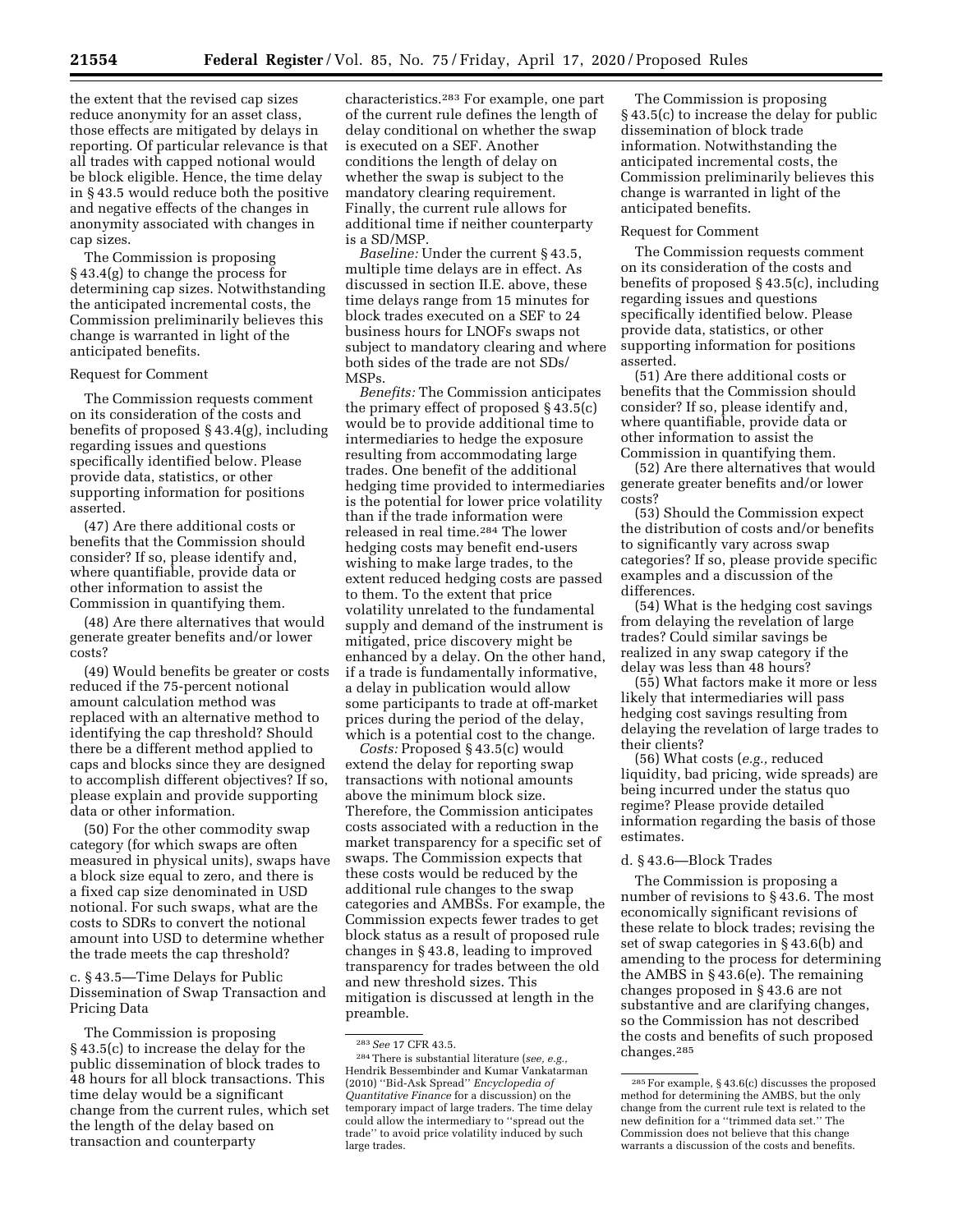the extent that the revised cap sizes reduce anonymity for an asset class, those effects are mitigated by delays in reporting. Of particular relevance is that all trades with capped notional would be block eligible. Hence, the time delay in § 43.5 would reduce both the positive and negative effects of the changes in anonymity associated with changes in cap sizes.

The Commission is proposing § 43.4(g) to change the process for determining cap sizes. Notwithstanding the anticipated incremental costs, the Commission preliminarily believes this change is warranted in light of the anticipated benefits.

Request for Comment

The Commission requests comment on its consideration of the costs and benefits of proposed § 43.4(g), including regarding issues and questions specifically identified below. Please provide data, statistics, or other supporting information for positions asserted.

(47) Are there additional costs or benefits that the Commission should consider? If so, please identify and, where quantifiable, provide data or other information to assist the Commission in quantifying them.

(48) Are there alternatives that would generate greater benefits and/or lower costs?

(49) Would benefits be greater or costs reduced if the 75-percent notional amount calculation method was replaced with an alternative method to identifying the cap threshold? Should there be a different method applied to caps and blocks since they are designed to accomplish different objectives? If so, please explain and provide supporting data or other information.

(50) For the other commodity swap category (for which swaps are often measured in physical units), swaps have a block size equal to zero, and there is a fixed cap size denominated in USD notional. For such swaps, what are the costs to SDRs to convert the notional amount into USD to determine whether the trade meets the cap threshold?

c. § 43.5—Time Delays for Public Dissemination of Swap Transaction and Pricing Data

The Commission is proposing § 43.5(c) to increase the delay for the public dissemination of block trades to 48 hours for all block transactions. This time delay would be a significant change from the current rules, which set the length of the delay based on transaction and counterparty characteristics.[283] For example, one part of the current rule defines the length of delay conditional on whether the swap is executed on a SEF. Another conditions the length of delay on whether the swap is subject to the mandatory clearing requirement. Finally, the current rule allows for additional time if neither counterparty is a SD/MSP.

*Baseline:* Under the current § 43.5, multiple time delays are in effect. As discussed in section II.E. above, these time delays range from 15 minutes for block trades executed on a SEF to 24 business hours for LNOFs swaps not subject to mandatory clearing and where both sides of the trade are not SDs/MSPs.

*Benefits:* The Commission anticipates the primary effect of proposed § 43.5(c) would be to provide additional time to intermediaries to hedge the exposure resulting from accommodating large trades. One benefit of the additional hedging time provided to intermediaries is the potential for lower price volatility than if the trade information were released in real time.[284] The lower hedging costs may benefit end-users wishing to make large trades, to the extent reduced hedging costs are passed to them. To the extent that price volatility unrelated to the fundamental supply and demand of the instrument is mitigated, price discovery might be enhanced by a delay. On the other hand, if a trade is fundamentally informative, a delay in publication would allow some participants to trade at off-market prices during the period of the delay, which is a potential cost to the change.

*Costs:* Proposed § 43.5(c) would extend the delay for reporting swap transactions with notional amounts above the minimum block size. Therefore, the Commission anticipates costs associated with a reduction in the market transparency for a specific set of swaps. The Commission expects that these costs would be reduced by the additional rule changes to the swap categories and AMBSs. For example, the Commission expects fewer trades to get block status as a result of proposed rule changes in § 43.8, leading to improved transparency for trades between the old and new threshold sizes. This mitigation is discussed at length in the preamble.

The Commission is proposing § 43.5(c) to increase the delay for public dissemination of block trade information. Notwithstanding the anticipated incremental costs, the Commission preliminarily believes this change is warranted in light of the anticipated benefits.

Request for Comment

The Commission requests comment on its consideration of the costs and benefits of proposed § 43.5(c), including regarding issues and questions specifically identified below. Please provide data, statistics, or other supporting information for positions asserted.

(51) Are there additional costs or benefits that the Commission should consider? If so, please identify and, where quantifiable, provide data or other information to assist the Commission in quantifying them.

(52) Are there alternatives that would generate greater benefits and/or lower costs?

(53) Should the Commission expect the distribution of costs and/or benefits to significantly vary across swap categories? If so, please provide specific examples and a discussion of the differences.

(54) What is the hedging cost savings from delaying the revelation of large trades? Could similar savings be realized in any swap category if the delay was less than 48 hours?

(55) What factors make it more or less likely that intermediaries will pass hedging cost savings resulting from delaying the revelation of large trades to their clients?

(56) What costs (*e.g.,* reduced liquidity, bad pricing, wide spreads) are being incurred under the status quo regime? Please provide detailed information regarding the basis of those estimates.

d. § 43.6—Block Trades

The Commission is proposing a number of revisions to § 43.6. The most economically significant revisions of these relate to block trades; revising the set of swap categories in § 43.6(b) and amending to the process for determining the AMBS in § 43.6(e). The remaining changes proposed in § 43.6 are not substantive and are clarifying changes, so the Commission has not described the costs and benefits of such proposed changes.[285]

[283] *See* 17 CFR 43.5.

[284] There is substantial literature (*see, e.g.,* Hendrik Bessembinder and Kumar Vankataraman (2010) "Bid-Ask Spread" *Encyclopedia of Quantitative Finance* for a discussion) on the temporary impact of large traders. The time delay could allow the intermediary to "spread out the trade" to avoid price volatility induced by such large trades.

[285] For example, § 43.6(c) discusses the proposed method for determining the AMBS, but the only change from the current rule text is related to the new definition for a "trimmed data set." The Commission does not believe that this change warrants a discussion of the costs and benefits.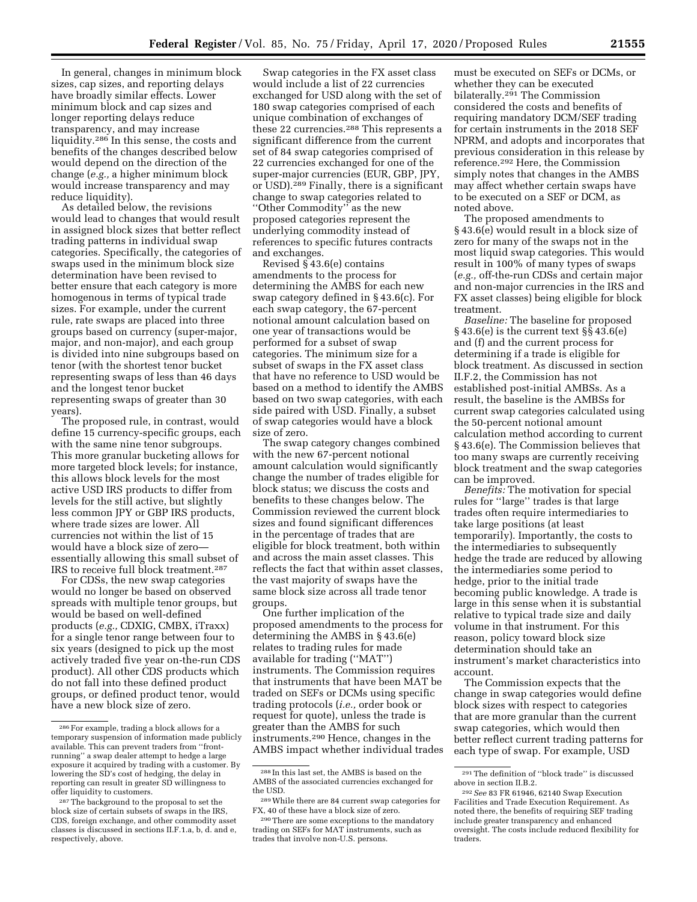In general, changes in minimum block sizes, cap sizes, and reporting delays have broadly similar effects. Lower minimum block and cap sizes and longer reporting delays reduce transparency, and may increase liquidity.[286] In this sense, the costs and benefits of the changes described below would depend on the direction of the change (*e.g.,* a higher minimum block would increase transparency and may reduce liquidity).

As detailed below, the revisions would lead to changes that would result in assigned block sizes that better reflect trading patterns in individual swap categories. Specifically, the categories of swaps used in the minimum block size determination have been revised to better ensure that each category is more homogenous in terms of typical trade sizes. For example, under the current rule, rate swaps are placed into three groups based on currency (super-major, major, and non-major), and each group is divided into nine subgroups based on tenor (with the shortest tenor bucket representing swaps of less than 46 days and the longest tenor bucket representing swaps of greater than 30 years).

The proposed rule, in contrast, would define 15 currency-specific groups, each with the same nine tenor subgroups. This more granular bucketing allows for more targeted block levels; for instance, this allows block levels for the most active USD IRS products to differ from levels for the still active, but slightly less common JPY or GBP IRS products, where trade sizes are lower. All currencies not within the list of 15 would have a block size of zero—essentially allowing this small subset of IRS to receive full block treatment.[287]

For CDSs, the new swap categories would no longer be based on observed spreads with multiple tenor groups, but would be based on well-defined products (*e.g.,* CDXIG, CMBX, iTraxx) for a single tenor range between four to six years (designed to pick up the most actively traded five year on-the-run CDS product). All other CDS products which do not fall into these defined product groups, or defined product tenor, would have a new block size of zero.

Swap categories in the FX asset class would include a list of 22 currencies exchanged for USD along with the set of 180 swap categories comprised of each unique combination of exchanges of these 22 currencies.[288] This represents a significant difference from the current set of 84 swap categories comprised of 22 currencies exchanged for one of the super-major currencies (EUR, GBP, JPY, or USD).[289] Finally, there is a significant change to swap categories related to "Other Commodity" as the new proposed categories represent the underlying commodity instead of references to specific futures contracts and exchanges.

Revised § 43.6(e) contains amendments to the process for determining the AMBS for each new swap category defined in § 43.6(c). For each swap category, the 67-percent notional amount calculation based on one year of transactions would be performed for a subset of swap categories. The minimum size for a subset of swaps in the FX asset class that have no reference to USD would be based on a method to identify the AMBS based on two swap categories, with each side paired with USD. Finally, a subset of swap categories would have a block size of zero.

The swap category changes combined with the new 67-percent notional amount calculation would significantly change the number of trades eligible for block status; we discuss the costs and benefits to these changes below. The Commission reviewed the current block sizes and found significant differences in the percentage of trades that are eligible for block treatment, both within and across the main asset classes. This reflects the fact that within asset classes, the vast majority of swaps have the same block size across all trade tenor groups.

One further implication of the proposed amendments to the process for determining the AMBS in § 43.6(e) relates to trading rules for made available for trading ("MAT") instruments. The Commission requires that instruments that have been MAT be traded on SEFs or DCMs using specific trading protocols (*i.e.,* order book or request for quote), unless the trade is greater than the AMBS for such instruments.[290] Hence, changes in the AMBS impact whether individual trades must be executed on SEFs or DCMs, or whether they can be executed bilaterally.[291] The Commission considered the costs and benefits of requiring mandatory DCM/SEF trading for certain instruments in the 2018 SEF NPRM, and adopts and incorporates that previous consideration in this release by reference.[292] Here, the Commission simply notes that changes in the AMBS may affect whether certain swaps have to be executed on a SEF or DCM, as noted above.

The proposed amendments to § 43.6(e) would result in a block size of zero for many of the swaps not in the most liquid swap categories. This would result in 100% of many types of swaps (*e.g.,* off-the-run CDSs and certain major and non-major currencies in the IRS and FX asset classes) being eligible for block treatment.

*Baseline:* The baseline for proposed § 43.6(e) is the current text §§ 43.6(e) and (f) and the current process for determining if a trade is eligible for block treatment. As discussed in section II.F.2, the Commission has not established post-initial AMBSs. As a result, the baseline is the AMBSs for current swap categories calculated using the 50-percent notional amount calculation method according to current § 43.6(e). The Commission believes that too many swaps are currently receiving block treatment and the swap categories can be improved.

*Benefits:* The motivation for special rules for "large" trades is that large trades often require intermediaries to take large positions (at least temporarily). Importantly, the costs to the intermediaries to subsequently hedge the trade are reduced by allowing the intermediaries some period to hedge, prior to the initial trade becoming public knowledge. A trade is large in this sense when it is substantial relative to typical trade size and daily volume in that instrument. For this reason, policy toward block size determination should take an instrument's market characteristics into account.

The Commission expects that the change in swap categories would define block sizes with respect to categories that are more granular than the current swap categories, which would then better reflect current trading patterns for each type of swap. For example, USD

---

[286] For example, trading a block allows for a temporary suspension of information made publicly available. This can prevent traders from "front-running" a swap dealer attempt to hedge a large exposure it acquired by trading with a customer. By lowering the SD's cost of hedging, the delay in reporting can result in greater SD willingness to offer liquidity to customers.

[287] The background to the proposal to set the block size of certain subsets of swaps in the IRS, CDS, foreign exchange, and other commodity asset classes is discussed in sections II.F.1.a, b, d. and e, respectively, above.

[288] In this last set, the AMBS is based on the AMBS of the associated currencies exchanged for the USD.

[289] While there are 84 current swap categories for FX, 40 of these have a block size of zero.

[290] There are some exceptions to the mandatory trading on SEFs for MAT instruments, such as trades that involve non-U.S. persons.

[291] The definition of "block trade" is discussed above in section II.B.2.

[292] *See* 83 FR 61946, 62140 Swap Execution Facilities and Trade Execution Requirement. As noted there, the benefits of requiring SEF trading include greater transparency and enhanced oversight. The costs include reduced flexibility for traders.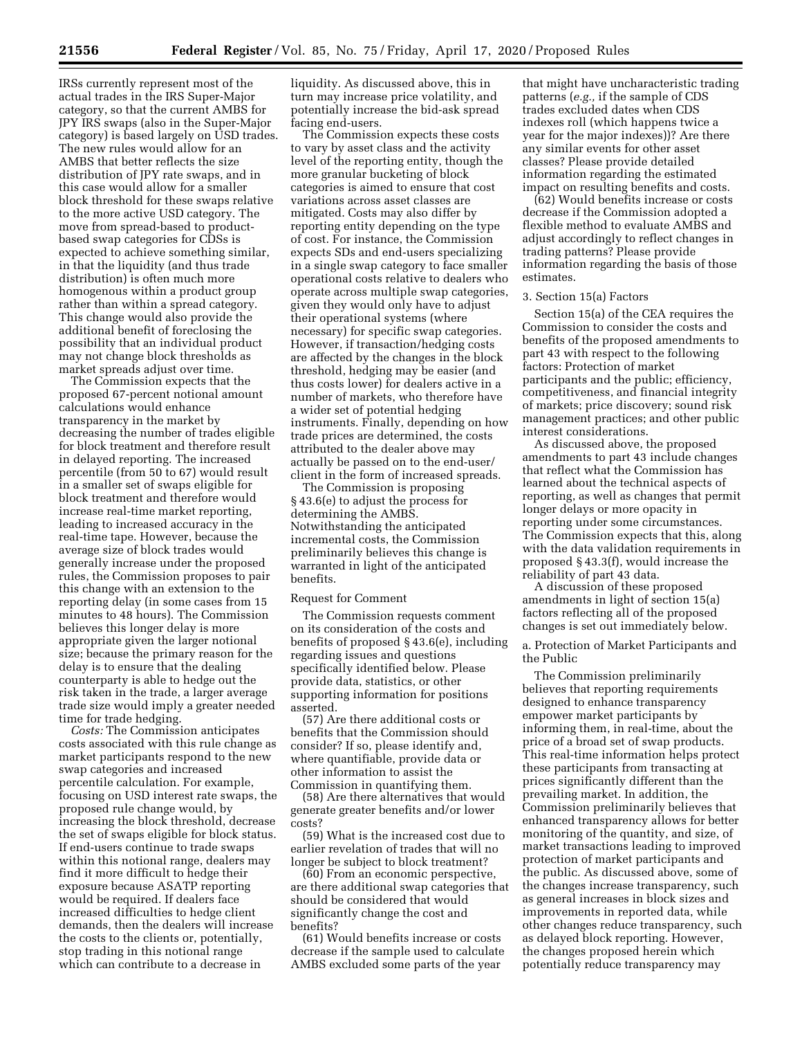IRSs currently represent most of the actual trades in the IRS Super-Major category, so that the current AMBS for JPY IRS swaps (also in the Super-Major category) is based largely on USD trades. The new rules would allow for an AMBS that better reflects the size distribution of JPY rate swaps, and in this case would allow for a smaller block threshold for these swaps relative to the more active USD category. The move from spread-based to product-based swap categories for CDSs is expected to achieve something similar, in that the liquidity (and thus trade distribution) is often much more homogenous within a product group rather than within a spread category. This change would also provide the additional benefit of foreclosing the possibility that an individual product may not change block thresholds as market spreads adjust over time.

The Commission expects that the proposed 67-percent notional amount calculations would enhance transparency in the market by decreasing the number of trades eligible for block treatment and therefore result in delayed reporting. The increased percentile (from 50 to 67) would result in a smaller set of swaps eligible for block treatment and therefore would increase real-time market reporting, leading to increased accuracy in the real-time tape. However, because the average size of block trades would generally increase under the proposed rules, the Commission proposes to pair this change with an extension to the reporting delay (in some cases from 15 minutes to 48 hours). The Commission believes this longer delay is more appropriate given the larger notional size; because the primary reason for the delay is to ensure that the dealing counterparty is able to hedge out the risk taken in the trade, a larger average trade size would imply a greater needed time for trade hedging.

*Costs:* The Commission anticipates costs associated with this rule change as market participants respond to the new swap categories and increased percentile calculation. For example, focusing on USD interest rate swaps, the proposed rule change would, by increasing the block threshold, decrease the set of swaps eligible for block status. If end-users continue to trade swaps within this notional range, dealers may find it more difficult to hedge their exposure because ASATP reporting would be required. If dealers face increased difficulties to hedge client demands, then the dealers will increase the costs to the clients or, potentially, stop trading in this notional range which can contribute to a decrease in liquidity. As discussed above, this in turn may increase price volatility, and potentially increase the bid-ask spread facing end-users.

The Commission expects these costs to vary by asset class and the activity level of the reporting entity, though the more granular bucketing of block categories is aimed to ensure that cost variations across asset classes are mitigated. Costs may also differ by reporting entity depending on the type of cost. For instance, the Commission expects SDs and end-users specializing in a single swap category to face smaller operational costs relative to dealers who operate across multiple swap categories, given they would only have to adjust their operational systems (where necessary) for specific swap categories. However, if transaction/hedging costs are affected by the changes in the block threshold, hedging may be easier (and thus costs lower) for dealers active in a number of markets, who therefore have a wider set of potential hedging instruments. Finally, depending on how trade prices are determined, the costs attributed to the dealer above may actually be passed on to the end-user/client in the form of increased spreads.

The Commission is proposing § 43.6(e) to adjust the process for determining the AMBS. Notwithstanding the anticipated incremental costs, the Commission preliminarily believes this change is warranted in light of the anticipated benefits.

Request for Comment

The Commission requests comment on its consideration of the costs and benefits of proposed § 43.6(e), including regarding issues and questions specifically identified below. Please provide data, statistics, or other supporting information for positions asserted.

(57) Are there additional costs or benefits that the Commission should consider? If so, please identify and, where quantifiable, provide data or other information to assist the Commission in quantifying them.

(58) Are there alternatives that would generate greater benefits and/or lower costs?

(59) What is the increased cost due to earlier revelation of trades that will no longer be subject to block treatment?

(60) From an economic perspective, are there additional swap categories that should be considered that would significantly change the cost and benefits?

(61) Would benefits increase or costs decrease if the sample used to calculate AMBS excluded some parts of the year that might have uncharacteristic trading patterns (*e.g.,* if the sample of CDS trades excluded dates when CDS indexes roll (which happens twice a year for the major indexes))? Are there any similar events for other asset classes? Please provide detailed information regarding the estimated impact on resulting benefits and costs.

(62) Would benefits increase or costs decrease if the Commission adopted a flexible method to evaluate AMBS and adjust accordingly to reflect changes in trading patterns? Please provide information regarding the basis of those estimates.

3. Section 15(a) Factors

Section 15(a) of the CEA requires the Commission to consider the costs and benefits of the proposed amendments to part 43 with respect to the following factors: Protection of market participants and the public; efficiency, competitiveness, and financial integrity of markets; price discovery; sound risk management practices; and other public interest considerations.

As discussed above, the proposed amendments to part 43 include changes that reflect what the Commission has learned about the technical aspects of reporting, as well as changes that permit longer delays or more opacity in reporting under some circumstances. The Commission expects that this, along with the data validation requirements in proposed § 43.3(f), would increase the reliability of part 43 data.

A discussion of these proposed amendments in light of section 15(a) factors reflecting all of the proposed changes is set out immediately below.

a. Protection of Market Participants and the Public

The Commission preliminarily believes that reporting requirements designed to enhance transparency empower market participants by informing them, in real-time, about the price of a broad set of swap products. This real-time information helps protect these participants from transacting at prices significantly different than the prevailing market. In addition, the Commission preliminarily believes that enhanced transparency allows for better monitoring of the quantity, and size, of market transactions leading to improved protection of market participants and the public. As discussed above, some of the changes increase transparency, such as general increases in block sizes and improvements in reported data, while other changes reduce transparency, such as delayed block reporting. However, the changes proposed herein which potentially reduce transparency may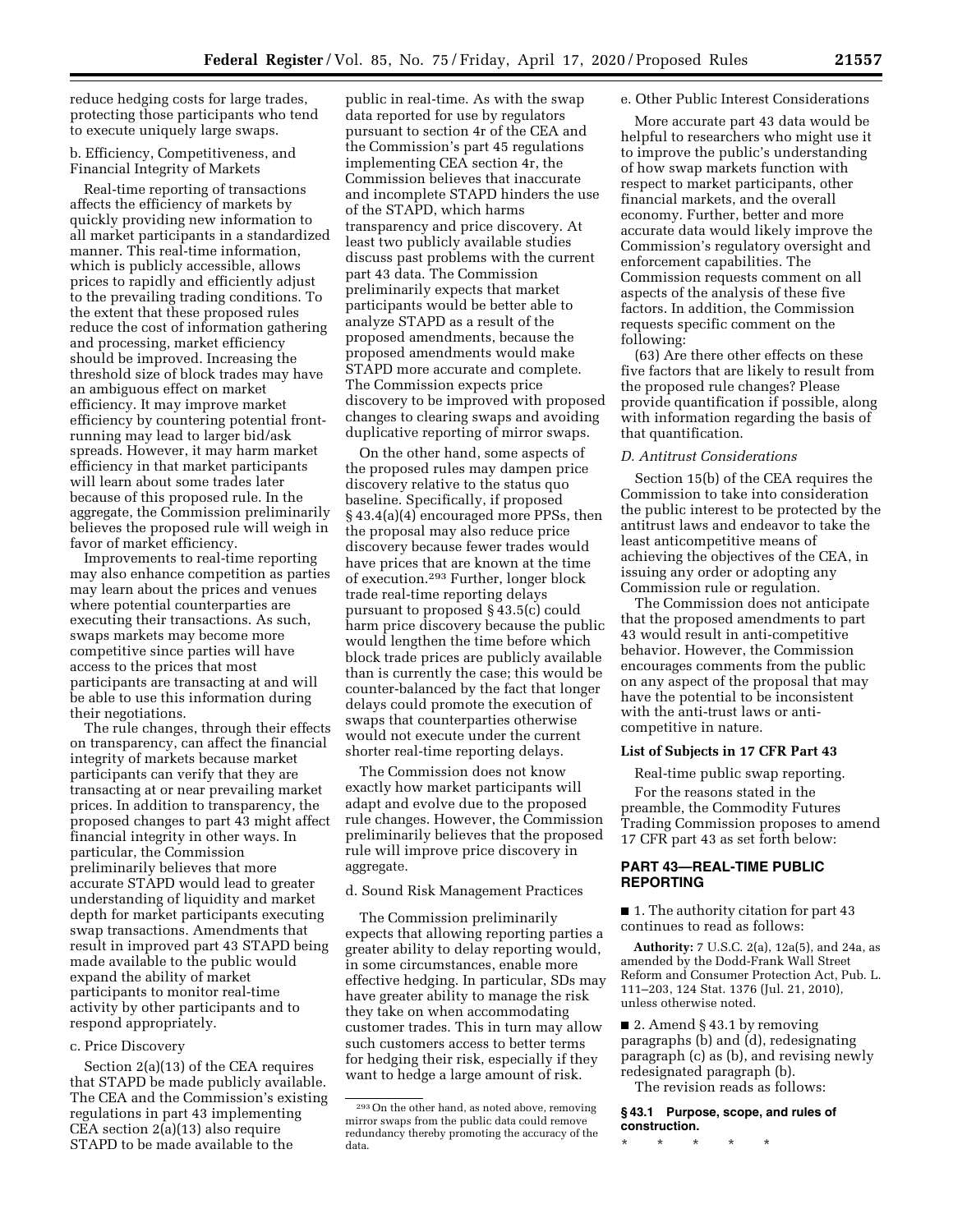reduce hedging costs for large trades, protecting those participants who tend to execute uniquely large swaps.

b. Efficiency, Competitiveness, and Financial Integrity of Markets

Real-time reporting of transactions affects the efficiency of markets by quickly providing new information to all market participants in a standardized manner. This real-time information, which is publicly accessible, allows prices to rapidly and efficiently adjust to the prevailing trading conditions. To the extent that these proposed rules reduce the cost of information gathering and processing, market efficiency should be improved. Increasing the threshold size of block trades may have an ambiguous effect on market efficiency. It may improve market efficiency by countering potential front-running may lead to larger bid/ask spreads. However, it may harm market efficiency in that market participants will learn about some trades later because of this proposed rule. In the aggregate, the Commission preliminarily believes the proposed rule will weigh in favor of market efficiency.

Improvements to real-time reporting may also enhance competition as parties may learn about the prices and venues where potential counterparties are executing their transactions. As such, swaps markets may become more competitive since parties will have access to the prices that most participants are transacting at and will be able to use this information during their negotiations.

The rule changes, through their effects on transparency, can affect the financial integrity of markets because market participants can verify that they are transacting at or near prevailing market prices. In addition to transparency, the proposed changes to part 43 might affect financial integrity in other ways. In particular, the Commission preliminarily believes that more accurate STAPD would lead to greater understanding of liquidity and market depth for market participants executing swap transactions. Amendments that result in improved part 43 STAPD being made available to the public would expand the ability of market participants to monitor real-time activity by other participants and to respond appropriately.

c. Price Discovery

Section 2(a)(13) of the CEA requires that STAPD be made publicly available. The CEA and the Commission's existing regulations in part 43 implementing CEA section 2(a)(13) also require STAPD to be made available to the public in real-time. As with the swap data reported for use by regulators pursuant to section 4r of the CEA and the Commission's part 45 regulations implementing CEA section 4r, the Commission believes that inaccurate and incomplete STAPD hinders the use of the STAPD, which harms transparency and price discovery. At least two publicly available studies discuss past problems with the current part 43 data. The Commission preliminarily expects that market participants would be better able to analyze STAPD as a result of the proposed amendments, because the proposed amendments would make STAPD more accurate and complete. The Commission expects price discovery to be improved with proposed changes to clearing swaps and avoiding duplicative reporting of mirror swaps.

On the other hand, some aspects of the proposed rules may dampen price discovery relative to the status quo baseline. Specifically, if proposed § 43.4(a)(4) encouraged more PPSs, then the proposal may also reduce price discovery because fewer trades would have prices that are known at the time of execution.[293] Further, longer block trade real-time reporting delays pursuant to proposed § 43.5(c) could harm price discovery because the public would lengthen the time before which block trade prices are publicly available than is currently the case; this would be counter-balanced by the fact that longer delays could promote the execution of swaps that counterparties otherwise would not execute under the current shorter real-time reporting delays.

The Commission does not know exactly how market participants will adapt and evolve due to the proposed rule changes. However, the Commission preliminarily believes that the proposed rule will improve price discovery in aggregate.

d. Sound Risk Management Practices

The Commission preliminarily expects that allowing reporting parties a greater ability to delay reporting would, in some circumstances, enable more effective hedging. In particular, SDs may have greater ability to manage the risk they take on when accommodating customer trades. This in turn may allow such customers access to better terms for hedging their risk, especially if they want to hedge a large amount of risk.

[293] On the other hand, as noted above, removing mirror swaps from the public data could remove redundancy thereby promoting the accuracy of the data.

e. Other Public Interest Considerations

More accurate part 43 data would be helpful to researchers who might use it to improve the public's understanding of how swap markets function with respect to market participants, other financial markets, and the overall economy. Further, better and more accurate data would likely improve the Commission's regulatory oversight and enforcement capabilities. The Commission requests comment on all aspects of the analysis of these five factors. In addition, the Commission requests specific comment on the following:

(63) Are there other effects on these five factors that are likely to result from the proposed rule changes? Please provide quantification if possible, along with information regarding the basis of that quantification.

### *D. Antitrust Considerations*

Section 15(b) of the CEA requires the Commission to take into consideration the public interest to be protected by the antitrust laws and endeavor to take the least anticompetitive means of achieving the objectives of the CEA, in issuing any order or adopting any Commission rule or regulation.

The Commission does not anticipate that the proposed amendments to part 43 would result in anti-competitive behavior. However, the Commission encourages comments from the public on any aspect of the proposal that may have the potential to be inconsistent with the anti-trust laws or anti-competitive in nature.

## List of Subjects in 17 CFR Part 43

Real-time public swap reporting.

For the reasons stated in the preamble, the Commodity Futures Trading Commission proposes to amend 17 CFR part 43 as set forth below:

## PART 43—REAL-TIME PUBLIC REPORTING

■ 1. The authority citation for part 43 continues to read as follows:

**Authority:** 7 U.S.C. 2(a), 12a(5), and 24a, as amended by the Dodd-Frank Wall Street Reform and Consumer Protection Act, Pub. L. 111–203, 124 Stat. 1376 (Jul. 21, 2010), unless otherwise noted.

■ 2. Amend § 43.1 by removing paragraphs (b) and (d), redesignating paragraph (c) as (b), and revising newly redesignated paragraph (b).

The revision reads as follows:

**§ 43.1 Purpose, scope, and rules of construction.**

\* \* \* \* \*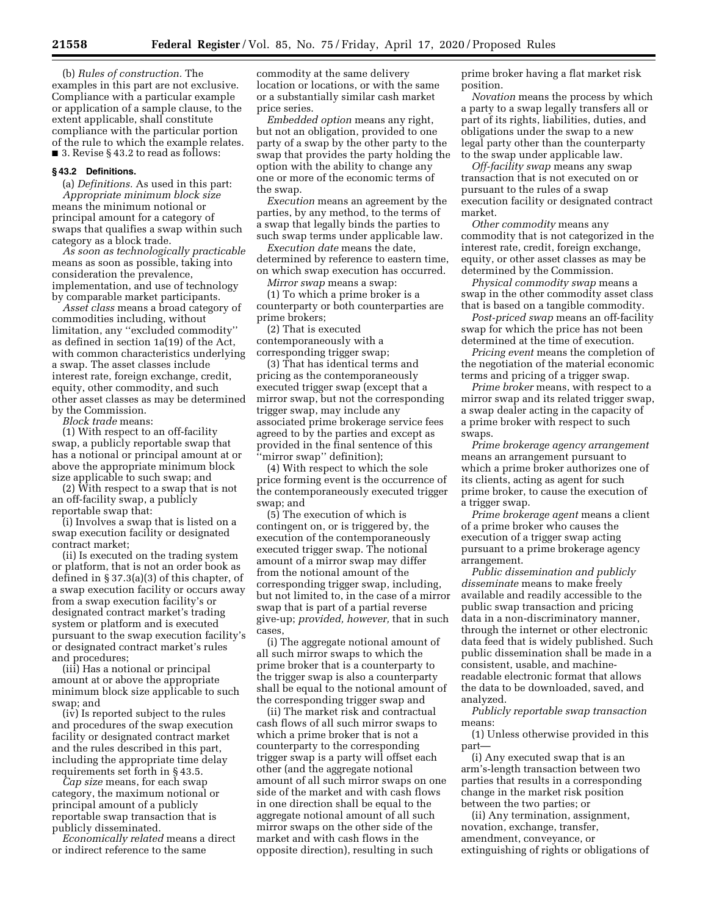(b) *Rules of construction.* The examples in this part are not exclusive. Compliance with a particular example or application of a sample clause, to the extent applicable, shall constitute compliance with the particular portion of the rule to which the example relates.

■ 3. Revise § 43.2 to read as follows:

### § 43.2 Definitions.

(a) *Definitions.* As used in this part:

*Appropriate minimum block size* means the minimum notional or principal amount for a category of swaps that qualifies a swap within such category as a block trade.

*As soon as technologically practicable* means as soon as possible, taking into consideration the prevalence, implementation, and use of technology by comparable market participants.

*Asset class* means a broad category of commodities including, without limitation, any "excluded commodity" as defined in section 1a(19) of the Act, with common characteristics underlying a swap. The asset classes include interest rate, foreign exchange, credit, equity, other commodity, and such other asset classes as may be determined by the Commission.

*Block trade* means:

(1) With respect to an off-facility swap, a publicly reportable swap that has a notional or principal amount at or above the appropriate minimum block size applicable to such swap; and

(2) With respect to a swap that is not an off-facility swap, a publicly reportable swap that:

(i) Involves a swap that is listed on a swap execution facility or designated contract market;

(ii) Is executed on the trading system or platform, that is not an order book as defined in § 37.3(a)(3) of this chapter, of a swap execution facility or occurs away from a swap execution facility's or designated contract market's trading system or platform and is executed pursuant to the swap execution facility's or designated contract market's rules and procedures;

(iii) Has a notional or principal amount at or above the appropriate minimum block size applicable to such swap; and

(iv) Is reported subject to the rules and procedures of the swap execution facility or designated contract market and the rules described in this part, including the appropriate time delay requirements set forth in § 43.5.

*Cap size* means, for each swap category, the maximum notional or principal amount of a publicly reportable swap transaction that is publicly disseminated.

*Economically related* means a direct or indirect reference to the same commodity at the same delivery location or locations, or with the same or a substantially similar cash market price series.

*Embedded option* means any right, but not an obligation, provided to one party of a swap by the other party to the swap that provides the party holding the option with the ability to change any one or more of the economic terms of the swap.

*Execution* means an agreement by the parties, by any method, to the terms of a swap that legally binds the parties to such swap terms under applicable law.

*Execution date* means the date, determined by reference to eastern time, on which swap execution has occurred.

*Mirror swap* means a swap:

(1) To which a prime broker is a counterparty or both counterparties are prime brokers;

(2) That is executed contemporaneously with a corresponding trigger swap;

(3) That has identical terms and pricing as the contemporaneously executed trigger swap (except that a mirror swap, but not the corresponding trigger swap, may include any associated prime brokerage service fees agreed to by the parties and except as provided in the final sentence of this "mirror swap" definition);

(4) With respect to which the sole price forming event is the occurrence of the contemporaneously executed trigger swap; and

(5) The execution of which is contingent on, or is triggered by, the execution of the contemporaneously executed trigger swap. The notional amount of a mirror swap may differ from the notional amount of the corresponding trigger swap, including, but not limited to, in the case of a mirror swap that is part of a partial reverse give-up; *provided, however,* that in such cases,

(i) The aggregate notional amount of all such mirror swaps to which the prime broker that is a counterparty to the trigger swap is also a counterparty shall be equal to the notional amount of the corresponding trigger swap and

(ii) The market risk and contractual cash flows of all such mirror swaps to which a prime broker that is not a counterparty to the corresponding trigger swap is a party will offset each other (and the aggregate notional amount of all such mirror swaps on one side of the market and with cash flows in one direction shall be equal to the aggregate notional amount of all such mirror swaps on the other side of the market and with cash flows in the opposite direction), resulting in such prime broker having a flat market risk position.

*Novation* means the process by which a party to a swap legally transfers all or part of its rights, liabilities, duties, and obligations under the swap to a new legal party other than the counterparty to the swap under applicable law.

*Off-facility swap* means any swap transaction that is not executed on or pursuant to the rules of a swap execution facility or designated contract market.

*Other commodity* means any commodity that is not categorized in the interest rate, credit, foreign exchange, equity, or other asset classes as may be determined by the Commission.

*Physical commodity swap* means a swap in the other commodity asset class that is based on a tangible commodity.

*Post-priced swap* means an off-facility swap for which the price has not been determined at the time of execution.

*Pricing event* means the completion of the negotiation of the material economic terms and pricing of a trigger swap.

*Prime broker* means, with respect to a mirror swap and its related trigger swap, a swap dealer acting in the capacity of a prime broker with respect to such swaps.

*Prime brokerage agency arrangement* means an arrangement pursuant to which a prime broker authorizes one of its clients, acting as agent for such prime broker, to cause the execution of a trigger swap.

*Prime brokerage agent* means a client of a prime broker who causes the execution of a trigger swap acting pursuant to a prime brokerage agency arrangement.

*Public dissemination and publicly disseminate* means to make freely available and readily accessible to the public swap transaction and pricing data in a non-discriminatory manner, through the internet or other electronic data feed that is widely published. Such public dissemination shall be made in a consistent, usable, and machine-readable electronic format that allows the data to be downloaded, saved, and analyzed.

*Publicly reportable swap transaction* means:

(1) Unless otherwise provided in this part—

(i) Any executed swap that is an arm's-length transaction between two parties that results in a corresponding change in the market risk position between the two parties; or

(ii) Any termination, assignment, novation, exchange, transfer, amendment, conveyance, or extinguishing of rights or obligations of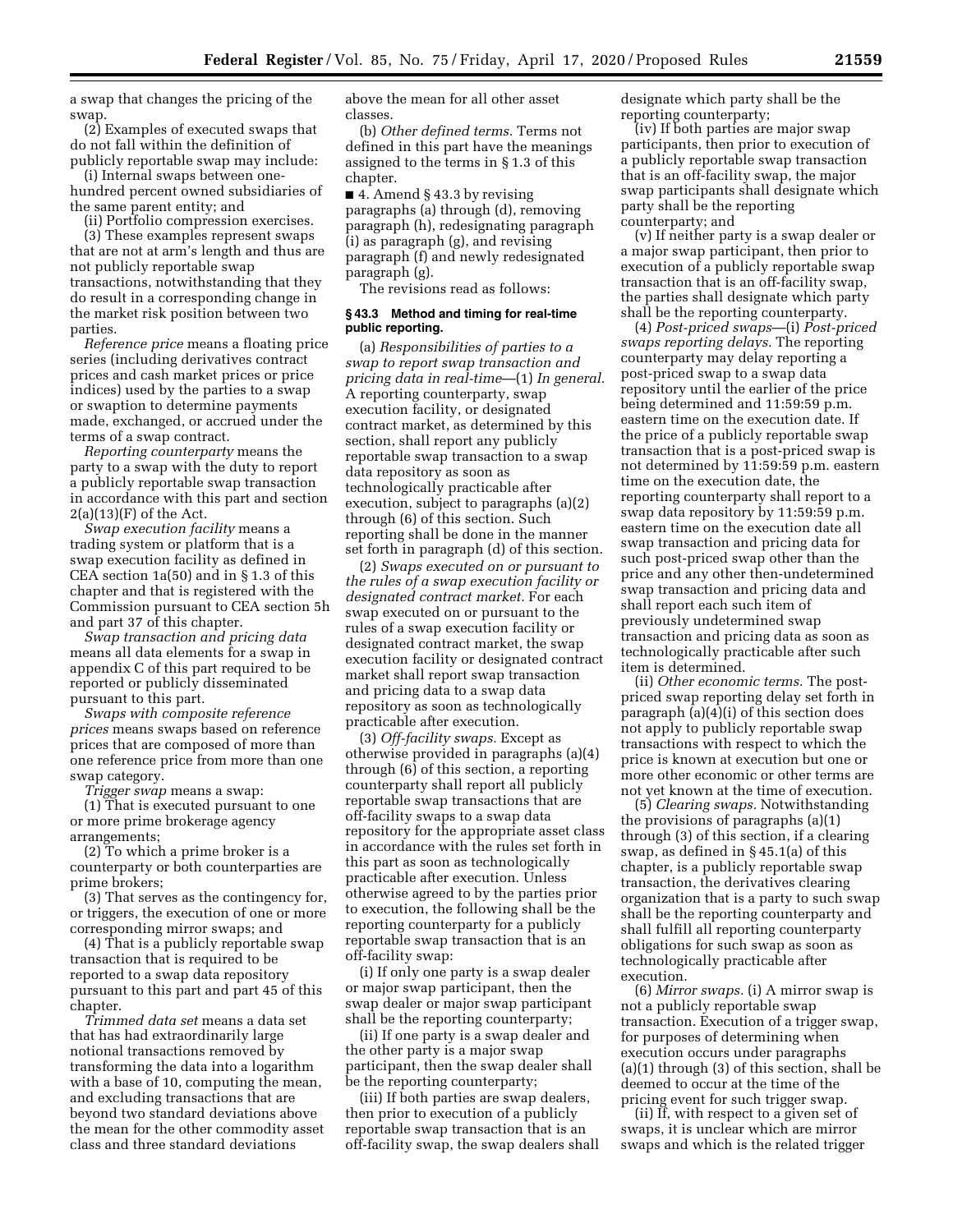a swap that changes the pricing of the swap.

(2) Examples of executed swaps that do not fall within the definition of publicly reportable swap may include:

(i) Internal swaps between one-hundred percent owned subsidiaries of the same parent entity; and

(ii) Portfolio compression exercises.

(3) These examples represent swaps that are not at arm's length and thus are not publicly reportable swap transactions, notwithstanding that they do result in a corresponding change in the market risk position between two parties.

*Reference price* means a floating price series (including derivatives contract prices and cash market prices or price indices) used by the parties to a swap or swaption to determine payments made, exchanged, or accrued under the terms of a swap contract.

*Reporting counterparty* means the party to a swap with the duty to report a publicly reportable swap transaction in accordance with this part and section 2(a)(13)(F) of the Act.

*Swap execution facility* means a trading system or platform that is a swap execution facility as defined in CEA section 1a(50) and in § 1.3 of this chapter and that is registered with the Commission pursuant to CEA section 5h and part 37 of this chapter.

*Swap transaction and pricing data* means all data elements for a swap in appendix C of this part required to be reported or publicly disseminated pursuant to this part.

*Swaps with composite reference prices* means swaps based on reference prices that are composed of more than one reference price from more than one swap category.

*Trigger swap* means a swap:

(1) That is executed pursuant to one or more prime brokerage agency arrangements;

(2) To which a prime broker is a counterparty or both counterparties are prime brokers;

(3) That serves as the contingency for, or triggers, the execution of one or more corresponding mirror swaps; and

(4) That is a publicly reportable swap transaction that is required to be reported to a swap data repository pursuant to this part and part 45 of this chapter.

*Trimmed data set* means a data set that has had extraordinarily large notional transactions removed by transforming the data into a logarithm with a base of 10, computing the mean, and excluding transactions that are beyond two standard deviations above the mean for the other commodity asset class and three standard deviations above the mean for all other asset classes.

(b) *Other defined terms.* Terms not defined in this part have the meanings assigned to the terms in § 1.3 of this chapter.

■ 4. Amend § 43.3 by revising paragraphs (a) through (d), removing paragraph (h), redesignating paragraph (i) as paragraph (g), and revising paragraph (f) and newly redesignated paragraph (g).

The revisions read as follows:

#### § 43.3 Method and timing for real-time public reporting.

(a) *Responsibilities of parties to a swap to report swap transaction and pricing data in real-time*—(1) *In general.* A reporting counterparty, swap execution facility, or designated contract market, as determined by this section, shall report any publicly reportable swap transaction to a swap data repository as soon as technologically practicable after execution, subject to paragraphs (a)(2) through (6) of this section. Such reporting shall be done in the manner set forth in paragraph (d) of this section.

(2) *Swaps executed on or pursuant to the rules of a swap execution facility or designated contract market.* For each swap executed on or pursuant to the rules of a swap execution facility or designated contract market, the swap execution facility or designated contract market shall report swap transaction and pricing data to a swap data repository as soon as technologically practicable after execution.

(3) *Off-facility swaps.* Except as otherwise provided in paragraphs (a)(4) through (6) of this section, a reporting counterparty shall report all publicly reportable swap transactions that are off-facility swaps to a swap data repository for the appropriate asset class in accordance with the rules set forth in this part as soon as technologically practicable after execution. Unless otherwise agreed to by the parties prior to execution, the following shall be the reporting counterparty for a publicly reportable swap transaction that is an off-facility swap:

(i) If only one party is a swap dealer or major swap participant, then the swap dealer or major swap participant shall be the reporting counterparty;

(ii) If one party is a swap dealer and the other party is a major swap participant, then the swap dealer shall be the reporting counterparty;

(iii) If both parties are swap dealers, then prior to execution of a publicly reportable swap transaction that is an off-facility swap, the swap dealers shall designate which party shall be the reporting counterparty;

(iv) If both parties are major swap participants, then prior to execution of a publicly reportable swap transaction that is an off-facility swap, the major swap participants shall designate which party shall be the reporting counterparty; and

(v) If neither party is a swap dealer or a major swap participant, then prior to execution of a publicly reportable swap transaction that is an off-facility swap, the parties shall designate which party shall be the reporting counterparty.

(4) *Post-priced swaps*—(i) *Post-priced swaps reporting delays.* The reporting counterparty may delay reporting a post-priced swap to a swap data repository until the earlier of the price being determined and 11:59:59 p.m. eastern time on the execution date. If the price of a publicly reportable swap transaction that is a post-priced swap is not determined by 11:59:59 p.m. eastern time on the execution date, the reporting counterparty shall report to a swap data repository by 11:59:59 p.m. eastern time on the execution date all swap transaction and pricing data for such post-priced swap other than the price and any other then-undetermined swap transaction and pricing data and shall report each such item of previously undetermined swap transaction and pricing data as soon as technologically practicable after such item is determined.

(ii) *Other economic terms.* The post-priced swap reporting delay set forth in paragraph (a)(4)(i) of this section does not apply to publicly reportable swap transactions with respect to which the price is known at execution but one or more other economic or other terms are not yet known at the time of execution.

(5) *Clearing swaps.* Notwithstanding the provisions of paragraphs (a)(1) through (3) of this section, if a clearing swap, as defined in § 45.1(a) of this chapter, is a publicly reportable swap transaction, the derivatives clearing organization that is a party to such swap shall be the reporting counterparty and shall fulfill all reporting counterparty obligations for such swap as soon as technologically practicable after execution.

(6) *Mirror swaps.* (i) A mirror swap is not a publicly reportable swap transaction. Execution of a trigger swap, for purposes of determining when execution occurs under paragraphs (a)(1) through (3) of this section, shall be deemed to occur at the time of the pricing event for such trigger swap.

(ii) If, with respect to a given set of swaps, it is unclear which are mirror swaps and which is the related trigger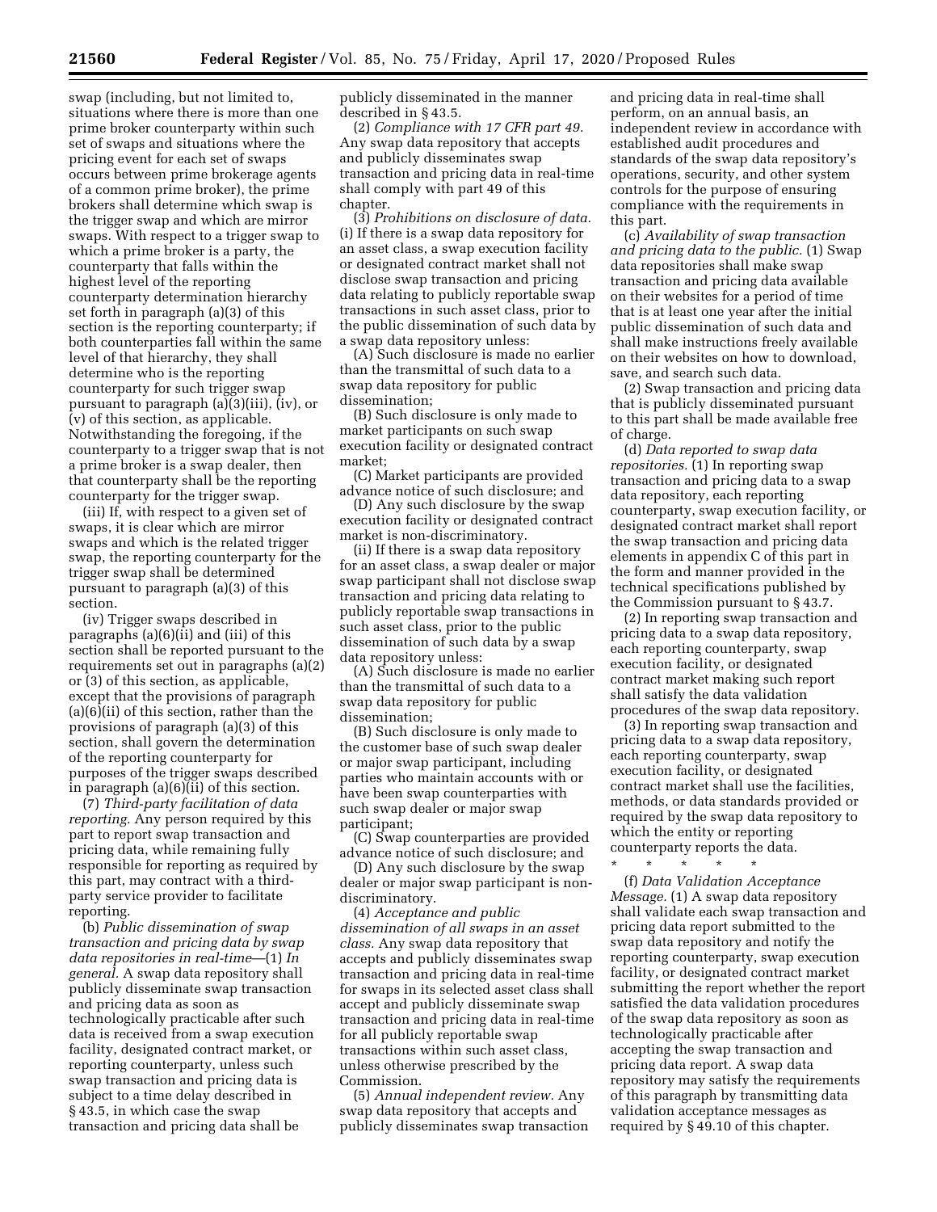swap (including, but not limited to, situations where there is more than one prime broker counterparty within such set of swaps and situations where the pricing event for each set of swaps occurs between prime brokerage agents of a common prime broker), the prime brokers shall determine which swap is the trigger swap and which are mirror swaps. With respect to a trigger swap to which a prime broker is a party, the counterparty that falls within the highest level of the reporting counterparty determination hierarchy set forth in paragraph (a)(3) of this section is the reporting counterparty; if both counterparties fall within the same level of that hierarchy, they shall determine who is the reporting counterparty for such trigger swap pursuant to paragraph (a)(3)(iii), (iv), or (v) of this section, as applicable. Notwithstanding the foregoing, if the counterparty to a trigger swap that is not a prime broker is a swap dealer, then that counterparty shall be the reporting counterparty for the trigger swap.

(iii) If, with respect to a given set of swaps, it is clear which are mirror swaps and which is the related trigger swap, the reporting counterparty for the trigger swap shall be determined pursuant to paragraph (a)(3) of this section.

(iv) Trigger swaps described in paragraphs (a)(6)(ii) and (iii) of this section shall be reported pursuant to the requirements set out in paragraphs (a)(2) or (3) of this section, as applicable, except that the provisions of paragraph (a)(6)(ii) of this section, rather than the provisions of paragraph (a)(3) of this section, shall govern the determination of the reporting counterparty for purposes of the trigger swaps described in paragraph (a)(6)(ii) of this section.

(7) *Third-party facilitation of data reporting.* Any person required by this part to report swap transaction and pricing data, while remaining fully responsible for reporting as required by this part, may contract with a third-party service provider to facilitate reporting.

(b) *Public dissemination of swap transaction and pricing data by swap data repositories in real-time*—(1) *In general.* A swap data repository shall publicly disseminate swap transaction and pricing data as soon as technologically practicable after such data is received from a swap execution facility, designated contract market, or reporting counterparty, unless such swap transaction and pricing data is subject to a time delay described in § 43.5, in which case the swap transaction and pricing data shall be publicly disseminated in the manner described in § 43.5.

(2) *Compliance with 17 CFR part 49.* Any swap data repository that accepts and publicly disseminates swap transaction and pricing data in real-time shall comply with part 49 of this chapter.

(3) *Prohibitions on disclosure of data.* (i) If there is a swap data repository for an asset class, a swap execution facility or designated contract market shall not disclose swap transaction and pricing data relating to publicly reportable swap transactions in such asset class, prior to the public dissemination of such data by a swap data repository unless:

(A) Such disclosure is made no earlier than the transmittal of such data to a swap data repository for public dissemination;

(B) Such disclosure is only made to market participants on such swap execution facility or designated contract market;

(C) Market participants are provided advance notice of such disclosure; and

(D) Any such disclosure by the swap execution facility or designated contract market is non-discriminatory.

(ii) If there is a swap data repository for an asset class, a swap dealer or major swap participant shall not disclose swap transaction and pricing data relating to publicly reportable swap transactions in such asset class, prior to the public dissemination of such data by a swap data repository unless:

(A) Such disclosure is made no earlier than the transmittal of such data to a swap data repository for public dissemination;

(B) Such disclosure is only made to the customer base of such swap dealer or major swap participant, including parties who maintain accounts with or have been swap counterparties with such swap dealer or major swap participant;

(C) Swap counterparties are provided advance notice of such disclosure; and

(D) Any such disclosure by the swap dealer or major swap participant is non-discriminatory.

(4) *Acceptance and public dissemination of all swaps in an asset class.* Any swap data repository that accepts and publicly disseminates swap transaction and pricing data in real-time for swaps in its selected asset class shall accept and publicly disseminate swap transaction and pricing data in real-time for all publicly reportable swap transactions within such asset class, unless otherwise prescribed by the Commission.

(5) *Annual independent review.* Any swap data repository that accepts and publicly disseminates swap transaction and pricing data in real-time shall perform, on an annual basis, an independent review in accordance with established audit procedures and standards of the swap data repository's operations, security, and other system controls for the purpose of ensuring compliance with the requirements in this part.

(c) *Availability of swap transaction and pricing data to the public.* (1) Swap data repositories shall make swap transaction and pricing data available on their websites for a period of time that is at least one year after the initial public dissemination of such data and shall make instructions freely available on their websites on how to download, save, and search such data.

(2) Swap transaction and pricing data that is publicly disseminated pursuant to this part shall be made available free of charge.

(d) *Data reported to swap data repositories.* (1) In reporting swap transaction and pricing data to a swap data repository, each reporting counterparty, swap execution facility, or designated contract market shall report the swap transaction and pricing data elements in appendix C of this part in the form and manner provided in the technical specifications published by the Commission pursuant to § 43.7.

(2) In reporting swap transaction and pricing data to a swap data repository, each reporting counterparty, swap execution facility, or designated contract market making such report shall satisfy the data validation procedures of the swap data repository.

(3) In reporting swap transaction and pricing data to a swap data repository, each reporting counterparty, swap execution facility, or designated contract market shall use the facilities, methods, or data standards provided or required by the swap data repository to which the entity or reporting counterparty reports the data.

\* \* \* \* \*

(f) *Data Validation Acceptance Message.* (1) A swap data repository shall validate each swap transaction and pricing data report submitted to the swap data repository and notify the reporting counterparty, swap execution facility, or designated contract market submitting the report whether the report satisfied the data validation procedures of the swap data repository as soon as technologically practicable after accepting the swap transaction and pricing data report. A swap data repository may satisfy the requirements of this paragraph by transmitting data validation acceptance messages as required by § 49.10 of this chapter.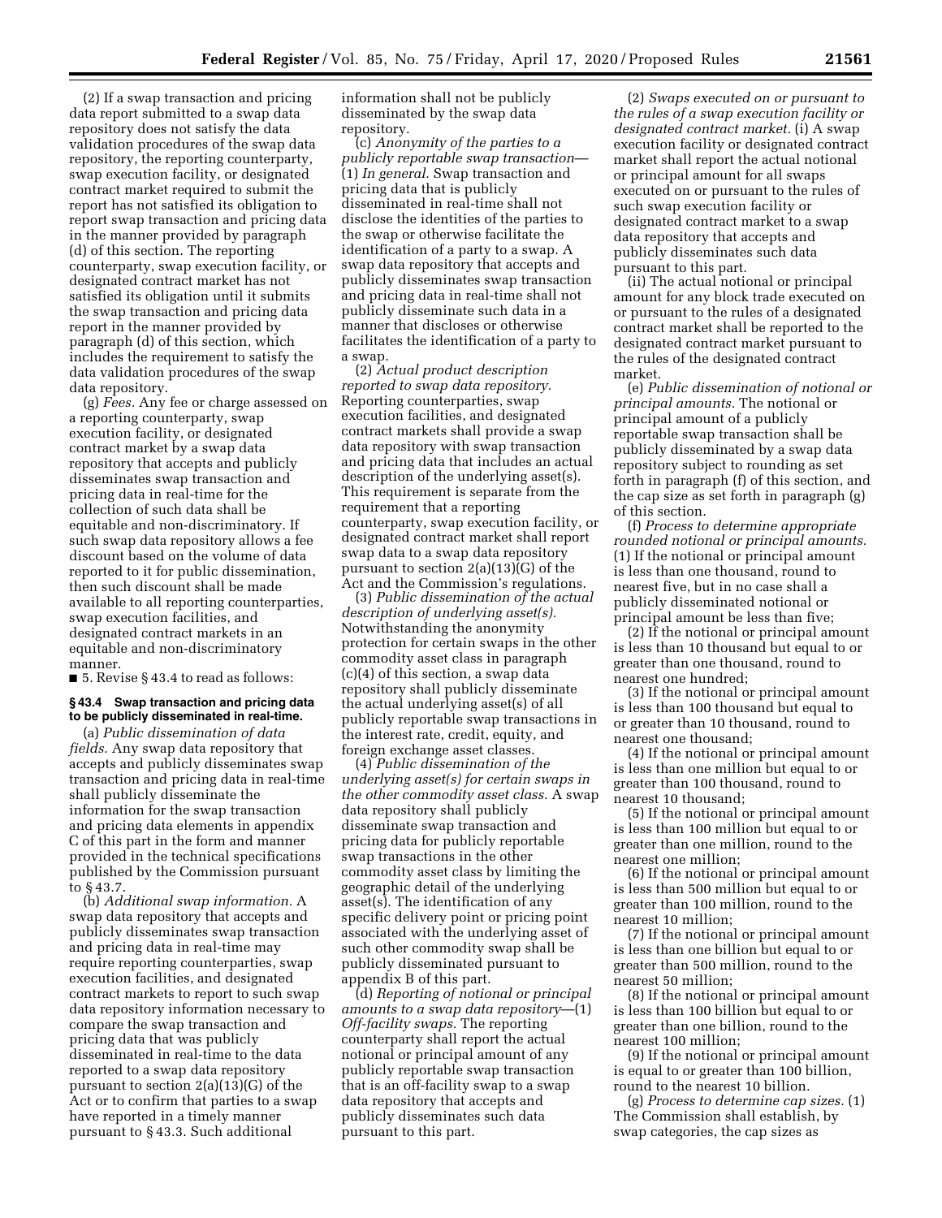(2) If a swap transaction and pricing data report submitted to a swap data repository does not satisfy the data validation procedures of the swap data repository, the reporting counterparty, swap execution facility, or designated contract market required to submit the report has not satisfied its obligation to report swap transaction and pricing data in the manner provided by paragraph (d) of this section. The reporting counterparty, swap execution facility, or designated contract market has not satisfied its obligation until it submits the swap transaction and pricing data report in the manner provided by paragraph (d) of this section, which includes the requirement to satisfy the data validation procedures of the swap data repository.

(g) *Fees.* Any fee or charge assessed on a reporting counterparty, swap execution facility, or designated contract market by a swap data repository that accepts and publicly disseminates swap transaction and pricing data in real-time for the collection of such data shall be equitable and non-discriminatory. If such swap data repository allows a fee discount based on the volume of data reported to it for public dissemination, then such discount shall be made available to all reporting counterparties, swap execution facilities, and designated contract markets in an equitable and non-discriminatory manner.

■ 5. Revise § 43.4 to read as follows:

**§ 43.4 Swap transaction and pricing data to be publicly disseminated in real-time.**

(a) *Public dissemination of data fields.* Any swap data repository that accepts and publicly disseminates swap transaction and pricing data in real-time shall publicly disseminate the information for the swap transaction and pricing data elements in appendix C of this part in the form and manner provided in the technical specifications published by the Commission pursuant to § 43.7.

(b) *Additional swap information.* A swap data repository that accepts and publicly disseminates swap transaction and pricing data in real-time may require reporting counterparties, swap execution facilities, and designated contract markets to report to such swap data repository information necessary to compare the swap transaction and pricing data that was publicly disseminated in real-time to the data reported to a swap data repository pursuant to section 2(a)(13)(G) of the Act or to confirm that parties to a swap have reported in a timely manner pursuant to § 43.3. Such additional information shall not be publicly disseminated by the swap data repository.

(c) *Anonymity of the parties to a publicly reportable swap transaction*—(1) *In general.* Swap transaction and pricing data that is publicly disseminated in real-time shall not disclose the identities of the parties to the swap or otherwise facilitate the identification of a party to a swap. A swap data repository that accepts and publicly disseminates swap transaction and pricing data in real-time shall not publicly disseminate such data in a manner that discloses or otherwise facilitates the identification of a party to a swap.

(2) *Actual product description reported to swap data repository.* Reporting counterparties, swap execution facilities, and designated contract markets shall provide a swap data repository with swap transaction and pricing data that includes an actual description of the underlying asset(s). This requirement is separate from the requirement that a reporting counterparty, swap execution facility, or designated contract market shall report swap data to a swap data repository pursuant to section 2(a)(13)(G) of the Act and the Commission's regulations.

(3) *Public dissemination of the actual description of underlying asset(s).* Notwithstanding the anonymity protection for certain swaps in the other commodity asset class in paragraph (c)(4) of this section, a swap data repository shall publicly disseminate the actual underlying asset(s) of all publicly reportable swap transactions in the interest rate, credit, equity, and foreign exchange asset classes.

(4) *Public dissemination of the underlying asset(s) for certain swaps in the other commodity asset class.* A swap data repository shall publicly disseminate swap transaction and pricing data for publicly reportable swap transactions in the other commodity asset class by limiting the geographic detail of the underlying asset(s). The identification of any specific delivery point or pricing point associated with the underlying asset of such other commodity swap shall be publicly disseminated pursuant to appendix B of this part.

(d) *Reporting of notional or principal amounts to a swap data repository*—(1) *Off-facility swaps.* The reporting counterparty shall report the actual notional or principal amount of any publicly reportable swap transaction that is an off-facility swap to a swap data repository that accepts and publicly disseminates such data pursuant to this part.

(2) *Swaps executed on or pursuant to the rules of a swap execution facility or designated contract market.* (i) A swap execution facility or designated contract market shall report the actual notional or principal amount for all swaps executed on or pursuant to the rules of such swap execution facility or designated contract market to a swap data repository that accepts and publicly disseminates such data pursuant to this part.

(ii) The actual notional or principal amount for any block trade executed on or pursuant to the rules of a designated contract market shall be reported to the designated contract market pursuant to the rules of the designated contract market.

(e) *Public dissemination of notional or principal amounts.* The notional or principal amount of a publicly reportable swap transaction shall be publicly disseminated by a swap data repository subject to rounding as set forth in paragraph (f) of this section, and the cap size as set forth in paragraph (g) of this section.

(f) *Process to determine appropriate rounded notional or principal amounts.* (1) If the notional or principal amount is less than one thousand, round to nearest five, but in no case shall a publicly disseminated notional or principal amount be less than five;

(2) If the notional or principal amount is less than 10 thousand but equal to or greater than one thousand, round to nearest one hundred;

(3) If the notional or principal amount is less than 100 thousand but equal to or greater than 10 thousand, round to nearest one thousand;

(4) If the notional or principal amount is less than one million but equal to or greater than 100 thousand, round to nearest 10 thousand;

(5) If the notional or principal amount is less than 100 million but equal to or greater than one million, round to the nearest one million;

(6) If the notional or principal amount is less than 500 million but equal to or greater than 100 million, round to the nearest 10 million;

(7) If the notional or principal amount is less than one billion but equal to or greater than 500 million, round to the nearest 50 million;

(8) If the notional or principal amount is less than 100 billion but equal to or greater than one billion, round to the nearest 100 million;

(9) If the notional or principal amount is equal to or greater than 100 billion, round to the nearest 10 billion.

(g) *Process to determine cap sizes.* (1) The Commission shall establish, by swap categories, the cap sizes as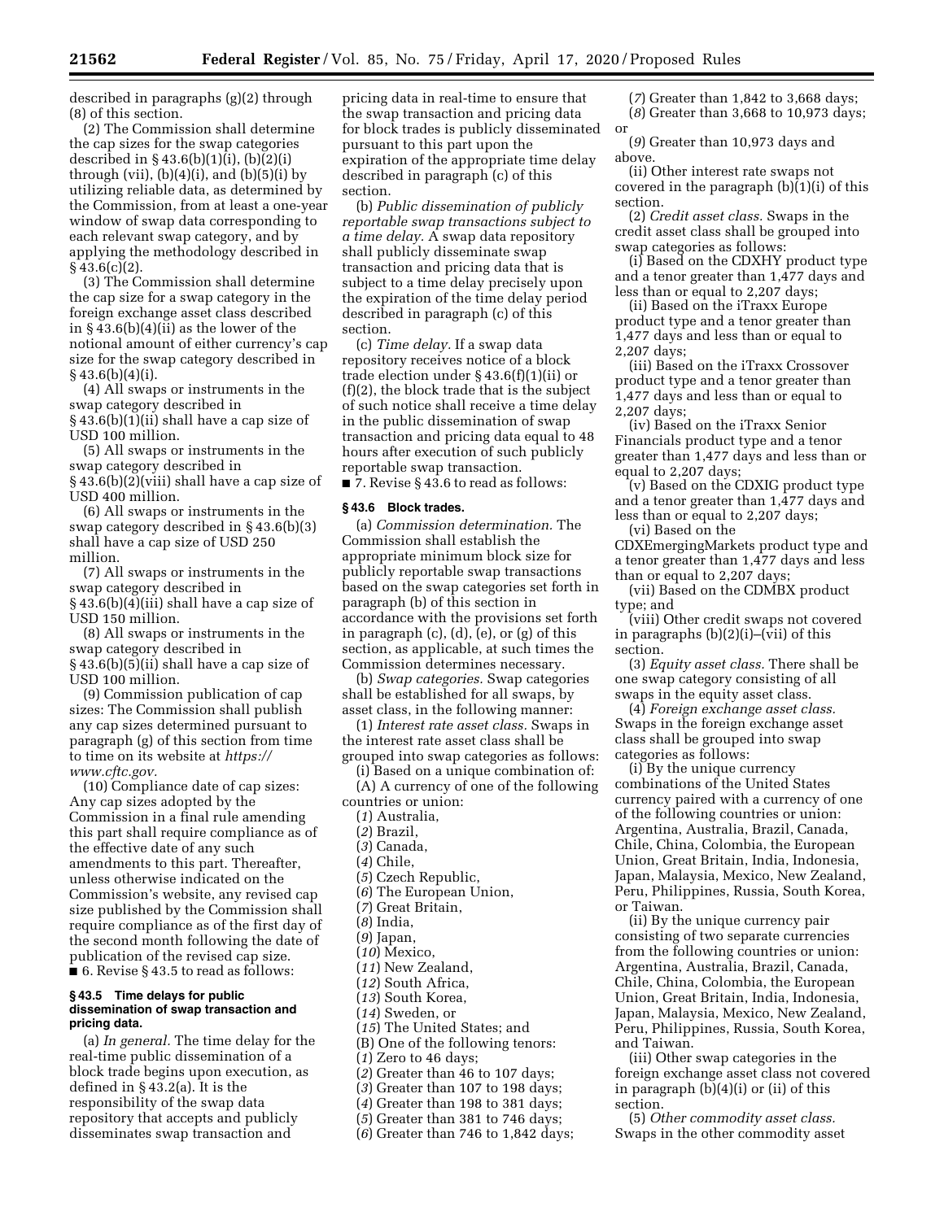described in paragraphs (g)(2) through (8) of this section.

(2) The Commission shall determine the cap sizes for the swap categories described in § 43.6(b)(1)(i), (b)(2)(i) through (vii), (b)(4)(i), and (b)(5)(i) by utilizing reliable data, as determined by the Commission, from at least a one-year window of swap data corresponding to each relevant swap category, and by applying the methodology described in § 43.6(c)(2).

(3) The Commission shall determine the cap size for a swap category in the foreign exchange asset class described in § 43.6(b)(4)(ii) as the lower of the notional amount of either currency's cap size for the swap category described in § 43.6(b)(4)(i).

(4) All swaps or instruments in the swap category described in § 43.6(b)(1)(ii) shall have a cap size of USD 100 million.

(5) All swaps or instruments in the swap category described in § 43.6(b)(2)(viii) shall have a cap size of USD 400 million.

(6) All swaps or instruments in the swap category described in § 43.6(b)(3) shall have a cap size of USD 250 million.

(7) All swaps or instruments in the swap category described in § 43.6(b)(4)(iii) shall have a cap size of USD 150 million.

(8) All swaps or instruments in the swap category described in § 43.6(b)(5)(ii) shall have a cap size of USD 100 million.

(9) Commission publication of cap sizes: The Commission shall publish any cap sizes determined pursuant to paragraph (g) of this section from time to time on its website at *https://www.cftc.gov*.

(10) Compliance date of cap sizes: Any cap sizes adopted by the Commission in a final rule amending this part shall require compliance as of the effective date of any such amendments to this part. Thereafter, unless otherwise indicated on the Commission's website, any revised cap size published by the Commission shall require compliance as of the first day of the second month following the date of publication of the revised cap size.

■ 6. Revise § 43.5 to read as follows:

**§ 43.5 Time delays for public dissemination of swap transaction and pricing data.**

(a) *In general.* The time delay for the real-time public dissemination of a block trade begins upon execution, as defined in § 43.2(a). It is the responsibility of the swap data repository that accepts and publicly disseminates swap transaction and pricing data in real-time to ensure that the swap transaction and pricing data for block trades is publicly disseminated pursuant to this part upon the expiration of the appropriate time delay described in paragraph (c) of this section.

(b) *Public dissemination of publicly reportable swap transactions subject to a time delay.* A swap data repository shall publicly disseminate swap transaction and pricing data that is subject to a time delay precisely upon the expiration of the time delay period described in paragraph (c) of this section.

(c) *Time delay.* If a swap data repository receives notice of a block trade election under § 43.6(f)(1)(ii) or (f)(2), the block trade that is the subject of such notice shall receive a time delay in the public dissemination of swap transaction and pricing data equal to 48 hours after execution of such publicly reportable swap transaction.

■ 7. Revise § 43.6 to read as follows:

**§ 43.6 Block trades.**

(a) *Commission determination.* The Commission shall establish the appropriate minimum block size for publicly reportable swap transactions based on the swap categories set forth in paragraph (b) of this section in accordance with the provisions set forth in paragraph (c), (d), (e), or (g) of this section, as applicable, at such times the Commission determines necessary.

(b) *Swap categories.* Swap categories shall be established for all swaps, by asset class, in the following manner:

(1) *Interest rate asset class.* Swaps in the interest rate asset class shall be grouped into swap categories as follows:

(i) Based on a unique combination of:

(A) A currency of one of the following countries or union:

(*1*) Australia,
(*2*) Brazil,
(*3*) Canada,
(*4*) Chile,
(*5*) Czech Republic,
(*6*) The European Union,
(*7*) Great Britain,
(*8*) India,
(*9*) Japan,
(*10*) Mexico,
(*11*) New Zealand,
(*12*) South Africa,
(*13*) South Korea,
(*14*) Sweden, or
(*15*) The United States; and

(B) One of the following tenors:

(*1*) Zero to 46 days;
(*2*) Greater than 46 to 107 days;
(*3*) Greater than 107 to 198 days;
(*4*) Greater than 198 to 381 days;
(*5*) Greater than 381 to 746 days;
(*6*) Greater than 746 to 1,842 days;
(*7*) Greater than 1,842 to 3,668 days;
(*8*) Greater than 3,668 to 10,973 days; or
(*9*) Greater than 10,973 days and above.

(ii) Other interest rate swaps not covered in the paragraph (b)(1)(i) of this section.

(2) *Credit asset class.* Swaps in the credit asset class shall be grouped into swap categories as follows:

(i) Based on the CDXHY product type and a tenor greater than 1,477 days and less than or equal to 2,207 days;

(ii) Based on the iTraxx Europe product type and a tenor greater than 1,477 days and less than or equal to 2,207 days;

(iii) Based on the iTraxx Crossover product type and a tenor greater than 1,477 days and less than or equal to 2,207 days;

(iv) Based on the iTraxx Senior Financials product type and a tenor greater than 1,477 days and less than or equal to 2,207 days;

(v) Based on the CDXIG product type and a tenor greater than 1,477 days and less than or equal to 2,207 days;

(vi) Based on the CDXEmergingMarkets product type and a tenor greater than 1,477 days and less than or equal to 2,207 days;

(vii) Based on the CDMBX product type; and

(viii) Other credit swaps not covered in paragraphs (b)(2)(i)–(vii) of this section.

(3) *Equity asset class.* There shall be one swap category consisting of all swaps in the equity asset class.

(4) *Foreign exchange asset class.* Swaps in the foreign exchange asset class shall be grouped into swap categories as follows:

(i) By the unique currency combinations of the United States currency paired with a currency of one of the following countries or union: Argentina, Australia, Brazil, Canada, Chile, China, Colombia, the European Union, Great Britain, India, Indonesia, Japan, Malaysia, Mexico, New Zealand, Peru, Philippines, Russia, South Korea, or Taiwan.

(ii) By the unique currency pair consisting of two separate currencies from the following countries or union: Argentina, Australia, Brazil, Canada, Chile, China, Colombia, the European Union, Great Britain, India, Indonesia, Japan, Malaysia, Mexico, New Zealand, Peru, Philippines, Russia, South Korea, and Taiwan.

(iii) Other swap categories in the foreign exchange asset class not covered in paragraph (b)(4)(i) or (ii) of this section.

(5) *Other commodity asset class.* Swaps in the other commodity asset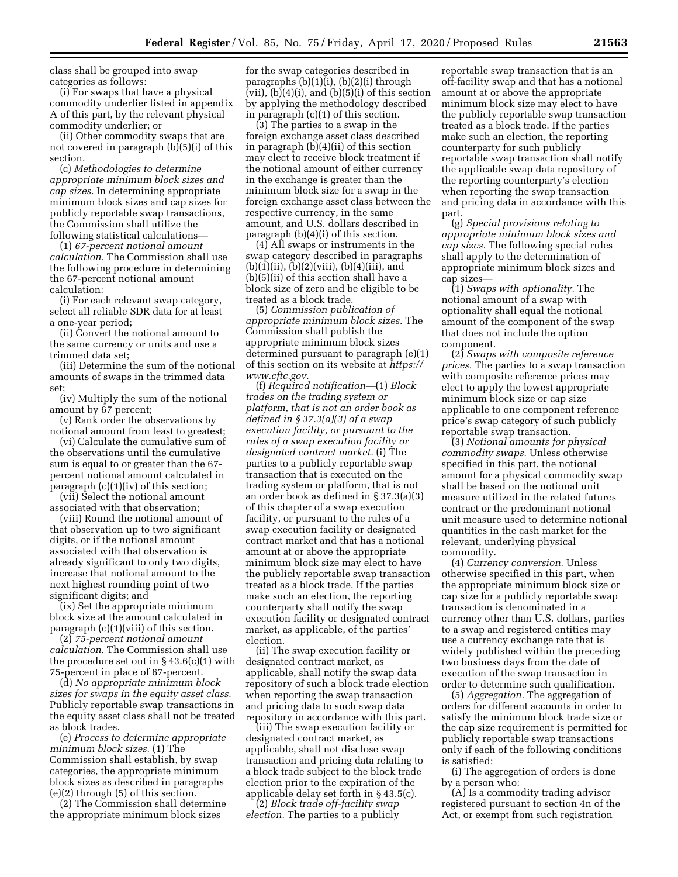class shall be grouped into swap categories as follows:

(i) For swaps that have a physical commodity underlier listed in appendix A of this part, by the relevant physical commodity underlier; or

(ii) Other commodity swaps that are not covered in paragraph (b)(5)(i) of this section.

(c) *Methodologies to determine appropriate minimum block sizes and cap sizes.* In determining appropriate minimum block sizes and cap sizes for publicly reportable swap transactions, the Commission shall utilize the following statistical calculations—

(1) *67-percent notional amount calculation.* The Commission shall use the following procedure in determining the 67-percent notional amount calculation:

(i) For each relevant swap category, select all reliable SDR data for at least a one-year period;

(ii) Convert the notional amount to the same currency or units and use a trimmed data set;

(iii) Determine the sum of the notional amounts of swaps in the trimmed data set;

(iv) Multiply the sum of the notional amount by 67 percent;

(v) Rank order the observations by notional amount from least to greatest;

(vi) Calculate the cumulative sum of the observations until the cumulative sum is equal to or greater than the 67-percent notional amount calculated in paragraph (c)(1)(iv) of this section;

(vii) Select the notional amount associated with that observation;

(viii) Round the notional amount of that observation up to two significant digits, or if the notional amount associated with that observation is already significant to only two digits, increase that notional amount to the next highest rounding point of two significant digits; and

(ix) Set the appropriate minimum block size at the amount calculated in paragraph (c)(1)(viii) of this section.

(2) *75-percent notional amount calculation.* The Commission shall use the procedure set out in § 43.6(c)(1) with 75-percent in place of 67-percent.

(d) *No appropriate minimum block sizes for swaps in the equity asset class.* Publicly reportable swap transactions in the equity asset class shall not be treated as block trades.

(e) *Process to determine appropriate minimum block sizes.* (1) The Commission shall establish, by swap categories, the appropriate minimum block sizes as described in paragraphs (e)(2) through (5) of this section.

(2) The Commission shall determine the appropriate minimum block sizes for the swap categories described in paragraphs (b)(1)(i), (b)(2)(i) through (vii), (b)(4)(i), and (b)(5)(i) of this section by applying the methodology described in paragraph (c)(1) of this section.

(3) The parties to a swap in the foreign exchange asset class described in paragraph (b)(4)(ii) of this section may elect to receive block treatment if the notional amount of either currency in the exchange is greater than the minimum block size for a swap in the foreign exchange asset class between the respective currency, in the same amount, and U.S. dollars described in paragraph (b)(4)(i) of this section.

(4) All swaps or instruments in the swap category described in paragraphs (b)(1)(ii), (b)(2)(viii), (b)(4)(iii), and (b)(5)(ii) of this section shall have a block size of zero and be eligible to be treated as a block trade.

(5) *Commission publication of appropriate minimum block sizes.* The Commission shall publish the appropriate minimum block sizes determined pursuant to paragraph (e)(1) of this section on its website at *https://www.cftc.gov*.

(f) *Required notification*—(1) *Block trades on the trading system or platform, that is not an order book as defined in § 37.3(a)(3) of a swap execution facility, or pursuant to the rules of a swap execution facility or designated contract market.* (i) The parties to a publicly reportable swap transaction that is executed on the trading system or platform, that is not an order book as defined in § 37.3(a)(3) of this chapter of a swap execution facility, or pursuant to the rules of a swap execution facility or designated contract market and that has a notional amount at or above the appropriate minimum block size may elect to have the publicly reportable swap transaction treated as a block trade. If the parties make such an election, the reporting counterparty shall notify the swap execution facility or designated contract market, as applicable, of the parties' election.

(ii) The swap execution facility or designated contract market, as applicable, shall notify the swap data repository of such a block trade election when reporting the swap transaction and pricing data to such swap data repository in accordance with this part.

(iii) The swap execution facility or designated contract market, as applicable, shall not disclose swap transaction and pricing data relating to a block trade subject to the block trade election prior to the expiration of the applicable delay set forth in § 43.5(c).

(2) *Block trade off-facility swap election.* The parties to a publicly reportable swap transaction that is an off-facility swap and that has a notional amount at or above the appropriate minimum block size may elect to have the publicly reportable swap transaction treated as a block trade. If the parties make such an election, the reporting counterparty for such publicly reportable swap transaction shall notify the applicable swap data repository of the reporting counterparty's election when reporting the swap transaction and pricing data in accordance with this part.

(g) *Special provisions relating to appropriate minimum block sizes and cap sizes.* The following special rules shall apply to the determination of appropriate minimum block sizes and cap sizes—

(1) *Swaps with optionality.* The notional amount of a swap with optionality shall equal the notional amount of the component of the swap that does not include the option component.

(2) *Swaps with composite reference prices.* The parties to a swap transaction with composite reference prices may elect to apply the lowest appropriate minimum block size or cap size applicable to one component reference price's swap category of such publicly reportable swap transaction.

(3) *Notional amounts for physical commodity swaps.* Unless otherwise specified in this part, the notional amount for a physical commodity swap shall be based on the notional unit measure utilized in the related futures contract or the predominant notional unit measure used to determine notional quantities in the cash market for the relevant, underlying physical commodity.

(4) *Currency conversion.* Unless otherwise specified in this part, when the appropriate minimum block size or cap size for a publicly reportable swap transaction is denominated in a currency other than U.S. dollars, parties to a swap and registered entities may use a currency exchange rate that is widely published within the preceding two business days from the date of execution of the swap transaction in order to determine such qualification.

(5) *Aggregation.* The aggregation of orders for different accounts in order to satisfy the minimum block trade size or the cap size requirement is permitted for publicly reportable swap transactions only if each of the following conditions is satisfied:

(i) The aggregation of orders is done by a person who:

(A) Is a commodity trading advisor registered pursuant to section 4n of the Act, or exempt from such registration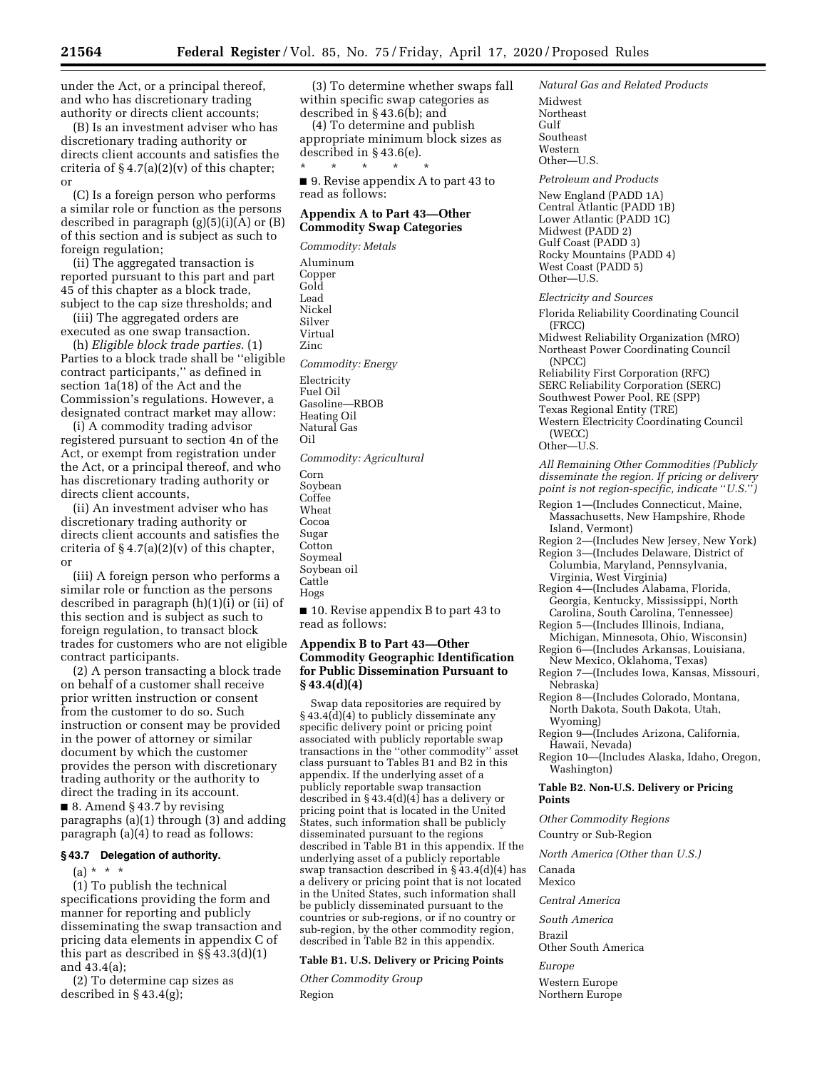under the Act, or a principal thereof, and who has discretionary trading authority or directs client accounts;

(B) Is an investment adviser who has discretionary trading authority or directs client accounts and satisfies the criteria of § 4.7(a)(2)(v) of this chapter; or

(C) Is a foreign person who performs a similar role or function as the persons described in paragraph (g)(5)(i)(A) or (B) of this section and is subject as such to foreign regulation;

(ii) The aggregated transaction is reported pursuant to this part and part 45 of this chapter as a block trade, subject to the cap size thresholds; and

(iii) The aggregated orders are executed as one swap transaction.

(h) *Eligible block trade parties.* (1) Parties to a block trade shall be ''eligible contract participants,'' as defined in section 1a(18) of the Act and the Commission's regulations. However, a designated contract market may allow:

(i) A commodity trading advisor registered pursuant to section 4n of the Act, or exempt from registration under the Act, or a principal thereof, and who has discretionary trading authority or directs client accounts,

(ii) An investment adviser who has discretionary trading authority or directs client accounts and satisfies the criteria of § 4.7(a)(2)(v) of this chapter, or

(iii) A foreign person who performs a similar role or function as the persons described in paragraph (h)(1)(i) or (ii) of this section and is subject as such to foreign regulation, to transact block trades for customers who are not eligible contract participants.

(2) A person transacting a block trade on behalf of a customer shall receive prior written instruction or consent from the customer to do so. Such instruction or consent may be provided in the power of attorney or similar document by which the customer provides the person with discretionary trading authority or the authority to direct the trading in its account.

■ 8. Amend § 43.7 by revising paragraphs (a)(1) through (3) and adding paragraph (a)(4) to read as follows:

### § 43.7 Delegation of authority.

(a) * * *

(1) To publish the technical specifications providing the form and manner for reporting and publicly disseminating the swap transaction and pricing data elements in appendix C of this part as described in §§ 43.3(d)(1) and 43.4(a);

(2) To determine cap sizes as described in § 43.4(g);

(3) To determine whether swaps fall within specific swap categories as described in § 43.6(b); and

(4) To determine and publish appropriate minimum block sizes as described in § 43.6(e).

\* \* \* \* \*

■ 9. Revise appendix A to part 43 to read as follows:

### Appendix A to Part 43—Other Commodity Swap Categories

*Commodity: Metals*

Aluminum
Copper
Gold
Lead
Nickel
Silver
Virtual
Zinc

*Commodity: Energy*

Electricity
Fuel Oil
Gasoline—RBOB
Heating Oil
Natural Gas
Oil

*Commodity: Agricultural*

Corn
Soybean
Coffee
Wheat
Cocoa
Sugar
Cotton
Soymeal
Soybean oil
Cattle
Hogs

■ 10. Revise appendix B to part 43 to read as follows:

### Appendix B to Part 43—Other Commodity Geographic Identification for Public Dissemination Pursuant to § 43.4(d)(4)

Swap data repositories are required by § 43.4(d)(4) to publicly disseminate any specific delivery point or pricing point associated with publicly reportable swap transactions in the ''other commodity'' asset class pursuant to Tables B1 and B2 in this appendix. If the underlying asset of a publicly reportable swap transaction described in § 43.4(d)(4) has a delivery or pricing point that is located in the United States, such information shall be publicly disseminated pursuant to the regions described in Table B1 in this appendix. If the underlying asset of a publicly reportable swap transaction described in § 43.4(d)(4) has a delivery or pricing point that is not located in the United States, such information shall be publicly disseminated pursuant to the countries or sub-regions, or if no country or sub-region, by the other commodity region, described in Table B2 in this appendix.

**Table B1. U.S. Delivery or Pricing Points**

*Other Commodity Group*

Region

*Natural Gas and Related Products*

Midwest
Northeast
Gulf
Southeast
Western
Other—U.S.

*Petroleum and Products*

New England (PADD 1A)
Central Atlantic (PADD 1B)
Lower Atlantic (PADD 1C)
Midwest (PADD 2)
Gulf Coast (PADD 3)
Rocky Mountains (PADD 4)
West Coast (PADD 5)
Other—U.S.

*Electricity and Sources*

Florida Reliability Coordinating Council (FRCC)
Midwest Reliability Organization (MRO)
Northeast Power Coordinating Council (NPCC)
Reliability First Corporation (RFC)
SERC Reliability Corporation (SERC)
Southwest Power Pool, RE (SPP)
Texas Regional Entity (TRE)
Western Electricity Coordinating Council (WECC)
Other—U.S.

*All Remaining Other Commodities (Publicly disseminate the region. If pricing or delivery point is not region-specific, indicate ''U.S.'')*

Region 1—(Includes Connecticut, Maine, Massachusetts, New Hampshire, Rhode Island, Vermont)
Region 2—(Includes New Jersey, New York)
Region 3—(Includes Delaware, District of Columbia, Maryland, Pennsylvania, Virginia, West Virginia)
Region 4—(Includes Alabama, Florida, Georgia, Kentucky, Mississippi, North Carolina, South Carolina, Tennessee)
Region 5—(Includes Illinois, Indiana, Michigan, Minnesota, Ohio, Wisconsin)
Region 6—(Includes Arkansas, Louisiana, New Mexico, Oklahoma, Texas)
Region 7—(Includes Iowa, Kansas, Missouri, Nebraska)
Region 8—(Includes Colorado, Montana, North Dakota, South Dakota, Utah, Wyoming)
Region 9—(Includes Arizona, California, Hawaii, Nevada)
Region 10—(Includes Alaska, Idaho, Oregon, Washington)

**Table B2. Non-U.S. Delivery or Pricing Points**

*Other Commodity Regions*

Country or Sub-Region

*North America (Other than U.S.)*

Canada
Mexico

*Central America*

*South America*

Brazil
Other South America

*Europe*

Western Europe
Northern Europe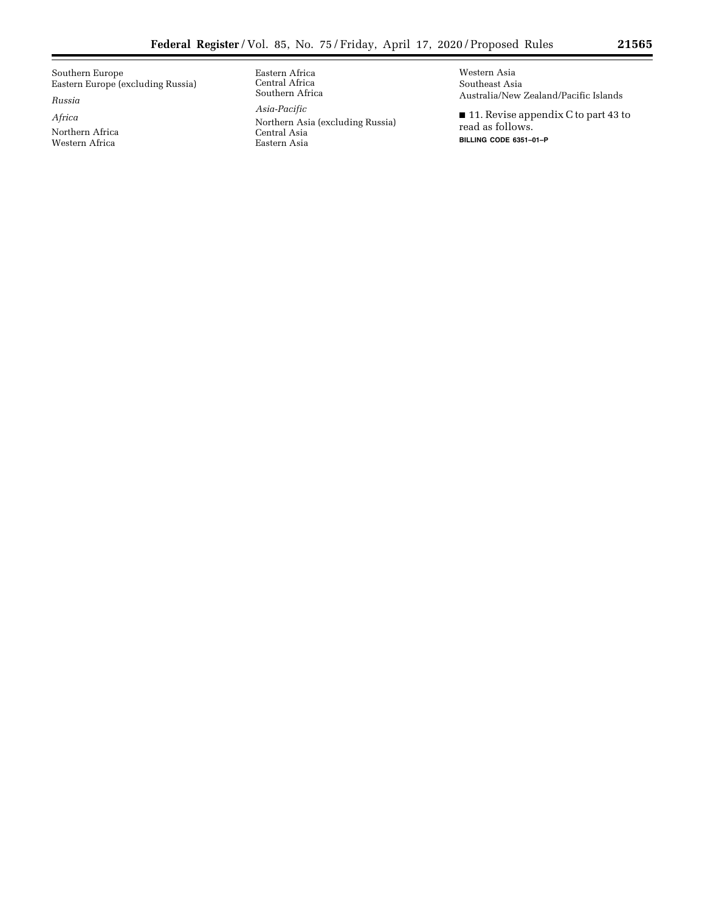Southern Europe
Eastern Europe (excluding Russia)

*Russia*

*Africa*

Northern Africa
Western Africa
Eastern Africa
Central Africa
Southern Africa

*Asia-Pacific*

Northern Asia (excluding Russia)
Central Asia
Eastern Asia
Western Asia
Southeast Asia
Australia/New Zealand/Pacific Islands

■ 11. Revise appendix C to part 43 to read as follows.

BILLING CODE 6351–01–P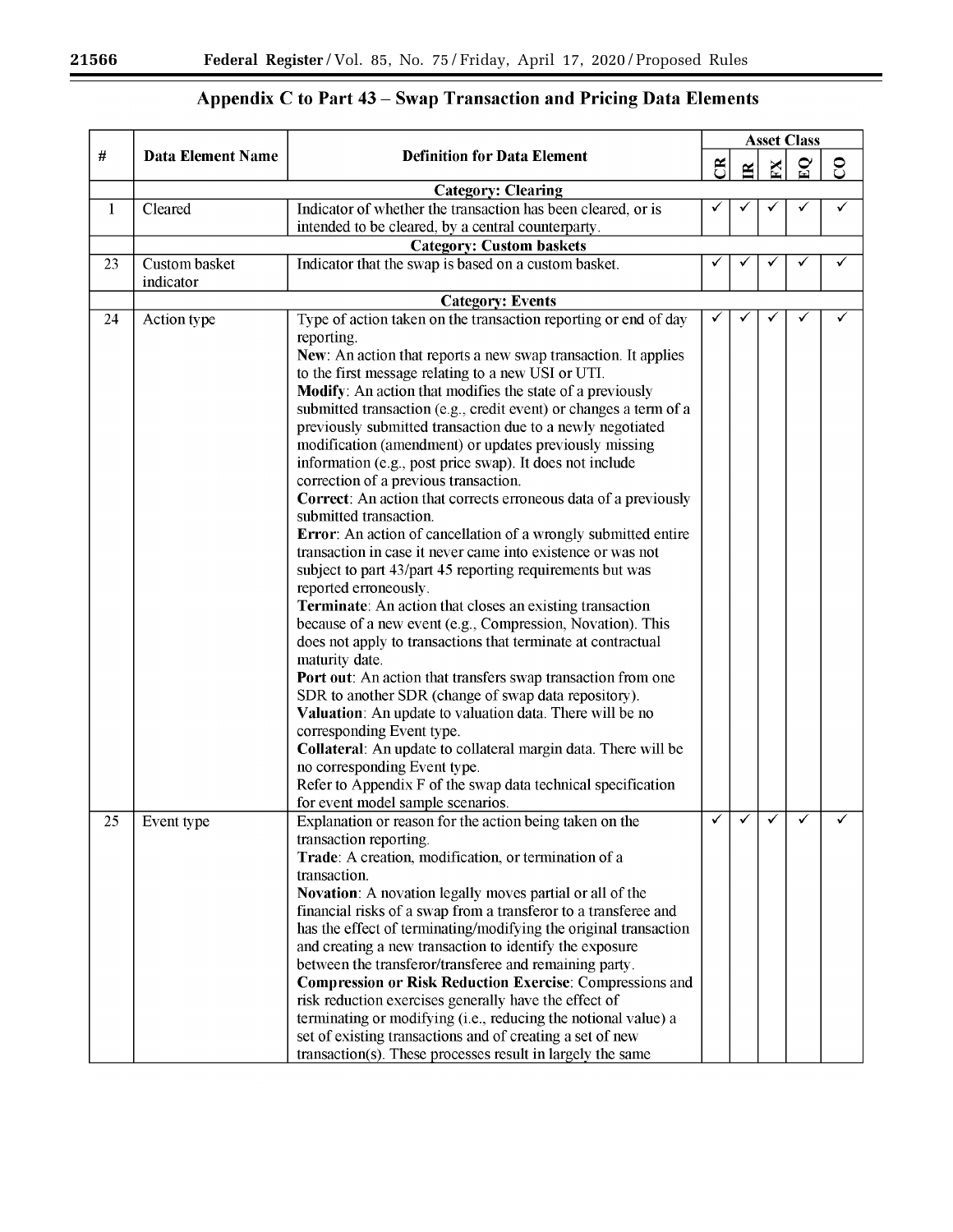## Appendix C to Part 43 – Swap Transaction and Pricing Data Elements

| # | Data Element Name | Definition for Data Element | Asset Class | | | | |
|---|---|---|---|---|---|---|---|
| | | | CR | IR | FX | EQ | CO |
| | **Category: Clearing** | | | | | | |
| 1 | Cleared | Indicator of whether the transaction has been cleared, or is intended to be cleared, by a central counterparty. | ✓ | ✓ | ✓ | ✓ | ✓ |
| | **Category: Custom baskets** | | | | | | |
| 23 | Custom basket indicator | Indicator that the swap is based on a custom basket. | ✓ | ✓ | ✓ | ✓ | ✓ |
| | **Category: Events** | | | | | | |
| 24 | Action type | Type of action taken on the transaction reporting or end of day reporting.<br>**New**: An action that reports a new swap transaction. It applies to the first message relating to a new USI or UTI.<br>**Modify**: An action that modifies the state of a previously submitted transaction (e.g., credit event) or changes a term of a previously submitted transaction due to a newly negotiated modification (amendment) or updates previously missing information (e.g., post price swap). It does not include correction of a previous transaction.<br>**Correct**: An action that corrects erroneous data of a previously submitted transaction.<br>**Error**: An action of cancellation of a wrongly submitted entire transaction in case it never came into existence or was not subject to part 43/part 45 reporting requirements but was reported erroneously.<br>**Terminate**: An action that closes an existing transaction because of a new event (e.g., Compression, Novation). This does not apply to transactions that terminate at contractual maturity date.<br>**Port out**: An action that transfers swap transaction from one SDR to another SDR (change of swap data repository).<br>**Valuation**: An update to valuation data. There will be no corresponding Event type.<br>**Collateral**: An update to collateral margin data. There will be no corresponding Event type.<br>Refer to Appendix F of the swap data technical specification for event model sample scenarios. | ✓ | ✓ | ✓ | ✓ | ✓ |
| 25 | Event type | Explanation or reason for the action being taken on the transaction reporting.<br>**Trade**: A creation, modification, or termination of a transaction.<br>**Novation**: A novation legally moves partial or all of the financial risks of a swap from a transferor to a transferee and has the effect of terminating/modifying the original transaction and creating a new transaction to identify the exposure between the transferor/transferee and remaining party.<br>**Compression or Risk Reduction Exercise**: Compressions and risk reduction exercises generally have the effect of terminating or modifying (i.e., reducing the notional value) a set of existing transactions and of creating a set of new transaction(s). These processes result in largely the same | ✓ | ✓ | ✓ | ✓ | ✓ |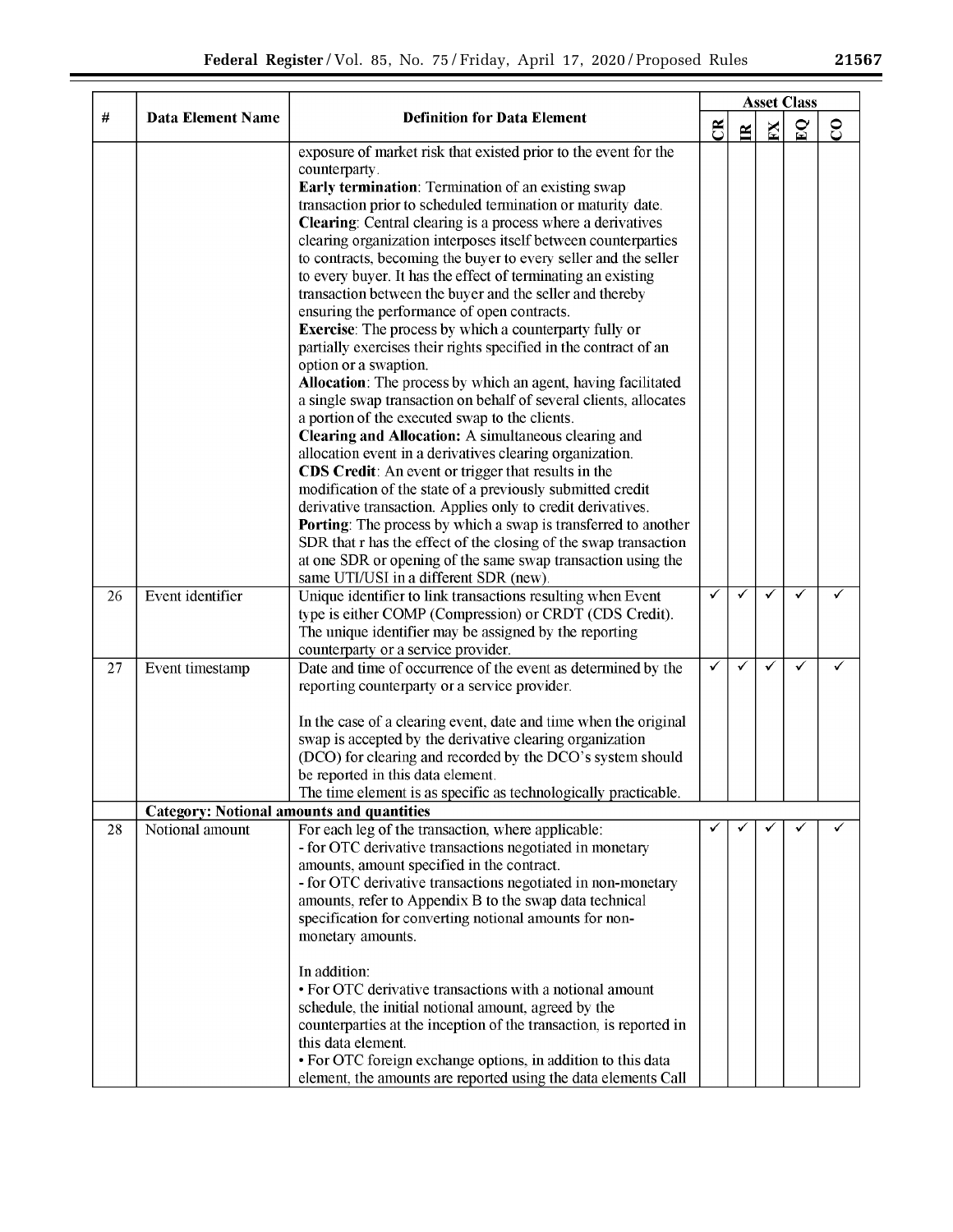| # | Data Element Name | Definition for Data Element | Asset Class | | | | |
|---|---|---|---|---|---|---|---|
| | | | CR | IR | FX | EQ | CO |
| | | exposure of market risk that existed prior to the event for the counterparty.<br>**Early termination**: Termination of an existing swap transaction prior to scheduled termination or maturity date.<br>**Clearing**: Central clearing is a process where a derivatives clearing organization interposes itself between counterparties to contracts, becoming the buyer to every seller and the seller to every buyer. It has the effect of terminating an existing transaction between the buyer and the seller and thereby ensuring the performance of open contracts.<br>**Exercise**: The process by which a counterparty fully or partially exercises their rights specified in the contract of an option or a swaption.<br>**Allocation**: The process by which an agent, having facilitated a single swap transaction on behalf of several clients, allocates a portion of the executed swap to the clients.<br>**Clearing and Allocation:** A simultaneous clearing and allocation event in a derivatives clearing organization.<br>**CDS Credit**: An event or trigger that results in the modification of the state of a previously submitted credit derivative transaction. Applies only to credit derivatives.<br>**Porting**: The process by which a swap is transferred to another SDR that r has the effect of the closing of the swap transaction at one SDR or opening of the same swap transaction using the same UTI/USI in a different SDR (new). | | | | | |
| 26 | Event identifier | Unique identifier to link transactions resulting when Event type is either COMP (Compression) or CRDT (CDS Credit). The unique identifier may be assigned by the reporting counterparty or a service provider. | ✓ | ✓ | ✓ | ✓ | ✓ |
| 27 | Event timestamp | Date and time of occurrence of the event as determined by the reporting counterparty or a service provider.<br><br>In the case of a clearing event, date and time when the original swap is accepted by the derivative clearing organization (DCO) for clearing and recorded by the DCO's system should be reported in this data element.<br>The time element is as specific as technologically practicable. | ✓ | ✓ | ✓ | ✓ | ✓ |
| | **Category: Notional amounts and quantities** | | | | | | |
| 28 | Notional amount | For each leg of the transaction, where applicable:<br>- for OTC derivative transactions negotiated in monetary amounts, amount specified in the contract.<br>- for OTC derivative transactions negotiated in non-monetary amounts, refer to Appendix B to the swap data technical specification for converting notional amounts for non-monetary amounts.<br><br>In addition:<br>• For OTC derivative transactions with a notional amount schedule, the initial notional amount, agreed by the counterparties at the inception of the transaction, is reported in this data element.<br>• For OTC foreign exchange options, in addition to this data element, the amounts are reported using the data elements Call | ✓ | ✓ | ✓ | ✓ | ✓ |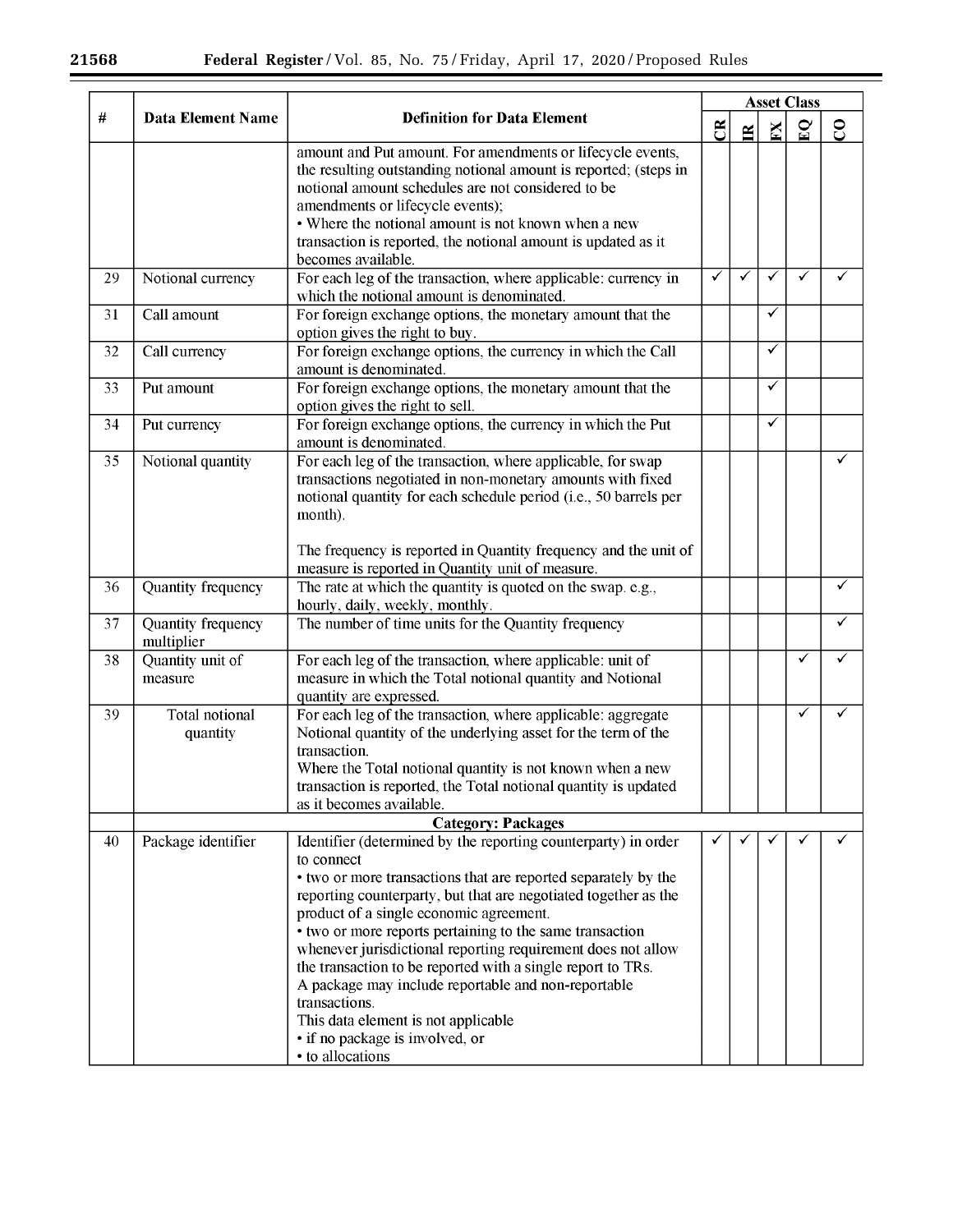| # | Data Element Name | Definition for Data Element | Asset Class | | | | |
|---|---|---|---|---|---|---|---|
| | | | CR | IR | FX | EQ | CO |
| | | amount and Put amount. For amendments or lifecycle events, the resulting outstanding notional amount is reported; (steps in notional amount schedules are not considered to be amendments or lifecycle events);<br>• Where the notional amount is not known when a new transaction is reported, the notional amount is updated as it becomes available. | | | | | |
| 29 | Notional currency | For each leg of the transaction, where applicable: currency in which the notional amount is denominated. | ✓ | ✓ | ✓ | ✓ | ✓ |
| 31 | Call amount | For foreign exchange options, the monetary amount that the option gives the right to buy. | | | ✓ | | |
| 32 | Call currency | For foreign exchange options, the currency in which the Call amount is denominated. | | | ✓ | | |
| 33 | Put amount | For foreign exchange options, the monetary amount that the option gives the right to sell. | | | ✓ | | |
| 34 | Put currency | For foreign exchange options, the currency in which the Put amount is denominated. | | | ✓ | | |
| 35 | Notional quantity | For each leg of the transaction, where applicable, for swap transactions negotiated in non-monetary amounts with fixed notional quantity for each schedule period (i.e., 50 barrels per month).<br><br>The frequency is reported in Quantity frequency and the unit of measure is reported in Quantity unit of measure. | | | | | ✓ |
| 36 | Quantity frequency | The rate at which the quantity is quoted on the swap. e.g., hourly, daily, weekly, monthly. | | | | | ✓ |
| 37 | Quantity frequency multiplier | The number of time units for the Quantity frequency | | | | | ✓ |
| 38 | Quantity unit of measure | For each leg of the transaction, where applicable: unit of measure in which the Total notional quantity and Notional quantity are expressed. | | | | ✓ | ✓ |
| 39 | Total notional quantity | For each leg of the transaction, where applicable: aggregate Notional quantity of the underlying asset for the term of the transaction.<br>Where the Total notional quantity is not known when a new transaction is reported, the Total notional quantity is updated as it becomes available. | | | | ✓ | ✓ |
| | **Category: Packages** | | | | | | |
| 40 | Package identifier | Identifier (determined by the reporting counterparty) in order to connect<br>• two or more transactions that are reported separately by the reporting counterparty, but that are negotiated together as the product of a single economic agreement.<br>• two or more reports pertaining to the same transaction whenever jurisdictional reporting requirement does not allow the transaction to be reported with a single report to TRs.<br>A package may include reportable and non-reportable transactions.<br>This data element is not applicable<br>• if no package is involved, or<br>• to allocations | ✓ | ✓ | ✓ | ✓ | ✓ |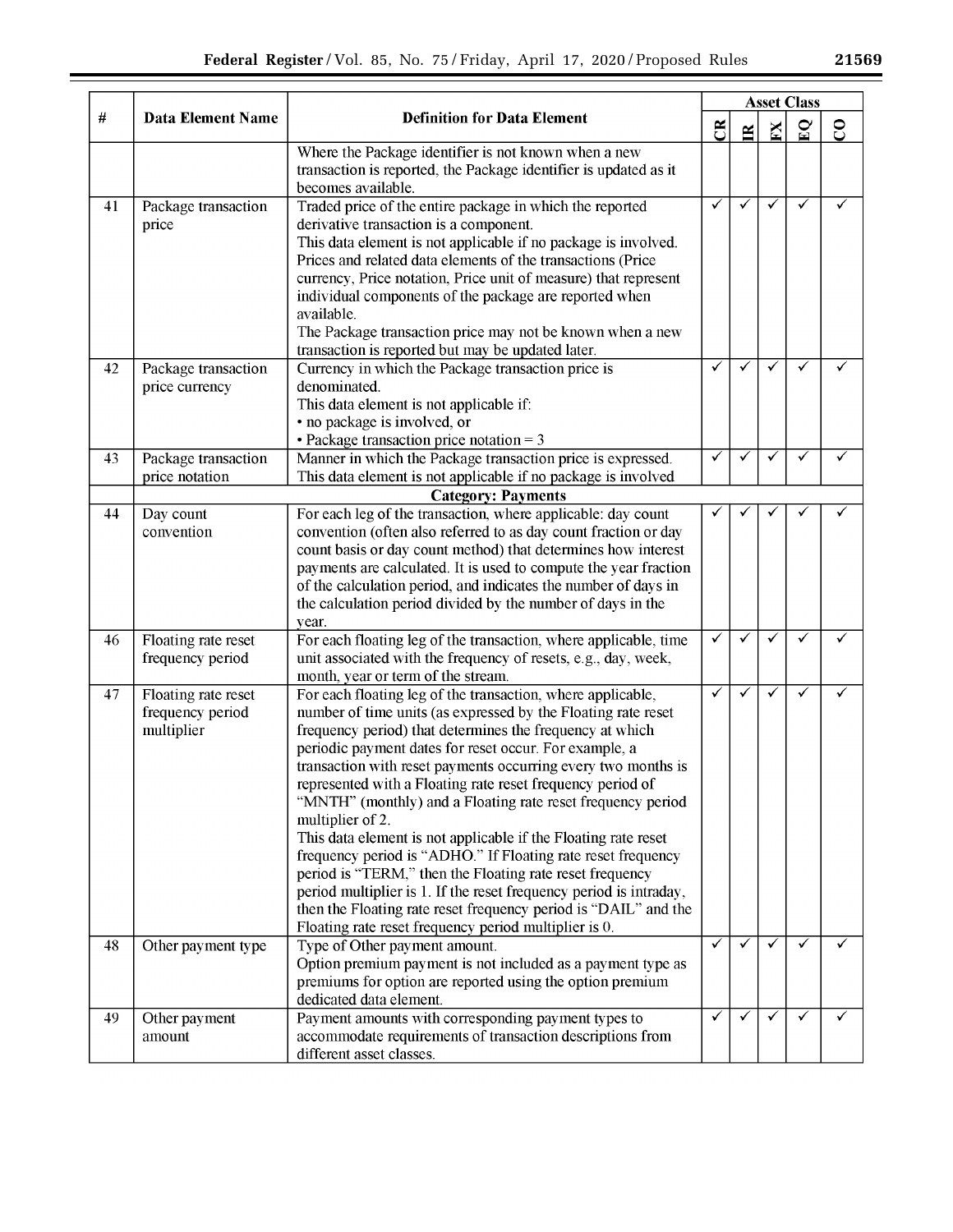| # | Data Element Name | Definition for Data Element | Asset Class | | | | |
|---|---|---|---|---|---|---|---|
| | | | CR | IR | FX | EQ | CO |
| | | Where the Package identifier is not known when a new transaction is reported, the Package identifier is updated as it becomes available. | | | | | |
| 41 | Package transaction price | Traded price of the entire package in which the reported derivative transaction is a component.<br>This data element is not applicable if no package is involved.<br>Prices and related data elements of the transactions (Price currency, Price notation, Price unit of measure) that represent individual components of the package are reported when available.<br>The Package transaction price may not be known when a new transaction is reported but may be updated later. | ✓ | ✓ | ✓ | ✓ | ✓ |
| 42 | Package transaction price currency | Currency in which the Package transaction price is denominated.<br>This data element is not applicable if:<br>• no package is involved, or<br>• Package transaction price notation = 3 | ✓ | ✓ | ✓ | ✓ | ✓ |
| 43 | Package transaction price notation | Manner in which the Package transaction price is expressed. This data element is not applicable if no package is involved | ✓ | ✓ | ✓ | ✓ | ✓ |
| | | **Category: Payments** | | | | | |
| 44 | Day count convention | For each leg of the transaction, where applicable: day count convention (often also referred to as day count fraction or day count basis or day count method) that determines how interest payments are calculated. It is used to compute the year fraction of the calculation period, and indicates the number of days in the calculation period divided by the number of days in the year. | ✓ | ✓ | ✓ | ✓ | ✓ |
| 46 | Floating rate reset frequency period | For each floating leg of the transaction, where applicable, time unit associated with the frequency of resets, e.g., day, week, month, year or term of the stream. | ✓ | ✓ | ✓ | ✓ | ✓ |
| 47 | Floating rate reset frequency period multiplier | For each floating leg of the transaction, where applicable, number of time units (as expressed by the Floating rate reset frequency period) that determines the frequency at which periodic payment dates for reset occur. For example, a transaction with reset payments occurring every two months is represented with a Floating rate reset frequency period of "MNTH" (monthly) and a Floating rate reset frequency period multiplier of 2.<br>This data element is not applicable if the Floating rate reset frequency period is "ADHO." If Floating rate reset frequency period is "TERM," then the Floating rate reset frequency period multiplier is 1. If the reset frequency period is intraday, then the Floating rate reset frequency period is "DAIL" and the Floating rate reset frequency period multiplier is 0. | ✓ | ✓ | ✓ | ✓ | ✓ |
| 48 | Other payment type | Type of Other payment amount.<br>Option premium payment is not included as a payment type as premiums for option are reported using the option premium dedicated data element. | ✓ | ✓ | ✓ | ✓ | ✓ |
| 49 | Other payment amount | Payment amounts with corresponding payment types to accommodate requirements of transaction descriptions from different asset classes. | ✓ | ✓ | ✓ | ✓ | ✓ |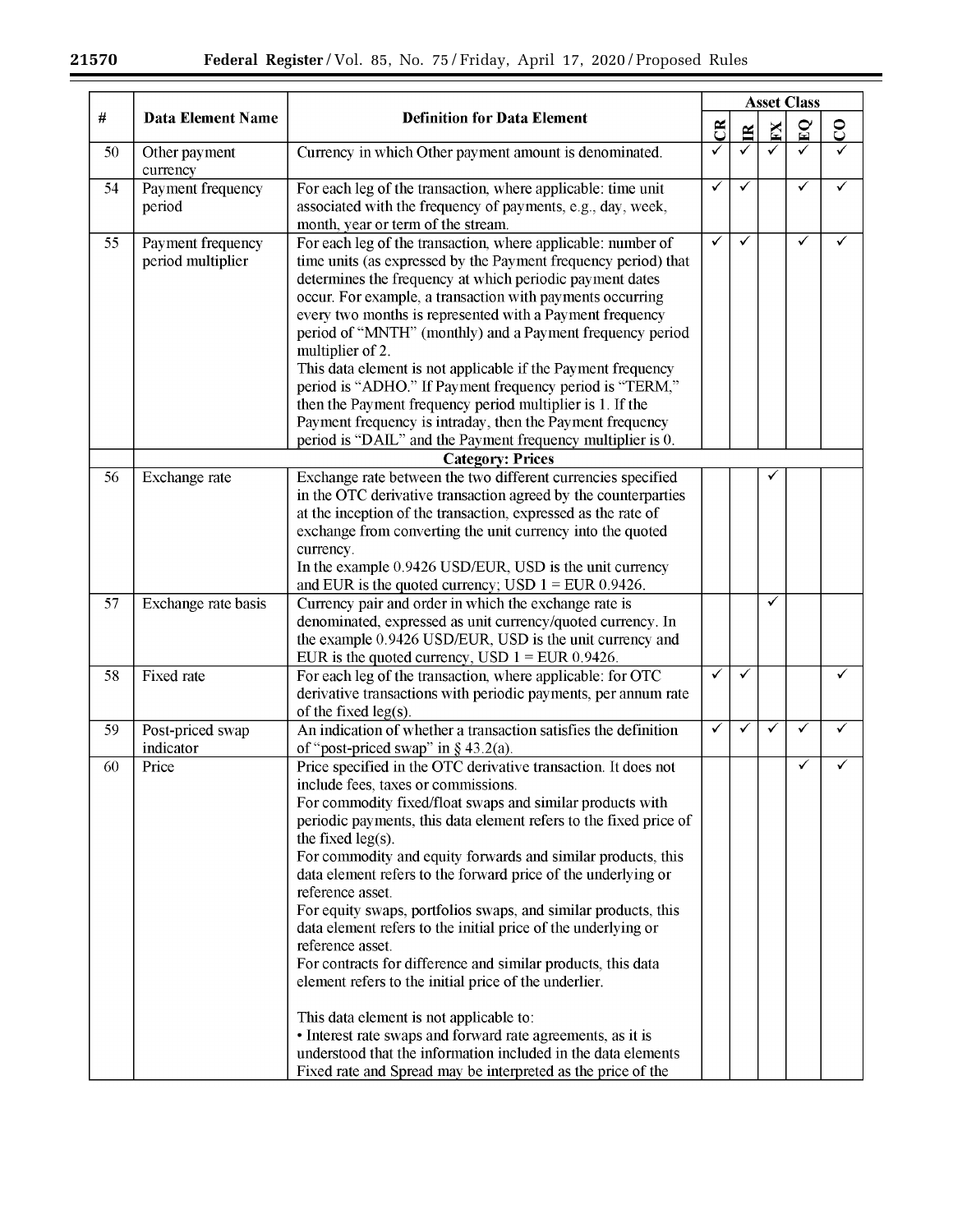| # | Data Element Name | Definition for Data Element | Asset Class | | | | |
|---|---|---|---|---|---|---|---|
| | | | CR | IR | FX | EQ | CO |
| 50 | Other payment currency | Currency in which Other payment amount is denominated. | ✓ | ✓ | ✓ | ✓ | ✓ |
| 54 | Payment frequency period | For each leg of the transaction, where applicable: time unit associated with the frequency of payments, e.g., day, week, month, year or term of the stream. | ✓ | ✓ | | ✓ | ✓ |
| 55 | Payment frequency period multiplier | For each leg of the transaction, where applicable: number of time units (as expressed by the Payment frequency period) that determines the frequency at which periodic payment dates occur. For example, a transaction with payments occurring every two months is represented with a Payment frequency period of "MNTH" (monthly) and a Payment frequency period multiplier of 2.<br>This data element is not applicable if the Payment frequency period is "ADHO." If Payment frequency period is "TERM," then the Payment frequency period multiplier is 1. If the Payment frequency is intraday, then the Payment frequency period is "DAIL" and the Payment frequency multiplier is 0. | ✓ | ✓ | | ✓ | ✓ |
| | **Category: Prices** | | | | | | |
| 56 | Exchange rate | Exchange rate between the two different currencies specified in the OTC derivative transaction agreed by the counterparties at the inception of the transaction, expressed as the rate of exchange from converting the unit currency into the quoted currency.<br>In the example 0.9426 USD/EUR, USD is the unit currency and EUR is the quoted currency; USD 1 = EUR 0.9426. | | | ✓ | | |
| 57 | Exchange rate basis | Currency pair and order in which the exchange rate is denominated, expressed as unit currency/quoted currency. In the example 0.9426 USD/EUR, USD is the unit currency and EUR is the quoted currency, USD 1 = EUR 0.9426. | | | ✓ | | |
| 58 | Fixed rate | For each leg of the transaction, where applicable: for OTC derivative transactions with periodic payments, per annum rate of the fixed leg(s). | ✓ | ✓ | | | ✓ |
| 59 | Post-priced swap indicator | An indication of whether a transaction satisfies the definition of "post-priced swap" in § 43.2(a). | ✓ | ✓ | ✓ | ✓ | ✓ |
| 60 | Price | Price specified in the OTC derivative transaction. It does not include fees, taxes or commissions.<br>For commodity fixed/float swaps and similar products with periodic payments, this data element refers to the fixed price of the fixed leg(s).<br>For commodity and equity forwards and similar products, this data element refers to the forward price of the underlying or reference asset.<br>For equity swaps, portfolios swaps, and similar products, this data element refers to the initial price of the underlying or reference asset.<br>For contracts for difference and similar products, this data element refers to the initial price of the underlier.<br><br>This data element is not applicable to:<br>• Interest rate swaps and forward rate agreements, as it is understood that the information included in the data elements Fixed rate and Spread may be interpreted as the price of the | | | | ✓ | ✓ |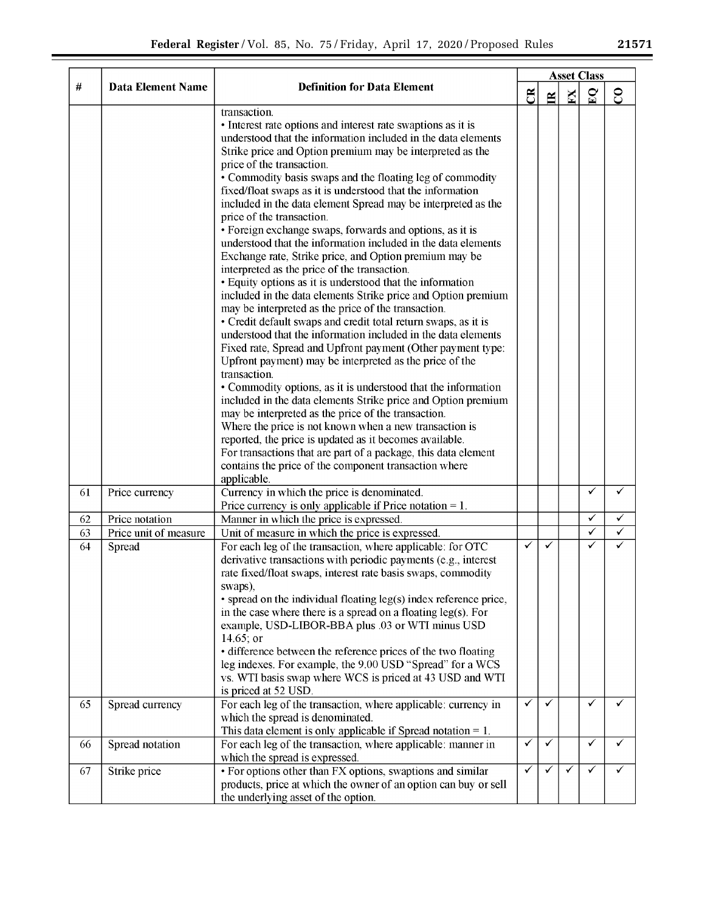| # | Data Element Name | Definition for Data Element | Asset Class | | | | |
|---|---|---|---|---|---|---|---|
| | | | CR | IR | FX | EQ | CO |
| | | transaction.<br>• Interest rate options and interest rate swaptions as it is understood that the information included in the data elements Strike price and Option premium may be interpreted as the price of the transaction.<br>• Commodity basis swaps and the floating leg of commodity fixed/float swaps as it is understood that the information included in the data element Spread may be interpreted as the price of the transaction.<br>• Foreign exchange swaps, forwards and options, as it is understood that the information included in the data elements Exchange rate, Strike price, and Option premium may be interpreted as the price of the transaction.<br>• Equity options as it is understood that the information included in the data elements Strike price and Option premium may be interpreted as the price of the transaction.<br>• Credit default swaps and credit total return swaps, as it is understood that the information included in the data elements Fixed rate, Spread and Upfront payment (Other payment type: Upfront payment) may be interpreted as the price of the transaction.<br>• Commodity options, as it is understood that the information included in the data elements Strike price and Option premium may be interpreted as the price of the transaction.<br>Where the price is not known when a new transaction is reported, the price is updated as it becomes available.<br>For transactions that are part of a package, this data element contains the price of the component transaction where applicable. | | | | | |
| 61 | Price currency | Currency in which the price is denominated.<br>Price currency is only applicable if Price notation = 1. | | | | ✓ | ✓ |
| 62 | Price notation | Manner in which the price is expressed. | | | | ✓ | ✓ |
| 63 | Price unit of measure | Unit of measure in which the price is expressed. | | | | ✓ | ✓ |
| 64 | Spread | For each leg of the transaction, where applicable: for OTC derivative transactions with periodic payments (e.g., interest rate fixed/float swaps, interest rate basis swaps, commodity swaps),<br>• spread on the individual floating leg(s) index reference price, in the case where there is a spread on a floating leg(s). For example, USD-LIBOR-BBA plus .03 or WTI minus USD 14.65; or<br>• difference between the reference prices of the two floating leg indexes. For example, the 9.00 USD "Spread" for a WCS vs. WTI basis swap where WCS is priced at 43 USD and WTI is priced at 52 USD. | ✓ | ✓ | | ✓ | ✓ |
| 65 | Spread currency | For each leg of the transaction, where applicable: currency in which the spread is denominated.<br>This data element is only applicable if Spread notation = 1. | ✓ | ✓ | | ✓ | ✓ |
| 66 | Spread notation | For each leg of the transaction, where applicable: manner in which the spread is expressed. | ✓ | ✓ | | ✓ | ✓ |
| 67 | Strike price | • For options other than FX options, swaptions and similar products, price at which the owner of an option can buy or sell the underlying asset of the option. | ✓ | ✓ | ✓ | ✓ | ✓ |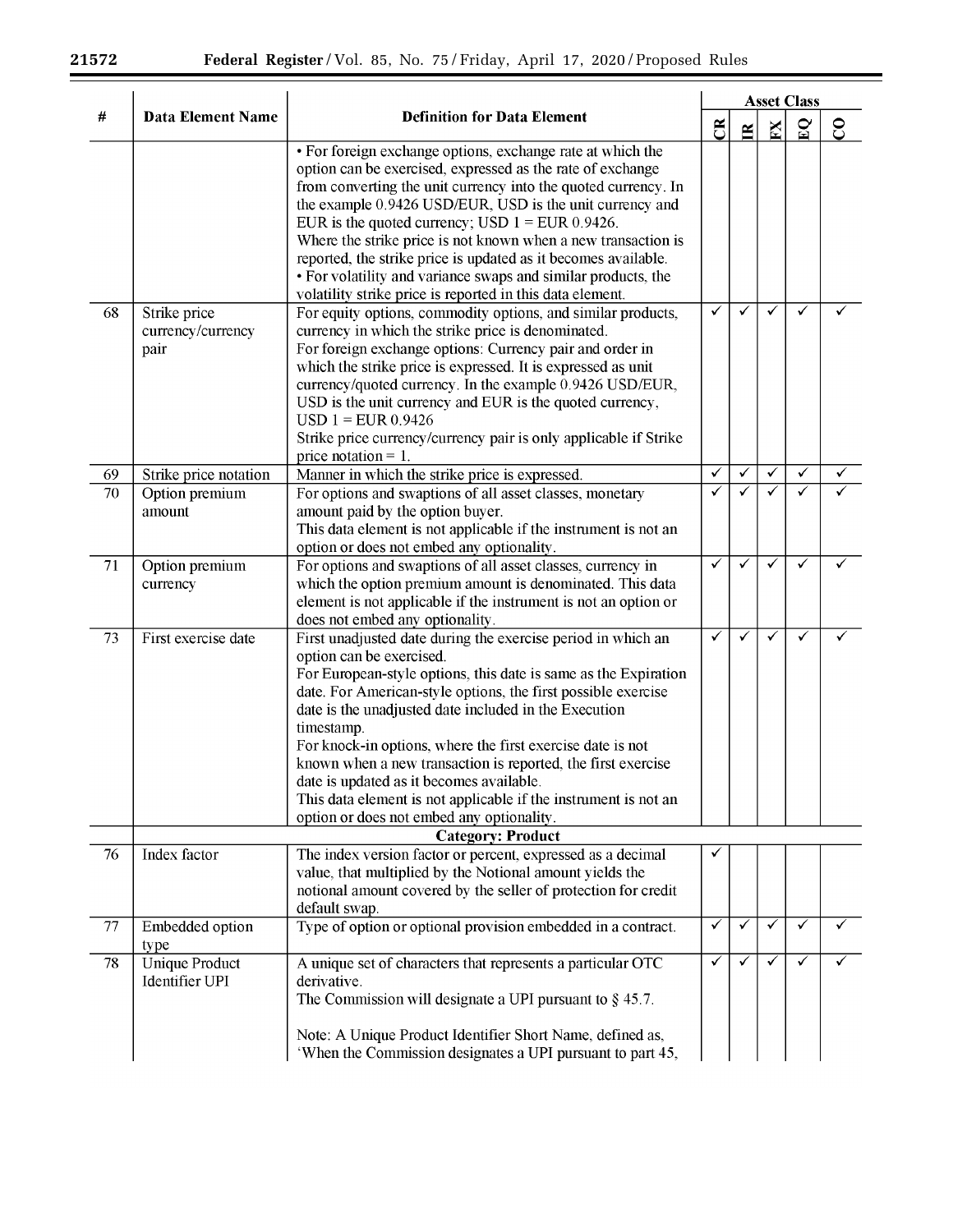| # | Data Element Name | Definition for Data Element | Asset Class | | | | |
|---|---|---|---|---|---|---|---|
| | | | CR | IR | FX | EQ | CO |
| | | • For foreign exchange options, exchange rate at which the option can be exercised, expressed as the rate of exchange from converting the unit currency into the quoted currency. In the example 0.9426 USD/EUR, USD is the unit currency and EUR is the quoted currency; USD 1 = EUR 0.9426.<br>Where the strike price is not known when a new transaction is reported, the strike price is updated as it becomes available.<br>• For volatility and variance swaps and similar products, the volatility strike price is reported in this data element. | | | | | |
| 68 | Strike price currency/currency pair | For equity options, commodity options, and similar products, currency in which the strike price is denominated.<br>For foreign exchange options: Currency pair and order in which the strike price is expressed. It is expressed as unit currency/quoted currency. In the example 0.9426 USD/EUR, USD is the unit currency and EUR is the quoted currency, USD 1 = EUR 0.9426<br>Strike price currency/currency pair is only applicable if Strike price notation = 1. | ✓ | ✓ | ✓ | ✓ | ✓ |
| 69 | Strike price notation | Manner in which the strike price is expressed. | ✓ | ✓ | ✓ | ✓ | ✓ |
| 70 | Option premium amount | For options and swaptions of all asset classes, monetary amount paid by the option buyer.<br>This data element is not applicable if the instrument is not an option or does not embed any optionality. | ✓ | ✓ | ✓ | ✓ | ✓ |
| 71 | Option premium currency | For options and swaptions of all asset classes, currency in which the option premium amount is denominated. This data element is not applicable if the instrument is not an option or does not embed any optionality. | ✓ | ✓ | ✓ | ✓ | ✓ |
| 73 | First exercise date | First unadjusted date during the exercise period in which an option can be exercised.<br>For European-style options, this date is same as the Expiration date. For American-style options, the first possible exercise date is the unadjusted date included in the Execution timestamp.<br>For knock-in options, where the first exercise date is not known when a new transaction is reported, the first exercise date is updated as it becomes available.<br>This data element is not applicable if the instrument is not an option or does not embed any optionality. | ✓ | ✓ | ✓ | ✓ | ✓ |
| | | **Category: Product** | | | | | |
| 76 | Index factor | The index version factor or percent, expressed as a decimal value, that multiplied by the Notional amount yields the notional amount covered by the seller of protection for credit default swap. | ✓ | | | | |
| 77 | Embedded option type | Type of option or optional provision embedded in a contract. | ✓ | ✓ | ✓ | ✓ | ✓ |
| 78 | Unique Product Identifier UPI | A unique set of characters that represents a particular OTC derivative.<br>The Commission will designate a UPI pursuant to § 45.7.<br><br>Note: A Unique Product Identifier Short Name, defined as, 'When the Commission designates a UPI pursuant to part 45, | ✓ | ✓ | ✓ | ✓ | ✓ |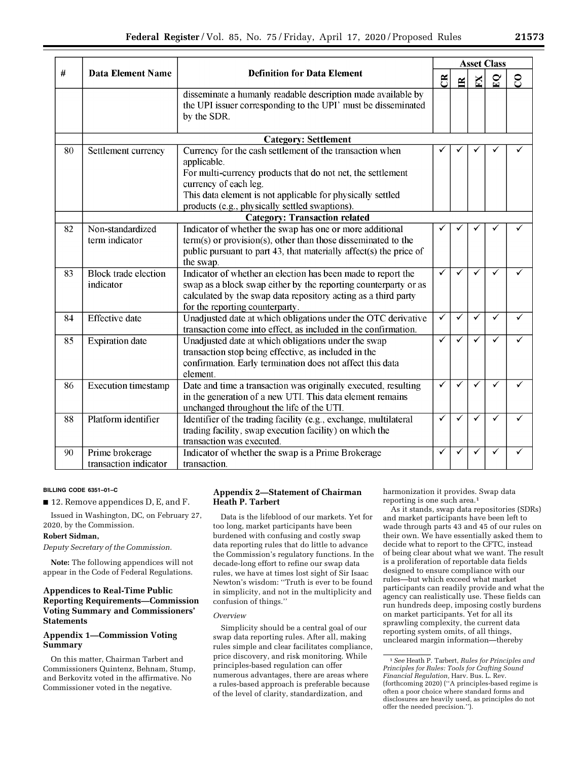| # | Data Element Name | Definition for Data Element | Asset Class | | | | |
|---|---|---|---|---|---|---|---|
| | | | CR | IR | FX | EQ | CO |
| | | disseminate a humanly readable description made available by the UPI issuer corresponding to the UPI' must be disseminated by the SDR. | | | | | |
| | **Category: Settlement** | | | | | | |
| 80 | Settlement currency | Currency for the cash settlement of the transaction when applicable.<br>For multi-currency products that do not net, the settlement currency of each leg.<br>This data element is not applicable for physically settled products (e.g., physically settled swaptions). | ✓ | ✓ | ✓ | ✓ | ✓ |
| | **Category: Transaction related** | | | | | | |
| 82 | Non-standardized term indicator | Indicator of whether the swap has one or more additional term(s) or provision(s), other than those disseminated to the public pursuant to part 43, that materially affect(s) the price of the swap. | ✓ | ✓ | ✓ | ✓ | ✓ |
| 83 | Block trade election indicator | Indicator of whether an election has been made to report the swap as a block swap either by the reporting counterparty or as calculated by the swap data repository acting as a third party for the reporting counterparty. | ✓ | ✓ | ✓ | ✓ | ✓ |
| 84 | Effective date | Unadjusted date at which obligations under the OTC derivative transaction come into effect, as included in the confirmation. | ✓ | ✓ | ✓ | ✓ | ✓ |
| 85 | Expiration date | Unadjusted date at which obligations under the swap transaction stop being effective, as included in the confirmation. Early termination does not affect this data element. | ✓ | ✓ | ✓ | ✓ | ✓ |
| 86 | Execution timestamp | Date and time a transaction was originally executed, resulting in the generation of a new UTI. This data element remains unchanged throughout the life of the UTI. | ✓ | ✓ | ✓ | ✓ | ✓ |
| 88 | Platform identifier | Identifier of the trading facility (e.g., exchange, multilateral trading facility, swap execution facility) on which the transaction was executed. | ✓ | ✓ | ✓ | ✓ | ✓ |
| 90 | Prime brokerage transaction indicator | Indicator of whether the swap is a Prime Brokerage transaction. | ✓ | ✓ | ✓ | ✓ | ✓ |

BILLING CODE 6351–01–C

■ 12. Remove appendices D, E, and F.

Issued in Washington, DC, on February 27, 2020, by the Commission.

**Robert Sidman,**

*Deputy Secretary of the Commission.*

**Note:** The following appendices will not appear in the Code of Federal Regulations.

## Appendices to Real-Time Public Reporting Requirements—Commission Voting Summary and Commissioners' Statements

### Appendix 1—Commission Voting Summary

On this matter, Chairman Tarbert and Commissioners Quintenz, Behnam, Stump, and Berkovitz voted in the affirmative. No Commissioner voted in the negative.

### Appendix 2—Statement of Chairman Heath P. Tarbert

Data is the lifeblood of our markets. Yet for too long, market participants have been burdened with confusing and costly swap data reporting rules that do little to advance the Commission's regulatory functions. In the decade-long effort to refine our swap data rules, we have at times lost sight of Sir Isaac Newton's wisdom: "Truth is ever to be found in simplicity, and not in the multiplicity and confusion of things."

*Overview*

Simplicity should be a central goal of our swap data reporting rules. After all, making rules simple and clear facilitates compliance, price discovery, and risk monitoring. While principles-based regulation can offer numerous advantages, there are areas where a rules-based approach is preferable because of the level of clarity, standardization, and harmonization it provides. Swap data reporting is one such area.[1]

As it stands, swap data repositories (SDRs) and market participants have been left to wade through parts 43 and 45 of our rules on their own. We have essentially asked them to decide what to report to the CFTC, instead of being clear about what we want. The result is a proliferation of reportable data fields designed to ensure compliance with our rules—but which exceed what market participants can readily provide and what the agency can realistically use. These fields can run hundreds deep, imposing costly burdens on market participants. Yet for all its sprawling complexity, the current data reporting system omits, of all things, uncleared margin information—thereby

[1] *See* Heath P. Tarbert, *Rules for Principles and Principles for Rules: Tools for Crafting Sound Financial Regulation,* Harv. Bus. L. Rev. (forthcoming 2020) ("A principles-based regime is often a poor choice where standard forms and disclosures are heavily used, as principles do not offer the needed precision.").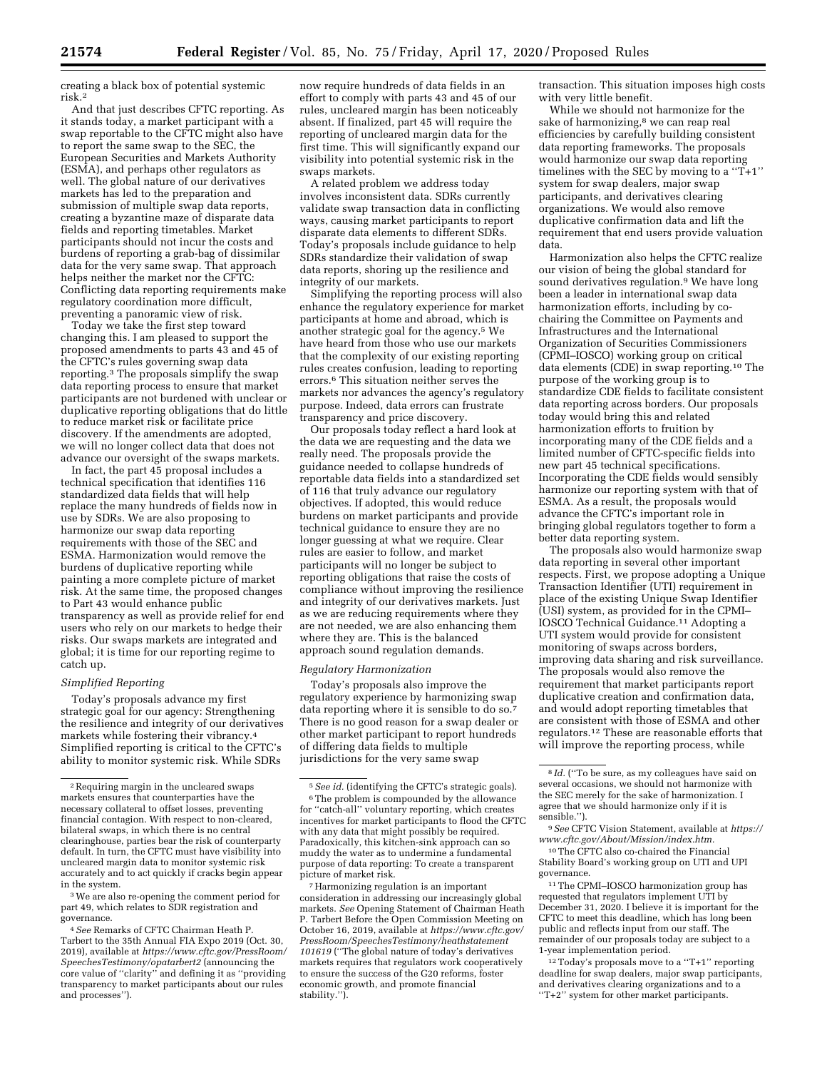creating a black box of potential systemic risk.[2]

And that just describes CFTC reporting. As it stands today, a market participant with a swap reportable to the CFTC might also have to report the same swap to the SEC, the European Securities and Markets Authority (ESMA), and perhaps other regulators as well. The global nature of our derivatives markets has led to the preparation and submission of multiple swap data reports, creating a byzantine maze of disparate data fields and reporting timetables. Market participants should not incur the costs and burdens of reporting a grab-bag of dissimilar data for the very same swap. That approach helps neither the market nor the CFTC: Conflicting data reporting requirements make regulatory coordination more difficult, preventing a panoramic view of risk.

Today we take the first step toward changing this. I am pleased to support the proposed amendments to parts 43 and 45 of the CFTC's rules governing swap data reporting.[3] The proposals simplify the swap data reporting process to ensure that market participants are not burdened with unclear or duplicative reporting obligations that do little to reduce market risk or facilitate price discovery. If the amendments are adopted, we will no longer collect data that does not advance our oversight of the swaps markets.

In fact, the part 45 proposal includes a technical specification that identifies 116 standardized data fields that will help replace the many hundreds of fields now in use by SDRs. We are also proposing to harmonize our swap data reporting requirements with those of the SEC and ESMA. Harmonization would remove the burdens of duplicative reporting while painting a more complete picture of market risk. At the same time, the proposed changes to Part 43 would enhance public transparency as well as provide relief for end users who rely on our markets to hedge their risks. Our swaps markets are integrated and global; it is time for our reporting regime to catch up.

*Simplified Reporting*

Today's proposals advance my first strategic goal for our agency: Strengthening the resilience and integrity of our derivatives markets while fostering their vibrancy.[4] Simplified reporting is critical to the CFTC's ability to monitor systemic risk. While SDRs now require hundreds of data fields in an effort to comply with parts 43 and 45 of our rules, uncleared margin has been noticeably absent. If finalized, part 45 will require the reporting of uncleared margin data for the first time. This will significantly expand our visibility into potential systemic risk in the swaps markets.

A related problem we address today involves inconsistent data. SDRs currently validate swap transaction data in conflicting ways, causing market participants to report disparate data elements to different SDRs. Today's proposals include guidance to help SDRs standardize their validation of swap data reports, shoring up the resilience and integrity of our markets.

Simplifying the reporting process will also enhance the regulatory experience for market participants at home and abroad, which is another strategic goal for the agency.[5] We have heard from those who use our markets that the complexity of our existing reporting rules creates confusion, leading to reporting errors.[6] This situation neither serves the markets nor advances the agency's regulatory purpose. Indeed, data errors can frustrate transparency and price discovery.

Our proposals today reflect a hard look at the data we are requesting and the data we really need. The proposals provide the guidance needed to collapse hundreds of reportable data fields into a standardized set of 116 that truly advance our regulatory objectives. If adopted, this would reduce burdens on market participants and provide technical guidance to ensure they are no longer guessing at what we require. Clear rules are easier to follow, and market participants will no longer be subject to reporting obligations that raise the costs of compliance without improving the resilience and integrity of our derivatives markets. Just as we are reducing requirements where they are not needed, we are also enhancing them where they are. This is the balanced approach sound regulation demands.

*Regulatory Harmonization*

Today's proposals also improve the regulatory experience by harmonizing swap data reporting where it is sensible to do so.[7] There is no good reason for a swap dealer or other market participant to report hundreds of differing data fields to multiple jurisdictions for the very same swap transaction. This situation imposes high costs with very little benefit.

While we should not harmonize for the sake of harmonizing,[8] we can reap real efficiencies by carefully building consistent data reporting frameworks. The proposals would harmonize our swap data reporting timelines with the SEC by moving to a ''T+1'' system for swap dealers, major swap participants, and derivatives clearing organizations. We would also remove duplicative confirmation data and lift the requirement that end users provide valuation data.

Harmonization also helps the CFTC realize our vision of being the global standard for sound derivatives regulation.[9] We have long been a leader in international swap data harmonization efforts, including by co-chairing the Committee on Payments and Infrastructures and the International Organization of Securities Commissioners (CPMI–IOSCO) working group on critical data elements (CDE) in swap reporting.[10] The purpose of the working group is to standardize CDE fields to facilitate consistent data reporting across borders. Our proposals today would bring this and related harmonization efforts to fruition by incorporating many of the CDE fields and a limited number of CFTC-specific fields into new part 45 technical specifications. Incorporating the CDE fields would sensibly harmonize our reporting system with that of ESMA. As a result, the proposals would advance the CFTC's important role in bringing global regulators together to form a better data reporting system.

The proposals also would harmonize swap data reporting in several other important respects. First, we propose adopting a Unique Transaction Identifier (UTI) requirement in place of the existing Unique Swap Identifier (USI) system, as provided for in the CPMI–IOSCO Technical Guidance.[11] Adopting a UTI system would provide for consistent monitoring of swaps across borders, improving data sharing and risk surveillance. The proposals would also remove the requirement that market participants report duplicative creation and confirmation data, and would adopt reporting timetables that are consistent with those of ESMA and other regulators.[12] These are reasonable efforts that will improve the reporting process, while

---

[2] Requiring margin in the uncleared swaps markets ensures that counterparties have the necessary collateral to offset losses, preventing financial contagion. With respect to non-cleared, bilateral swaps, in which there is no central clearinghouse, parties bear the risk of counterparty default. In turn, the CFTC must have visibility into uncleared margin data to monitor systemic risk accurately and to act quickly if cracks begin appear in the system.

[3] We are also re-opening the comment period for part 49, which relates to SDR registration and governance.

[4] *See* Remarks of CFTC Chairman Heath P. Tarbert to the 35th Annual FIA Expo 2019 (Oct. 30, 2019), available at *https://www.cftc.gov/PressRoom/SpeechesTestimony/opatarbert2* (announcing the core value of ''clarity'' and defining it as ''providing transparency to market participants about our rules and processes'').

[5] *See id.* (identifying the CFTC's strategic goals).

[6] The problem is compounded by the allowance for ''catch-all'' voluntary reporting, which creates incentives for market participants to flood the CFTC with any data that might possibly be required. Paradoxically, this kitchen-sink approach can so muddy the water as to undermine a fundamental purpose of data reporting: To create a transparent picture of market risk.

[7] Harmonizing regulation is an important consideration in addressing our increasingly global markets. *See* Opening Statement of Chairman Heath P. Tarbert Before the Open Commission Meeting on October 16, 2019, available at *https://www.cftc.gov/PressRoom/SpeechesTestimony/heathstatement101619* (''The global nature of today's derivatives markets requires that regulators work cooperatively to ensure the success of the G20 reforms, foster economic growth, and promote financial stability.'').

[8] *Id.* (''To be sure, as my colleagues have said on several occasions, we should not harmonize with the SEC merely for the sake of harmonization. I agree that we should harmonize only if it is sensible.'').

[9] *See* CFTC Vision Statement, available at *https://www.cftc.gov/About/Mission/index.htm.*

[10] The CFTC also co-chaired the Financial Stability Board's working group on UTI and UPI governance.

[11] The CPMI–IOSCO harmonization group has requested that regulators implement UTI by December 31, 2020. I believe it is important for the CFTC to meet this deadline, which has long been public and reflects input from our staff. The remainder of our proposals today are subject to a 1-year implementation period.

[12] Today's proposals move to a ''T+1'' reporting deadline for swap dealers, major swap participants, and derivatives clearing organizations and to a ''T+2'' system for other market participants.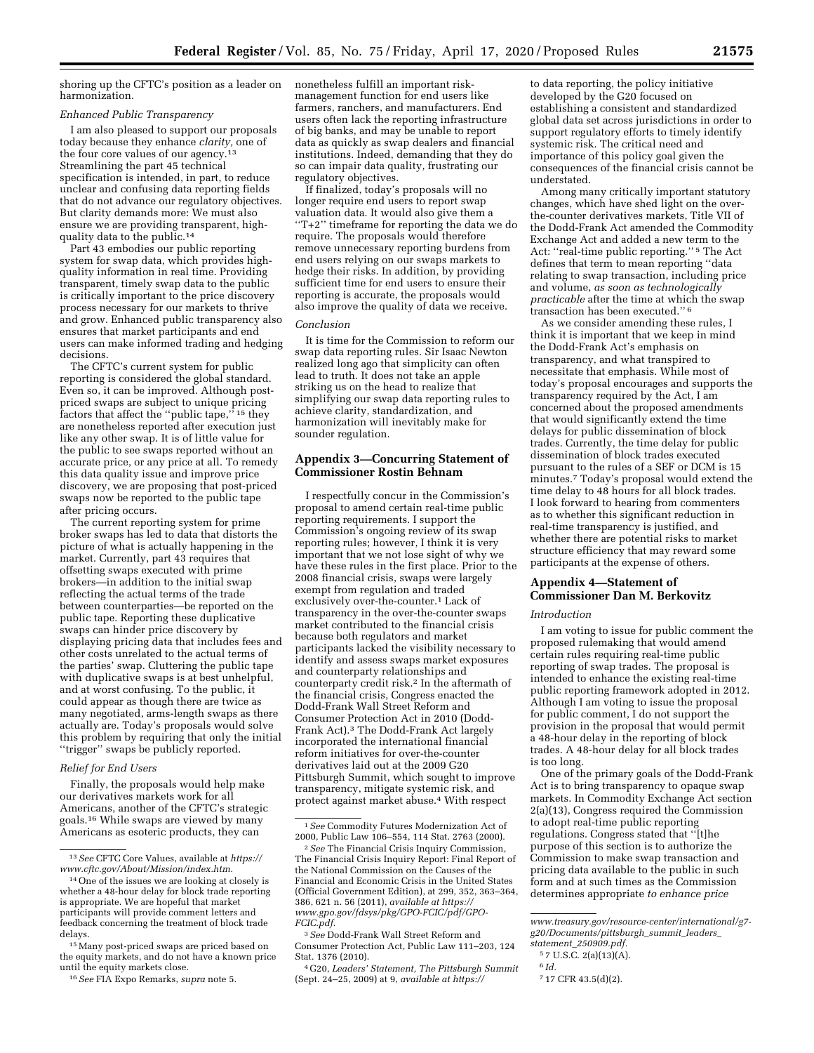shoring up the CFTC's position as a leader on harmonization.

*Enhanced Public Transparency*

I am also pleased to support our proposals today because they enhance *clarity,* one of the four core values of our agency.[13] Streamlining the part 45 technical specification is intended, in part, to reduce unclear and confusing data reporting fields that do not advance our regulatory objectives. But clarity demands more: We must also ensure we are providing transparent, high-quality data to the public.[14]

Part 43 embodies our public reporting system for swap data, which provides high-quality information in real time. Providing transparent, timely swap data to the public is critically important to the price discovery process necessary for our markets to thrive and grow. Enhanced public transparency also ensures that market participants and end users can make informed trading and hedging decisions.

The CFTC's current system for public reporting is considered the global standard. Even so, it can be improved. Although post-priced swaps are subject to unique pricing factors that affect the "public tape,"[15] they are nonetheless reported after execution just like any other swap. It is of little value for the public to see swaps reported without an accurate price, or any price at all. To remedy this data quality issue and improve price discovery, we are proposing that post-priced swaps now be reported to the public tape after pricing occurs.

The current reporting system for prime broker swaps has led to data that distorts the picture of what is actually happening in the market. Currently, part 43 requires that offsetting swaps executed with prime brokers—in addition to the initial swap reflecting the actual terms of the trade between counterparties—be reported on the public tape. Reporting these duplicative swaps can hinder price discovery by displaying pricing data that includes fees and other costs unrelated to the actual terms of the parties' swap. Cluttering the public tape with duplicative swaps is at best unhelpful, and at worst confusing. To the public, it could appear as though there are twice as many negotiated, arms-length swaps as there actually are. Today's proposals would solve this problem by requiring that only the initial "trigger" swaps be publicly reported.

*Relief for End Users*

Finally, the proposals would help make our derivatives markets work for all Americans, another of the CFTC's strategic goals.[16] While swaps are viewed by many Americans as esoteric products, they can nonetheless fulfill an important risk-management function for end users like farmers, ranchers, and manufacturers. End users often lack the reporting infrastructure of big banks, and may be unable to report data as quickly as swap dealers and financial institutions. Indeed, demanding that they do so can impair data quality, frustrating our regulatory objectives.

If finalized, today's proposals will no longer require end users to report swap valuation data. It would also give them a "T+2" timeframe for reporting the data we do require. The proposals would therefore remove unnecessary reporting burdens from end users relying on our swaps markets to hedge their risks. In addition, by providing sufficient time for end users to ensure their reporting is accurate, the proposals would also improve the quality of data we receive.

*Conclusion*

It is time for the Commission to reform our swap data reporting rules. Sir Isaac Newton realized long ago that simplicity can often lead to truth. It does not take an apple striking us on the head to realize that simplifying our swap data reporting rules to achieve clarity, standardization, and harmonization will inevitably make for sounder regulation.

## Appendix 3—Concurring Statement of Commissioner Rostin Behnam

I respectfully concur in the Commission's proposal to amend certain real-time public reporting requirements. I support the Commission's ongoing review of its swap reporting rules; however, I think it is very important that we not lose sight of why we have these rules in the first place. Prior to the 2008 financial crisis, swaps were largely exempt from regulation and traded exclusively over-the-counter.[1] Lack of transparency in the over-the-counter swaps market contributed to the financial crisis because both regulators and market participants lacked the visibility necessary to identify and assess swaps market exposures and counterparty relationships and counterparty credit risk.[2] In the aftermath of the financial crisis, Congress enacted the Dodd-Frank Wall Street Reform and Consumer Protection Act in 2010 (Dodd-Frank Act).[3] The Dodd-Frank Act largely incorporated the international financial reform initiatives for over-the-counter derivatives laid out at the 2009 G20 Pittsburgh Summit, which sought to improve transparency, mitigate systemic risk, and protect against market abuse.[4] With respect to data reporting, the policy initiative developed by the G20 focused on establishing a consistent and standardized global data set across jurisdictions in order to support regulatory efforts to timely identify systemic risk. The critical need and importance of this policy goal given the consequences of the financial crisis cannot be understated.

Among many critically important statutory changes, which have shed light on the over-the-counter derivatives markets, Title VII of the Dodd-Frank Act amended the Commodity Exchange Act and added a new term to the Act: "real-time public reporting."[5] The Act defines that term to mean reporting "data relating to swap transaction, including price and volume, *as soon as technologically practicable* after the time at which the swap transaction has been executed."[6]

As we consider amending these rules, I think it is important that we keep in mind the Dodd-Frank Act's emphasis on transparency, and what transpired to necessitate that emphasis. While most of today's proposal encourages and supports the transparency required by the Act, I am concerned about the proposed amendments that would significantly extend the time delays for public dissemination of block trades. Currently, the time delay for public dissemination of block trades executed pursuant to the rules of a SEF or DCM is 15 minutes.[7] Today's proposal would extend the time delay to 48 hours for all block trades. I look forward to hearing from commenters as to whether this significant reduction in real-time transparency is justified, and whether there are potential risks to market structure efficiency that may reward some participants at the expense of others.

## Appendix 4—Statement of Commissioner Dan M. Berkovitz

*Introduction*

I am voting to issue for public comment the proposed rulemaking that would amend certain rules requiring real-time public reporting of swap trades. The proposal is intended to enhance the existing real-time public reporting framework adopted in 2012. Although I am voting to issue the proposal for public comment, I do not support the provision in the proposal that would permit a 48-hour delay in the reporting of block trades. A 48-hour delay for all block trades is too long.

One of the primary goals of the Dodd-Frank Act is to bring transparency to opaque swap markets. In Commodity Exchange Act section 2(a)(13), Congress required the Commission to adopt real-time public reporting regulations. Congress stated that "[t]he purpose of this section is to authorize the Commission to make swap transaction and pricing data available to the public in such form and at such times as the Commission determines appropriate *to enhance price*

---

[13] *See* CFTC Core Values, available at *https://www.cftc.gov/About/Mission/index.htm.*

[14] One of the issues we are looking at closely is whether a 48-hour delay for block trade reporting is appropriate. We are hopeful that market participants will provide comment letters and feedback concerning the treatment of block trade delays.

[15] Many post-priced swaps are priced based on the equity markets, and do not have a known price until the equity markets close.

[16] *See* FIA Expo Remarks, *supra* note 5.

[1] *See* Commodity Futures Modernization Act of 2000, Public Law 106–554, 114 Stat. 2763 (2000).

[2] *See* The Financial Crisis Inquiry Commission, The Financial Crisis Inquiry Report: Final Report of the National Commission on the Causes of the Financial and Economic Crisis in the United States (Official Government Edition), at 299, 352, 363–364, 386, 621 n. 56 (2011), *available at https://www.gpo.gov/fdsys/pkg/GPO-FCIC/pdf/GPO-FCIC.pdf.*

[3] *See* Dodd-Frank Wall Street Reform and Consumer Protection Act, Public Law 111–203, 124 Stat. 1376 (2010).

[4] G20, *Leaders' Statement, The Pittsburgh Summit* (Sept. 24–25, 2009) at 9, *available at https://www.treasury.gov/resource-center/international/g7-g20/Documents/pittsburgh_summit_leaders_statement_250909.pdf.*

[5] 7 U.S.C. 2(a)(13)(A).

[6] *Id.*

[7] 17 CFR 43.5(d)(2).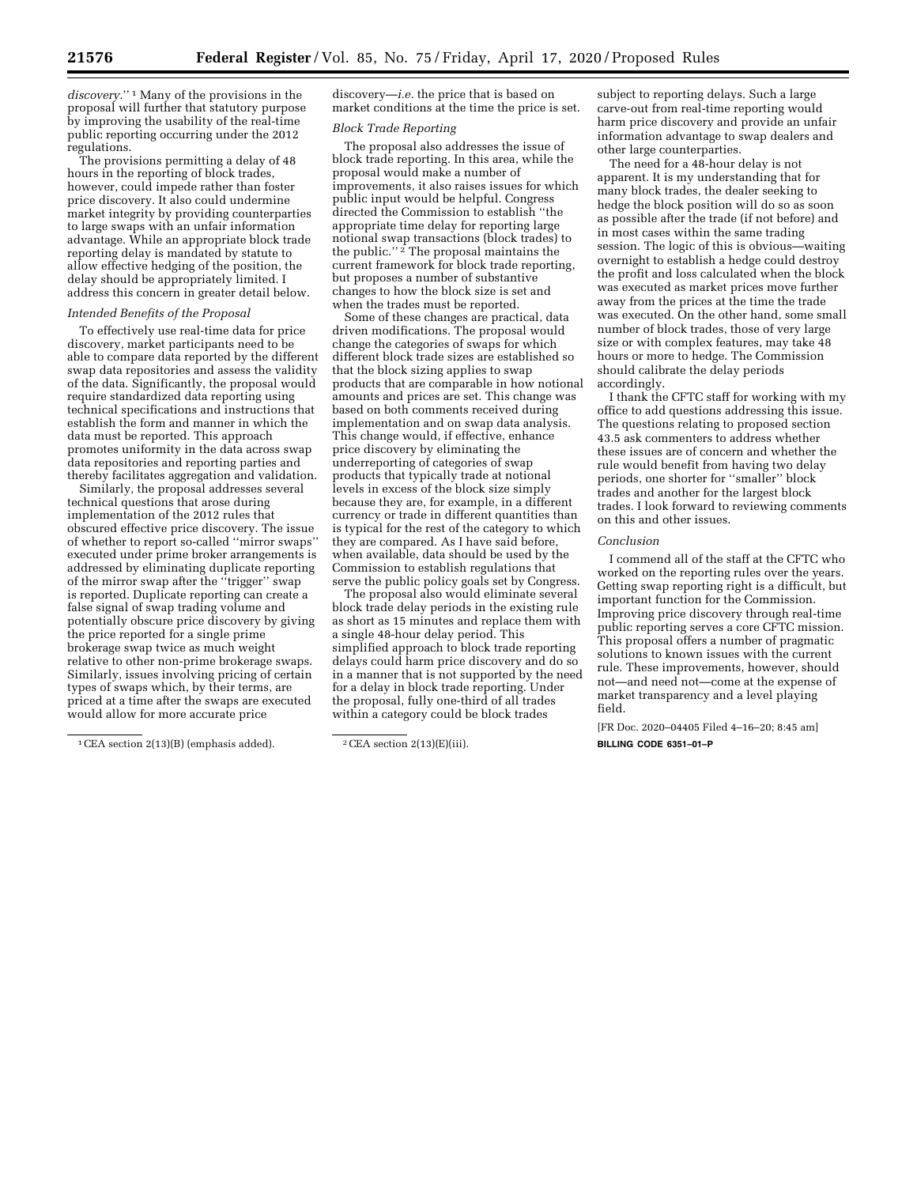*discovery*.'' [1] Many of the provisions in the proposal will further that statutory purpose by improving the usability of the real-time public reporting occurring under the 2012 regulations.

The provisions permitting a delay of 48 hours in the reporting of block trades, however, could impede rather than foster price discovery. It also could undermine market integrity by providing counterparties to large swaps with an unfair information advantage. While an appropriate block trade reporting delay is mandated by statute to allow effective hedging of the position, the delay should be appropriately limited. I address this concern in greater detail below.

*Intended Benefits of the Proposal*

To effectively use real-time data for price discovery, market participants need to be able to compare data reported by the different swap data repositories and assess the validity of the data. Significantly, the proposal would require standardized data reporting using technical specifications and instructions that establish the form and manner in which the data must be reported. This approach promotes uniformity in the data across swap data repositories and reporting parties and thereby facilitates aggregation and validation.

Similarly, the proposal addresses several technical questions that arose during implementation of the 2012 rules that obscured effective price discovery. The issue of whether to report so-called ''mirror swaps'' executed under prime broker arrangements is addressed by eliminating duplicate reporting of the mirror swap after the ''trigger'' swap is reported. Duplicate reporting can create a false signal of swap trading volume and potentially obscure price discovery by giving the price reported for a single prime brokerage swap twice as much weight relative to other non-prime brokerage swaps. Similarly, issues involving pricing of certain types of swaps which, by their terms, are priced at a time after the swaps are executed would allow for more accurate price discovery—*i.e.* the price that is based on market conditions at the time the price is set.

*Block Trade Reporting*

The proposal also addresses the issue of block trade reporting. In this area, while the proposal would make a number of improvements, it also raises issues for which public input would be helpful. Congress directed the Commission to establish ''the appropriate time delay for reporting large notional swap transactions (block trades) to the public.'' [2] The proposal maintains the current framework for block trade reporting, but proposes a number of substantive changes to how the block size is set and when the trades must be reported.

Some of these changes are practical, data driven modifications. The proposal would change the categories of swaps for which different block trade sizes are established so that the block sizing applies to swap products that are comparable in how notional amounts and prices are set. This change was based on both comments received during implementation and on swap data analysis. This change would, if effective, enhance price discovery by eliminating the underreporting of categories of swap products that typically trade at notional levels in excess of the block size simply because they are, for example, in a different currency or trade in different quantities than is typical for the rest of the category to which they are compared. As I have said before, when available, data should be used by the Commission to establish regulations that serve the public policy goals set by Congress.

The proposal also would eliminate several block trade delay periods in the existing rule as short as 15 minutes and replace them with a single 48-hour delay period. This simplified approach to block trade reporting delays could harm price discovery and do so in a manner that is not supported by the need for a delay in block trade reporting. Under the proposal, fully one-third of all trades within a category could be block trades subject to reporting delays. Such a large carve-out from real-time reporting would harm price discovery and provide an unfair information advantage to swap dealers and other large counterparties.

The need for a 48-hour delay is not apparent. It is my understanding that for many block trades, the dealer seeking to hedge the block position will do so as soon as possible after the trade (if not before) and in most cases within the same trading session. The logic of this is obvious—waiting overnight to establish a hedge could destroy the profit and loss calculated when the block was executed as market prices move further away from the prices at the time the trade was executed. On the other hand, some small number of block trades, those of very large size or with complex features, may take 48 hours or more to hedge. The Commission should calibrate the delay periods accordingly.

I thank the CFTC staff for working with my office to add questions addressing this issue. The questions relating to proposed section 43.5 ask commenters to address whether these issues are of concern and whether the rule would benefit from having two delay periods, one shorter for ''smaller'' block trades and another for the largest block trades. I look forward to reviewing comments on this and other issues.

*Conclusion*

I commend all of the staff at the CFTC who worked on the reporting rules over the years. Getting swap reporting right is a difficult, but important function for the Commission. Improving price discovery through real-time public reporting serves a core CFTC mission. This proposal offers a number of pragmatic solutions to known issues with the current rule. These improvements, however, should not—and need not—come at the expense of market transparency and a level playing field.

[FR Doc. 2020–04405 Filed 4–16–20; 8:45 am]

**BILLING CODE 6351–01–P**

---

[1] CEA section 2(13)(B) (emphasis added).

[2] CEA section 2(13)(E)(iii).